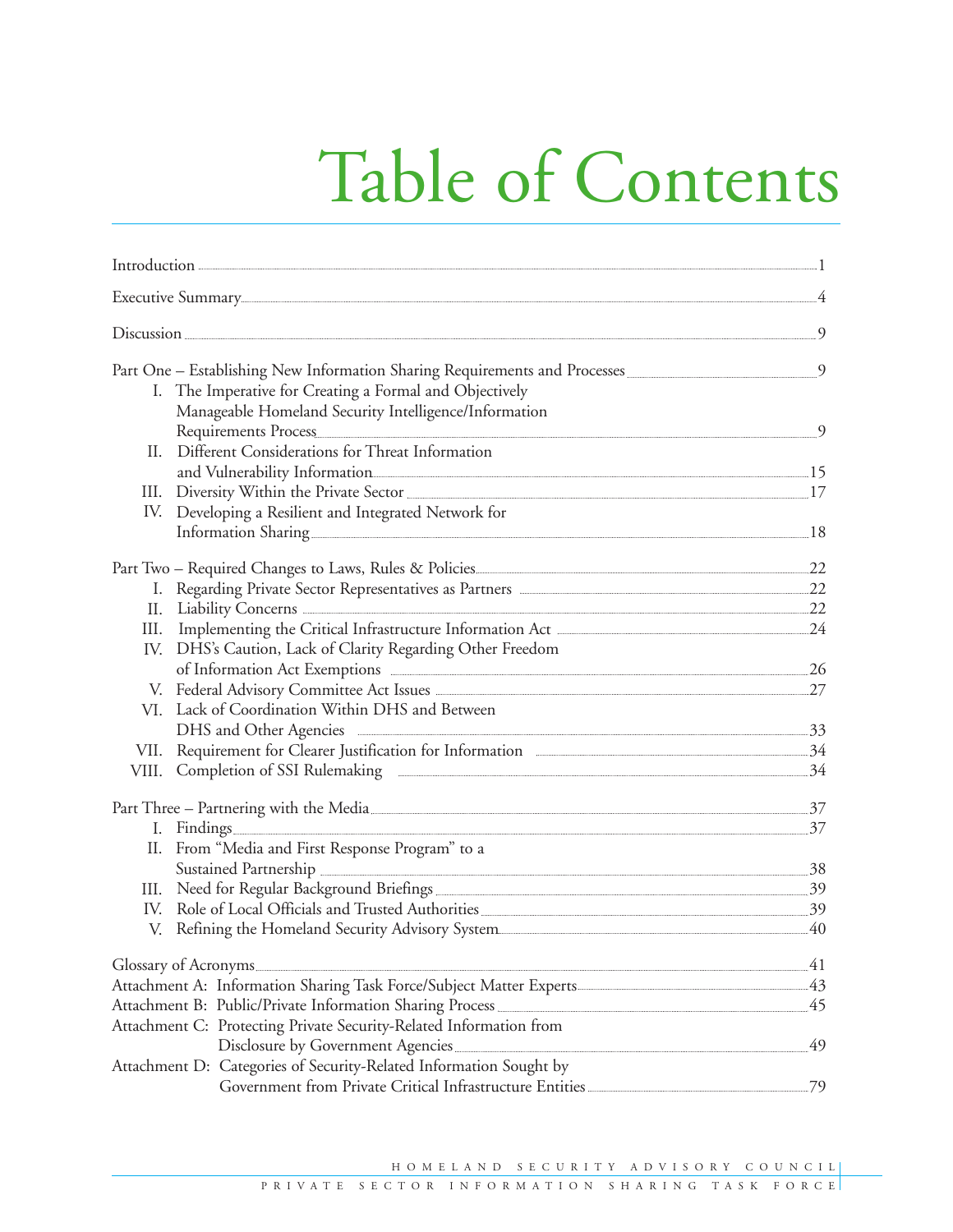# Table of Contents

Introduction ..... 1

Executive Summary ..... 4

Discussion ..... 9

Part One – Establishing New Information Sharing Requirements and Processes ..... 9

- I. The Imperative for Creating a Formal and Objectively Manageable Homeland Security Intelligence/Information Requirements Process ..... 9
- II. Different Considerations for Threat Information and Vulnerability Information ..... 15
- III. Diversity Within the Private Sector ..... 17
- IV. Developing a Resilient and Integrated Network for Information Sharing ..... 18

Part Two – Required Changes to Laws, Rules & Policies ..... 22

- I. Regarding Private Sector Representatives as Partners ..... 22
- II. Liability Concerns ..... 22
- III. Implementing the Critical Infrastructure Information Act ..... 24
- IV. DHS's Caution, Lack of Clarity Regarding Other Freedom of Information Act Exemptions ..... 26
- V. Federal Advisory Committee Act Issues ..... 27
- VI. Lack of Coordination Within DHS and Between DHS and Other Agencies ..... 33
- VII. Requirement for Clearer Justification for Information ..... 34
- VIII. Completion of SSI Rulemaking ..... 34

Part Three – Partnering with the Media ..... 37

- I. Findings ..... 37
- II. From "Media and First Response Program" to a Sustained Partnership ..... 38
- III. Need for Regular Background Briefings ..... 39
- IV. Role of Local Officials and Trusted Authorities ..... 39
- V. Refining the Homeland Security Advisory System ..... 40

Glossary of Acronyms ..... 41

Attachment A: Information Sharing Task Force/Subject Matter Experts ..... 43

Attachment B: Public/Private Information Sharing Process ..... 45

Attachment C: Protecting Private Security-Related Information from Disclosure by Government Agencies ..... 49

Attachment D: Categories of Security-Related Information Sought by Government from Private Critical Infrastructure Entities ..... 79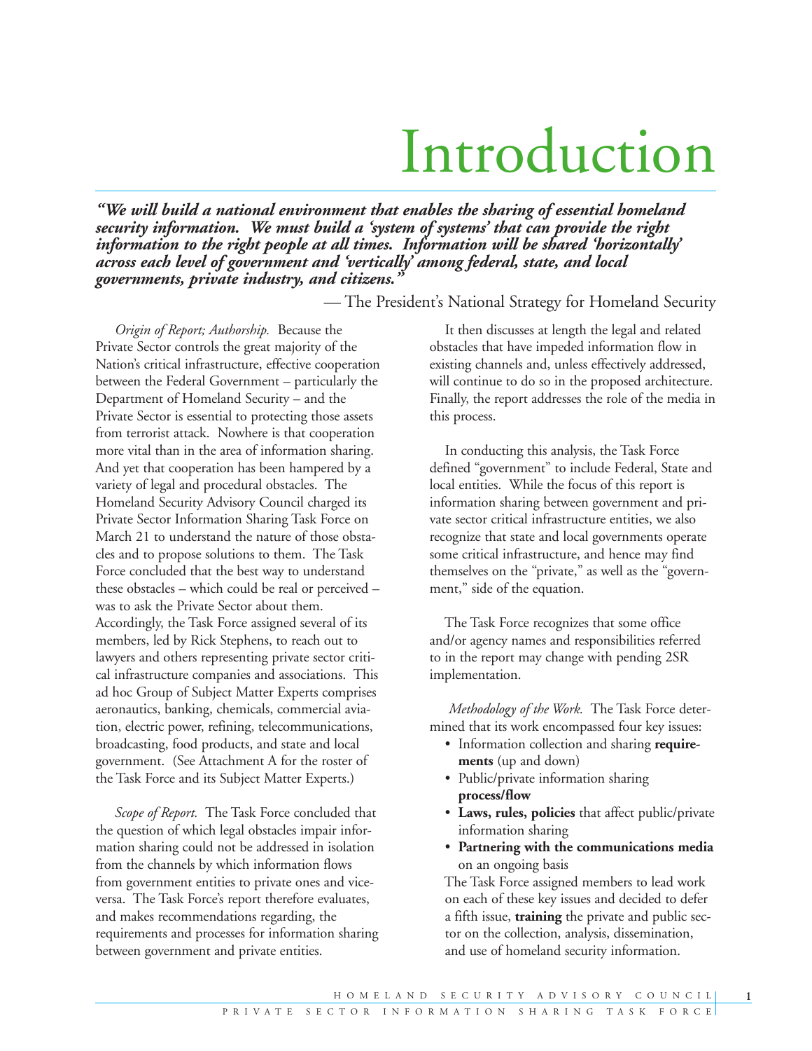# Introduction

***"We will build a national environment that enables the sharing of essential homeland security information. We must build a 'system of systems' that can provide the right information to the right people at all times. Information will be shared 'horizontally' across each level of government and 'vertically' among federal, state, and local governments, private industry, and citizens."***

— The President's National Strategy for Homeland Security

*Origin of Report; Authorship.* Because the Private Sector controls the great majority of the Nation's critical infrastructure, effective cooperation between the Federal Government – particularly the Department of Homeland Security – and the Private Sector is essential to protecting those assets from terrorist attack. Nowhere is that cooperation more vital than in the area of information sharing. And yet that cooperation has been hampered by a variety of legal and procedural obstacles. The Homeland Security Advisory Council charged its Private Sector Information Sharing Task Force on March 21 to understand the nature of those obstacles and to propose solutions to them. The Task Force concluded that the best way to understand these obstacles – which could be real or perceived – was to ask the Private Sector about them. Accordingly, the Task Force assigned several of its members, led by Rick Stephens, to reach out to lawyers and others representing private sector critical infrastructure companies and associations. This ad hoc Group of Subject Matter Experts comprises aeronautics, banking, chemicals, commercial aviation, electric power, refining, telecommunications, broadcasting, food products, and state and local government. (See Attachment A for the roster of the Task Force and its Subject Matter Experts.)

*Scope of Report.* The Task Force concluded that the question of which legal obstacles impair information sharing could not be addressed in isolation from the channels by which information flows from government entities to private ones and vice-versa. The Task Force's report therefore evaluates, and makes recommendations regarding, the requirements and processes for information sharing between government and private entities.

It then discusses at length the legal and related obstacles that have impeded information flow in existing channels and, unless effectively addressed, will continue to do so in the proposed architecture. Finally, the report addresses the role of the media in this process.

In conducting this analysis, the Task Force defined "government" to include Federal, State and local entities. While the focus of this report is information sharing between government and private sector critical infrastructure entities, we also recognize that state and local governments operate some critical infrastructure, and hence may find themselves on the "private," as well as the "government," side of the equation.

The Task Force recognizes that some office and/or agency names and responsibilities referred to in the report may change with pending 2SR implementation.

*Methodology of the Work.* The Task Force determined that its work encompassed four key issues:

- Information collection and sharing **requirements** (up and down)
- Public/private information sharing **process/flow**
- **Laws, rules, policies** that affect public/private information sharing
- **Partnering with the communications media** on an ongoing basis

The Task Force assigned members to lead work on each of these key issues and decided to defer a fifth issue, **training** the private and public sector on the collection, analysis, dissemination, and use of homeland security information.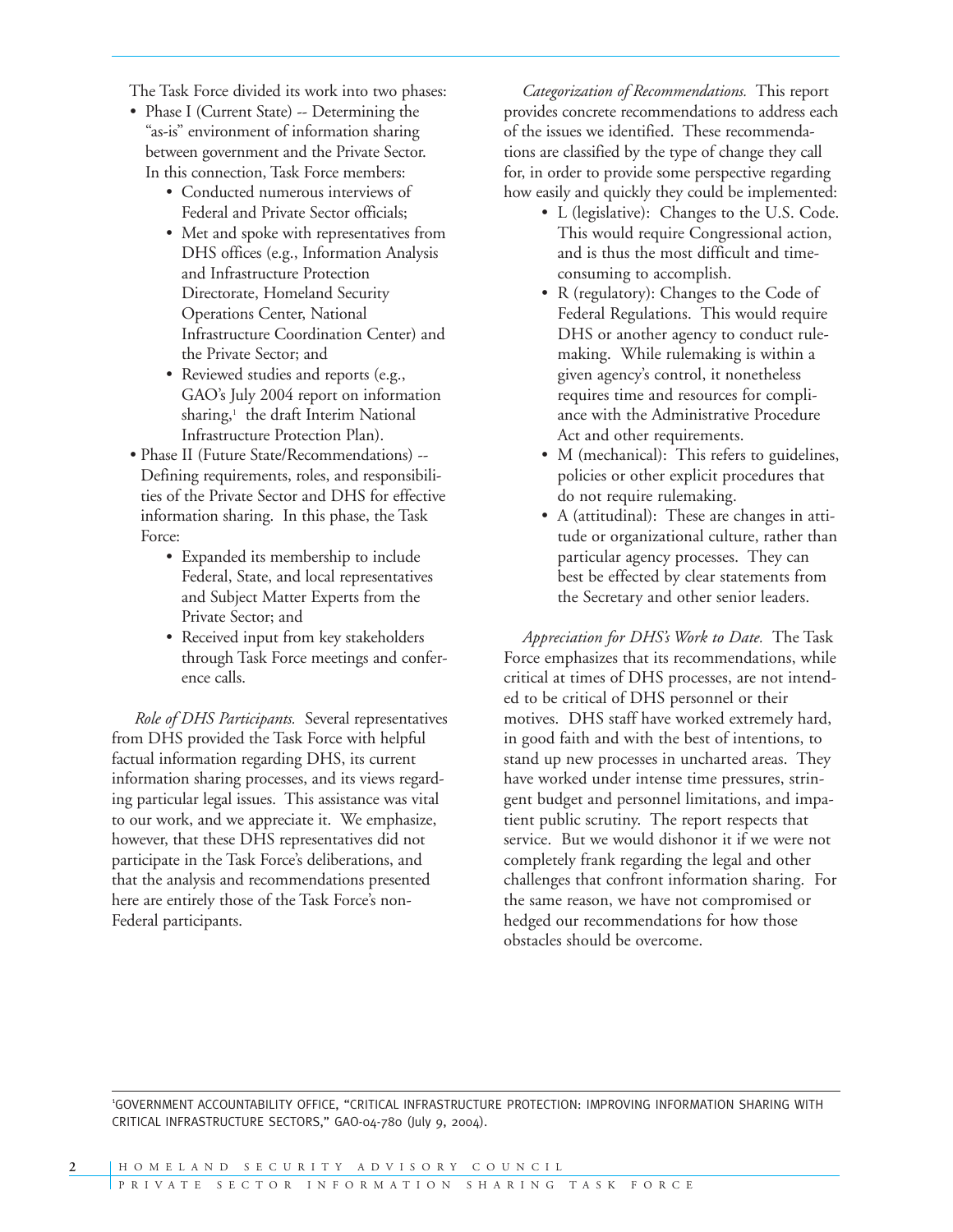The Task Force divided its work into two phases:

- Phase I (Current State) -- Determining the "as-is" environment of information sharing between government and the Private Sector. In this connection, Task Force members:
  - Conducted numerous interviews of Federal and Private Sector officials;
  - Met and spoke with representatives from DHS offices (e.g., Information Analysis and Infrastructure Protection Directorate, Homeland Security Operations Center, National Infrastructure Coordination Center) and the Private Sector; and
  - Reviewed studies and reports (e.g., GAO's July 2004 report on information sharing,[1] the draft Interim National Infrastructure Protection Plan).
- Phase II (Future State/Recommendations) -- Defining requirements, roles, and responsibilities of the Private Sector and DHS for effective information sharing. In this phase, the Task Force:
  - Expanded its membership to include Federal, State, and local representatives and Subject Matter Experts from the Private Sector; and
  - Received input from key stakeholders through Task Force meetings and conference calls.

*Role of DHS Participants.* Several representatives from DHS provided the Task Force with helpful factual information regarding DHS, its current information sharing processes, and its views regarding particular legal issues. This assistance was vital to our work, and we appreciate it. We emphasize, however, that these DHS representatives did not participate in the Task Force's deliberations, and that the analysis and recommendations presented here are entirely those of the Task Force's non-Federal participants.

*Categorization of Recommendations.* This report provides concrete recommendations to address each of the issues we identified. These recommendations are classified by the type of change they call for, in order to provide some perspective regarding how easily and quickly they could be implemented:

- L (legislative): Changes to the U.S. Code. This would require Congressional action, and is thus the most difficult and time-consuming to accomplish.
- R (regulatory): Changes to the Code of Federal Regulations. This would require DHS or another agency to conduct rulemaking. While rulemaking is within a given agency's control, it nonetheless requires time and resources for compliance with the Administrative Procedure Act and other requirements.
- M (mechanical): This refers to guidelines, policies or other explicit procedures that do not require rulemaking.
- A (attitudinal): These are changes in attitude or organizational culture, rather than particular agency processes. They can best be effected by clear statements from the Secretary and other senior leaders.

*Appreciation for DHS's Work to Date.* The Task Force emphasizes that its recommendations, while critical at times of DHS processes, are not intended to be critical of DHS personnel or their motives. DHS staff have worked extremely hard, in good faith and with the best of intentions, to stand up new processes in uncharted areas. They have worked under intense time pressures, stringent budget and personnel limitations, and impatient public scrutiny. The report respects that service. But we would dishonor it if we were not completely frank regarding the legal and other challenges that confront information sharing. For the same reason, we have not compromised or hedged our recommendations for how those obstacles should be overcome.

[1] GOVERNMENT ACCOUNTABILITY OFFICE, "CRITICAL INFRASTRUCTURE PROTECTION: IMPROVING INFORMATION SHARING WITH CRITICAL INFRASTRUCTURE SECTORS," GAO-04-780 (July 9, 2004).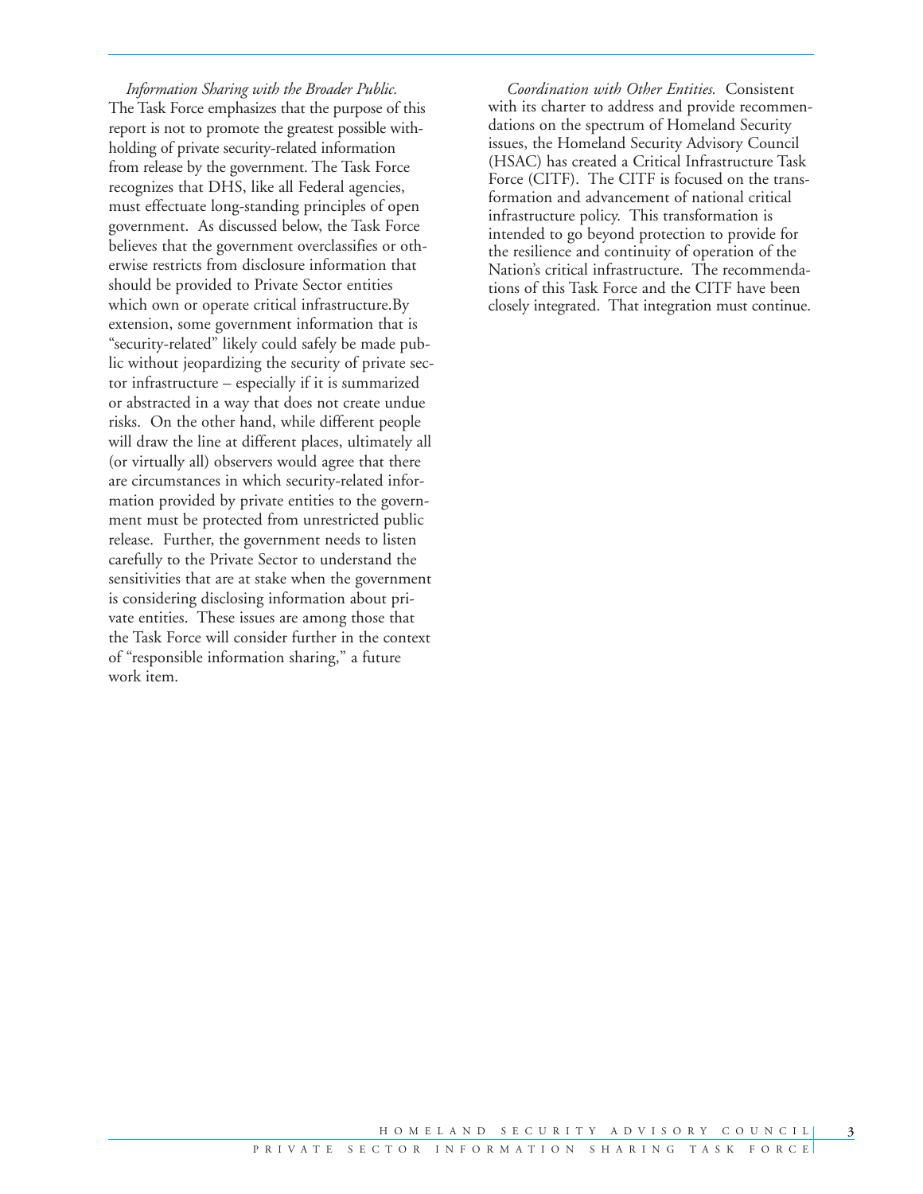*Information Sharing with the Broader Public.* The Task Force emphasizes that the purpose of this report is not to promote the greatest possible withholding of private security-related information from release by the government. The Task Force recognizes that DHS, like all Federal agencies, must effectuate long-standing principles of open government. As discussed below, the Task Force believes that the government overclassifies or otherwise restricts from disclosure information that should be provided to Private Sector entities which own or operate critical infrastructure.By extension, some government information that is "security-related" likely could safely be made public without jeopardizing the security of private sector infrastructure – especially if it is summarized or abstracted in a way that does not create undue risks. On the other hand, while different people will draw the line at different places, ultimately all (or virtually all) observers would agree that there are circumstances in which security-related information provided by private entities to the government must be protected from unrestricted public release. Further, the government needs to listen carefully to the Private Sector to understand the sensitivities that are at stake when the government is considering disclosing information about private entities. These issues are among those that the Task Force will consider further in the context of "responsible information sharing," a future work item.

*Coordination with Other Entities.* Consistent with its charter to address and provide recommendations on the spectrum of Homeland Security issues, the Homeland Security Advisory Council (HSAC) has created a Critical Infrastructure Task Force (CITF). The CITF is focused on the transformation and advancement of national critical infrastructure policy. This transformation is intended to go beyond protection to provide for the resilience and continuity of operation of the Nation's critical infrastructure. The recommendations of this Task Force and the CITF have been closely integrated. That integration must continue.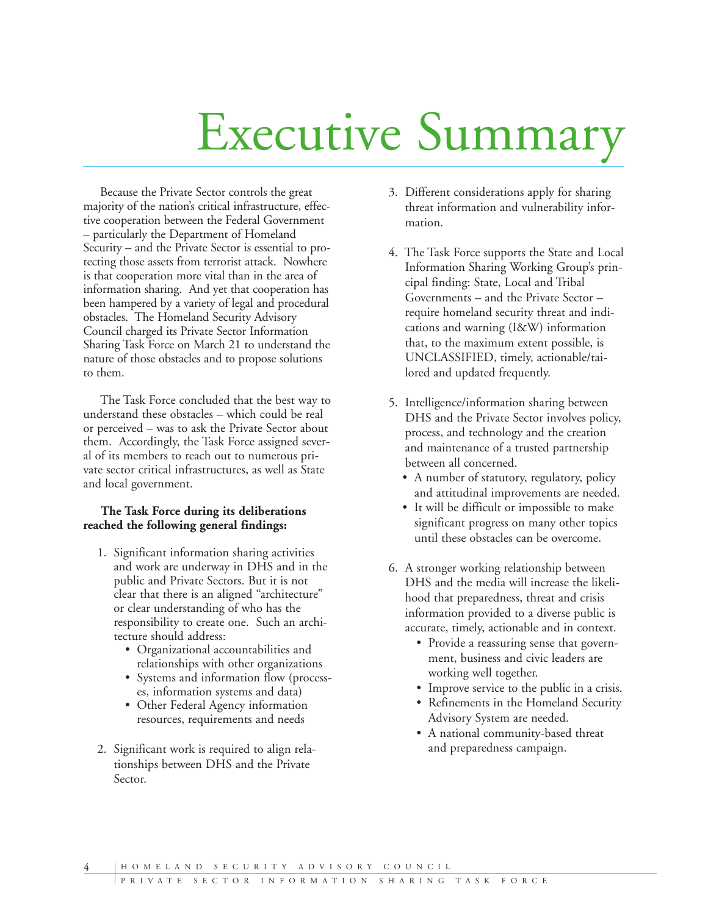# Executive Summary

Because the Private Sector controls the great majority of the nation's critical infrastructure, effective cooperation between the Federal Government – particularly the Department of Homeland Security – and the Private Sector is essential to protecting those assets from terrorist attack. Nowhere is that cooperation more vital than in the area of information sharing. And yet that cooperation has been hampered by a variety of legal and procedural obstacles. The Homeland Security Advisory Council charged its Private Sector Information Sharing Task Force on March 21 to understand the nature of those obstacles and to propose solutions to them.

The Task Force concluded that the best way to understand these obstacles – which could be real or perceived – was to ask the Private Sector about them. Accordingly, the Task Force assigned several of its members to reach out to numerous private sector critical infrastructures, as well as State and local government.

**The Task Force during its deliberations reached the following general findings:**

1. Significant information sharing activities and work are underway in DHS and in the public and Private Sectors. But it is not clear that there is an aligned "architecture" or clear understanding of who has the responsibility to create one. Such an architecture should address:
   - Organizational accountabilities and relationships with other organizations
   - Systems and information flow (processes, information systems and data)
   - Other Federal Agency information resources, requirements and needs
2. Significant work is required to align relationships between DHS and the Private Sector.
3. Different considerations apply for sharing threat information and vulnerability information.
4. The Task Force supports the State and Local Information Sharing Working Group's principal finding: State, Local and Tribal Governments – and the Private Sector – require homeland security threat and indications and warning (I&W) information that, to the maximum extent possible, is UNCLASSIFIED, timely, actionable/tailored and updated frequently.
5. Intelligence/information sharing between DHS and the Private Sector involves policy, process, and technology and the creation and maintenance of a trusted partnership between all concerned.
   - A number of statutory, regulatory, policy and attitudinal improvements are needed.
   - It will be difficult or impossible to make significant progress on many other topics until these obstacles can be overcome.
6. A stronger working relationship between DHS and the media will increase the likelihood that preparedness, threat and crisis information provided to a diverse public is accurate, timely, actionable and in context.
   - Provide a reassuring sense that government, business and civic leaders are working well together.
   - Improve service to the public in a crisis.
   - Refinements in the Homeland Security Advisory System are needed.
   - A national community-based threat and preparedness campaign.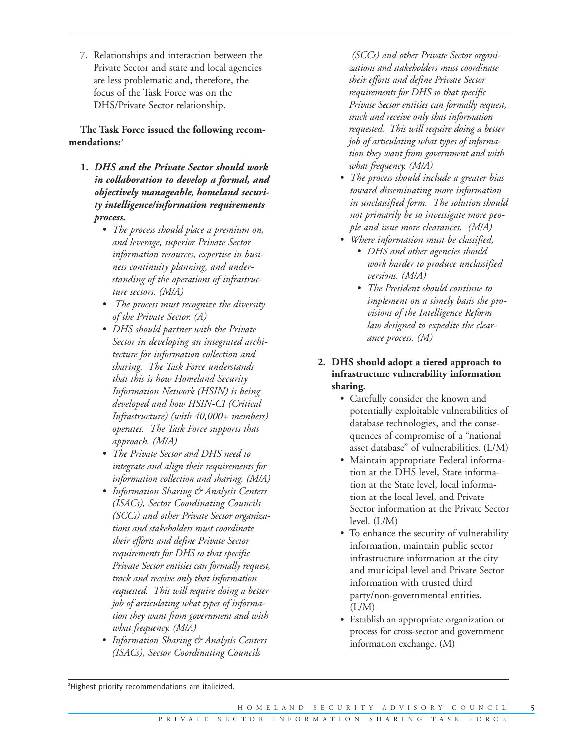7. Relationships and interaction between the Private Sector and state and local agencies are less problematic and, therefore, the focus of the Task Force was on the DHS/Private Sector relationship.

**The Task Force issued the following recommendations:**[2]

1. ***DHS and the Private Sector should work in collaboration to develop a formal, and objectively manageable, homeland security intelligence/information requirements process.***
    - *The process should place a premium on, and leverage, superior Private Sector information resources, expertise in business continuity planning, and understanding of the operations of infrastructure sectors. (M/A)*
    - *The process must recognize the diversity of the Private Sector. (A)*
    - *DHS should partner with the Private Sector in developing an integrated architecture for information collection and sharing. The Task Force understands that this is how Homeland Security Information Network (HSIN) is being developed and how HSIN-CI (Critical Infrastructure) (with 40,000+ members) operates. The Task Force supports that approach. (M/A)*
    - *The Private Sector and DHS need to integrate and align their requirements for information collection and sharing. (M/A)*
    - *Information Sharing & Analysis Centers (ISACs), Sector Coordinating Councils (SCCs) and other Private Sector organizations and stakeholders must coordinate their efforts and define Private Sector requirements for DHS so that specific Private Sector entities can formally request, track and receive only that information requested. This will require doing a better job of articulating what types of information they want from government and with what frequency. (M/A)*
    - *Information Sharing & Analysis Centers (ISACs), Sector Coordinating Councils (SCCs) and other Private Sector organizations and stakeholders must coordinate their efforts and define Private Sector requirements for DHS so that specific Private Sector entities can formally request, track and receive only that information requested. This will require doing a better job of articulating what types of information they want from government and with what frequency. (M/A)*
    - *The process should include a greater bias toward disseminating more information in unclassified form. The solution should not primarily be to investigate more people and issue more clearances. (M/A)*
    - *Where information must be classified,*
        - *DHS and other agencies should work harder to produce unclassified versions. (M/A)*
        - *The President should continue to implement on a timely basis the provisions of the Intelligence Reform law designed to expedite the clearance process. (M)*

2. **DHS should adopt a tiered approach to infrastructure vulnerability information sharing.**
    - Carefully consider the known and potentially exploitable vulnerabilities of database technologies, and the consequences of compromise of a "national asset database" of vulnerabilities. (L/M)
    - Maintain appropriate Federal information at the DHS level, State information at the State level, local information at the local level, and Private Sector information at the Private Sector level. (L/M)
    - To enhance the security of vulnerability information, maintain public sector infrastructure information at the city and municipal level and Private Sector information with trusted third party/non-governmental entities. (L/M)
    - Establish an appropriate organization or process for cross-sector and government information exchange. (M)

[2] Highest priority recommendations are italicized.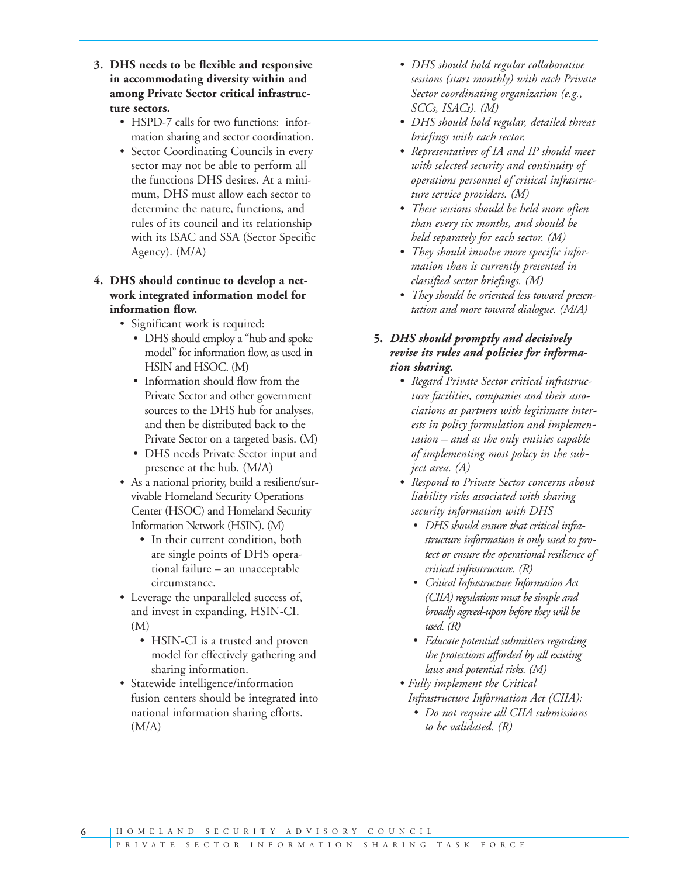3. **DHS needs to be flexible and responsive in accommodating diversity within and among Private Sector critical infrastructure sectors.**
   - HSPD-7 calls for two functions: information sharing and sector coordination.
   - Sector Coordinating Councils in every sector may not be able to perform all the functions DHS desires. At a minimum, DHS must allow each sector to determine the nature, functions, and rules of its council and its relationship with its ISAC and SSA (Sector Specific Agency). (M/A)

4. **DHS should continue to develop a network integrated information model for information flow.**
   - Significant work is required:
     - DHS should employ a "hub and spoke model" for information flow, as used in HSIN and HSOC. (M)
     - Information should flow from the Private Sector and other government sources to the DHS hub for analyses, and then be distributed back to the Private Sector on a targeted basis. (M)
     - DHS needs Private Sector input and presence at the hub. (M/A)
   - As a national priority, build a resilient/survivable Homeland Security Operations Center (HSOC) and Homeland Security Information Network (HSIN). (M)
     - In their current condition, both are single points of DHS operational failure – an unacceptable circumstance.
   - Leverage the unparalleled success of, and invest in expanding, HSIN-CI. (M)
     - HSIN-CI is a trusted and proven model for effectively gathering and sharing information.
   - Statewide intelligence/information fusion centers should be integrated into national information sharing efforts. (M/A)
   - *DHS should hold regular collaborative sessions (start monthly) with each Private Sector coordinating organization (e.g., SCCs, ISACs). (M)*
   - *DHS should hold regular, detailed threat briefings with each sector.*
   - *Representatives of IA and IP should meet with selected security and continuity of operations personnel of critical infrastructure service providers. (M)*
   - *These sessions should be held more often than every six months, and should be held separately for each sector. (M)*
   - *They should involve more specific information than is currently presented in classified sector briefings. (M)*
   - *They should be oriented less toward presentation and more toward dialogue. (M/A)*

5. ***DHS should promptly and decisively revise its rules and policies for information sharing.***
   - *Regard Private Sector critical infrastructure facilities, companies and their associations as partners with legitimate interests in policy formulation and implementation – and as the only entities capable of implementing most policy in the subject area. (A)*
   - *Respond to Private Sector concerns about liability risks associated with sharing security information with DHS*
     - *DHS should ensure that critical infrastructure information is only used to protect or ensure the operational resilience of critical infrastructure. (R)*
     - *Critical Infrastructure Information Act (CIIA) regulations must be simple and broadly agreed-upon before they will be used. (R)*
     - *Educate potential submitters regarding the protections afforded by all existing laws and potential risks. (M)*
   - *Fully implement the Critical Infrastructure Information Act (CIIA):*
     - *Do not require all CIIA submissions to be validated. (R)*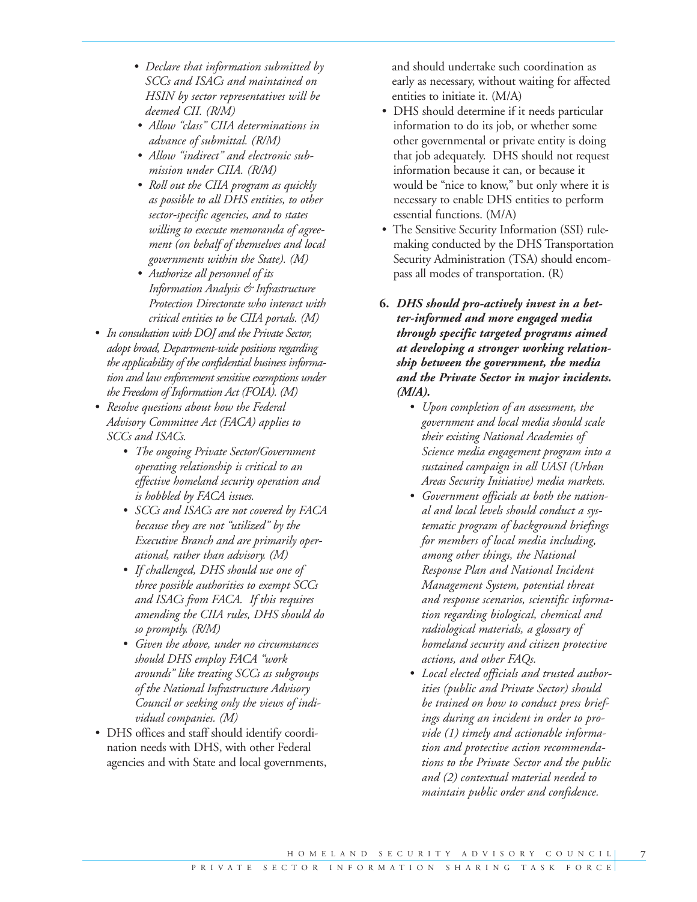- *Declare that information submitted by SCCs and ISACs and maintained on HSIN by sector representatives will be deemed CII. (R/M)*
   - *Allow "class" CIIA determinations in advance of submittal. (R/M)*
   - *Allow "indirect" and electronic submission under CIIA. (R/M)*
   - *Roll out the CIIA program as quickly as possible to all DHS entities, to other sector-specific agencies, and to states willing to execute memoranda of agreement (on behalf of themselves and local governments within the State). (M)*
   - *Authorize all personnel of its Information Analysis & Infrastructure Protection Directorate who interact with critical entities to be CIIA portals. (M)*
- *In consultation with DOJ and the Private Sector, adopt broad, Department-wide positions regarding the applicability of the confidential business information and law enforcement sensitive exemptions under the Freedom of Information Act (FOIA). (M)*
- *Resolve questions about how the Federal Advisory Committee Act (FACA) applies to SCCs and ISACs.*
   - *The ongoing Private Sector/Government operating relationship is critical to an effective homeland security operation and is hobbled by FACA issues.*
   - *SCCs and ISACs are not covered by FACA because they are not "utilized" by the Executive Branch and are primarily operational, rather than advisory. (M)*
   - *If challenged, DHS should use one of three possible authorities to exempt SCCs and ISACs from FACA. If this requires amending the CIIA rules, DHS should do so promptly. (R/M)*
   - *Given the above, under no circumstances should DHS employ FACA "work arounds" like treating SCCs as subgroups of the National Infrastructure Advisory Council or seeking only the views of individual companies. (M)*
- DHS offices and staff should identify coordination needs with DHS, with other Federal agencies and with State and local governments, and should undertake such coordination as early as necessary, without waiting for affected entities to initiate it. (M/A)
- DHS should determine if it needs particular information to do its job, or whether some other governmental or private entity is doing that job adequately. DHS should not request information because it can, or because it would be "nice to know," but only where it is necessary to enable DHS entities to perform essential functions. (M/A)
- The Sensitive Security Information (SSI) rulemaking conducted by the DHS Transportation Security Administration (TSA) should encompass all modes of transportation. (R)

**6. *DHS should pro-actively invest in a better-informed and more engaged media through specific targeted programs aimed at developing a stronger working relationship between the government, the media and the Private Sector in major incidents. (M/A).***

   - *Upon completion of an assessment, the government and local media should scale their existing National Academies of Science media engagement program into a sustained campaign in all UASI (Urban Areas Security Initiative) media markets.*
   - *Government officials at both the national and local levels should conduct a systematic program of background briefings for members of local media including, among other things, the National Response Plan and National Incident Management System, potential threat and response scenarios, scientific information regarding biological, chemical and radiological materials, a glossary of homeland security and citizen protective actions, and other FAQs.*
   - *Local elected officials and trusted authorities (public and Private Sector) should be trained on how to conduct press briefings during an incident in order to provide (1) timely and actionable information and protective action recommendations to the Private Sector and the public and (2) contextual material needed to maintain public order and confidence.*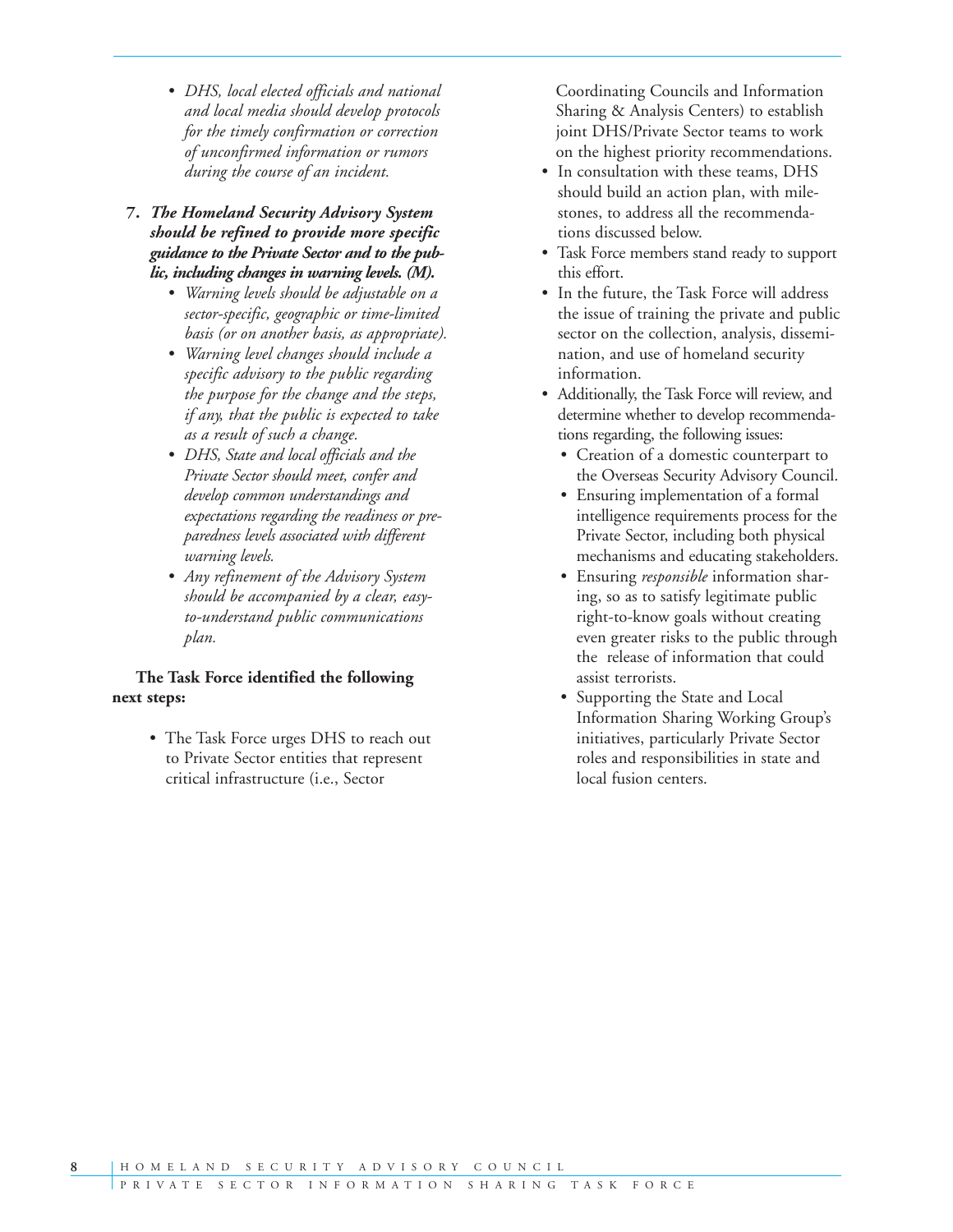- *DHS, local elected officials and national and local media should develop protocols for the timely confirmation or correction of unconfirmed information or rumors during the course of an incident.*

7. ***The Homeland Security Advisory System should be refined to provide more specific guidance to the Private Sector and to the public, including changes in warning levels. (M).***
   - *Warning levels should be adjustable on a sector-specific, geographic or time-limited basis (or on another basis, as appropriate).*
   - *Warning level changes should include a specific advisory to the public regarding the purpose for the change and the steps, if any, that the public is expected to take as a result of such a change.*
   - *DHS, State and local officials and the Private Sector should meet, confer and develop common understandings and expectations regarding the readiness or preparedness levels associated with different warning levels.*
   - *Any refinement of the Advisory System should be accompanied by a clear, easy-to-understand public communications plan.*

**The Task Force identified the following next steps:**

- The Task Force urges DHS to reach out to Private Sector entities that represent critical infrastructure (i.e., Sector Coordinating Councils and Information Sharing & Analysis Centers) to establish joint DHS/Private Sector teams to work on the highest priority recommendations.
- In consultation with these teams, DHS should build an action plan, with milestones, to address all the recommendations discussed below.
- Task Force members stand ready to support this effort.
- In the future, the Task Force will address the issue of training the private and public sector on the collection, analysis, dissemination, and use of homeland security information.
- Additionally, the Task Force will review, and determine whether to develop recommendations regarding, the following issues:
  - Creation of a domestic counterpart to the Overseas Security Advisory Council.
  - Ensuring implementation of a formal intelligence requirements process for the Private Sector, including both physical mechanisms and educating stakeholders.
  - Ensuring *responsible* information sharing, so as to satisfy legitimate public right-to-know goals without creating even greater risks to the public through the release of information that could assist terrorists.
  - Supporting the State and Local Information Sharing Working Group's initiatives, particularly Private Sector roles and responsibilities in state and local fusion centers.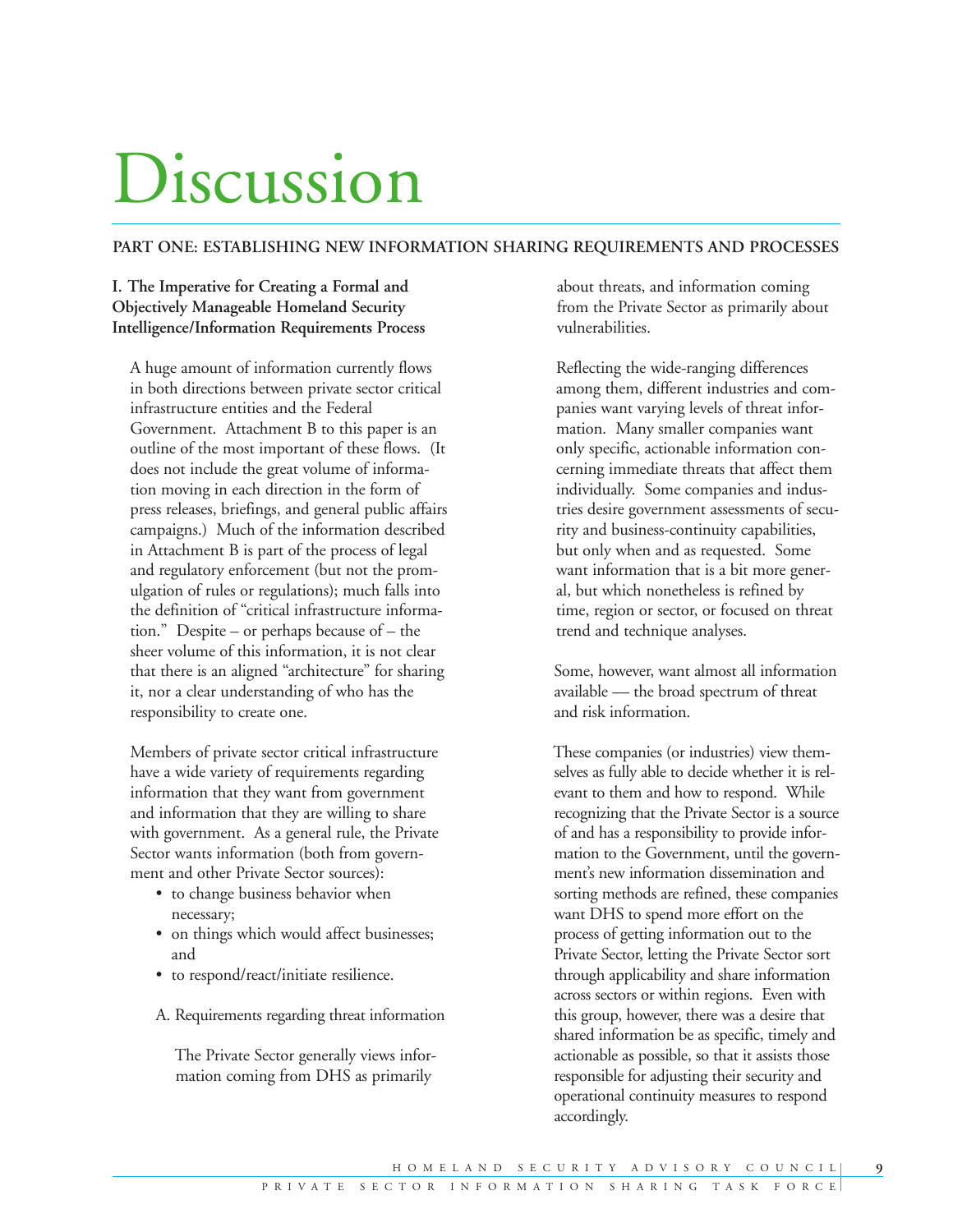# Discussion

## PART ONE: ESTABLISHING NEW INFORMATION SHARING REQUIREMENTS AND PROCESSES

### I. The Imperative for Creating a Formal and Objectively Manageable Homeland Security Intelligence/Information Requirements Process

A huge amount of information currently flows in both directions between private sector critical infrastructure entities and the Federal Government. Attachment B to this paper is an outline of the most important of these flows. (It does not include the great volume of information moving in each direction in the form of press releases, briefings, and general public affairs campaigns.) Much of the information described in Attachment B is part of the process of legal and regulatory enforcement (but not the promulgation of rules or regulations); much falls into the definition of "critical infrastructure information." Despite – or perhaps because of – the sheer volume of this information, it is not clear that there is an aligned "architecture" for sharing it, nor a clear understanding of who has the responsibility to create one.

Members of private sector critical infrastructure have a wide variety of requirements regarding information that they want from government and information that they are willing to share with government. As a general rule, the Private Sector wants information (both from government and other Private Sector sources):

- to change business behavior when necessary;
- on things which would affect businesses; and
- to respond/react/initiate resilience.

A. Requirements regarding threat information

The Private Sector generally views information coming from DHS as primarily about threats, and information coming from the Private Sector as primarily about vulnerabilities.

Reflecting the wide-ranging differences among them, different industries and companies want varying levels of threat information. Many smaller companies want only specific, actionable information concerning immediate threats that affect them individually. Some companies and industries desire government assessments of security and business-continuity capabilities, but only when and as requested. Some want information that is a bit more general, but which nonetheless is refined by time, region or sector, or focused on threat trend and technique analyses.

Some, however, want almost all information available — the broad spectrum of threat and risk information.

These companies (or industries) view themselves as fully able to decide whether it is relevant to them and how to respond. While recognizing that the Private Sector is a source of and has a responsibility to provide information to the Government, until the government's new information dissemination and sorting methods are refined, these companies want DHS to spend more effort on the process of getting information out to the Private Sector, letting the Private Sector sort through applicability and share information across sectors or within regions. Even with this group, however, there was a desire that shared information be as specific, timely and actionable as possible, so that it assists those responsible for adjusting their security and operational continuity measures to respond accordingly.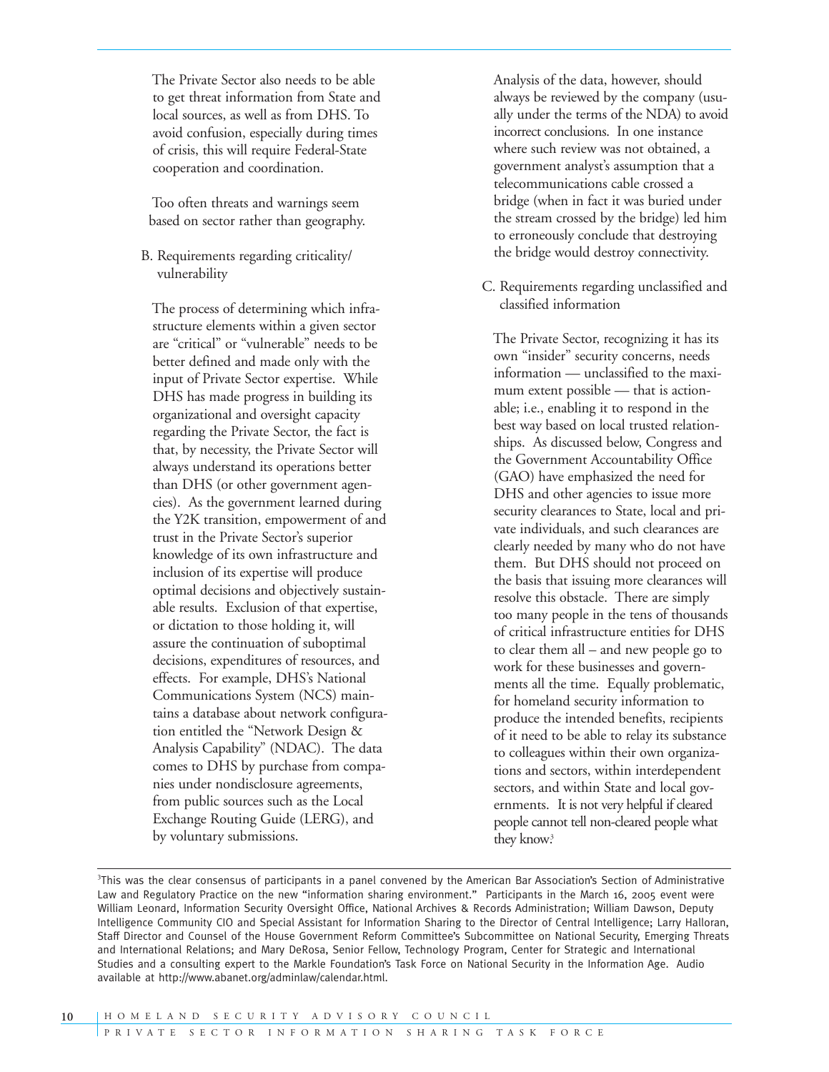The Private Sector also needs to be able to get threat information from State and local sources, as well as from DHS. To avoid confusion, especially during times of crisis, this will require Federal-State cooperation and coordination.

Too often threats and warnings seem based on sector rather than geography.

B. Requirements regarding criticality/vulnerability

The process of determining which infrastructure elements within a given sector are "critical" or "vulnerable" needs to be better defined and made only with the input of Private Sector expertise. While DHS has made progress in building its organizational and oversight capacity regarding the Private Sector, the fact is that, by necessity, the Private Sector will always understand its operations better than DHS (or other government agencies). As the government learned during the Y2K transition, empowerment of and trust in the Private Sector's superior knowledge of its own infrastructure and inclusion of its expertise will produce optimal decisions and objectively sustainable results. Exclusion of that expertise, or dictation to those holding it, will assure the continuation of suboptimal decisions, expenditures of resources, and effects. For example, DHS's National Communications System (NCS) maintains a database about network configuration entitled the "Network Design & Analysis Capability" (NDAC). The data comes to DHS by purchase from companies under nondisclosure agreements, from public sources such as the Local Exchange Routing Guide (LERG), and by voluntary submissions.

Analysis of the data, however, should always be reviewed by the company (usually under the terms of the NDA) to avoid incorrect conclusions. In one instance where such review was not obtained, a government analyst's assumption that a telecommunications cable crossed a bridge (when in fact it was buried under the stream crossed by the bridge) led him to erroneously conclude that destroying the bridge would destroy connectivity.

C. Requirements regarding unclassified and classified information

The Private Sector, recognizing it has its own "insider" security concerns, needs information — unclassified to the maximum extent possible — that is actionable; i.e., enabling it to respond in the best way based on local trusted relationships. As discussed below, Congress and the Government Accountability Office (GAO) have emphasized the need for DHS and other agencies to issue more security clearances to State, local and private individuals, and such clearances are clearly needed by many who do not have them. But DHS should not proceed on the basis that issuing more clearances will resolve this obstacle. There are simply too many people in the tens of thousands of critical infrastructure entities for DHS to clear them all – and new people go to work for these businesses and governments all the time. Equally problematic, for homeland security information to produce the intended benefits, recipients of it need to be able to relay its substance to colleagues within their own organizations and sectors, within interdependent sectors, and within State and local governments. It is not very helpful if cleared people cannot tell non-cleared people what they know.[3]

---

[3]This was the clear consensus of participants in a panel convened by the American Bar Association's Section of Administrative Law and Regulatory Practice on the new "information sharing environment." Participants in the March 16, 2005 event were William Leonard, Information Security Oversight Office, National Archives & Records Administration; William Dawson, Deputy Intelligence Community CIO and Special Assistant for Information Sharing to the Director of Central Intelligence; Larry Halloran, Staff Director and Counsel of the House Government Reform Committee's Subcommittee on National Security, Emerging Threats and International Relations; and Mary DeRosa, Senior Fellow, Technology Program, Center for Strategic and International Studies and a consulting expert to the Markle Foundation's Task Force on National Security in the Information Age. Audio available at http://www.abanet.org/adminlaw/calendar.html.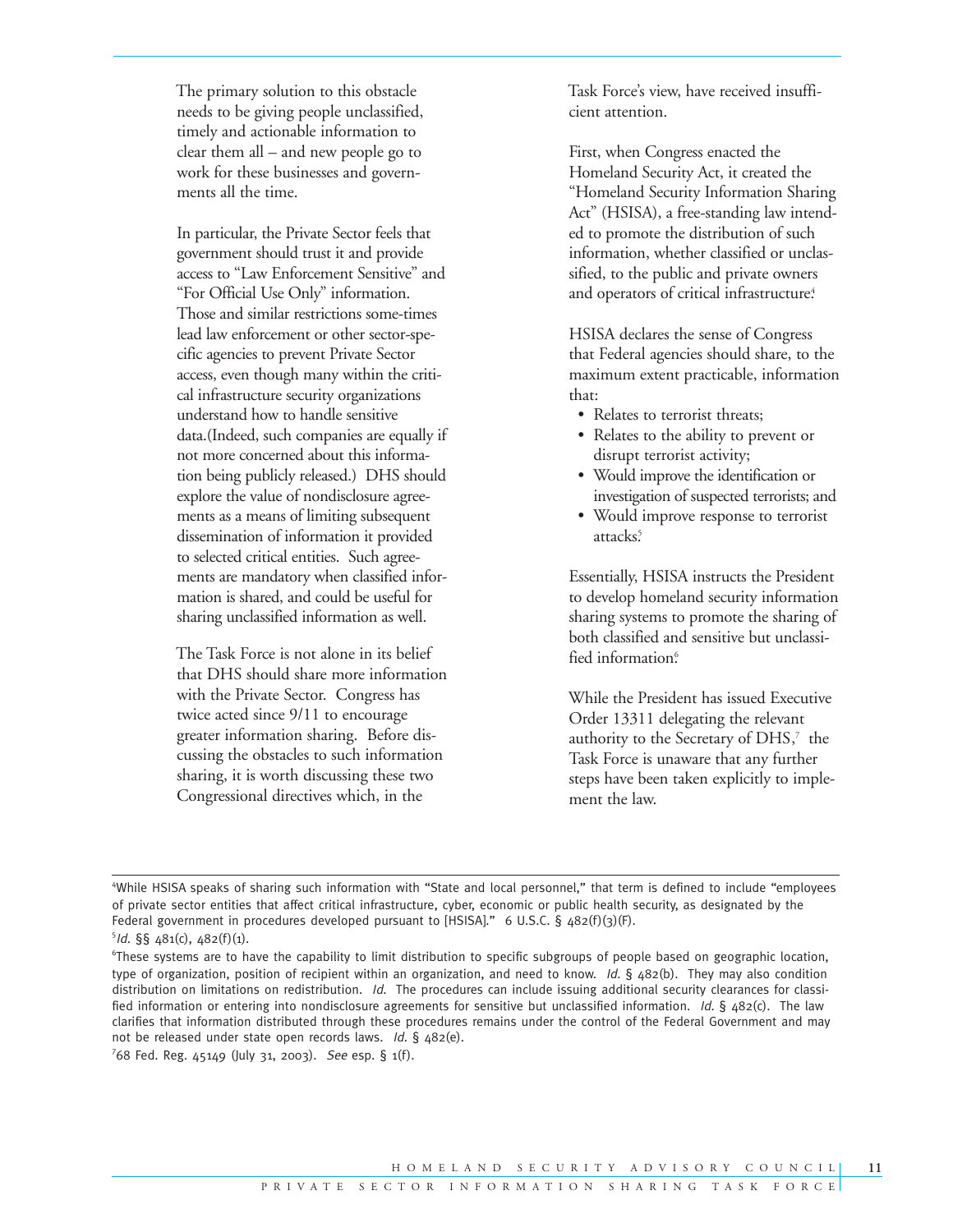The primary solution to this obstacle needs to be giving people unclassified, timely and actionable information to clear them all – and new people go to work for these businesses and governments all the time.

In particular, the Private Sector feels that government should trust it and provide access to "Law Enforcement Sensitive" and "For Official Use Only" information. Those and similar restrictions some-times lead law enforcement or other sector-specific agencies to prevent Private Sector access, even though many within the critical infrastructure security organizations understand how to handle sensitive data.(Indeed, such companies are equally if not more concerned about this information being publicly released.) DHS should explore the value of nondisclosure agreements as a means of limiting subsequent dissemination of information it provided to selected critical entities. Such agreements are mandatory when classified information is shared, and could be useful for sharing unclassified information as well.

The Task Force is not alone in its belief that DHS should share more information with the Private Sector. Congress has twice acted since 9/11 to encourage greater information sharing. Before discussing the obstacles to such information sharing, it is worth discussing these two Congressional directives which, in the Task Force's view, have received insufficient attention.

First, when Congress enacted the Homeland Security Act, it created the "Homeland Security Information Sharing Act" (HSISA), a free-standing law intended to promote the distribution of such information, whether classified or unclassified, to the public and private owners and operators of critical infrastructure.[4]

HSISA declares the sense of Congress that Federal agencies should share, to the maximum extent practicable, information that:

- Relates to terrorist threats;
- Relates to the ability to prevent or disrupt terrorist activity;
- Would improve the identification or investigation of suspected terrorists; and
- Would improve response to terrorist attacks.[5]

Essentially, HSISA instructs the President to develop homeland security information sharing systems to promote the sharing of both classified and sensitive but unclassified information.[6]

While the President has issued Executive Order 13311 delegating the relevant authority to the Secretary of DHS,[7] the Task Force is unaware that any further steps have been taken explicitly to implement the law.

---

[4] While HSISA speaks of sharing such information with "State and local personnel," that term is defined to include "employees of private sector entities that affect critical infrastructure, cyber, economic or public health security, as designated by the Federal government in procedures developed pursuant to [HSISA]." 6 U.S.C. § 482(f)(3)(F).

[5] *Id.* §§ 481(c), 482(f)(1).

[6] These systems are to have the capability to limit distribution to specific subgroups of people based on geographic location, type of organization, position of recipient within an organization, and need to know. *Id.* § 482(b). They may also condition distribution on limitations on redistribution. *Id.* The procedures can include issuing additional security clearances for classified information or entering into nondisclosure agreements for sensitive but unclassified information. *Id.* § 482(c). The law clarifies that information distributed through these procedures remains under the control of the Federal Government and may not be released under state open records laws. *Id.* § 482(e).

[7] 68 Fed. Reg. 45149 (July 31, 2003). *See* esp. § 1(f).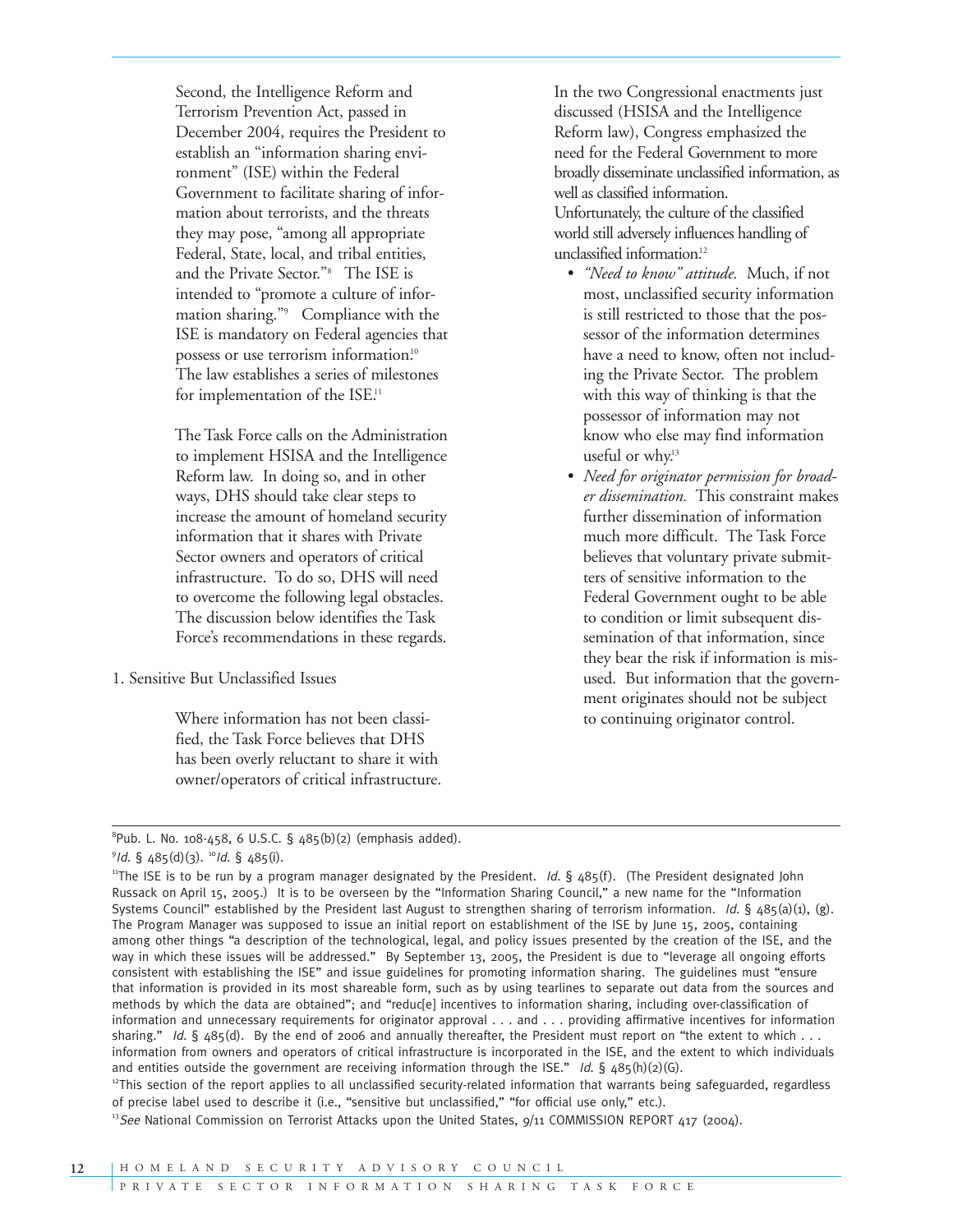Second, the Intelligence Reform and Terrorism Prevention Act, passed in December 2004, requires the President to establish an "information sharing environment" (ISE) within the Federal Government to facilitate sharing of information about terrorists, and the threats they may pose, "among all appropriate Federal, State, local, and tribal entities, and the Private Sector."[8] The ISE is intended to "promote a culture of information sharing."[9] Compliance with the ISE is mandatory on Federal agencies that possess or use terrorism information.[10] The law establishes a series of milestones for implementation of the ISE.[11]

The Task Force calls on the Administration to implement HSISA and the Intelligence Reform law. In doing so, and in other ways, DHS should take clear steps to increase the amount of homeland security information that it shares with Private Sector owners and operators of critical infrastructure. To do so, DHS will need to overcome the following legal obstacles. The discussion below identifies the Task Force's recommendations in these regards.

1. Sensitive But Unclassified Issues

Where information has not been classified, the Task Force believes that DHS has been overly reluctant to share it with owner/operators of critical infrastructure. In the two Congressional enactments just discussed (HSISA and the Intelligence Reform law), Congress emphasized the need for the Federal Government to more broadly disseminate unclassified information, as well as classified information. Unfortunately, the culture of the classified world still adversely influences handling of unclassified information.[12]

- *"Need to know" attitude.* Much, if not most, unclassified security information is still restricted to those that the possessor of the information determines have a need to know, often not including the Private Sector. The problem with this way of thinking is that the possessor of information may not know who else may find information useful or why.[13]
- *Need for originator permission for broader dissemination.* This constraint makes further dissemination of information much more difficult. The Task Force believes that voluntary private submitters of sensitive information to the Federal Government ought to be able to condition or limit subsequent dissemination of that information, since they bear the risk if information is misused. But information that the government originates should not be subject to continuing originator control.

---

[8] Pub. L. No. 108-458, 6 U.S.C. § 485(b)(2) (emphasis added).

[9] *Id.* § 485(d)(3). [10] *Id.* § 485(i).

[11] The ISE is to be run by a program manager designated by the President. *Id.* § 485(f). (The President designated John Russack on April 15, 2005.) It is to be overseen by the "Information Sharing Council," a new name for the "Information Systems Council" established by the President last August to strengthen sharing of terrorism information. *Id.* § 485(a)(1), (g). The Program Manager was supposed to issue an initial report on establishment of the ISE by June 15, 2005, containing among other things "a description of the technological, legal, and policy issues presented by the creation of the ISE, and the way in which these issues will be addressed." By September 13, 2005, the President is due to "leverage all ongoing efforts consistent with establishing the ISE" and issue guidelines for promoting information sharing. The guidelines must "ensure that information is provided in its most shareable form, such as by using tearlines to separate out data from the sources and methods by which the data are obtained"; and "reduc[e] incentives to information sharing, including over-classification of information and unnecessary requirements for originator approval . . . and . . . providing affirmative incentives for information sharing." *Id.* § 485(d). By the end of 2006 and annually thereafter, the President must report on "the extent to which . . . information from owners and operators of critical infrastructure is incorporated in the ISE, and the extent to which individuals and entities outside the government are receiving information through the ISE." *Id.* § 485(h)(2)(G).

[12] This section of the report applies to all unclassified security-related information that warrants being safeguarded, regardless of precise label used to describe it (i.e., "sensitive but unclassified," "for official use only," etc.).

[13] *See* National Commission on Terrorist Attacks upon the United States, 9/11 COMMISSION REPORT 417 (2004).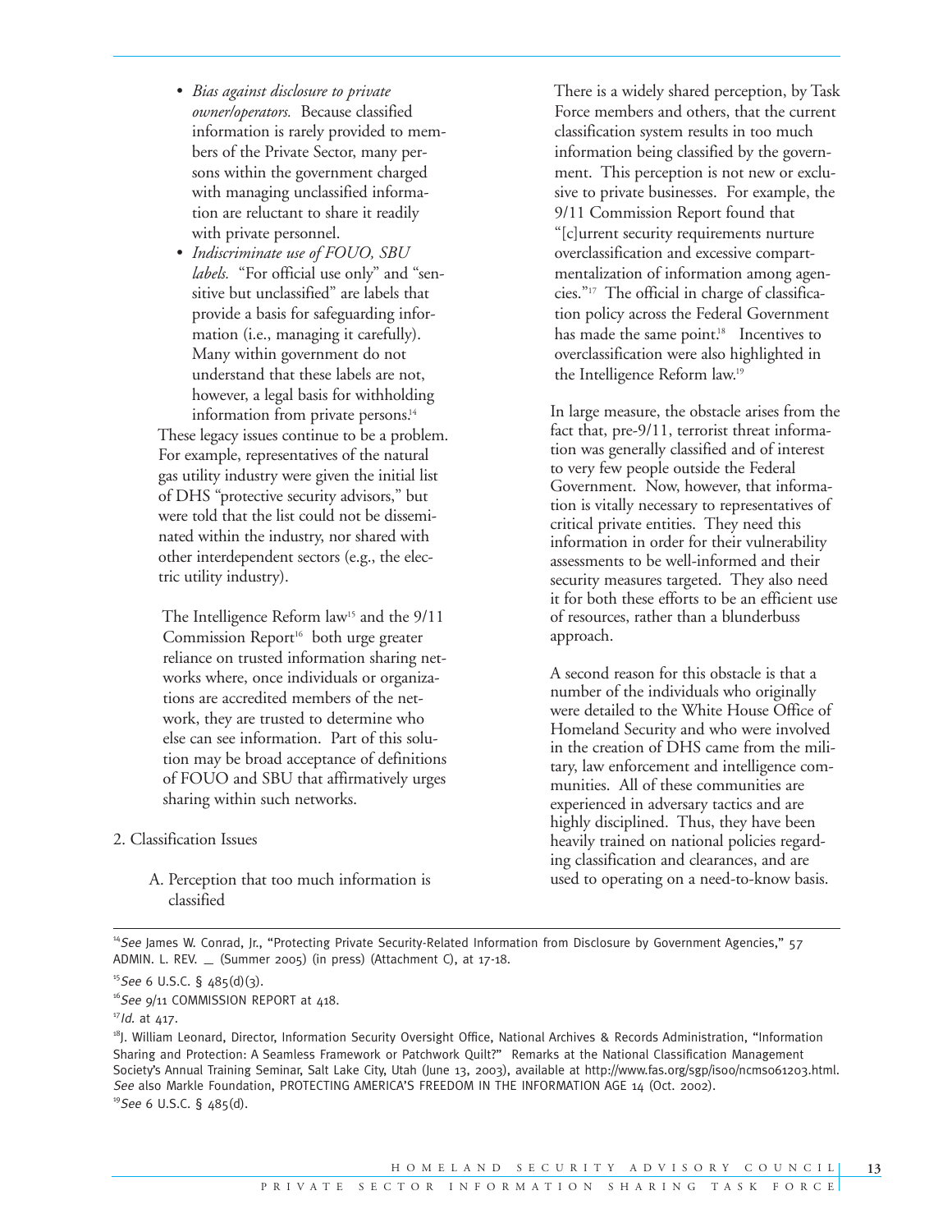- *Bias against disclosure to private owner/operators.* Because classified information is rarely provided to members of the Private Sector, many persons within the government charged with managing unclassified information are reluctant to share it readily with private personnel.
- *Indiscriminate use of FOUO, SBU labels.* "For official use only" and "sensitive but unclassified" are labels that provide a basis for safeguarding information (i.e., managing it carefully). Many within government do not understand that these labels are not, however, a legal basis for withholding information from private persons.[14]

These legacy issues continue to be a problem. For example, representatives of the natural gas utility industry were given the initial list of DHS "protective security advisors," but were told that the list could not be disseminated within the industry, nor shared with other interdependent sectors (e.g., the electric utility industry).

The Intelligence Reform law[15] and the 9/11 Commission Report[16] both urge greater reliance on trusted information sharing networks where, once individuals or organizations are accredited members of the network, they are trusted to determine who else can see information. Part of this solution may be broad acceptance of definitions of FOUO and SBU that affirmatively urges sharing within such networks.

2. Classification Issues

A. Perception that too much information is classified

There is a widely shared perception, by Task Force members and others, that the current classification system results in too much information being classified by the government. This perception is not new or exclusive to private businesses. For example, the 9/11 Commission Report found that "[c]urrent security requirements nurture overclassification and excessive compartmentalization of information among agencies."[17] The official in charge of classification policy across the Federal Government has made the same point.[18] Incentives to overclassification were also highlighted in the Intelligence Reform law.[19]

In large measure, the obstacle arises from the fact that, pre-9/11, terrorist threat information was generally classified and of interest to very few people outside the Federal Government. Now, however, that information is vitally necessary to representatives of critical private entities. They need this information in order for their vulnerability assessments to be well-informed and their security measures targeted. They also need it for both these efforts to be an efficient use of resources, rather than a blunderbuss approach.

A second reason for this obstacle is that a number of the individuals who originally were detailed to the White House Office of Homeland Security and who were involved in the creation of DHS came from the military, law enforcement and intelligence communities. All of these communities are experienced in adversary tactics and are highly disciplined. Thus, they have been heavily trained on national policies regarding classification and clearances, and are used to operating on a need-to-know basis.

---

[14] *See* James W. Conrad, Jr., "Protecting Private Security-Related Information from Disclosure by Government Agencies," 57 ADMIN. L. REV. _ (Summer 2005) (in press) (Attachment C), at 17-18.

[15] *See* 6 U.S.C. § 485(d)(3).

[16] *See* 9/11 COMMISSION REPORT at 418.

[17] *Id.* at 417.

[18] J. William Leonard, Director, Information Security Oversight Office, National Archives & Records Administration, "Information Sharing and Protection: A Seamless Framework or Patchwork Quilt?" Remarks at the National Classification Management Society's Annual Training Seminar, Salt Lake City, Utah (June 13, 2003), available at http://www.fas.org/sgp/isoo/ncms061203.html. *See* also Markle Foundation, PROTECTING AMERICA'S FREEDOM IN THE INFORMATION AGE 14 (Oct. 2002).

[19] *See* 6 U.S.C. § 485(d).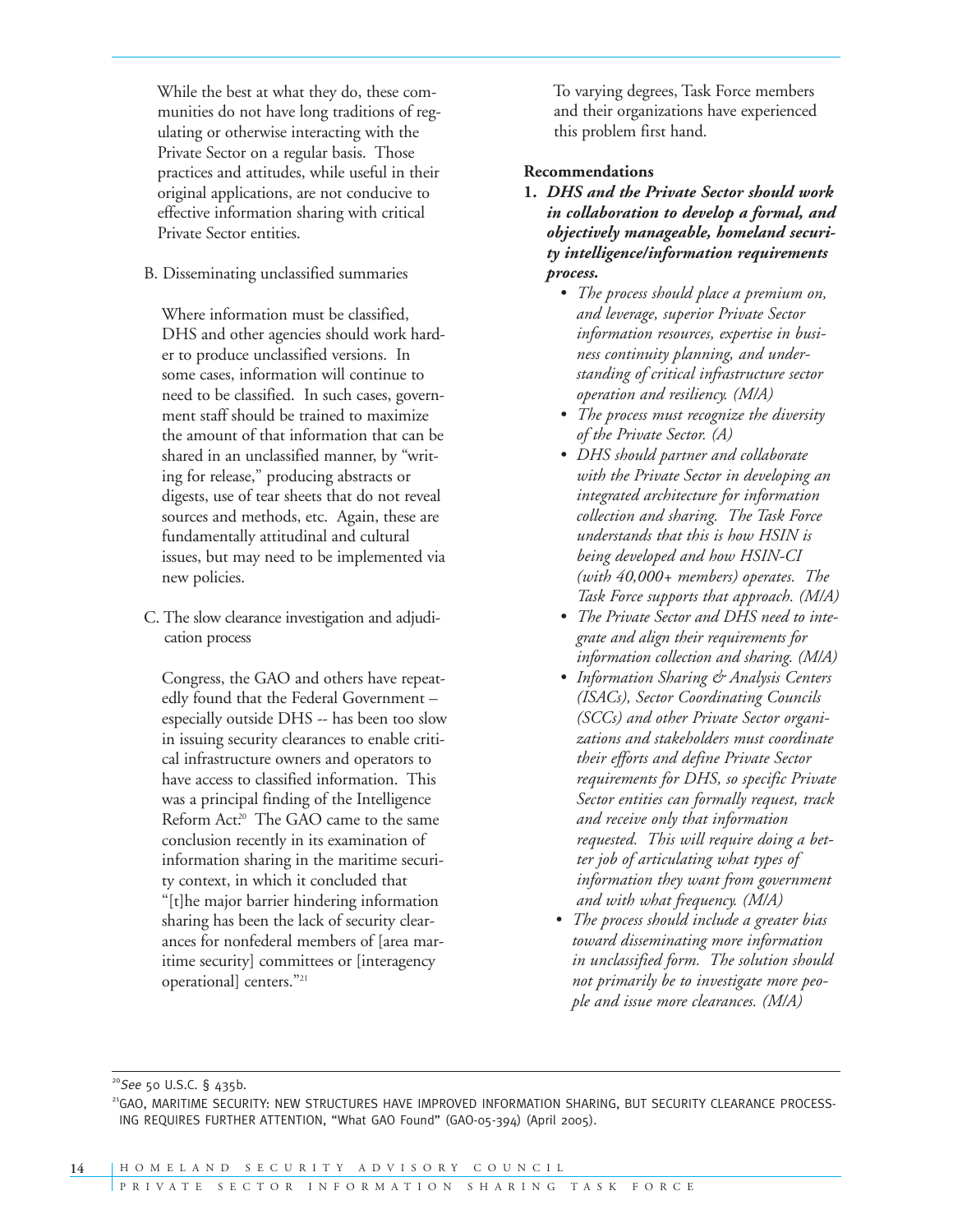While the best at what they do, these communities do not have long traditions of regulating or otherwise interacting with the Private Sector on a regular basis. Those practices and attitudes, while useful in their original applications, are not conducive to effective information sharing with critical Private Sector entities.

B. Disseminating unclassified summaries

Where information must be classified, DHS and other agencies should work harder to produce unclassified versions. In some cases, information will continue to need to be classified. In such cases, government staff should be trained to maximize the amount of that information that can be shared in an unclassified manner, by "writing for release," producing abstracts or digests, use of tear sheets that do not reveal sources and methods, etc. Again, these are fundamentally attitudinal and cultural issues, but may need to be implemented via new policies.

C. The slow clearance investigation and adjudication process

Congress, the GAO and others have repeatedly found that the Federal Government – especially outside DHS -- has been too slow in issuing security clearances to enable critical infrastructure owners and operators to have access to classified information. This was a principal finding of the Intelligence Reform Act.[20] The GAO came to the same conclusion recently in its examination of information sharing in the maritime security context, in which it concluded that "[t]he major barrier hindering information sharing has been the lack of security clearances for nonfederal members of [area maritime security] committees or [interagency operational] centers."[21]

To varying degrees, Task Force members and their organizations have experienced this problem first hand.

**Recommendations**

1. ***DHS and the Private Sector should work in collaboration to develop a formal, and objectively manageable, homeland security intelligence/information requirements process.***
   - *The process should place a premium on, and leverage, superior Private Sector information resources, expertise in business continuity planning, and understanding of critical infrastructure sector operation and resiliency. (M/A)*
   - *The process must recognize the diversity of the Private Sector. (A)*
   - *DHS should partner and collaborate with the Private Sector in developing an integrated architecture for information collection and sharing. The Task Force understands that this is how HSIN is being developed and how HSIN-CI (with 40,000+ members) operates. The Task Force supports that approach. (M/A)*
   - *The Private Sector and DHS need to integrate and align their requirements for information collection and sharing. (M/A)*
   - *Information Sharing & Analysis Centers (ISACs), Sector Coordinating Councils (SCCs) and other Private Sector organizations and stakeholders must coordinate their efforts and define Private Sector requirements for DHS, so specific Private Sector entities can formally request, track and receive only that information requested. This will require doing a better job of articulating what types of information they want from government and with what frequency. (M/A)*
   - *The process should include a greater bias toward disseminating more information in unclassified form. The solution should not primarily be to investigate more people and issue more clearances. (M/A)*

---

[20] *See* 50 U.S.C. § 435b.

[21] GAO, MARITIME SECURITY: NEW STRUCTURES HAVE IMPROVED INFORMATION SHARING, BUT SECURITY CLEARANCE PROCESSING REQUIRES FURTHER ATTENTION, "What GAO Found" (GAO-05-394) (April 2005).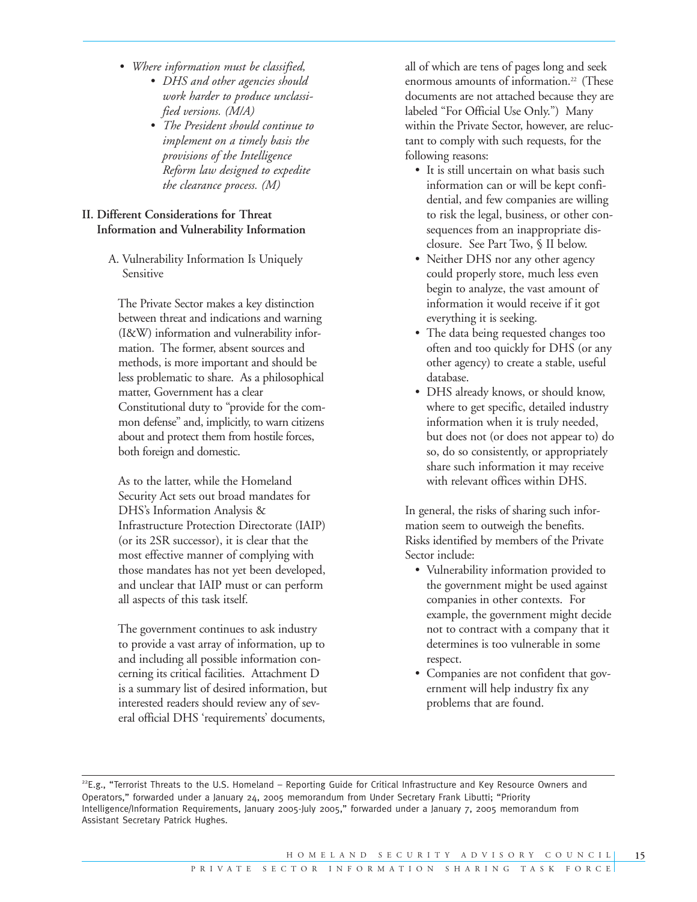- *Where information must be classified,*
    - *DHS and other agencies should work harder to produce unclassified versions. (M/A)*
    - *The President should continue to implement on a timely basis the provisions of the Intelligence Reform law designed to expedite the clearance process. (M)*

## II. Different Considerations for Threat Information and Vulnerability Information

### A. Vulnerability Information Is Uniquely Sensitive

The Private Sector makes a key distinction between threat and indications and warning (I&W) information and vulnerability information. The former, absent sources and methods, is more important and should be less problematic to share. As a philosophical matter, Government has a clear Constitutional duty to "provide for the common defense" and, implicitly, to warn citizens about and protect them from hostile forces, both foreign and domestic.

As to the latter, while the Homeland Security Act sets out broad mandates for DHS's Information Analysis & Infrastructure Protection Directorate (IAIP) (or its 2SR successor), it is clear that the most effective manner of complying with those mandates has not yet been developed, and unclear that IAIP must or can perform all aspects of this task itself.

The government continues to ask industry to provide a vast array of information, up to and including all possible information concerning its critical facilities. Attachment D is a summary list of desired information, but interested readers should review any of several official DHS 'requirements' documents, all of which are tens of pages long and seek enormous amounts of information.[22] (These documents are not attached because they are labeled "For Official Use Only.") Many within the Private Sector, however, are reluctant to comply with such requests, for the following reasons:

- It is still uncertain on what basis such information can or will be kept confidential, and few companies are willing to risk the legal, business, or other consequences from an inappropriate disclosure. See Part Two, § II below.
- Neither DHS nor any other agency could properly store, much less even begin to analyze, the vast amount of information it would receive if it got everything it is seeking.
- The data being requested changes too often and too quickly for DHS (or any other agency) to create a stable, useful database.
- DHS already knows, or should know, where to get specific, detailed industry information when it is truly needed, but does not (or does not appear to) do so, do so consistently, or appropriately share such information it may receive with relevant offices within DHS.

In general, the risks of sharing such information seem to outweigh the benefits. Risks identified by members of the Private Sector include:

- Vulnerability information provided to the government might be used against companies in other contexts. For example, the government might decide not to contract with a company that it determines is too vulnerable in some respect.
- Companies are not confident that government will help industry fix any problems that are found.

---

[22] E.g., "Terrorist Threats to the U.S. Homeland – Reporting Guide for Critical Infrastructure and Key Resource Owners and Operators," forwarded under a January 24, 2005 memorandum from Under Secretary Frank Libutti; "Priority Intelligence/Information Requirements, January 2005-July 2005," forwarded under a January 7, 2005 memorandum from Assistant Secretary Patrick Hughes.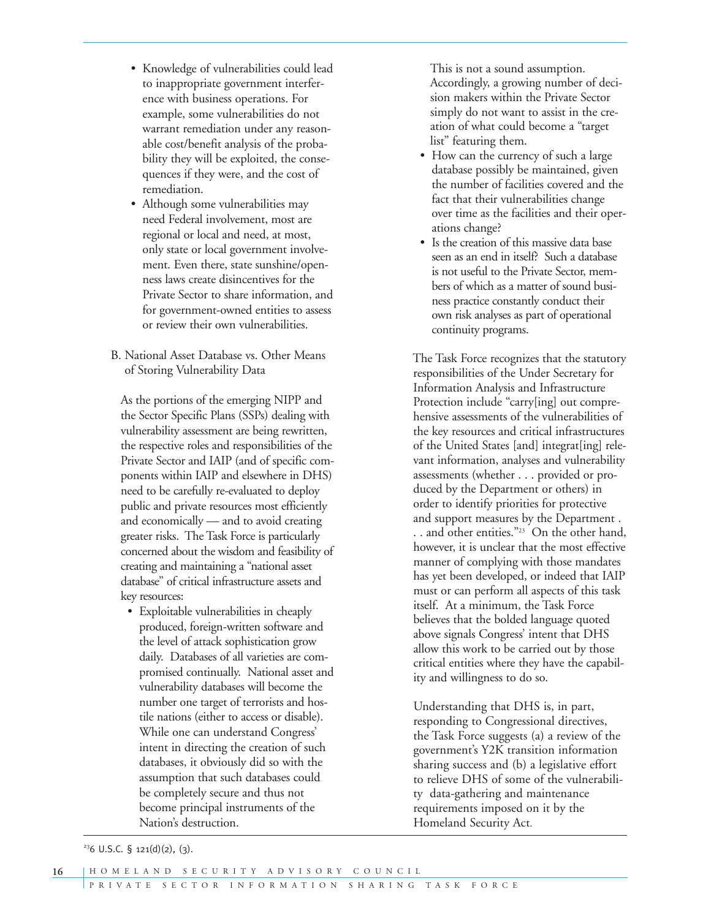- Knowledge of vulnerabilities could lead to inappropriate government interference with business operations. For example, some vulnerabilities do not warrant remediation under any reasonable cost/benefit analysis of the probability they will be exploited, the consequences if they were, and the cost of remediation.
- Although some vulnerabilities may need Federal involvement, most are regional or local and need, at most, only state or local government involvement. Even there, state sunshine/openness laws create disincentives for the Private Sector to share information, and for government-owned entities to assess or review their own vulnerabilities.

B. National Asset Database vs. Other Means of Storing Vulnerability Data

As the portions of the emerging NIPP and the Sector Specific Plans (SSPs) dealing with vulnerability assessment are being rewritten, the respective roles and responsibilities of the Private Sector and IAIP (and of specific components within IAIP and elsewhere in DHS) need to be carefully re-evaluated to deploy public and private resources most efficiently and economically — and to avoid creating greater risks. The Task Force is particularly concerned about the wisdom and feasibility of creating and maintaining a "national asset database" of critical infrastructure assets and key resources:

- Exploitable vulnerabilities in cheaply produced, foreign-written software and the level of attack sophistication grow daily. Databases of all varieties are compromised continually. National asset and vulnerability databases will become the number one target of terrorists and hostile nations (either to access or disable). While one can understand Congress' intent in directing the creation of such databases, it obviously did so with the assumption that such databases could be completely secure and thus not become principal instruments of the Nation's destruction. This is not a sound assumption. Accordingly, a growing number of decision makers within the Private Sector simply do not want to assist in the creation of what could become a "target list" featuring them.
- How can the currency of such a large database possibly be maintained, given the number of facilities covered and the fact that their vulnerabilities change over time as the facilities and their operations change?
- Is the creation of this massive data base seen as an end in itself? Such a database is not useful to the Private Sector, members of which as a matter of sound business practice constantly conduct their own risk analyses as part of operational continuity programs.

The Task Force recognizes that the statutory responsibilities of the Under Secretary for Information Analysis and Infrastructure Protection include "carry[ing] out comprehensive assessments of the vulnerabilities of the key resources and critical infrastructures of the United States [and] integrat[ing] relevant information, analyses and vulnerability assessments (whether . . . provided or produced by the Department or others) in order to identify priorities for protective and support measures by the Department . . . and other entities."[23] On the other hand, however, it is unclear that the most effective manner of complying with those mandates has yet been developed, or indeed that IAIP must or can perform all aspects of this task itself. At a minimum, the Task Force believes that the bolded language quoted above signals Congress' intent that DHS allow this work to be carried out by those critical entities where they have the capability and willingness to do so.

Understanding that DHS is, in part, responding to Congressional directives, the Task Force suggests (a) a review of the government's Y2K transition information sharing success and (b) a legislative effort to relieve DHS of some of the vulnerability data-gathering and maintenance requirements imposed on it by the Homeland Security Act.

[23] 6 U.S.C. § 121(d)(2), (3).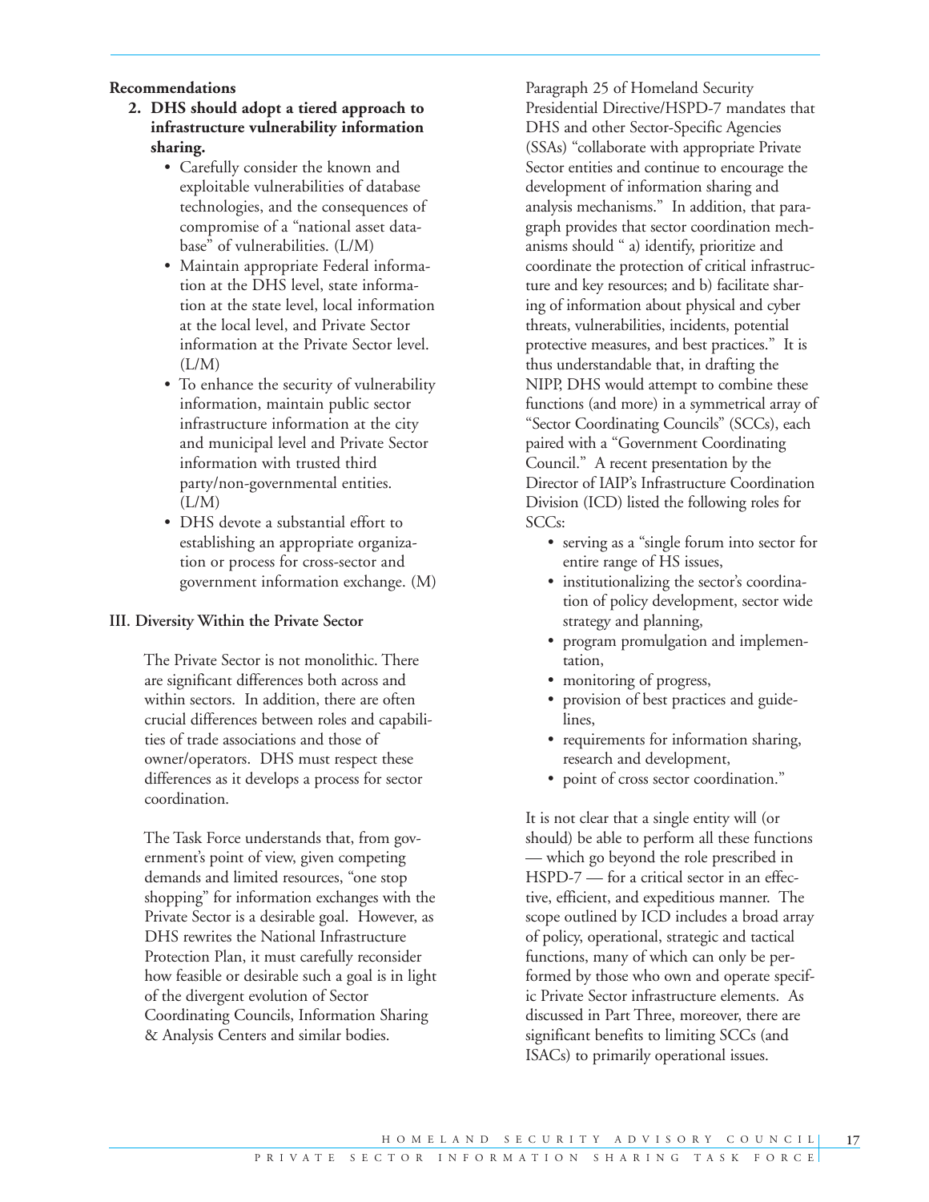**Recommendations**

2. **DHS should adopt a tiered approach to infrastructure vulnerability information sharing.**
   - Carefully consider the known and exploitable vulnerabilities of database technologies, and the consequences of compromise of a "national asset database" of vulnerabilities. (L/M)
   - Maintain appropriate Federal information at the DHS level, state information at the state level, local information at the local level, and Private Sector information at the Private Sector level. (L/M)
   - To enhance the security of vulnerability information, maintain public sector infrastructure information at the city and municipal level and Private Sector information with trusted third party/non-governmental entities. (L/M)
   - DHS devote a substantial effort to establishing an appropriate organization or process for cross-sector and government information exchange. (M)

### III. Diversity Within the Private Sector

The Private Sector is not monolithic. There are significant differences both across and within sectors. In addition, there are often crucial differences between roles and capabilities of trade associations and those of owner/operators. DHS must respect these differences as it develops a process for sector coordination.

The Task Force understands that, from government's point of view, given competing demands and limited resources, "one stop shopping" for information exchanges with the Private Sector is a desirable goal. However, as DHS rewrites the National Infrastructure Protection Plan, it must carefully reconsider how feasible or desirable such a goal is in light of the divergent evolution of Sector Coordinating Councils, Information Sharing & Analysis Centers and similar bodies.

Paragraph 25 of Homeland Security Presidential Directive/HSPD-7 mandates that DHS and other Sector-Specific Agencies (SSAs) "collaborate with appropriate Private Sector entities and continue to encourage the development of information sharing and analysis mechanisms." In addition, that paragraph provides that sector coordination mechanisms should " a) identify, prioritize and coordinate the protection of critical infrastructure and key resources; and b) facilitate sharing of information about physical and cyber threats, vulnerabilities, incidents, potential protective measures, and best practices." It is thus understandable that, in drafting the NIPP, DHS would attempt to combine these functions (and more) in a symmetrical array of "Sector Coordinating Councils" (SCCs), each paired with a "Government Coordinating Council." A recent presentation by the Director of IAIP's Infrastructure Coordination Division (ICD) listed the following roles for SCCs:

- serving as a "single forum into sector for entire range of HS issues,
- institutionalizing the sector's coordination of policy development, sector wide strategy and planning,
- program promulgation and implementation,
- monitoring of progress,
- provision of best practices and guidelines,
- requirements for information sharing, research and development,
- point of cross sector coordination."

It is not clear that a single entity will (or should) be able to perform all these functions — which go beyond the role prescribed in HSPD-7 — for a critical sector in an effective, efficient, and expeditious manner. The scope outlined by ICD includes a broad array of policy, operational, strategic and tactical functions, many of which can only be performed by those who own and operate specific Private Sector infrastructure elements. As discussed in Part Three, moreover, there are significant benefits to limiting SCCs (and ISACs) to primarily operational issues.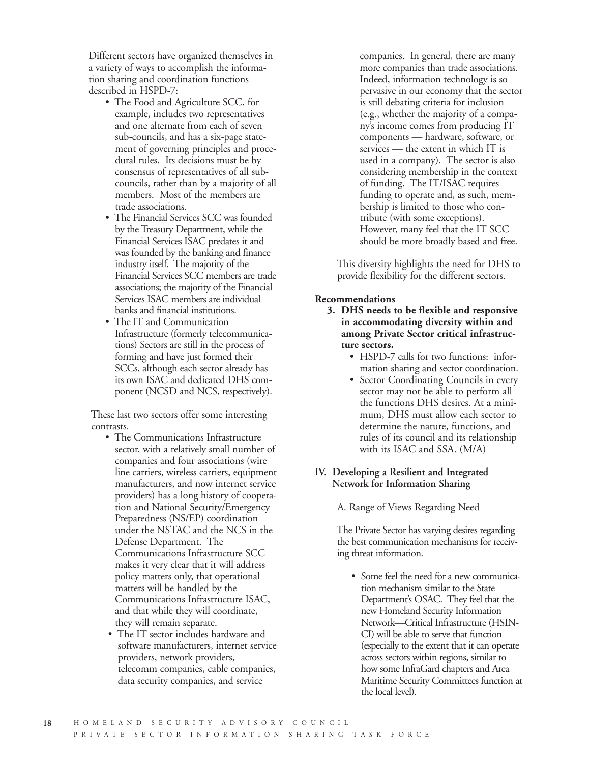Different sectors have organized themselves in a variety of ways to accomplish the information sharing and coordination functions described in HSPD-7:

- The Food and Agriculture SCC, for example, includes two representatives and one alternate from each of seven sub-councils, and has a six-page statement of governing principles and procedural rules. Its decisions must be by consensus of representatives of all sub-councils, rather than by a majority of all members. Most of the members are trade associations.
- The Financial Services SCC was founded by the Treasury Department, while the Financial Services ISAC predates it and was founded by the banking and finance industry itself. The majority of the Financial Services SCC members are trade associations; the majority of the Financial Services ISAC members are individual banks and financial institutions.
- The IT and Communication Infrastructure (formerly telecommunications) Sectors are still in the process of forming and have just formed their SCCs, although each sector already has its own ISAC and dedicated DHS component (NCSD and NCS, respectively).

These last two sectors offer some interesting contrasts.

- The Communications Infrastructure sector, with a relatively small number of companies and four associations (wire line carriers, wireless carriers, equipment manufacturers, and now internet service providers) has a long history of cooperation and National Security/Emergency Preparedness (NS/EP) coordination under the NSTAC and the NCS in the Defense Department. The Communications Infrastructure SCC makes it very clear that it will address policy matters only, that operational matters will be handled by the Communications Infrastructure ISAC, and that while they will coordinate, they will remain separate.
- The IT sector includes hardware and software manufacturers, internet service providers, network providers, telecomm companies, cable companies, data security companies, and service companies. In general, there are many more companies than trade associations. Indeed, information technology is so pervasive in our economy that the sector is still debating criteria for inclusion (e.g., whether the majority of a company's income comes from producing IT components — hardware, software, or services — the extent in which IT is used in a company). The sector is also considering membership in the context of funding. The IT/ISAC requires funding to operate and, as such, membership is limited to those who contribute (with some exceptions). However, many feel that the IT SCC should be more broadly based and free.

This diversity highlights the need for DHS to provide flexibility for the different sectors.

**Recommendations**

**3. DHS needs to be flexible and responsive in accommodating diversity within and among Private Sector critical infrastructure sectors.**

- HSPD-7 calls for two functions: information sharing and sector coordination.
- Sector Coordinating Councils in every sector may not be able to perform all the functions DHS desires. At a minimum, DHS must allow each sector to determine the nature, functions, and rules of its council and its relationship with its ISAC and SSA. (M/A)

## IV. Developing a Resilient and Integrated Network for Information Sharing

### A. Range of Views Regarding Need

The Private Sector has varying desires regarding the best communication mechanisms for receiving threat information.

- Some feel the need for a new communication mechanism similar to the State Department's OSAC. They feel that the new Homeland Security Information Network—Critical Infrastructure (HSIN-CI) will be able to serve that function (especially to the extent that it can operate across sectors within regions, similar to how some InfraGard chapters and Area Maritime Security Committees function at the local level).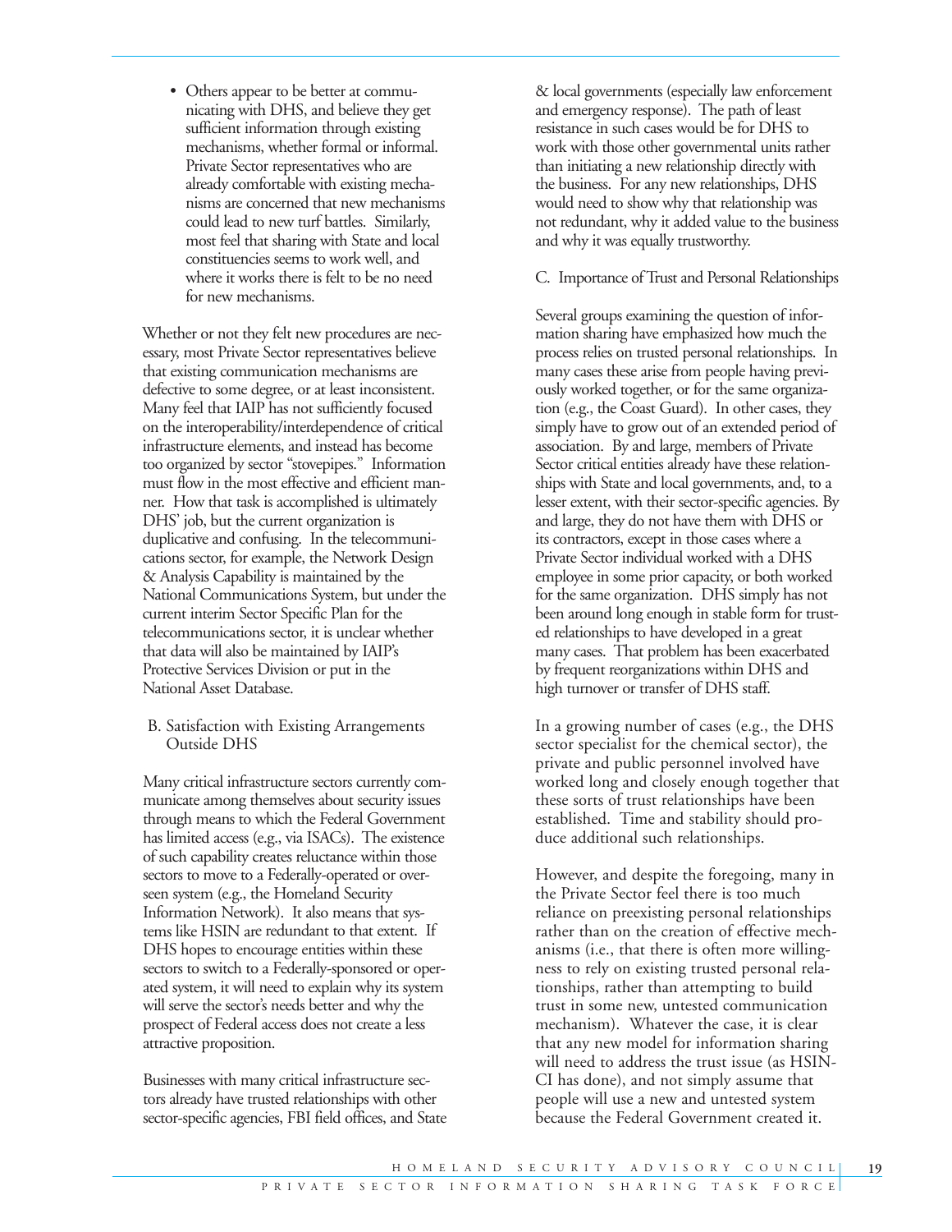- Others appear to be better at communicating with DHS, and believe they get sufficient information through existing mechanisms, whether formal or informal. Private Sector representatives who are already comfortable with existing mechanisms are concerned that new mechanisms could lead to new turf battles. Similarly, most feel that sharing with State and local constituencies seems to work well, and where it works there is felt to be no need for new mechanisms.

Whether or not they felt new procedures are necessary, most Private Sector representatives believe that existing communication mechanisms are defective to some degree, or at least inconsistent. Many feel that IAIP has not sufficiently focused on the interoperability/interdependence of critical infrastructure elements, and instead has become too organized by sector "stovepipes." Information must flow in the most effective and efficient manner. How that task is accomplished is ultimately DHS' job, but the current organization is duplicative and confusing. In the telecommunications sector, for example, the Network Design & Analysis Capability is maintained by the National Communications System, but under the current interim Sector Specific Plan for the telecommunications sector, it is unclear whether that data will also be maintained by IAIP's Protective Services Division or put in the National Asset Database.

B. Satisfaction with Existing Arrangements Outside DHS

Many critical infrastructure sectors currently communicate among themselves about security issues through means to which the Federal Government has limited access (e.g., via ISACs). The existence of such capability creates reluctance within those sectors to move to a Federally-operated or overseen system (e.g., the Homeland Security Information Network). It also means that systems like HSIN are redundant to that extent. If DHS hopes to encourage entities within these sectors to switch to a Federally-sponsored or operated system, it will need to explain why its system will serve the sector's needs better and why the prospect of Federal access does not create a less attractive proposition.

Businesses with many critical infrastructure sectors already have trusted relationships with other sector-specific agencies, FBI field offices, and State & local governments (especially law enforcement and emergency response). The path of least resistance in such cases would be for DHS to work with those other governmental units rather than initiating a new relationship directly with the business. For any new relationships, DHS would need to show why that relationship was not redundant, why it added value to the business and why it was equally trustworthy.

C. Importance of Trust and Personal Relationships

Several groups examining the question of information sharing have emphasized how much the process relies on trusted personal relationships. In many cases these arise from people having previously worked together, or for the same organization (e.g., the Coast Guard). In other cases, they simply have to grow out of an extended period of association. By and large, members of Private Sector critical entities already have these relationships with State and local governments, and, to a lesser extent, with their sector-specific agencies. By and large, they do not have them with DHS or its contractors, except in those cases where a Private Sector individual worked with a DHS employee in some prior capacity, or both worked for the same organization. DHS simply has not been around long enough in stable form for trusted relationships to have developed in a great many cases. That problem has been exacerbated by frequent reorganizations within DHS and high turnover or transfer of DHS staff.

In a growing number of cases (e.g., the DHS sector specialist for the chemical sector), the private and public personnel involved have worked long and closely enough together that these sorts of trust relationships have been established. Time and stability should produce additional such relationships.

However, and despite the foregoing, many in the Private Sector feel there is too much reliance on preexisting personal relationships rather than on the creation of effective mechanisms (i.e., that there is often more willingness to rely on existing trusted personal relationships, rather than attempting to build trust in some new, untested communication mechanism). Whatever the case, it is clear that any new model for information sharing will need to address the trust issue (as HSIN-CI has done), and not simply assume that people will use a new and untested system because the Federal Government created it.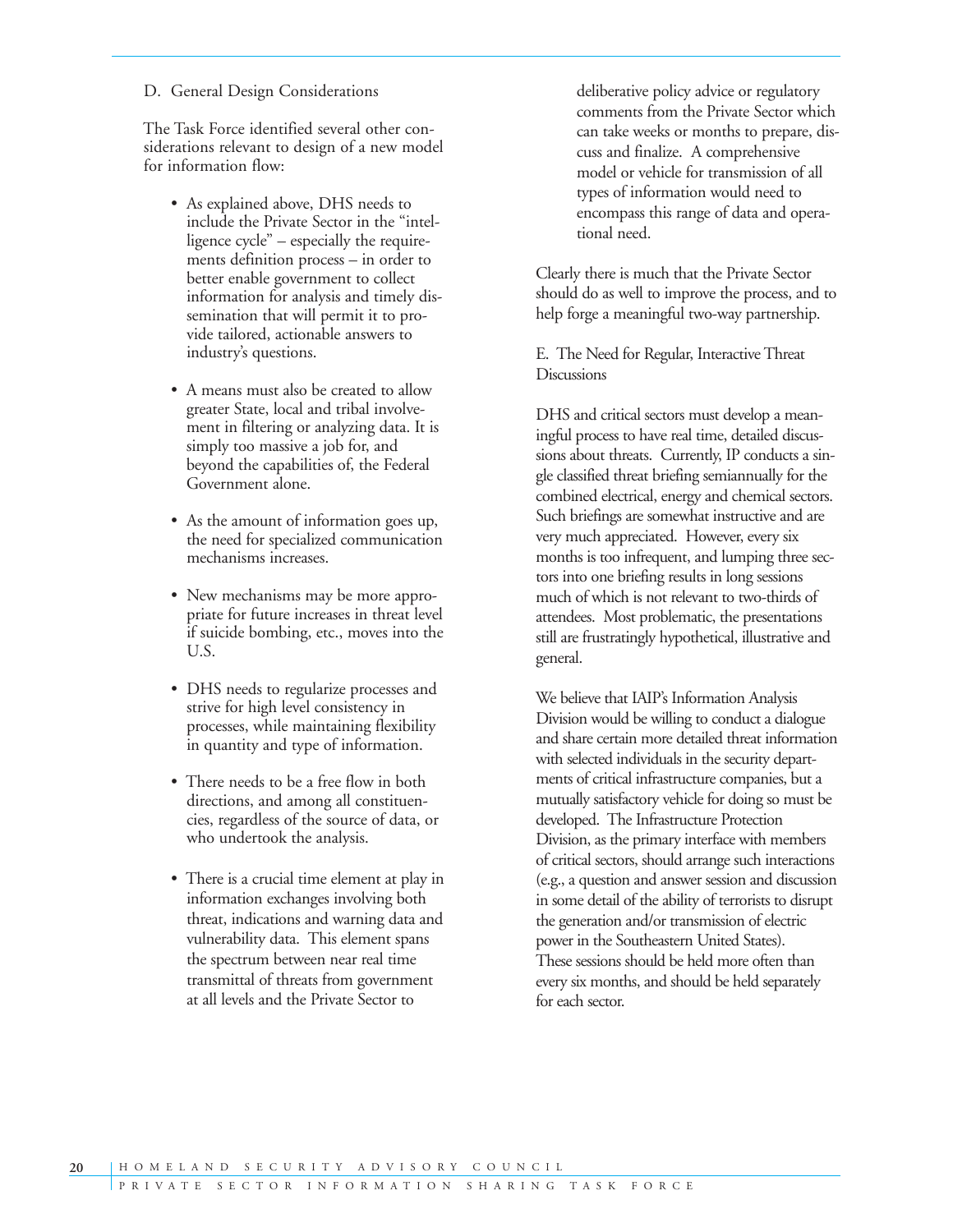D. General Design Considerations

The Task Force identified several other considerations relevant to design of a new model for information flow:

- As explained above, DHS needs to include the Private Sector in the "intelligence cycle" – especially the requirements definition process – in order to better enable government to collect information for analysis and timely dissemination that will permit it to provide tailored, actionable answers to industry's questions.
- A means must also be created to allow greater State, local and tribal involvement in filtering or analyzing data. It is simply too massive a job for, and beyond the capabilities of, the Federal Government alone.
- As the amount of information goes up, the need for specialized communication mechanisms increases.
- New mechanisms may be more appropriate for future increases in threat level if suicide bombing, etc., moves into the U.S.
- DHS needs to regularize processes and strive for high level consistency in processes, while maintaining flexibility in quantity and type of information.
- There needs to be a free flow in both directions, and among all constituencies, regardless of the source of data, or who undertook the analysis.
- There is a crucial time element at play in information exchanges involving both threat, indications and warning data and vulnerability data. This element spans the spectrum between near real time transmittal of threats from government at all levels and the Private Sector to deliberative policy advice or regulatory comments from the Private Sector which can take weeks or months to prepare, discuss and finalize. A comprehensive model or vehicle for transmission of all types of information would need to encompass this range of data and operational need.

Clearly there is much that the Private Sector should do as well to improve the process, and to help forge a meaningful two-way partnership.

E. The Need for Regular, Interactive Threat Discussions

DHS and critical sectors must develop a meaningful process to have real time, detailed discussions about threats. Currently, IP conducts a single classified threat briefing semiannually for the combined electrical, energy and chemical sectors. Such briefings are somewhat instructive and are very much appreciated. However, every six months is too infrequent, and lumping three sectors into one briefing results in long sessions much of which is not relevant to two-thirds of attendees. Most problematic, the presentations still are frustratingly hypothetical, illustrative and general.

We believe that IAIP's Information Analysis Division would be willing to conduct a dialogue and share certain more detailed threat information with selected individuals in the security departments of critical infrastructure companies, but a mutually satisfactory vehicle for doing so must be developed. The Infrastructure Protection Division, as the primary interface with members of critical sectors, should arrange such interactions (e.g., a question and answer session and discussion in some detail of the ability of terrorists to disrupt the generation and/or transmission of electric power in the Southeastern United States). These sessions should be held more often than every six months, and should be held separately for each sector.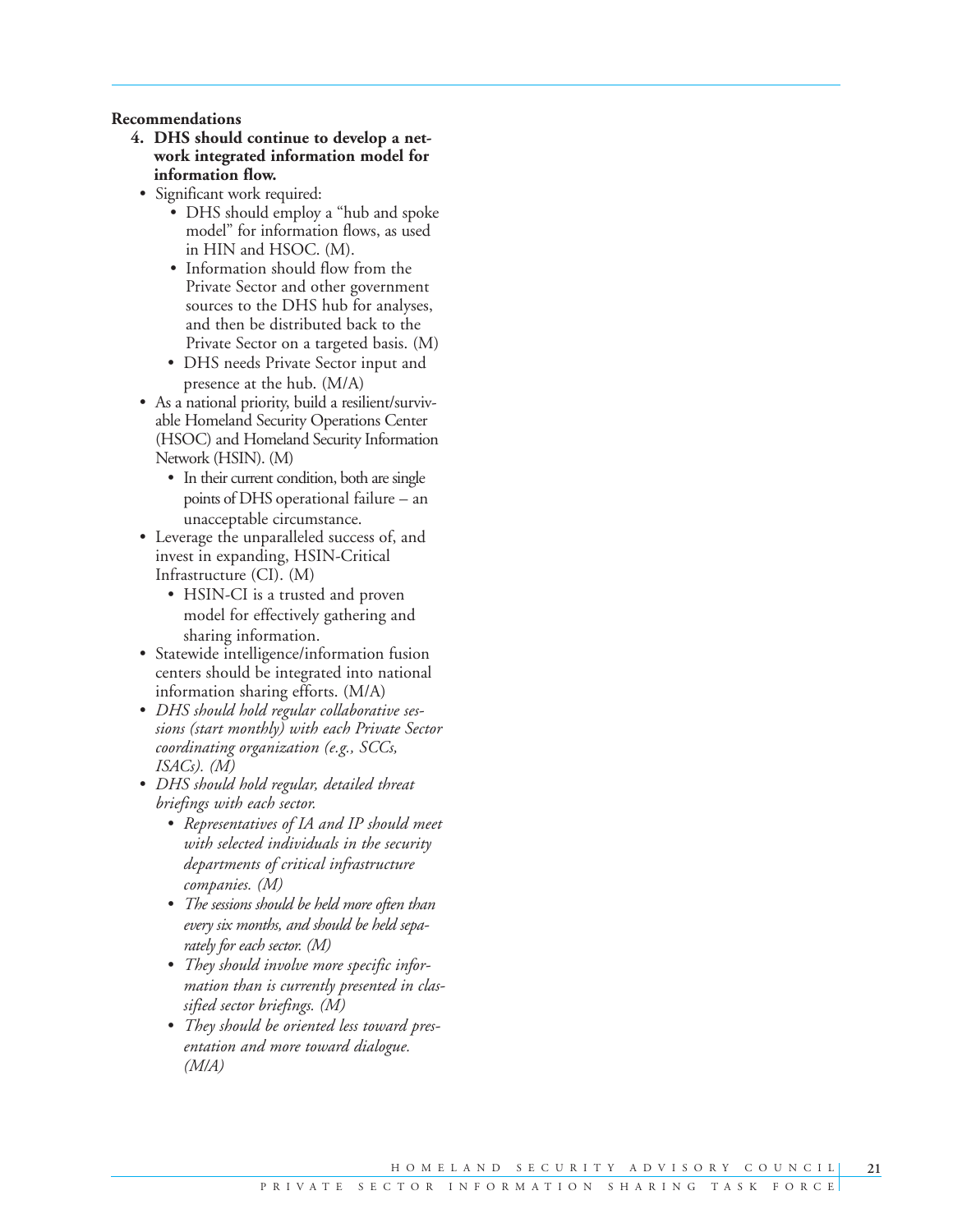**Recommendations**

4. **DHS should continue to develop a network integrated information model for information flow.**
   - Significant work required:
     - DHS should employ a "hub and spoke model" for information flows, as used in HIN and HSOC. (M).
     - Information should flow from the Private Sector and other government sources to the DHS hub for analyses, and then be distributed back to the Private Sector on a targeted basis. (M)
     - DHS needs Private Sector input and presence at the hub. (M/A)
   - As a national priority, build a resilient/survivable Homeland Security Operations Center (HSOC) and Homeland Security Information Network (HSIN). (M)
     - In their current condition, both are single points of DHS operational failure – an unacceptable circumstance.
   - Leverage the unparalleled success of, and invest in expanding, HSIN-Critical Infrastructure (CI). (M)
     - HSIN-CI is a trusted and proven model for effectively gathering and sharing information.
   - Statewide intelligence/information fusion centers should be integrated into national information sharing efforts. (M/A)
   - *DHS should hold regular collaborative sessions (start monthly) with each Private Sector coordinating organization (e.g., SCCs, ISACs). (M)*
   - *DHS should hold regular, detailed threat briefings with each sector.*
     - *Representatives of IA and IP should meet with selected individuals in the security departments of critical infrastructure companies. (M)*
     - *The sessions should be held more often than every six months, and should be held separately for each sector. (M)*
     - *They should involve more specific information than is currently presented in classified sector briefings. (M)*
     - *They should be oriented less toward presentation and more toward dialogue. (M/A)*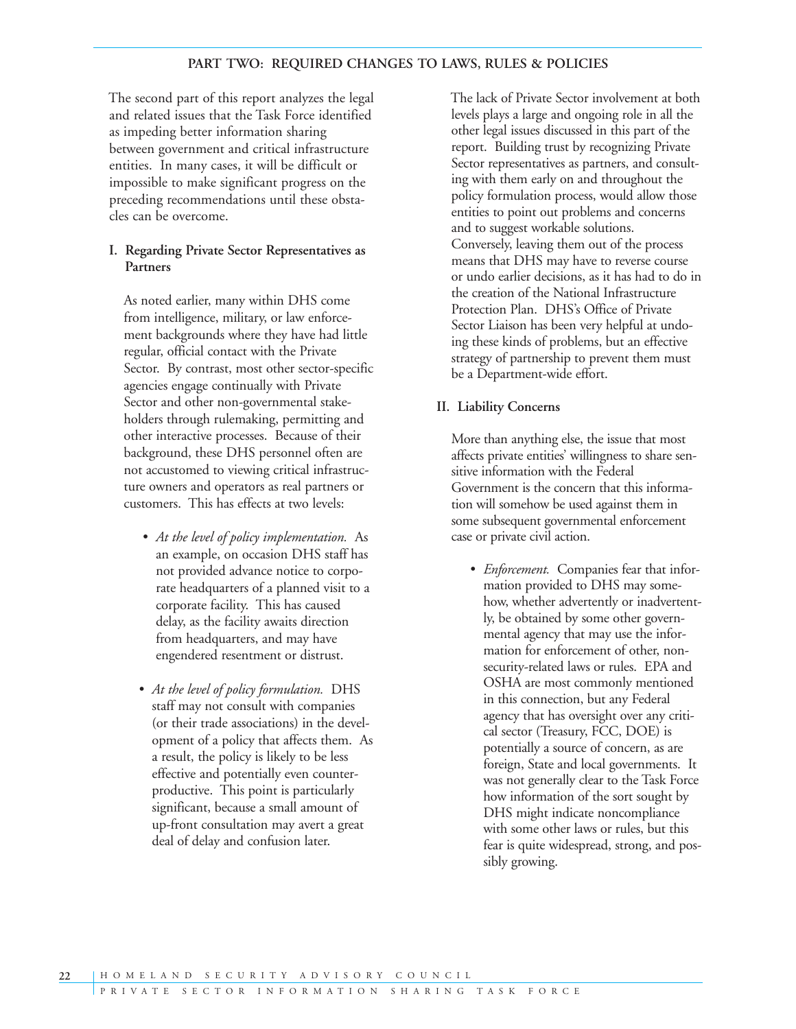## PART TWO: REQUIRED CHANGES TO LAWS, RULES & POLICIES

The second part of this report analyzes the legal and related issues that the Task Force identified as impeding better information sharing between government and critical infrastructure entities. In many cases, it will be difficult or impossible to make significant progress on the preceding recommendations until these obstacles can be overcome.

### I. Regarding Private Sector Representatives as Partners

As noted earlier, many within DHS come from intelligence, military, or law enforcement backgrounds where they have had little regular, official contact with the Private Sector. By contrast, most other sector-specific agencies engage continually with Private Sector and other non-governmental stakeholders through rulemaking, permitting and other interactive processes. Because of their background, these DHS personnel often are not accustomed to viewing critical infrastructure owners and operators as real partners or customers. This has effects at two levels:

- *At the level of policy implementation.* As an example, on occasion DHS staff has not provided advance notice to corporate headquarters of a planned visit to a corporate facility. This has caused delay, as the facility awaits direction from headquarters, and may have engendered resentment or distrust.

- *At the level of policy formulation.* DHS staff may not consult with companies (or their trade associations) in the development of a policy that affects them. As a result, the policy is likely to be less effective and potentially even counterproductive. This point is particularly significant, because a small amount of up-front consultation may avert a great deal of delay and confusion later.

The lack of Private Sector involvement at both levels plays a large and ongoing role in all the other legal issues discussed in this part of the report. Building trust by recognizing Private Sector representatives as partners, and consulting with them early on and throughout the policy formulation process, would allow those entities to point out problems and concerns and to suggest workable solutions. Conversely, leaving them out of the process means that DHS may have to reverse course or undo earlier decisions, as it has had to do in the creation of the National Infrastructure Protection Plan. DHS's Office of Private Sector Liaison has been very helpful at undoing these kinds of problems, but an effective strategy of partnership to prevent them must be a Department-wide effort.

### II. Liability Concerns

More than anything else, the issue that most affects private entities' willingness to share sensitive information with the Federal Government is the concern that this information will somehow be used against them in some subsequent governmental enforcement case or private civil action.

- *Enforcement.* Companies fear that information provided to DHS may somehow, whether advertently or inadvertently, be obtained by some other governmental agency that may use the information for enforcement of other, non-security-related laws or rules. EPA and OSHA are most commonly mentioned in this connection, but any Federal agency that has oversight over any critical sector (Treasury, FCC, DOE) is potentially a source of concern, as are foreign, State and local governments. It was not generally clear to the Task Force how information of the sort sought by DHS might indicate noncompliance with some other laws or rules, but this fear is quite widespread, strong, and possibly growing.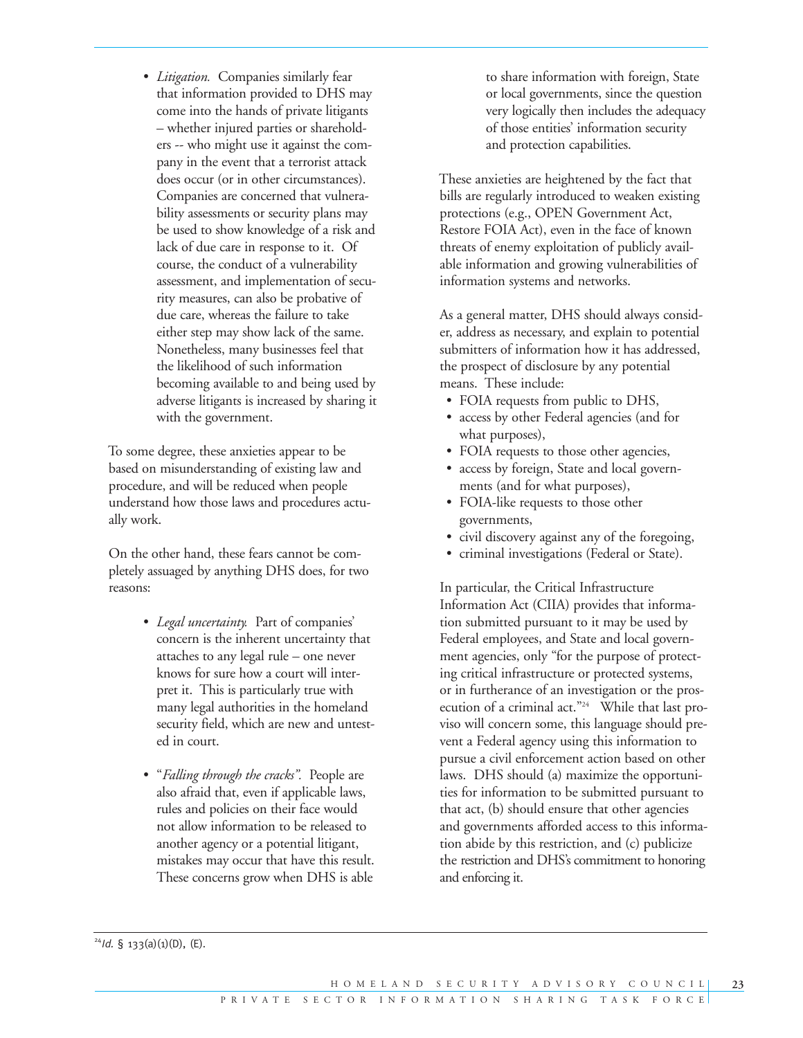- *Litigation.* Companies similarly fear that information provided to DHS may come into the hands of private litigants – whether injured parties or shareholders -- who might use it against the company in the event that a terrorist attack does occur (or in other circumstances). Companies are concerned that vulnerability assessments or security plans may be used to show knowledge of a risk and lack of due care in response to it. Of course, the conduct of a vulnerability assessment, and implementation of security measures, can also be probative of due care, whereas the failure to take either step may show lack of the same. Nonetheless, many businesses feel that the likelihood of such information becoming available to and being used by adverse litigants is increased by sharing it with the government.

To some degree, these anxieties appear to be based on misunderstanding of existing law and procedure, and will be reduced when people understand how those laws and procedures actually work.

On the other hand, these fears cannot be completely assuaged by anything DHS does, for two reasons:

- *Legal uncertainty.* Part of companies' concern is the inherent uncertainty that attaches to any legal rule – one never knows for sure how a court will interpret it. This is particularly true with many legal authorities in the homeland security field, which are new and untested in court.
- "*Falling through the cracks".* People are also afraid that, even if applicable laws, rules and policies on their face would not allow information to be released to another agency or a potential litigant, mistakes may occur that have this result. These concerns grow when DHS is able to share information with foreign, State or local governments, since the question very logically then includes the adequacy of those entities' information security and protection capabilities.

These anxieties are heightened by the fact that bills are regularly introduced to weaken existing protections (e.g., OPEN Government Act, Restore FOIA Act), even in the face of known threats of enemy exploitation of publicly available information and growing vulnerabilities of information systems and networks.

As a general matter, DHS should always consider, address as necessary, and explain to potential submitters of information how it has addressed, the prospect of disclosure by any potential means. These include:

- FOIA requests from public to DHS,
- access by other Federal agencies (and for what purposes),
- FOIA requests to those other agencies,
- access by foreign, State and local governments (and for what purposes),
- FOIA-like requests to those other governments,
- civil discovery against any of the foregoing,
- criminal investigations (Federal or State).

In particular, the Critical Infrastructure Information Act (CIIA) provides that information submitted pursuant to it may be used by Federal employees, and State and local government agencies, only "for the purpose of protecting critical infrastructure or protected systems, or in furtherance of an investigation or the prosecution of a criminal act."[24] While that last proviso will concern some, this language should prevent a Federal agency using this information to pursue a civil enforcement action based on other laws. DHS should (a) maximize the opportunities for information to be submitted pursuant to that act, (b) should ensure that other agencies and governments afforded access to this information abide by this restriction, and (c) publicize the restriction and DHS's commitment to honoring and enforcing it.

[24] *Id.* § 133(a)(1)(D), (E).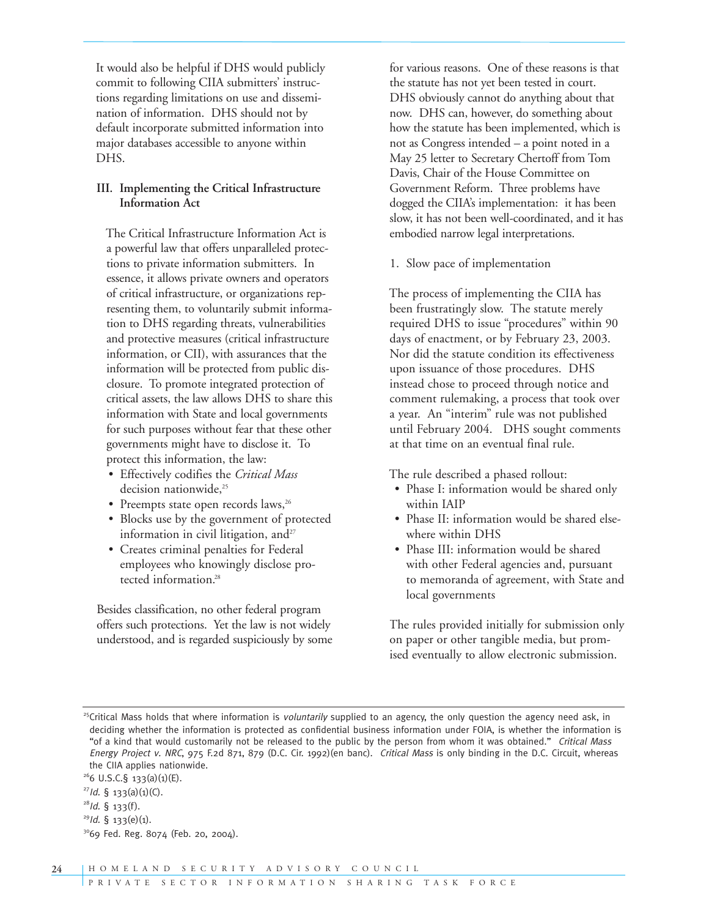It would also be helpful if DHS would publicly commit to following CIIA submitters' instructions regarding limitations on use and dissemination of information. DHS should not by default incorporate submitted information into major databases accessible to anyone within DHS.

### III. Implementing the Critical Infrastructure Information Act

The Critical Infrastructure Information Act is a powerful law that offers unparalleled protections to private information submitters. In essence, it allows private owners and operators of critical infrastructure, or organizations representing them, to voluntarily submit information to DHS regarding threats, vulnerabilities and protective measures (critical infrastructure information, or CII), with assurances that the information will be protected from public disclosure. To promote integrated protection of critical assets, the law allows DHS to share this information with State and local governments for such purposes without fear that these other governments might have to disclose it. To protect this information, the law:

- Effectively codifies the *Critical Mass* decision nationwide,[25]
- Preempts state open records laws,[26]
- Blocks use by the government of protected information in civil litigation, and[27]
- Creates criminal penalties for Federal employees who knowingly disclose protected information.[28]

Besides classification, no other federal program offers such protections. Yet the law is not widely understood, and is regarded suspiciously by some for various reasons. One of these reasons is that the statute has not yet been tested in court. DHS obviously cannot do anything about that now. DHS can, however, do something about how the statute has been implemented, which is not as Congress intended – a point noted in a May 25 letter to Secretary Chertoff from Tom Davis, Chair of the House Committee on Government Reform. Three problems have dogged the CIIA's implementation: it has been slow, it has not been well-coordinated, and it has embodied narrow legal interpretations.

1. Slow pace of implementation

The process of implementing the CIIA has been frustratingly slow. The statute merely required DHS to issue "procedures" within 90 days of enactment, or by February 23, 2003. Nor did the statute condition its effectiveness upon issuance of those procedures. DHS instead chose to proceed through notice and comment rulemaking, a process that took over a year. An "interim" rule was not published until February 2004. DHS sought comments at that time on an eventual final rule.

The rule described a phased rollout:

- Phase I: information would be shared only within IAIP
- Phase II: information would be shared elsewhere within DHS
- Phase III: information would be shared with other Federal agencies and, pursuant to memoranda of agreement, with State and local governments

The rules provided initially for submission only on paper or other tangible media, but promised eventually to allow electronic submission.

---

[25] Critical Mass holds that where information is *voluntarily* supplied to an agency, the only question the agency need ask, in deciding whether the information is protected as confidential business information under FOIA, is whether the information is "of a kind that would customarily not be released to the public by the person from whom it was obtained." *Critical Mass Energy Project v. NRC*, 975 F.2d 871, 879 (D.C. Cir. 1992)(en banc). *Critical Mass* is only binding in the D.C. Circuit, whereas the CIIA applies nationwide.

[26] 6 U.S.C.§ 133(a)(1)(E).

[27] *Id.* § 133(a)(1)(C).

[28] *Id.* § 133(f).

[29] *Id.* § 133(e)(1).

[30] 69 Fed. Reg. 8074 (Feb. 20, 2004).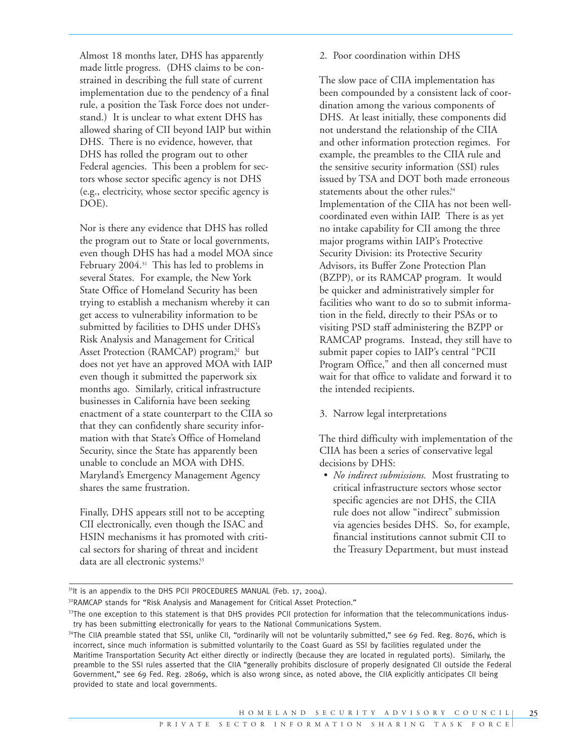Almost 18 months later, DHS has apparently made little progress. (DHS claims to be constrained in describing the full state of current implementation due to the pendency of a final rule, a position the Task Force does not understand.) It is unclear to what extent DHS has allowed sharing of CII beyond IAIP but within DHS. There is no evidence, however, that DHS has rolled the program out to other Federal agencies. This been a problem for sectors whose sector specific agency is not DHS (e.g., electricity, whose sector specific agency is DOE).

Nor is there any evidence that DHS has rolled the program out to State or local governments, even though DHS has had a model MOA since February 2004.[31] This has led to problems in several States. For example, the New York State Office of Homeland Security has been trying to establish a mechanism whereby it can get access to vulnerability information to be submitted by facilities to DHS under DHS's Risk Analysis and Management for Critical Asset Protection (RAMCAP) program,[32] but does not yet have an approved MOA with IAIP even though it submitted the paperwork six months ago. Similarly, critical infrastructure businesses in California have been seeking enactment of a state counterpart to the CIIA so that they can confidently share security information with that State's Office of Homeland Security, since the State has apparently been unable to conclude an MOA with DHS. Maryland's Emergency Management Agency shares the same frustration.

Finally, DHS appears still not to be accepting CII electronically, even though the ISAC and HSIN mechanisms it has promoted with critical sectors for sharing of threat and incident data are all electronic systems.[33]

2. Poor coordination within DHS

The slow pace of CIIA implementation has been compounded by a consistent lack of coordination among the various components of DHS. At least initially, these components did not understand the relationship of the CIIA and other information protection regimes. For example, the preambles to the CIIA rule and the sensitive security information (SSI) rules issued by TSA and DOT both made erroneous statements about the other rules.[34] Implementation of the CIIA has not been well-coordinated even within IAIP. There is as yet no intake capability for CII among the three major programs within IAIP's Protective Security Division: its Protective Security Advisors, its Buffer Zone Protection Plan (BZPP), or its RAMCAP program. It would be quicker and administratively simpler for facilities who want to do so to submit information in the field, directly to their PSAs or to visiting PSD staff administering the BZPP or RAMCAP programs. Instead, they still have to submit paper copies to IAIP's central "PCII Program Office," and then all concerned must wait for that office to validate and forward it to the intended recipients.

3. Narrow legal interpretations

The third difficulty with implementation of the CIIA has been a series of conservative legal decisions by DHS:

- *No indirect submissions.* Most frustrating to critical infrastructure sectors whose sector specific agencies are not DHS, the CIIA rule does not allow "indirect" submission via agencies besides DHS. So, for example, financial institutions cannot submit CII to the Treasury Department, but must instead

---

[31] It is an appendix to the DHS PCII PROCEDURES MANUAL (Feb. 17, 2004).

[32] RAMCAP stands for "Risk Analysis and Management for Critical Asset Protection."

[33] The one exception to this statement is that DHS provides PCII protection for information that the telecommunications industry has been submitting electronically for years to the National Communications System.

[34] The CIIA preamble stated that SSI, unlike CII, "ordinarily will not be voluntarily submitted," see 69 Fed. Reg. 8076, which is incorrect, since much information is submitted voluntarily to the Coast Guard as SSI by facilities regulated under the Maritime Transportation Security Act either directly or indirectly (because they are located in regulated ports). Similarly, the preamble to the SSI rules asserted that the CIIA "generally prohibits disclosure of properly designated CII outside the Federal Government," see 69 Fed. Reg. 28069, which is also wrong since, as noted above, the CIIA explicitly anticipates CII being provided to state and local governments.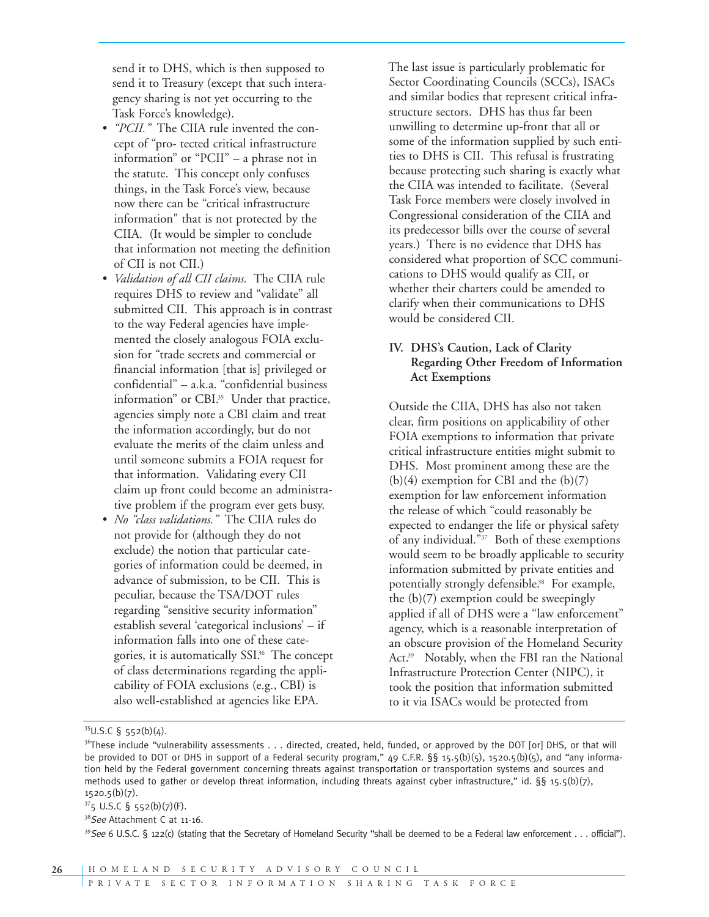send it to DHS, which is then supposed to send it to Treasury (except that such interagency sharing is not yet occurring to the Task Force's knowledge).

- *"PCII."* The CIIA rule invented the concept of "pro- tected critical infrastructure information" or "PCII" – a phrase not in the statute. This concept only confuses things, in the Task Force's view, because now there can be "critical infrastructure information" that is not protected by the CIIA. (It would be simpler to conclude that information not meeting the definition of CII is not CII.)
- *Validation of all CII claims.* The CIIA rule requires DHS to review and "validate" all submitted CII. This approach is in contrast to the way Federal agencies have implemented the closely analogous FOIA exclusion for "trade secrets and commercial or financial information [that is] privileged or confidential" – a.k.a. "confidential business information" or CBI.[35] Under that practice, agencies simply note a CBI claim and treat the information accordingly, but do not evaluate the merits of the claim unless and until someone submits a FOIA request for that information. Validating every CII claim up front could become an administrative problem if the program ever gets busy.
- *No "class validations."* The CIIA rules do not provide for (although they do not exclude) the notion that particular categories of information could be deemed, in advance of submission, to be CII. This is peculiar, because the TSA/DOT rules regarding "sensitive security information" establish several 'categorical inclusions' – if information falls into one of these categories, it is automatically SSI.[36] The concept of class determinations regarding the applicability of FOIA exclusions (e.g., CBI) is also well-established at agencies like EPA.

The last issue is particularly problematic for Sector Coordinating Councils (SCCs), ISACs and similar bodies that represent critical infrastructure sectors. DHS has thus far been unwilling to determine up-front that all or some of the information supplied by such entities to DHS is CII. This refusal is frustrating because protecting such sharing is exactly what the CIIA was intended to facilitate. (Several Task Force members were closely involved in Congressional consideration of the CIIA and its predecessor bills over the course of several years.) There is no evidence that DHS has considered what proportion of SCC communications to DHS would qualify as CII, or whether their charters could be amended to clarify when their communications to DHS would be considered CII.

### IV. DHS's Caution, Lack of Clarity Regarding Other Freedom of Information Act Exemptions

Outside the CIIA, DHS has also not taken clear, firm positions on applicability of other FOIA exemptions to information that private critical infrastructure entities might submit to DHS. Most prominent among these are the (b)(4) exemption for CBI and the (b)(7) exemption for law enforcement information the release of which "could reasonably be expected to endanger the life or physical safety of any individual."[37] Both of these exemptions would seem to be broadly applicable to security information submitted by private entities and potentially strongly defensible.[38] For example, the (b)(7) exemption could be sweepingly applied if all of DHS were a "law enforcement" agency, which is a reasonable interpretation of an obscure provision of the Homeland Security Act.[39] Notably, when the FBI ran the National Infrastructure Protection Center (NIPC), it took the position that information submitted to it via ISACs would be protected from

---

[35] U.S.C § 552(b)(4).

[36] These include "vulnerability assessments . . . directed, created, held, funded, or approved by the DOT [or] DHS, or that will be provided to DOT or DHS in support of a Federal security program," 49 C.F.R. §§ 15.5(b)(5), 1520.5(b)(5), and "any information held by the Federal government concerning threats against transportation or transportation systems and sources and methods used to gather or develop threat information, including threats against cyber infrastructure," id. §§ 15.5(b)(7), 1520.5(b)(7).

[37] 5 U.S.C § 552(b)(7)(F).

[38] *See* Attachment C at 11-16.

[39] *See* 6 U.S.C. § 122(c) (stating that the Secretary of Homeland Security "shall be deemed to be a Federal law enforcement . . . official").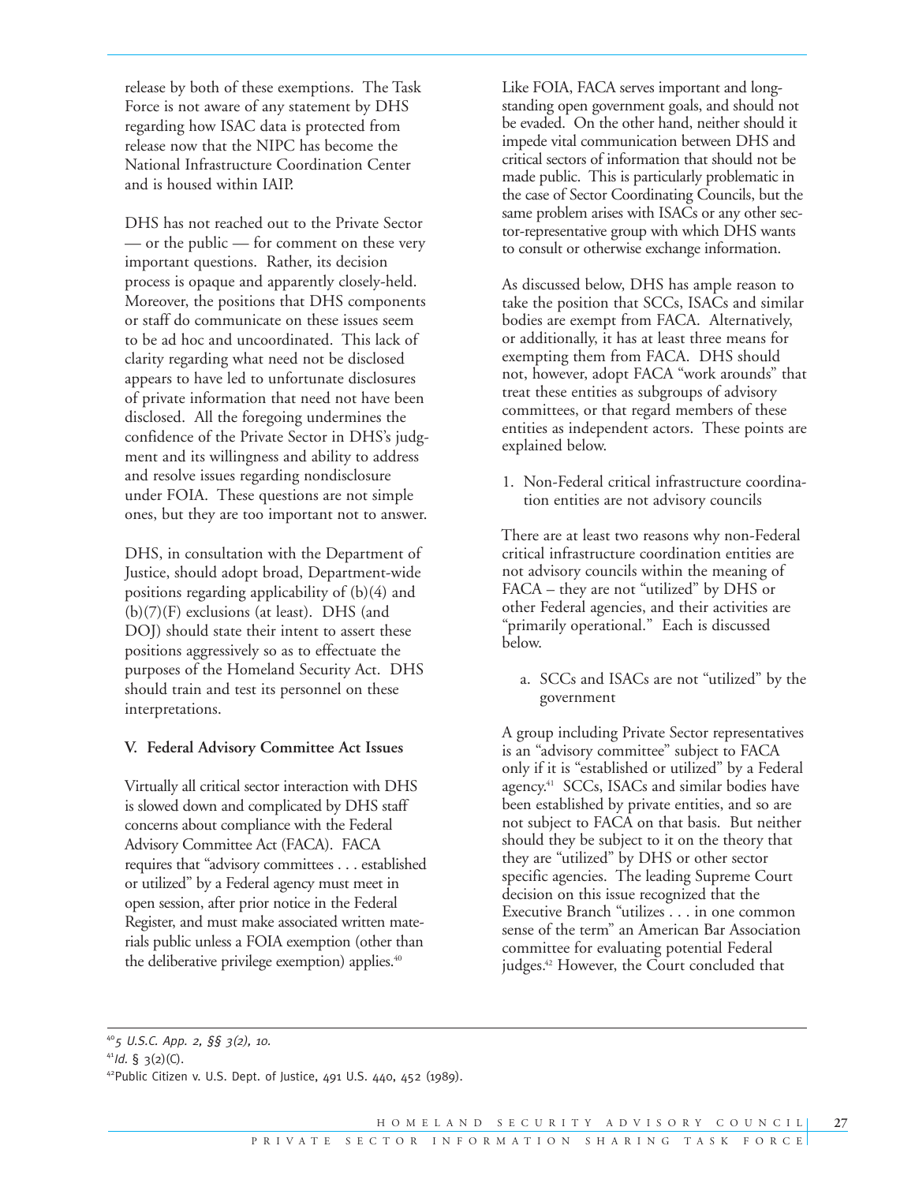release by both of these exemptions. The Task Force is not aware of any statement by DHS regarding how ISAC data is protected from release now that the NIPC has become the National Infrastructure Coordination Center and is housed within IAIP.

DHS has not reached out to the Private Sector — or the public — for comment on these very important questions. Rather, its decision process is opaque and apparently closely-held. Moreover, the positions that DHS components or staff do communicate on these issues seem to be ad hoc and uncoordinated. This lack of clarity regarding what need not be disclosed appears to have led to unfortunate disclosures of private information that need not have been disclosed. All the foregoing undermines the confidence of the Private Sector in DHS's judgment and its willingness and ability to address and resolve issues regarding nondisclosure under FOIA. These questions are not simple ones, but they are too important not to answer.

DHS, in consultation with the Department of Justice, should adopt broad, Department-wide positions regarding applicability of (b)(4) and (b)(7)(F) exclusions (at least). DHS (and DOJ) should state their intent to assert these positions aggressively so as to effectuate the purposes of the Homeland Security Act. DHS should train and test its personnel on these interpretations.

## V. Federal Advisory Committee Act Issues

Virtually all critical sector interaction with DHS is slowed down and complicated by DHS staff concerns about compliance with the Federal Advisory Committee Act (FACA). FACA requires that "advisory committees . . . established or utilized" by a Federal agency must meet in open session, after prior notice in the Federal Register, and must make associated written materials public unless a FOIA exemption (other than the deliberative privilege exemption) applies.[40]

Like FOIA, FACA serves important and long-standing open government goals, and should not be evaded. On the other hand, neither should it impede vital communication between DHS and critical sectors of information that should not be made public. This is particularly problematic in the case of Sector Coordinating Councils, but the same problem arises with ISACs or any other sector-representative group with which DHS wants to consult or otherwise exchange information.

As discussed below, DHS has ample reason to take the position that SCCs, ISACs and similar bodies are exempt from FACA. Alternatively, or additionally, it has at least three means for exempting them from FACA. DHS should not, however, adopt FACA "work arounds" that treat these entities as subgroups of advisory committees, or that regard members of these entities as independent actors. These points are explained below.

1. Non-Federal critical infrastructure coordination entities are not advisory councils

There are at least two reasons why non-Federal critical infrastructure coordination entities are not advisory councils within the meaning of FACA – they are not "utilized" by DHS or other Federal agencies, and their activities are "primarily operational." Each is discussed below.

   a. SCCs and ISACs are not "utilized" by the government

A group including Private Sector representatives is an "advisory committee" subject to FACA only if it is "established or utilized" by a Federal agency.[41] SCCs, ISACs and similar bodies have been established by private entities, and so are not subject to FACA on that basis. But neither should they be subject to it on the theory that they are "utilized" by DHS or other sector specific agencies. The leading Supreme Court decision on this issue recognized that the Executive Branch "utilizes . . . in one common sense of the term" an American Bar Association committee for evaluating potential Federal judges.[42] However, the Court concluded that

---

[40] *5 U.S.C. App. 2, §§ 3(2), 10.*

[41] *Id.* § 3(2)(C).

[42] Public Citizen v. U.S. Dept. of Justice, 491 U.S. 440, 452 (1989).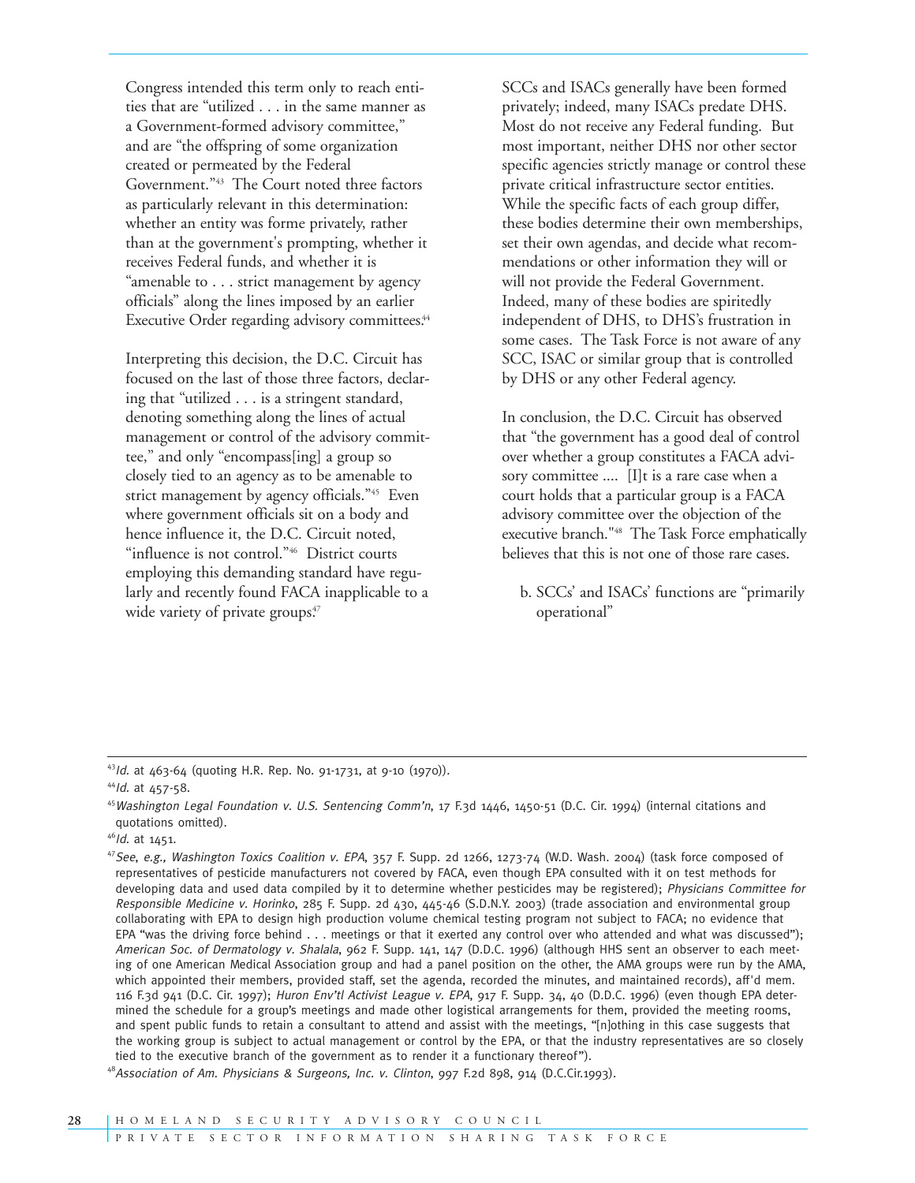Congress intended this term only to reach entities that are "utilized . . . in the same manner as a Government-formed advisory committee," and are "the offspring of some organization created or permeated by the Federal Government."[43] The Court noted three factors as particularly relevant in this determination: whether an entity was forme privately, rather than at the government's prompting, whether it receives Federal funds, and whether it is "amenable to . . . strict management by agency officials" along the lines imposed by an earlier Executive Order regarding advisory committees.[44]

Interpreting this decision, the D.C. Circuit has focused on the last of those three factors, declaring that "utilized . . . is a stringent standard, denoting something along the lines of actual management or control of the advisory committee," and only "encompass[ing] a group so closely tied to an agency as to be amenable to strict management by agency officials."[45] Even where government officials sit on a body and hence influence it, the D.C. Circuit noted, "influence is not control."[46] District courts employing this demanding standard have regularly and recently found FACA inapplicable to a wide variety of private groups.[47]

SCCs and ISACs generally have been formed privately; indeed, many ISACs predate DHS. Most do not receive any Federal funding. But most important, neither DHS nor other sector specific agencies strictly manage or control these private critical infrastructure sector entities. While the specific facts of each group differ, these bodies determine their own memberships, set their own agendas, and decide what recommendations or other information they will or will not provide the Federal Government. Indeed, many of these bodies are spiritedly independent of DHS, to DHS's frustration in some cases. The Task Force is not aware of any SCC, ISAC or similar group that is controlled by DHS or any other Federal agency.

In conclusion, the D.C. Circuit has observed that "the government has a good deal of control over whether a group constitutes a FACA advisory committee .... [I]t is a rare case when a court holds that a particular group is a FACA advisory committee over the objection of the executive branch."[48] The Task Force emphatically believes that this is not one of those rare cases.

b. SCCs' and ISACs' functions are "primarily operational"

---

[43] *Id.* at 463-64 (quoting H.R. Rep. No. 91-1731, at 9-10 (1970)).

[44] *Id.* at 457-58.

[45] *Washington Legal Foundation v. U.S. Sentencing Comm'n*, 17 F.3d 1446, 1450-51 (D.C. Cir. 1994) (internal citations and quotations omitted).

[46] *Id.* at 1451.

[47] *See, e.g., Washington Toxics Coalition v. EPA*, 357 F. Supp. 2d 1266, 1273-74 (W.D. Wash. 2004) (task force composed of representatives of pesticide manufacturers not covered by FACA, even though EPA consulted with it on test methods for developing data and used data compiled by it to determine whether pesticides may be registered); *Physicians Committee for Responsible Medicine v. Horinko*, 285 F. Supp. 2d 430, 445-46 (S.D.N.Y. 2003) (trade association and environmental group collaborating with EPA to design high production volume chemical testing program not subject to FACA; no evidence that EPA "was the driving force behind . . . meetings or that it exerted any control over who attended and what was discussed"); *American Soc. of Dermatology v. Shalala*, 962 F. Supp. 141, 147 (D.D.C. 1996) (although HHS sent an observer to each meeting of one American Medical Association group and had a panel position on the other, the AMA groups were run by the AMA, which appointed their members, provided staff, set the agenda, recorded the minutes, and maintained records), aff'd mem. 116 F.3d 941 (D.C. Cir. 1997); *Huron Env'tl Activist League v. EPA*, 917 F. Supp. 34, 40 (D.D.C. 1996) (even though EPA determined the schedule for a group's meetings and made other logistical arrangements for them, provided the meeting rooms, and spent public funds to retain a consultant to attend and assist with the meetings, "[n]othing in this case suggests that the working group is subject to actual management or control by the EPA, or that the industry representatives are so closely tied to the executive branch of the government as to render it a functionary thereof").

[48] *Association of Am. Physicians & Surgeons, Inc. v. Clinton*, 997 F.2d 898, 914 (D.C.Cir.1993).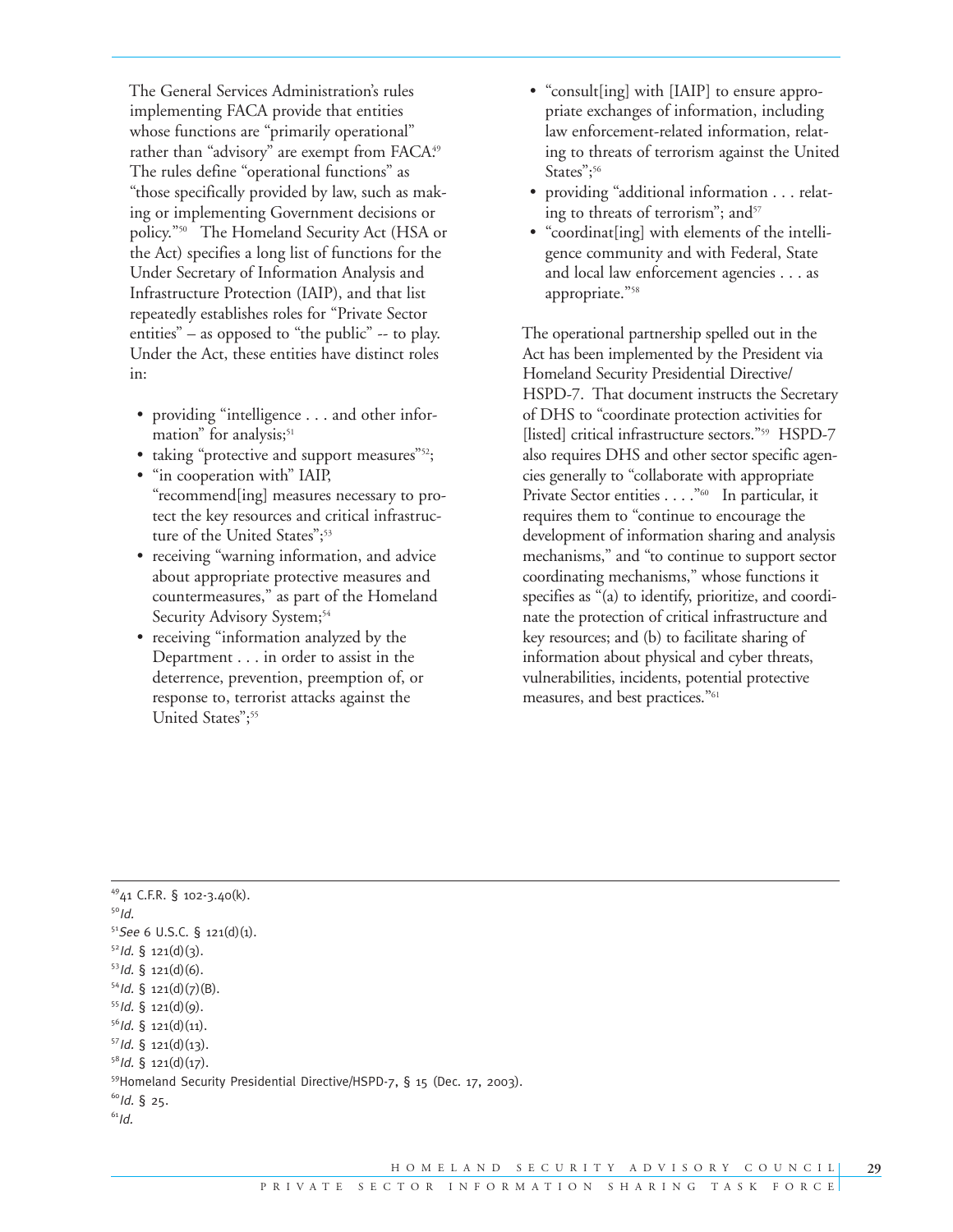The General Services Administration's rules implementing FACA provide that entities whose functions are "primarily operational" rather than "advisory" are exempt from FACA.[49] The rules define "operational functions" as "those specifically provided by law, such as making or implementing Government decisions or policy."[50] The Homeland Security Act (HSA or the Act) specifies a long list of functions for the Under Secretary of Information Analysis and Infrastructure Protection (IAIP), and that list repeatedly establishes roles for "Private Sector entities" – as opposed to "the public" -- to play. Under the Act, these entities have distinct roles in:

- providing "intelligence . . . and other information" for analysis;[51]
- taking "protective and support measures"[52];
- "in cooperation with" IAIP, "recommend[ing] measures necessary to protect the key resources and critical infrastructure of the United States";[53]
- receiving "warning information, and advice about appropriate protective measures and countermeasures," as part of the Homeland Security Advisory System;[54]
- receiving "information analyzed by the Department . . . in order to assist in the deterrence, prevention, preemption of, or response to, terrorist attacks against the United States";[55]
- "consult[ing] with [IAIP] to ensure appropriate exchanges of information, including law enforcement-related information, relating to threats of terrorism against the United States";[56]
- providing "additional information . . . relating to threats of terrorism"; and[57]
- "coordinat[ing] with elements of the intelligence community and with Federal, State and local law enforcement agencies . . . as appropriate."[58]

The operational partnership spelled out in the Act has been implemented by the President via Homeland Security Presidential Directive/HSPD-7. That document instructs the Secretary of DHS to "coordinate protection activities for [listed] critical infrastructure sectors."[59] HSPD-7 also requires DHS and other sector specific agencies generally to "collaborate with appropriate Private Sector entities . . . ."[60] In particular, it requires them to "continue to encourage the development of information sharing and analysis mechanisms," and "to continue to support sector coordinating mechanisms," whose functions it specifies as "(a) to identify, prioritize, and coordinate the protection of critical infrastructure and key resources; and (b) to facilitate sharing of information about physical and cyber threats, vulnerabilities, incidents, potential protective measures, and best practices."[61]

---

[49] 41 C.F.R. § 102-3.40(k).
[50] *Id.*
[51] *See* 6 U.S.C. § 121(d)(1).
[52] *Id.* § 121(d)(3).
[53] *Id.* § 121(d)(6).
[54] *Id.* § 121(d)(7)(B).
[55] *Id.* § 121(d)(9).
[56] *Id.* § 121(d)(11).
[57] *Id.* § 121(d)(13).
[58] *Id.* § 121(d)(17).
[59] Homeland Security Presidential Directive/HSPD-7, § 15 (Dec. 17, 2003).
[60] *Id.* § 25.
[61] *Id.*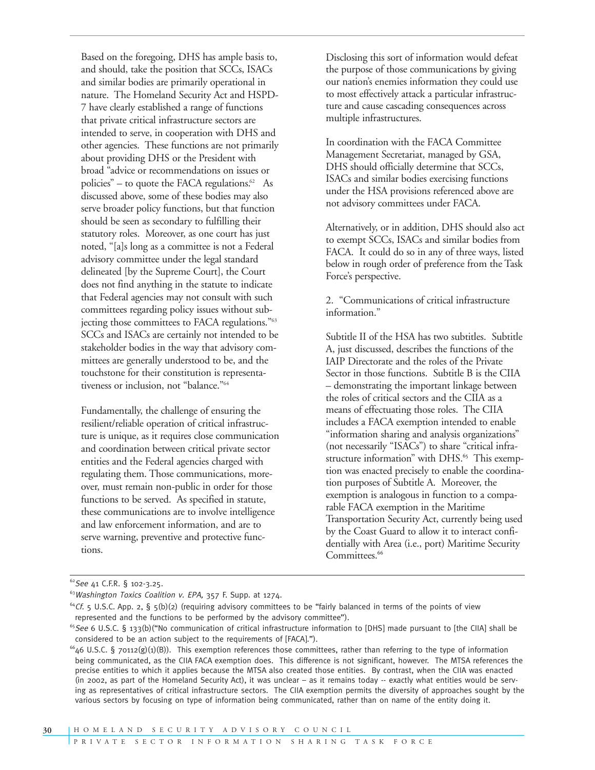Based on the foregoing, DHS has ample basis to, and should, take the position that SCCs, ISACs and similar bodies are primarily operational in nature. The Homeland Security Act and HSPD-7 have clearly established a range of functions that private critical infrastructure sectors are intended to serve, in cooperation with DHS and other agencies. These functions are not primarily about providing DHS or the President with broad "advice or recommendations on issues or policies" – to quote the FACA regulations.[62] As discussed above, some of these bodies may also serve broader policy functions, but that function should be seen as secondary to fulfilling their statutory roles. Moreover, as one court has just noted, "[a]s long as a committee is not a Federal advisory committee under the legal standard delineated [by the Supreme Court], the Court does not find anything in the statute to indicate that Federal agencies may not consult with such committees regarding policy issues without subjecting those committees to FACA regulations."[63] SCCs and ISACs are certainly not intended to be stakeholder bodies in the way that advisory committees are generally understood to be, and the touchstone for their constitution is representativeness or inclusion, not "balance."[64]

Fundamentally, the challenge of ensuring the resilient/reliable operation of critical infrastructure is unique, as it requires close communication and coordination between critical private sector entities and the Federal agencies charged with regulating them. Those communications, moreover, must remain non-public in order for those functions to be served. As specified in statute, these communications are to involve intelligence and law enforcement information, and are to serve warning, preventive and protective functions. Disclosing this sort of information would defeat the purpose of those communications by giving our nation's enemies information they could use to most effectively attack a particular infrastructure and cause cascading consequences across multiple infrastructures.

In coordination with the FACA Committee Management Secretariat, managed by GSA, DHS should officially determine that SCCs, ISACs and similar bodies exercising functions under the HSA provisions referenced above are not advisory committees under FACA.

Alternatively, or in addition, DHS should also act to exempt SCCs, ISACs and similar bodies from FACA. It could do so in any of three ways, listed below in rough order of preference from the Task Force's perspective.

2. "Communications of critical infrastructure information."

Subtitle II of the HSA has two subtitles. Subtitle A, just discussed, describes the functions of the IAIP Directorate and the roles of the Private Sector in those functions. Subtitle B is the CIIA – demonstrating the important linkage between the roles of critical sectors and the CIIA as a means of effectuating those roles. The CIIA includes a FACA exemption intended to enable "information sharing and analysis organizations" (not necessarily "ISACs") to share "critical infrastructure information" with DHS.[65] This exemption was enacted precisely to enable the coordination purposes of Subtitle A. Moreover, the exemption is analogous in function to a comparable FACA exemption in the Maritime Transportation Security Act, currently being used by the Coast Guard to allow it to interact confidentially with Area (i.e., port) Maritime Security Committees.[66]

---

[62] *See* 41 C.F.R. § 102-3.25.

[63] *Washington Toxics Coalition v. EPA,* 357 F. Supp. at 1274.

[64] *Cf.* 5 U.S.C. App. 2, § 5(b)(2) (requiring advisory committees to be "fairly balanced in terms of the points of view represented and the functions to be performed by the advisory committee").

[65] *See* 6 U.S.C. § 133(b)("No communication of critical infrastructure information to [DHS] made pursuant to [the CIIA] shall be considered to be an action subject to the requirements of [FACA].").

[66] 46 U.S.C. § 70112(g)(1)(B)). This exemption references those committees, rather than referring to the type of information being communicated, as the CIIA FACA exemption does. This difference is not significant, however. The MTSA references the precise entities to which it applies because the MTSA also created those entities. By contrast, when the CIIA was enacted (in 2002, as part of the Homeland Security Act), it was unclear – as it remains today -- exactly what entities would be serving as representatives of critical infrastructure sectors. The CIIA exemption permits the diversity of approaches sought by the various sectors by focusing on type of information being communicated, rather than on name of the entity doing it.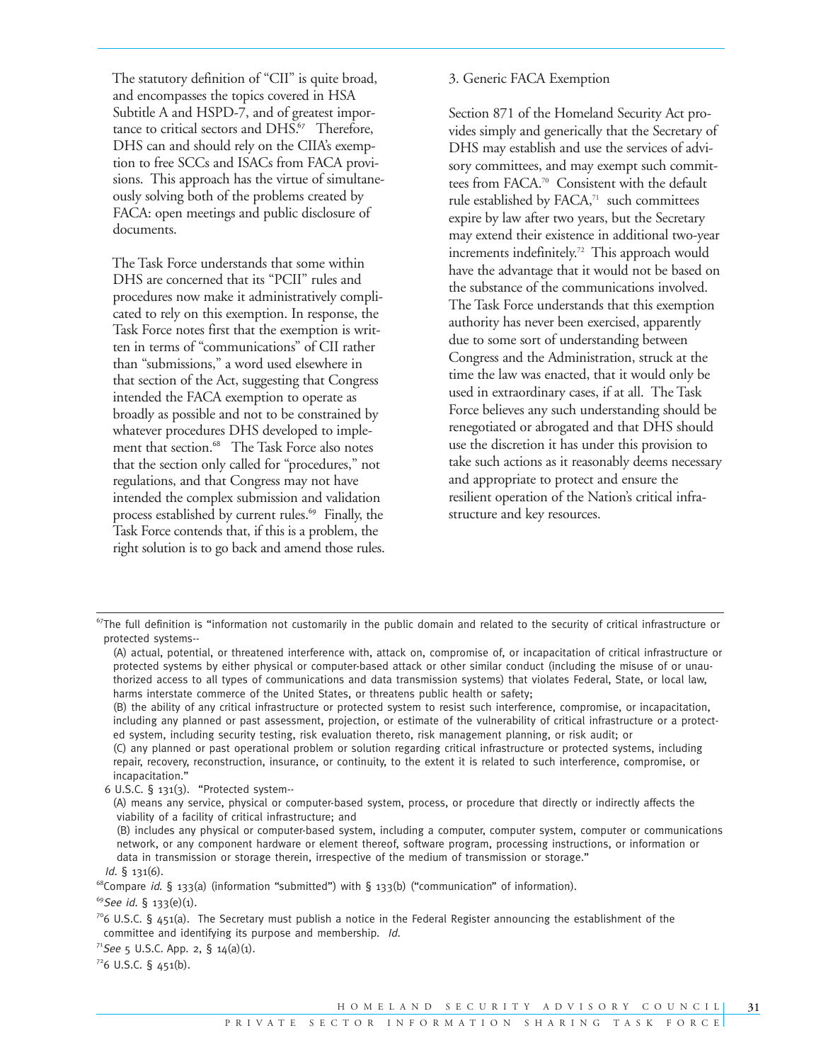The statutory definition of "CII" is quite broad, and encompasses the topics covered in HSA Subtitle A and HSPD-7, and of greatest importance to critical sectors and DHS.[67] Therefore, DHS can and should rely on the CIIA's exemption to free SCCs and ISACs from FACA provisions. This approach has the virtue of simultaneously solving both of the problems created by FACA: open meetings and public disclosure of documents.

The Task Force understands that some within DHS are concerned that its "PCII" rules and procedures now make it administratively complicated to rely on this exemption. In response, the Task Force notes first that the exemption is written in terms of "communications" of CII rather than "submissions," a word used elsewhere in that section of the Act, suggesting that Congress intended the FACA exemption to operate as broadly as possible and not to be constrained by whatever procedures DHS developed to implement that section.[68] The Task Force also notes that the section only called for "procedures," not regulations, and that Congress may not have intended the complex submission and validation process established by current rules.[69] Finally, the Task Force contends that, if this is a problem, the right solution is to go back and amend those rules.

3. Generic FACA Exemption

Section 871 of the Homeland Security Act provides simply and generically that the Secretary of DHS may establish and use the services of advisory committees, and may exempt such committees from FACA.[70] Consistent with the default rule established by FACA,[71] such committees expire by law after two years, but the Secretary may extend their existence in additional two-year increments indefinitely.[72] This approach would have the advantage that it would not be based on the substance of the communications involved. The Task Force understands that this exemption authority has never been exercised, apparently due to some sort of understanding between Congress and the Administration, struck at the time the law was enacted, that it would only be used in extraordinary cases, if at all. The Task Force believes any such understanding should be renegotiated or abrogated and that DHS should use the discretion it has under this provision to take such actions as it reasonably deems necessary and appropriate to protect and ensure the resilient operation of the Nation's critical infrastructure and key resources.

---

[67] The full definition is "information not customarily in the public domain and related to the security of critical infrastructure or protected systems--

(A) actual, potential, or threatened interference with, attack on, compromise of, or incapacitation of critical infrastructure or protected systems by either physical or computer-based attack or other similar conduct (including the misuse of or unauthorized access to all types of communications and data transmission systems) that violates Federal, State, or local law, harms interstate commerce of the United States, or threatens public health or safety;

(B) the ability of any critical infrastructure or protected system to resist such interference, compromise, or incapacitation, including any planned or past assessment, projection, or estimate of the vulnerability of critical infrastructure or a protected system, including security testing, risk evaluation thereto, risk management planning, or risk audit; or

(C) any planned or past operational problem or solution regarding critical infrastructure or protected systems, including repair, recovery, reconstruction, insurance, or continuity, to the extent it is related to such interference, compromise, or incapacitation."

6 U.S.C. § 131(3). "Protected system--

(A) means any service, physical or computer-based system, process, or procedure that directly or indirectly affects the viability of a facility of critical infrastructure; and

(B) includes any physical or computer-based system, including a computer, computer system, computer or communications network, or any component hardware or element thereof, software program, processing instructions, or information or data in transmission or storage therein, irrespective of the medium of transmission or storage."

*Id.* § 131(6).

[68] Compare *id.* § 133(a) (information "submitted") with § 133(b) ("communication" of information).

[69] *See id.* § 133(e)(1).

[70] 6 U.S.C. § 451(a). The Secretary must publish a notice in the Federal Register announcing the establishment of the committee and identifying its purpose and membership. *Id.*

[71] *See* 5 U.S.C. App. 2, § 14(a)(1).

[72] 6 U.S.C. § 451(b).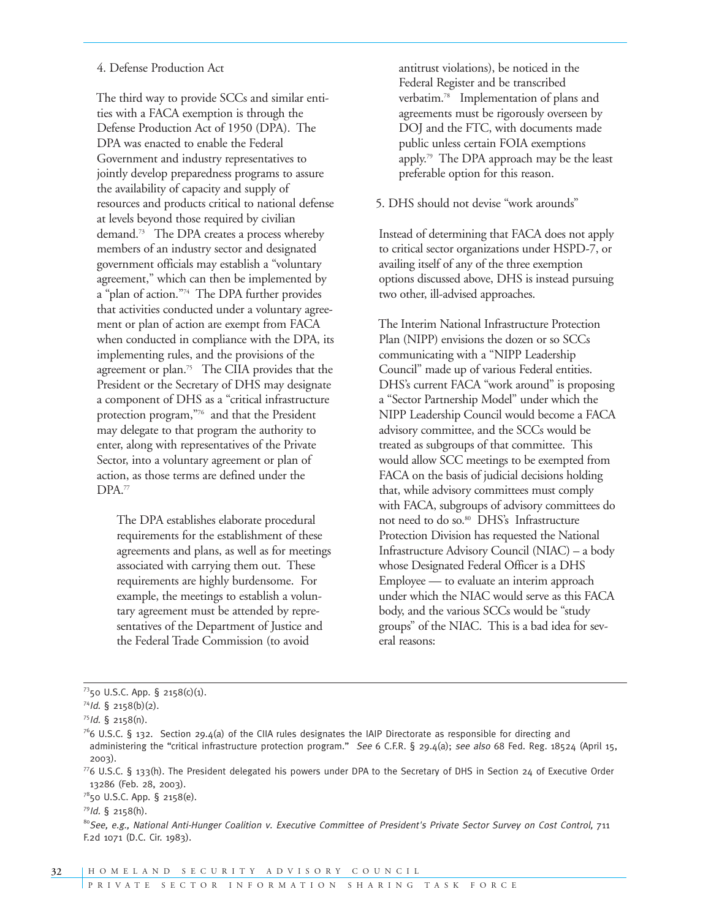4. Defense Production Act

The third way to provide SCCs and similar entities with a FACA exemption is through the Defense Production Act of 1950 (DPA). The DPA was enacted to enable the Federal Government and industry representatives to jointly develop preparedness programs to assure the availability of capacity and supply of resources and products critical to national defense at levels beyond those required by civilian demand.[73] The DPA creates a process whereby members of an industry sector and designated government officials may establish a "voluntary agreement," which can then be implemented by a "plan of action."[74] The DPA further provides that activities conducted under a voluntary agreement or plan of action are exempt from FACA when conducted in compliance with the DPA, its implementing rules, and the provisions of the agreement or plan.[75] The CIIA provides that the President or the Secretary of DHS may designate a component of DHS as a "critical infrastructure protection program,"[76] and that the President may delegate to that program the authority to enter, along with representatives of the Private Sector, into a voluntary agreement or plan of action, as those terms are defined under the DPA.[77]

> The DPA establishes elaborate procedural requirements for the establishment of these agreements and plans, as well as for meetings associated with carrying them out. These requirements are highly burdensome. For example, the meetings to establish a voluntary agreement must be attended by representatives of the Department of Justice and the Federal Trade Commission (to avoid antitrust violations), be noticed in the Federal Register and be transcribed verbatim.[78] Implementation of plans and agreements must be rigorously overseen by DOJ and the FTC, with documents made public unless certain FOIA exemptions apply.[79] The DPA approach may be the least preferable option for this reason.

5. DHS should not devise "work arounds"

Instead of determining that FACA does not apply to critical sector organizations under HSPD-7, or availing itself of any of the three exemption options discussed above, DHS is instead pursuing two other, ill-advised approaches.

The Interim National Infrastructure Protection Plan (NIPP) envisions the dozen or so SCCs communicating with a "NIPP Leadership Council" made up of various Federal entities. DHS's current FACA "work around" is proposing a "Sector Partnership Model" under which the NIPP Leadership Council would become a FACA advisory committee, and the SCCs would be treated as subgroups of that committee. This would allow SCC meetings to be exempted from FACA on the basis of judicial decisions holding that, while advisory committees must comply with FACA, subgroups of advisory committees do not need to do so.[80] DHS's Infrastructure Protection Division has requested the National Infrastructure Advisory Council (NIAC) – a body whose Designated Federal Officer is a DHS Employee — to evaluate an interim approach under which the NIAC would serve as this FACA body, and the various SCCs would be "study groups" of the NIAC. This is a bad idea for several reasons:

---

[73] 50 U.S.C. App. § 2158(c)(1).

[74] *Id.* § 2158(b)(2).

[75] *Id.* § 2158(n).

[76] 6 U.S.C. § 132. Section 29.4(a) of the CIIA rules designates the IAIP Directorate as responsible for directing and administering the "critical infrastructure protection program." *See* 6 C.F.R. § 29.4(a); *see also* 68 Fed. Reg. 18524 (April 15, 2003).

[77] 6 U.S.C. § 133(h). The President delegated his powers under DPA to the Secretary of DHS in Section 24 of Executive Order 13286 (Feb. 28, 2003).

[78] 50 U.S.C. App. § 2158(e).

[79] *Id.* § 2158(h).

[80] *See, e.g., National Anti-Hunger Coalition v. Executive Committee of President's Private Sector Survey on Cost Control,* 711 F.2d 1071 (D.C. Cir. 1983).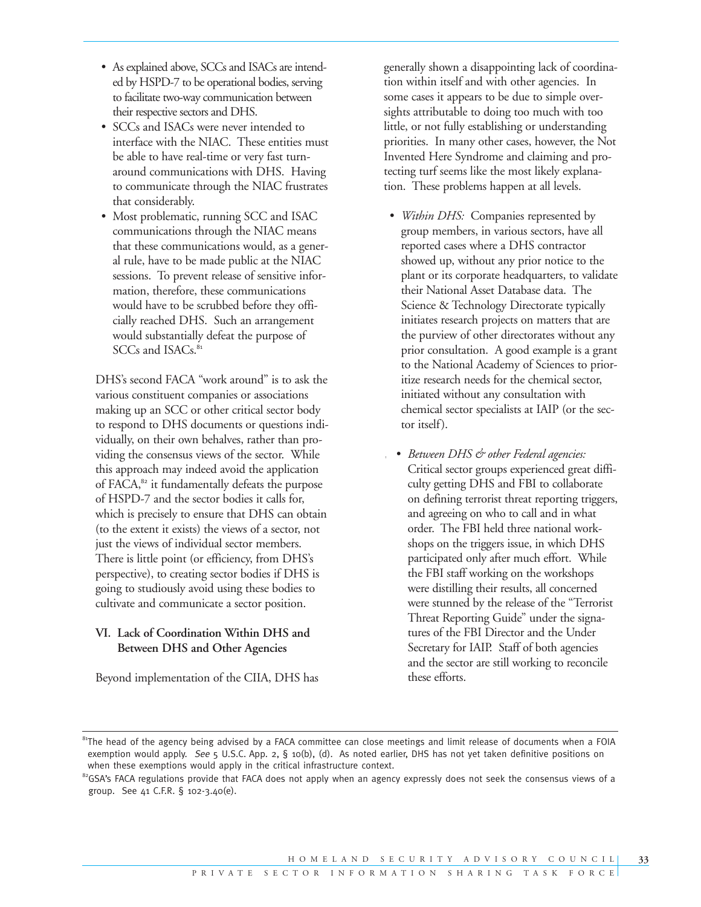- As explained above, SCCs and ISACs are intended by HSPD-7 to be operational bodies, serving to facilitate two-way communication between their respective sectors and DHS.
- SCCs and ISACs were never intended to interface with the NIAC. These entities must be able to have real-time or very fast turn-around communications with DHS. Having to communicate through the NIAC frustrates that considerably.
- Most problematic, running SCC and ISAC communications through the NIAC means that these communications would, as a general rule, have to be made public at the NIAC sessions. To prevent release of sensitive information, therefore, these communications would have to be scrubbed before they officially reached DHS. Such an arrangement would substantially defeat the purpose of SCCs and ISACs.[81]

DHS's second FACA "work around" is to ask the various constituent companies or associations making up an SCC or other critical sector body to respond to DHS documents or questions individually, on their own behalves, rather than providing the consensus views of the sector. While this approach may indeed avoid the application of FACA,[82] it fundamentally defeats the purpose of HSPD-7 and the sector bodies it calls for, which is precisely to ensure that DHS can obtain (to the extent it exists) the views of a sector, not just the views of individual sector members. There is little point (or efficiency, from DHS's perspective), to creating sector bodies if DHS is going to studiously avoid using these bodies to cultivate and communicate a sector position.

## VI. Lack of Coordination Within DHS and Between DHS and Other Agencies

Beyond implementation of the CIIA, DHS has generally shown a disappointing lack of coordination within itself and with other agencies. In some cases it appears to be due to simple oversights attributable to doing too much with too little, or not fully establishing or understanding priorities. In many other cases, however, the Not Invented Here Syndrome and claiming and protecting turf seems like the most likely explanation. These problems happen at all levels.

- *Within DHS:* Companies represented by group members, in various sectors, have all reported cases where a DHS contractor showed up, without any prior notice to the plant or its corporate headquarters, to validate their National Asset Database data. The Science & Technology Directorate typically initiates research projects on matters that are the purview of other directorates without any prior consultation. A good example is a grant to the National Academy of Sciences to prioritize research needs for the chemical sector, initiated without any consultation with chemical sector specialists at IAIP (or the sector itself).
- *Between DHS & other Federal agencies:* Critical sector groups experienced great difficulty getting DHS and FBI to collaborate on defining terrorist threat reporting triggers, and agreeing on who to call and in what order. The FBI held three national workshops on the triggers issue, in which DHS participated only after much effort. While the FBI staff working on the workshops were distilling their results, all concerned were stunned by the release of the "Terrorist Threat Reporting Guide" under the signatures of the FBI Director and the Under Secretary for IAIP. Staff of both agencies and the sector are still working to reconcile these efforts.

---

[81] The head of the agency being advised by a FACA committee can close meetings and limit release of documents when a FOIA exemption would apply. *See* 5 U.S.C. App. 2, § 10(b), (d). As noted earlier, DHS has not yet taken definitive positions on when these exemptions would apply in the critical infrastructure context.

[82] GSA's FACA regulations provide that FACA does not apply when an agency expressly does not seek the consensus views of a group. See 41 C.F.R. § 102-3.40(e).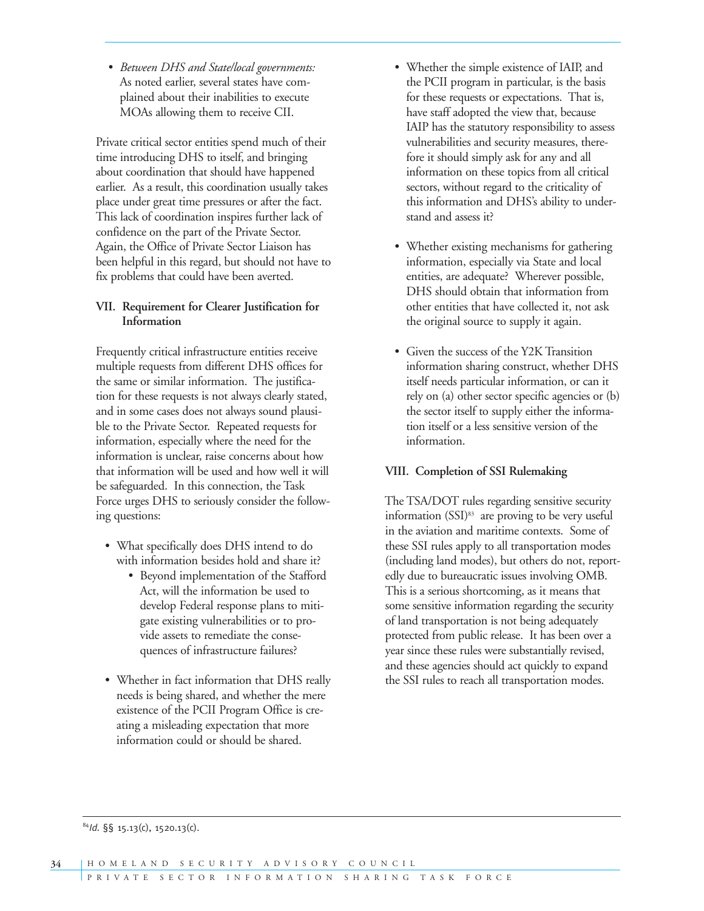- *Between DHS and State/local governments:* As noted earlier, several states have complained about their inabilities to execute MOAs allowing them to receive CII.

Private critical sector entities spend much of their time introducing DHS to itself, and bringing about coordination that should have happened earlier. As a result, this coordination usually takes place under great time pressures or after the fact. This lack of coordination inspires further lack of confidence on the part of the Private Sector. Again, the Office of Private Sector Liaison has been helpful in this regard, but should not have to fix problems that could have been averted.

### VII. Requirement for Clearer Justification for Information

Frequently critical infrastructure entities receive multiple requests from different DHS offices for the same or similar information. The justification for these requests is not always clearly stated, and in some cases does not always sound plausible to the Private Sector. Repeated requests for information, especially where the need for the information is unclear, raise concerns about how that information will be used and how well it will be safeguarded. In this connection, the Task Force urges DHS to seriously consider the following questions:

- What specifically does DHS intend to do with information besides hold and share it?
  - Beyond implementation of the Stafford Act, will the information be used to develop Federal response plans to mitigate existing vulnerabilities or to provide assets to remediate the consequences of infrastructure failures?
- Whether in fact information that DHS really needs is being shared, and whether the mere existence of the PCII Program Office is creating a misleading expectation that more information could or should be shared.
- Whether the simple existence of IAIP, and the PCII program in particular, is the basis for these requests or expectations. That is, have staff adopted the view that, because IAIP has the statutory responsibility to assess vulnerabilities and security measures, therefore it should simply ask for any and all information on these topics from all critical sectors, without regard to the criticality of this information and DHS's ability to understand and assess it?
- Whether existing mechanisms for gathering information, especially via State and local entities, are adequate? Wherever possible, DHS should obtain that information from other entities that have collected it, not ask the original source to supply it again.
- Given the success of the Y2K Transition information sharing construct, whether DHS itself needs particular information, or can it rely on (a) other sector specific agencies or (b) the sector itself to supply either the information itself or a less sensitive version of the information.

### VIII. Completion of SSI Rulemaking

The TSA/DOT rules regarding sensitive security information (SSI)[83] are proving to be very useful in the aviation and maritime contexts. Some of these SSI rules apply to all transportation modes (including land modes), but others do not, reportedly due to bureaucratic issues involving OMB. This is a serious shortcoming, as it means that some sensitive information regarding the security of land transportation is not being adequately protected from public release. It has been over a year since these rules were substantially revised, and these agencies should act quickly to expand the SSI rules to reach all transportation modes.

---

[84] *Id.* §§ 15.13(c), 1520.13(c).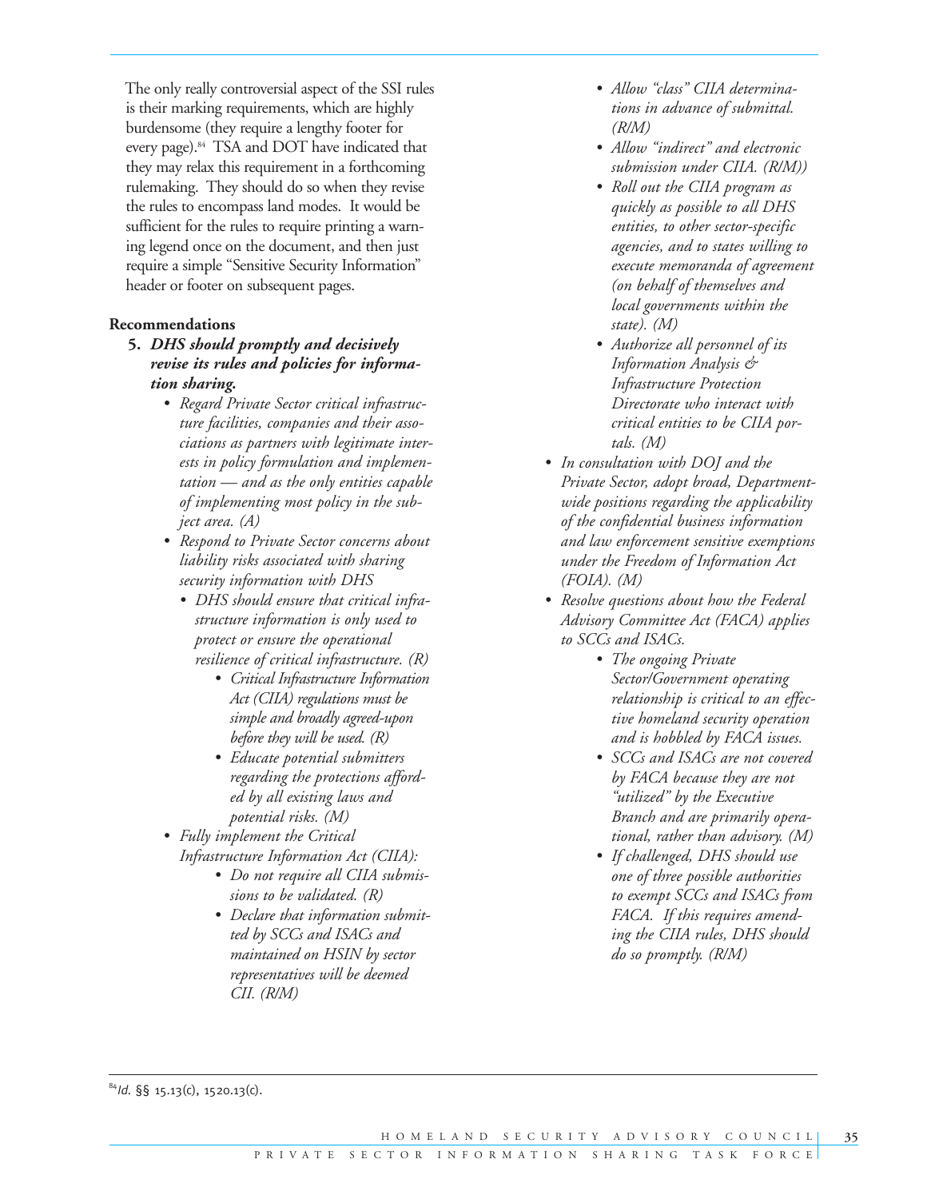The only really controversial aspect of the SSI rules is their marking requirements, which are highly burdensome (they require a lengthy footer for every page).[84] TSA and DOT have indicated that they may relax this requirement in a forthcoming rulemaking. They should do so when they revise the rules to encompass land modes. It would be sufficient for the rules to require printing a warning legend once on the document, and then just require a simple "Sensitive Security Information" header or footer on subsequent pages.

**Recommendations**

**5. *DHS should promptly and decisively revise its rules and policies for information sharing.***

- *Regard Private Sector critical infrastructure facilities, companies and their associations as partners with legitimate interests in policy formulation and implementation — and as the only entities capable of implementing most policy in the subject area. (A)*
- *Respond to Private Sector concerns about liability risks associated with sharing security information with DHS*
  - *DHS should ensure that critical infrastructure information is only used to protect or ensure the operational resilience of critical infrastructure. (R)*
    - *Critical Infrastructure Information Act (CIIA) regulations must be simple and broadly agreed-upon before they will be used. (R)*
    - *Educate potential submitters regarding the protections afforded by all existing laws and potential risks. (M)*
- *Fully implement the Critical Infrastructure Information Act (CIIA):*
  - *Do not require all CIIA submissions to be validated. (R)*
  - *Declare that information submitted by SCCs and ISACs and maintained on HSIN by sector representatives will be deemed CII. (R/M)*
  - *Allow "class" CIIA determinations in advance of submittal. (R/M)*
  - *Allow "indirect" and electronic submission under CIIA. (R/M))*
  - *Roll out the CIIA program as quickly as possible to all DHS entities, to other sector-specific agencies, and to states willing to execute memoranda of agreement (on behalf of themselves and local governments within the state). (M)*
  - *Authorize all personnel of its Information Analysis & Infrastructure Protection Directorate who interact with critical entities to be CIIA portals. (M)*
- *In consultation with DOJ and the Private Sector, adopt broad, Department-wide positions regarding the applicability of the confidential business information and law enforcement sensitive exemptions under the Freedom of Information Act (FOIA). (M)*
- *Resolve questions about how the Federal Advisory Committee Act (FACA) applies to SCCs and ISACs.*
  - *The ongoing Private Sector/Government operating relationship is critical to an effective homeland security operation and is hobbled by FACA issues.*
  - *SCCs and ISACs are not covered by FACA because they are not "utilized" by the Executive Branch and are primarily operational, rather than advisory. (M)*
  - *If challenged, DHS should use one of three possible authorities to exempt SCCs and ISACs from FACA. If this requires amending the CIIA rules, DHS should do so promptly. (R/M)*

---

[84] *Id.* §§ 15.13(c), 1520.13(c).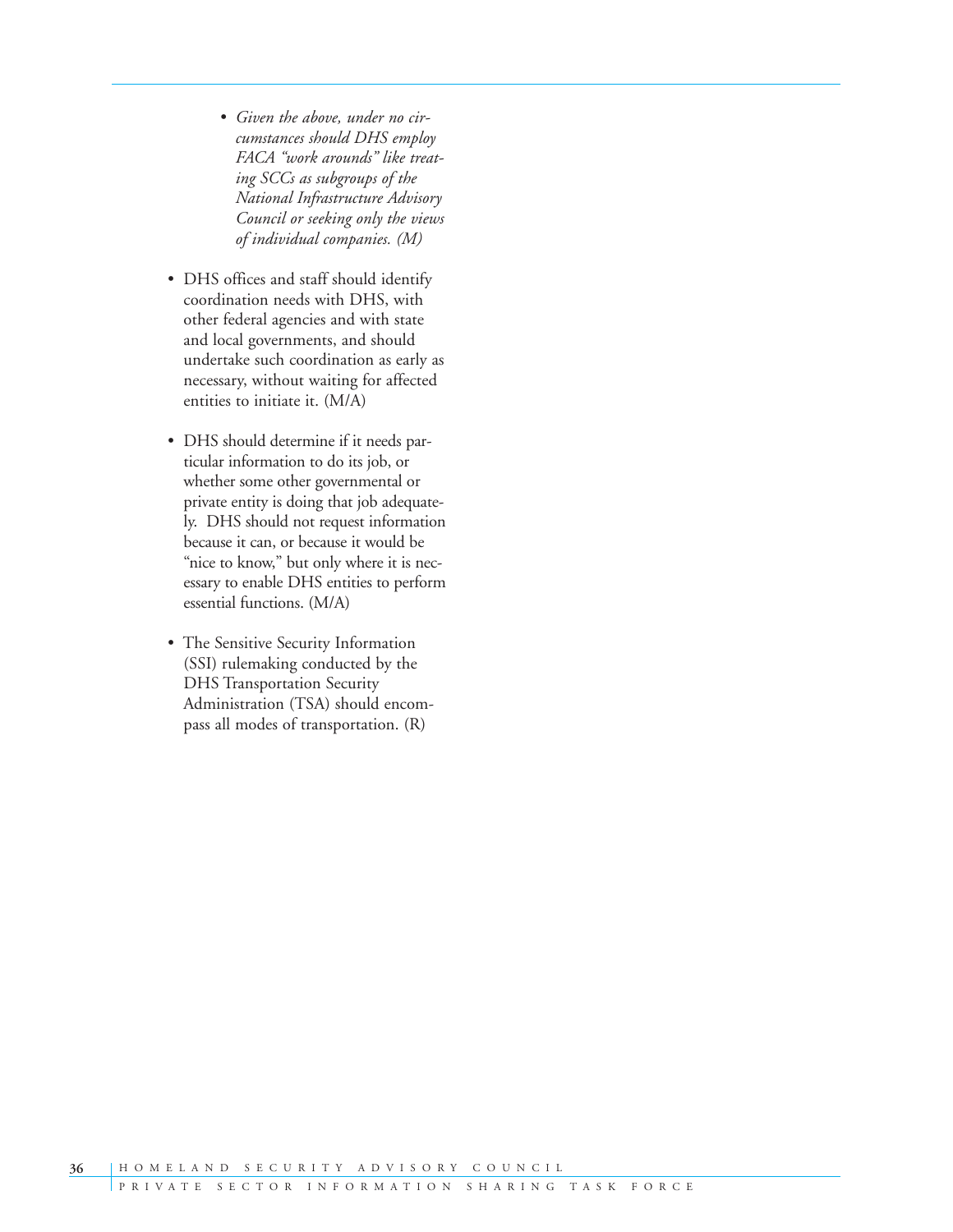- *Given the above, under no circumstances should DHS employ FACA "work arounds" like treating SCCs as subgroups of the National Infrastructure Advisory Council or seeking only the views of individual companies. (M)*

- DHS offices and staff should identify coordination needs with DHS, with other federal agencies and with state and local governments, and should undertake such coordination as early as necessary, without waiting for affected entities to initiate it. (M/A)

- DHS should determine if it needs particular information to do its job, or whether some other governmental or private entity is doing that job adequately. DHS should not request information because it can, or because it would be "nice to know," but only where it is necessary to enable DHS entities to perform essential functions. (M/A)

- The Sensitive Security Information (SSI) rulemaking conducted by the DHS Transportation Security Administration (TSA) should encompass all modes of transportation. (R)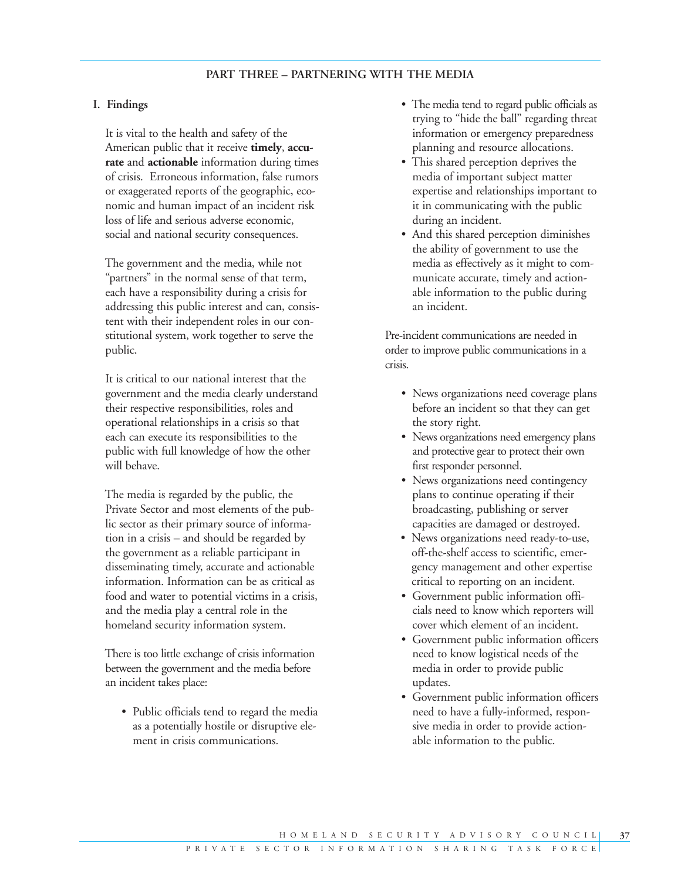## PART THREE – PARTNERING WITH THE MEDIA

### I. Findings

It is vital to the health and safety of the American public that it receive **timely**, **accurate** and **actionable** information during times of crisis. Erroneous information, false rumors or exaggerated reports of the geographic, economic and human impact of an incident risk loss of life and serious adverse economic, social and national security consequences.

The government and the media, while not "partners" in the normal sense of that term, each have a responsibility during a crisis for addressing this public interest and can, consistent with their independent roles in our constitutional system, work together to serve the public.

It is critical to our national interest that the government and the media clearly understand their respective responsibilities, roles and operational relationships in a crisis so that each can execute its responsibilities to the public with full knowledge of how the other will behave.

The media is regarded by the public, the Private Sector and most elements of the public sector as their primary source of information in a crisis – and should be regarded by the government as a reliable participant in disseminating timely, accurate and actionable information. Information can be as critical as food and water to potential victims in a crisis, and the media play a central role in the homeland security information system.

There is too little exchange of crisis information between the government and the media before an incident takes place:

- Public officials tend to regard the media as a potentially hostile or disruptive element in crisis communications.
- The media tend to regard public officials as trying to "hide the ball" regarding threat information or emergency preparedness planning and resource allocations.
- This shared perception deprives the media of important subject matter expertise and relationships important to it in communicating with the public during an incident.
- And this shared perception diminishes the ability of government to use the media as effectively as it might to communicate accurate, timely and actionable information to the public during an incident.

Pre-incident communications are needed in order to improve public communications in a crisis.

- News organizations need coverage plans before an incident so that they can get the story right.
- News organizations need emergency plans and protective gear to protect their own first responder personnel.
- News organizations need contingency plans to continue operating if their broadcasting, publishing or server capacities are damaged or destroyed.
- News organizations need ready-to-use, off-the-shelf access to scientific, emergency management and other expertise critical to reporting on an incident.
- Government public information officials need to know which reporters will cover which element of an incident.
- Government public information officers need to know logistical needs of the media in order to provide public updates.
- Government public information officers need to have a fully-informed, responsive media in order to provide actionable information to the public.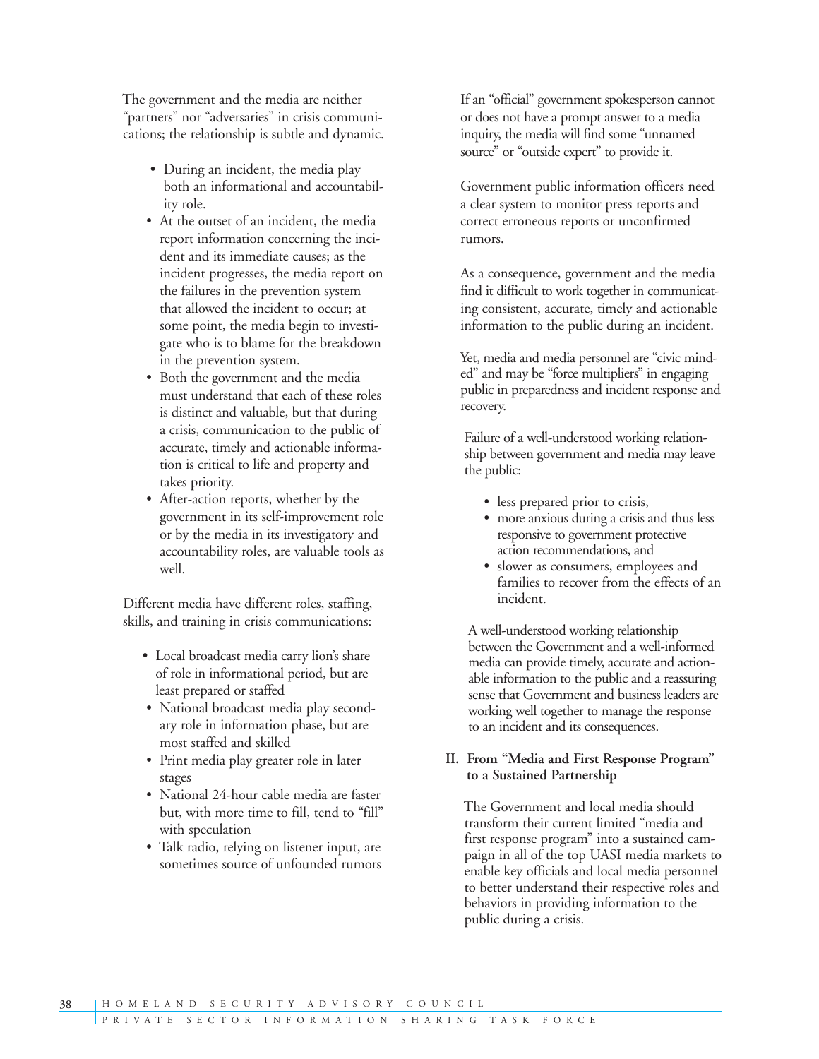The government and the media are neither "partners" nor "adversaries" in crisis communications; the relationship is subtle and dynamic.

- During an incident, the media play both an informational and accountability role.
- At the outset of an incident, the media report information concerning the incident and its immediate causes; as the incident progresses, the media report on the failures in the prevention system that allowed the incident to occur; at some point, the media begin to investigate who is to blame for the breakdown in the prevention system.
- Both the government and the media must understand that each of these roles is distinct and valuable, but that during a crisis, communication to the public of accurate, timely and actionable information is critical to life and property and takes priority.
- After-action reports, whether by the government in its self-improvement role or by the media in its investigatory and accountability roles, are valuable tools as well.

Different media have different roles, staffing, skills, and training in crisis communications:

- Local broadcast media carry lion's share of role in informational period, but are least prepared or staffed
- National broadcast media play secondary role in information phase, but are most staffed and skilled
- Print media play greater role in later stages
- National 24-hour cable media are faster but, with more time to fill, tend to "fill" with speculation
- Talk radio, relying on listener input, are sometimes source of unfounded rumors

If an "official" government spokesperson cannot or does not have a prompt answer to a media inquiry, the media will find some "unnamed source" or "outside expert" to provide it.

Government public information officers need a clear system to monitor press reports and correct erroneous reports or unconfirmed rumors.

As a consequence, government and the media find it difficult to work together in communicating consistent, accurate, timely and actionable information to the public during an incident.

Yet, media and media personnel are "civic minded" and may be "force multipliers" in engaging public in preparedness and incident response and recovery.

Failure of a well-understood working relationship between government and media may leave the public:

- less prepared prior to crisis,
- more anxious during a crisis and thus less responsive to government protective action recommendations, and
- slower as consumers, employees and families to recover from the effects of an incident.

A well-understood working relationship between the Government and a well-informed media can provide timely, accurate and actionable information to the public and a reassuring sense that Government and business leaders are working well together to manage the response to an incident and its consequences.

## II. From "Media and First Response Program" to a Sustained Partnership

The Government and local media should transform their current limited "media and first response program" into a sustained campaign in all of the top UASI media markets to enable key officials and local media personnel to better understand their respective roles and behaviors in providing information to the public during a crisis.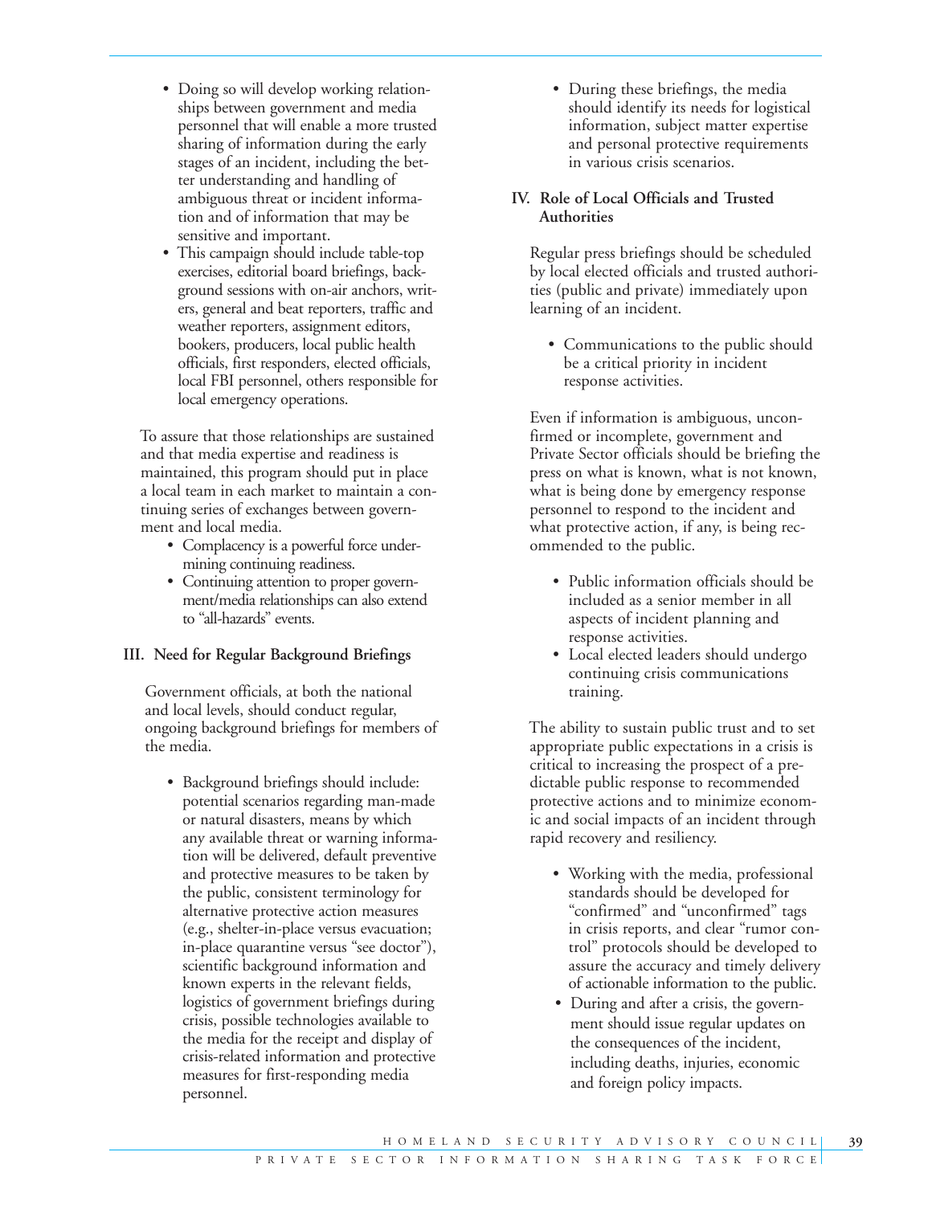- Doing so will develop working relationships between government and media personnel that will enable a more trusted sharing of information during the early stages of an incident, including the better understanding and handling of ambiguous threat or incident information and of information that may be sensitive and important.
- This campaign should include table-top exercises, editorial board briefings, background sessions with on-air anchors, writers, general and beat reporters, traffic and weather reporters, assignment editors, bookers, producers, local public health officials, first responders, elected officials, local FBI personnel, others responsible for local emergency operations.

To assure that those relationships are sustained and that media expertise and readiness is maintained, this program should put in place a local team in each market to maintain a continuing series of exchanges between government and local media.

- Complacency is a powerful force undermining continuing readiness.
- Continuing attention to proper government/media relationships can also extend to "all-hazards" events.

**III. Need for Regular Background Briefings**

Government officials, at both the national and local levels, should conduct regular, ongoing background briefings for members of the media.

- Background briefings should include: potential scenarios regarding man-made or natural disasters, means by which any available threat or warning information will be delivered, default preventive and protective measures to be taken by the public, consistent terminology for alternative protective action measures (e.g., shelter-in-place versus evacuation; in-place quarantine versus "see doctor"), scientific background information and known experts in the relevant fields, logistics of government briefings during crisis, possible technologies available to the media for the receipt and display of crisis-related information and protective measures for first-responding media personnel.
- During these briefings, the media should identify its needs for logistical information, subject matter expertise and personal protective requirements in various crisis scenarios.

**IV. Role of Local Officials and Trusted Authorities**

Regular press briefings should be scheduled by local elected officials and trusted authorities (public and private) immediately upon learning of an incident.

- Communications to the public should be a critical priority in incident response activities.

Even if information is ambiguous, unconfirmed or incomplete, government and Private Sector officials should be briefing the press on what is known, what is not known, what is being done by emergency response personnel to respond to the incident and what protective action, if any, is being recommended to the public.

- Public information officials should be included as a senior member in all aspects of incident planning and response activities.
- Local elected leaders should undergo continuing crisis communications training.

The ability to sustain public trust and to set appropriate public expectations in a crisis is critical to increasing the prospect of a predictable public response to recommended protective actions and to minimize economic and social impacts of an incident through rapid recovery and resiliency.

- Working with the media, professional standards should be developed for "confirmed" and "unconfirmed" tags in crisis reports, and clear "rumor control" protocols should be developed to assure the accuracy and timely delivery of actionable information to the public.
- During and after a crisis, the government should issue regular updates on the consequences of the incident, including deaths, injuries, economic and foreign policy impacts.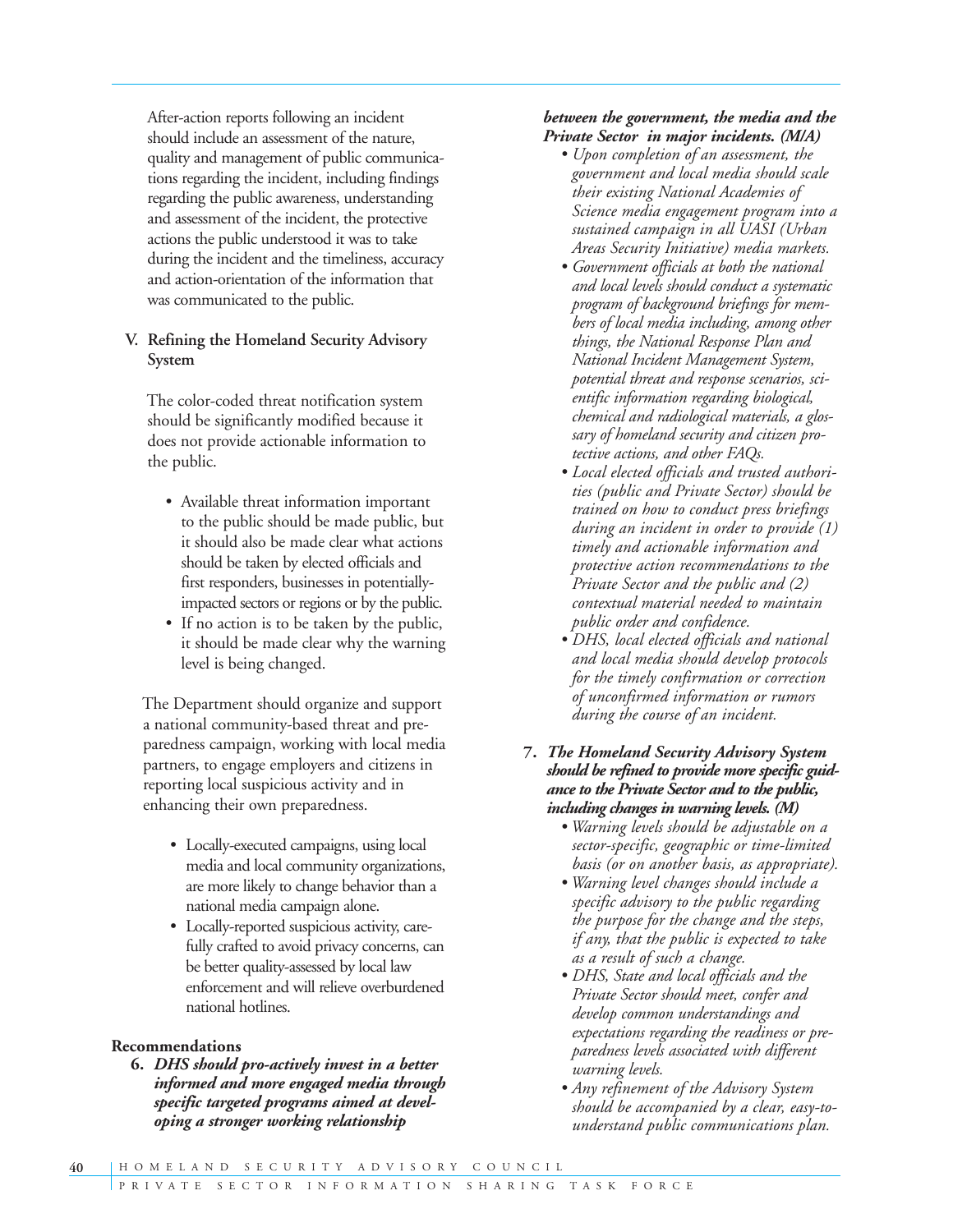After-action reports following an incident should include an assessment of the nature, quality and management of public communications regarding the incident, including findings regarding the public awareness, understanding and assessment of the incident, the protective actions the public understood it was to take during the incident and the timeliness, accuracy and action-orientation of the information that was communicated to the public.

**V. Refining the Homeland Security Advisory System**

The color-coded threat notification system should be significantly modified because it does not provide actionable information to the public.

- Available threat information important to the public should be made public, but it should also be made clear what actions should be taken by elected officials and first responders, businesses in potentially-impacted sectors or regions or by the public.
- If no action is to be taken by the public, it should be made clear why the warning level is being changed.

The Department should organize and support a national community-based threat and preparedness campaign, working with local media partners, to engage employers and citizens in reporting local suspicious activity and in enhancing their own preparedness.

- Locally-executed campaigns, using local media and local community organizations, are more likely to change behavior than a national media campaign alone.
- Locally-reported suspicious activity, carefully crafted to avoid privacy concerns, can be better quality-assessed by local law enforcement and will relieve overburdened national hotlines.

**Recommendations**

6. ***DHS should pro-actively invest in a better informed and more engaged media through specific targeted programs aimed at developing a stronger working relationship between the government, the media and the Private Sector in major incidents. (M/A)***
   - *Upon completion of an assessment, the government and local media should scale their existing National Academies of Science media engagement program into a sustained campaign in all UASI (Urban Areas Security Initiative) media markets.*
   - *Government officials at both the national and local levels should conduct a systematic program of background briefings for members of local media including, among other things, the National Response Plan and National Incident Management System, potential threat and response scenarios, scientific information regarding biological, chemical and radiological materials, a glossary of homeland security and citizen protective actions, and other FAQs.*
   - *Local elected officials and trusted authorities (public and Private Sector) should be trained on how to conduct press briefings during an incident in order to provide (1) timely and actionable information and protective action recommendations to the Private Sector and the public and (2) contextual material needed to maintain public order and confidence.*
   - *DHS, local elected officials and national and local media should develop protocols for the timely confirmation or correction of unconfirmed information or rumors during the course of an incident.*

7. ***The Homeland Security Advisory System should be refined to provide more specific guidance to the Private Sector and to the public, including changes in warning levels. (M)***
   - *Warning levels should be adjustable on a sector-specific, geographic or time-limited basis (or on another basis, as appropriate).*
   - *Warning level changes should include a specific advisory to the public regarding the purpose for the change and the steps, if any, that the public is expected to take as a result of such a change.*
   - *DHS, State and local officials and the Private Sector should meet, confer and develop common understandings and expectations regarding the readiness or preparedness levels associated with different warning levels.*
   - *Any refinement of the Advisory System should be accompanied by a clear, easy-to-understand public communications plan.*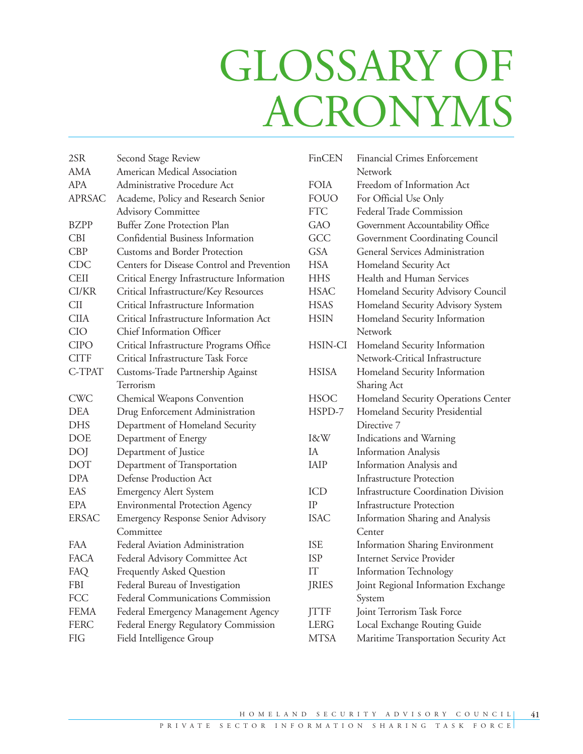# GLOSSARY OF ACRONYMS

| | |
|---|---|
| 2SR | Second Stage Review |
| AMA | American Medical Association |
| APA | Administrative Procedure Act |
| APRSAC | Academe, Policy and Research Senior Advisory Committee |
| BZPP | Buffer Zone Protection Plan |
| CBI | Confidential Business Information |
| CBP | Customs and Border Protection |
| CDC | Centers for Disease Control and Prevention |
| CEII | Critical Energy Infrastructure Information |
| CI/KR | Critical Infrastructure/Key Resources |
| CII | Critical Infrastructure Information |
| CIIA | Critical Infrastructure Information Act |
| CIO | Chief Information Officer |
| CIPO | Critical Infrastructure Programs Office |
| CITF | Critical Infrastructure Task Force |
| C-TPAT | Customs-Trade Partnership Against Terrorism |
| CWC | Chemical Weapons Convention |
| DEA | Drug Enforcement Administration |
| DHS | Department of Homeland Security |
| DOE | Department of Energy |
| DOJ | Department of Justice |
| DOT | Department of Transportation |
| DPA | Defense Production Act |
| EAS | Emergency Alert System |
| EPA | Environmental Protection Agency |
| ERSAC | Emergency Response Senior Advisory Committee |
| FAA | Federal Aviation Administration |
| FACA | Federal Advisory Committee Act |
| FAQ | Frequently Asked Question |
| FBI | Federal Bureau of Investigation |
| FCC | Federal Communications Commission |
| FEMA | Federal Emergency Management Agency |
| FERC | Federal Energy Regulatory Commission |
| FIG | Field Intelligence Group |
| FinCEN | Financial Crimes Enforcement Network |
| FOIA | Freedom of Information Act |
| FOUO | For Official Use Only |
| FTC | Federal Trade Commission |
| GAO | Government Accountability Office |
| GCC | Government Coordinating Council |
| GSA | General Services Administration |
| HSA | Homeland Security Act |
| HHS | Health and Human Services |
| HSAC | Homeland Security Advisory Council |
| HSAS | Homeland Security Advisory System |
| HSIN | Homeland Security Information Network |
| HSIN-CI | Homeland Security Information Network-Critical Infrastructure |
| HSISA | Homeland Security Information Sharing Act |
| HSOC | Homeland Security Operations Center |
| HSPD-7 | Homeland Security Presidential Directive 7 |
| I&W | Indications and Warning |
| IA | Information Analysis |
| IAIP | Information Analysis and Infrastructure Protection |
| ICD | Infrastructure Coordination Division |
| IP | Infrastructure Protection |
| ISAC | Information Sharing and Analysis Center |
| ISE | Information Sharing Environment |
| ISP | Internet Service Provider |
| IT | Information Technology |
| JRIES | Joint Regional Information Exchange System |
| JTTF | Joint Terrorism Task Force |
| LERG | Local Exchange Routing Guide |
| MTSA | Maritime Transportation Security Act |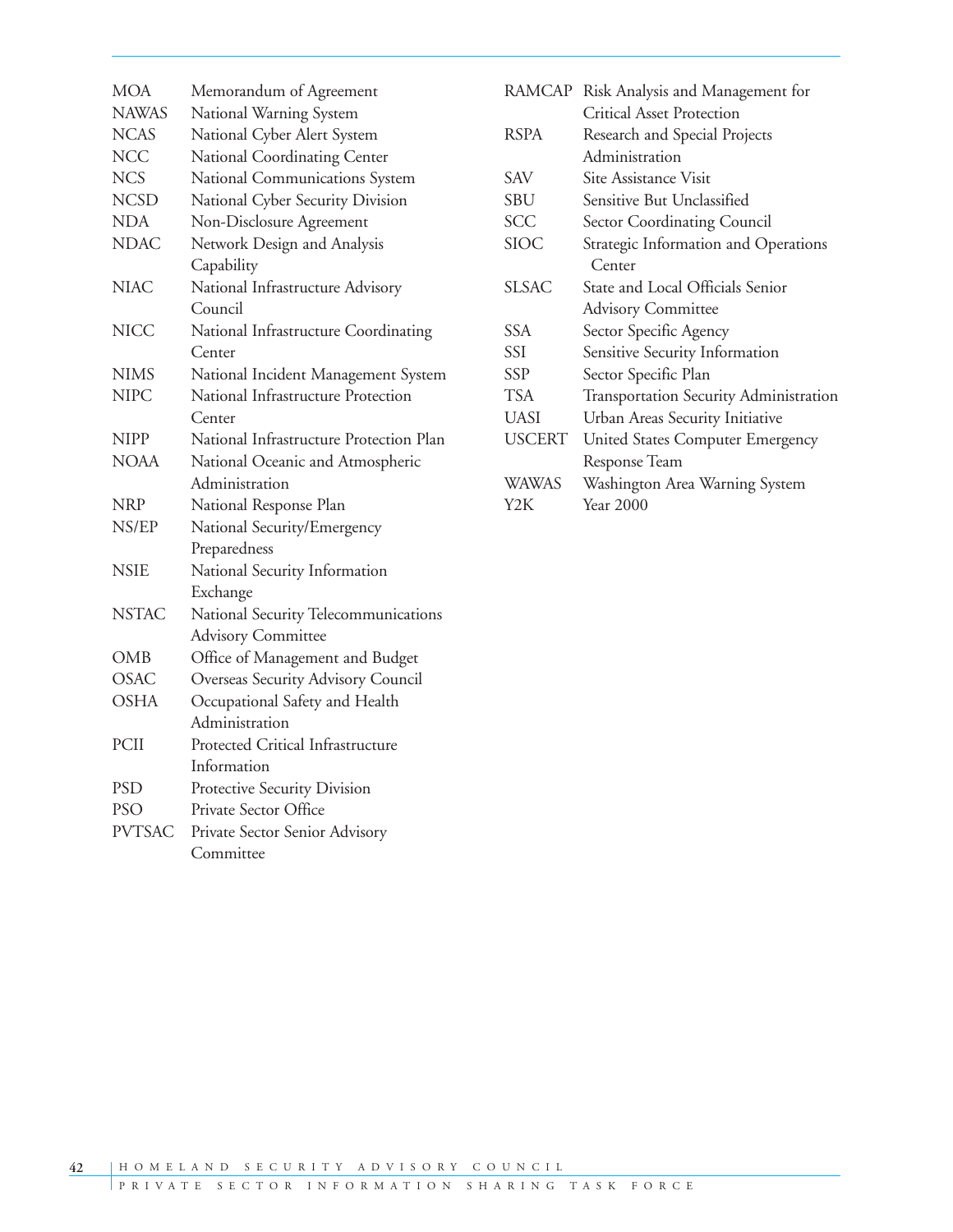| | |
|---|---|
| MOA | Memorandum of Agreement |
| NAWAS | National Warning System |
| NCAS | National Cyber Alert System |
| NCC | National Coordinating Center |
| NCS | National Communications System |
| NCSD | National Cyber Security Division |
| NDA | Non-Disclosure Agreement |
| NDAC | Network Design and Analysis Capability |
| NIAC | National Infrastructure Advisory Council |
| NICC | National Infrastructure Coordinating Center |
| NIMS | National Incident Management System |
| NIPC | National Infrastructure Protection Center |
| NIPP | National Infrastructure Protection Plan |
| NOAA | National Oceanic and Atmospheric Administration |
| NRP | National Response Plan |
| NS/EP | National Security/Emergency Preparedness |
| NSIE | National Security Information Exchange |
| NSTAC | National Security Telecommunications Advisory Committee |
| OMB | Office of Management and Budget |
| OSAC | Overseas Security Advisory Council |
| OSHA | Occupational Safety and Health Administration |
| PCII | Protected Critical Infrastructure Information |
| PSD | Protective Security Division |
| PSO | Private Sector Office |
| PVTSAC | Private Sector Senior Advisory Committee |
| RAMCAP | Risk Analysis and Management for Critical Asset Protection |
| RSPA | Research and Special Projects Administration |
| SAV | Site Assistance Visit |
| SBU | Sensitive But Unclassified |
| SCC | Sector Coordinating Council |
| SIOC | Strategic Information and Operations Center |
| SLSAC | State and Local Officials Senior Advisory Committee |
| SSA | Sector Specific Agency |
| SSI | Sensitive Security Information |
| SSP | Sector Specific Plan |
| TSA | Transportation Security Administration |
| UASI | Urban Areas Security Initiative |
| USCERT | United States Computer Emergency Response Team |
| WAWAS | Washington Area Warning System |
| Y2K | Year 2000 |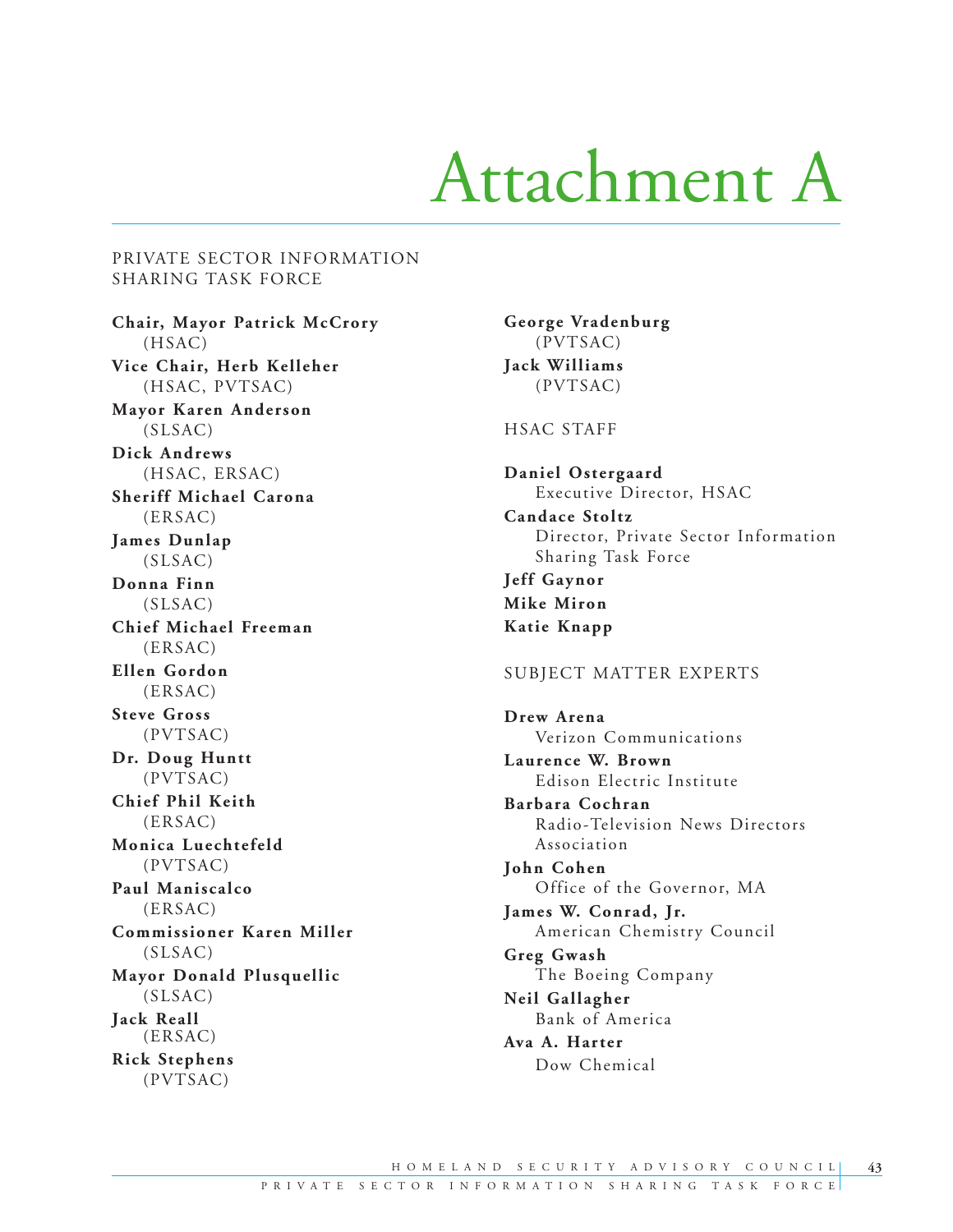# Attachment A

## PRIVATE SECTOR INFORMATION SHARING TASK FORCE

**Chair, Mayor Patrick McCrory**
(HSAC)

**Vice Chair, Herb Kelleher**
(HSAC, PVTSAC)

**Mayor Karen Anderson**
(SLSAC)

**Dick Andrews**
(HSAC, ERSAC)

**Sheriff Michael Carona**
(ERSAC)

**James Dunlap**
(SLSAC)

**Donna Finn**
(SLSAC)

**Chief Michael Freeman**
(ERSAC)

**Ellen Gordon**
(ERSAC)

**Steve Gross**
(PVTSAC)

**Dr. Doug Huntt**
(PVTSAC)

**Chief Phil Keith**
(ERSAC)

**Monica Luechtefeld**
(PVTSAC)

**Paul Maniscalco**
(ERSAC)

**Commissioner Karen Miller**
(SLSAC)

**Mayor Donald Plusquellic**
(SLSAC)

**Jack Reall**
(ERSAC)

**Rick Stephens**
(PVTSAC)

**George Vradenburg**
(PVTSAC)

**Jack Williams**
(PVTSAC)

## HSAC STAFF

**Daniel Ostergaard**
Executive Director, HSAC

**Candace Stoltz**
Director, Private Sector Information Sharing Task Force

**Jeff Gaynor**

**Mike Miron**

**Katie Knapp**

## SUBJECT MATTER EXPERTS

**Drew Arena**
Verizon Communications

**Laurence W. Brown**
Edison Electric Institute

**Barbara Cochran**
Radio-Television News Directors Association

**John Cohen**
Office of the Governor, MA

**James W. Conrad, Jr.**
American Chemistry Council

**Greg Gwash**
The Boeing Company

**Neil Gallagher**
Bank of America

**Ava A. Harter**
Dow Chemical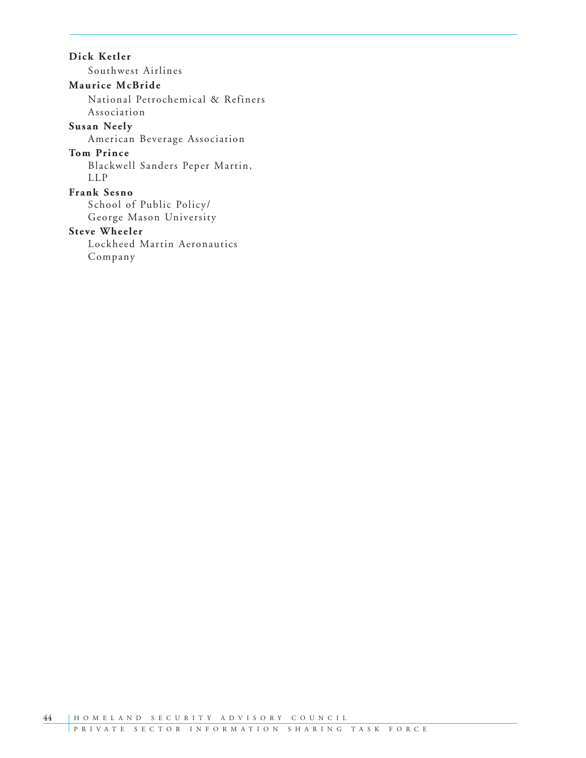**Dick Ketler**
Southwest Airlines

**Maurice McBride**
National Petrochemical & Refiners Association

**Susan Neely**
American Beverage Association

**Tom Prince**
Blackwell Sanders Peper Martin, LLP

**Frank Sesno**
School of Public Policy/ George Mason University

**Steve Wheeler**
Lockheed Martin Aeronautics Company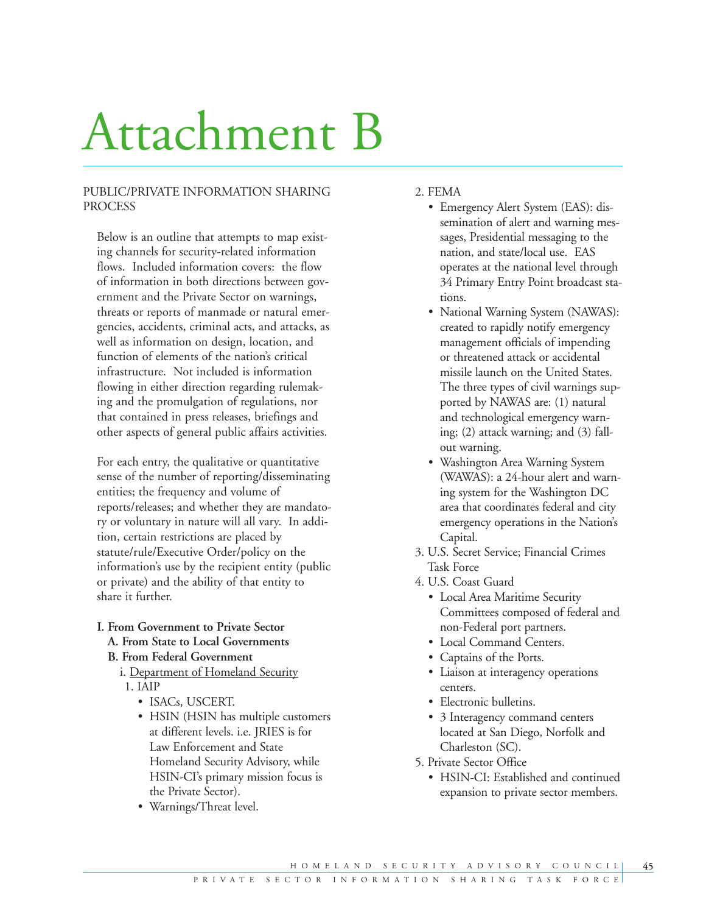# Attachment B

PUBLIC/PRIVATE INFORMATION SHARING PROCESS

Below is an outline that attempts to map existing channels for security-related information flows. Included information covers: the flow of information in both directions between government and the Private Sector on warnings, threats or reports of manmade or natural emergencies, accidents, criminal acts, and attacks, as well as information on design, location, and function of elements of the nation's critical infrastructure. Not included is information flowing in either direction regarding rulemaking and the promulgation of regulations, nor that contained in press releases, briefings and other aspects of general public affairs activities.

For each entry, the qualitative or quantitative sense of the number of reporting/disseminating entities; the frequency and volume of reports/releases; and whether they are mandatory or voluntary in nature will all vary. In addition, certain restrictions are placed by statute/rule/Executive Order/policy on the information's use by the recipient entity (public or private) and the ability of that entity to share it further.

**I. From Government to Private Sector**

**A. From State to Local Governments**

**B. From Federal Government**

i. Department of Homeland Security

1. IAIP
   - ISACs, USCERT.
   - HSIN (HSIN has multiple customers at different levels. i.e. JRIES is for Law Enforcement and State Homeland Security Advisory, while HSIN-CI's primary mission focus is the Private Sector).
   - Warnings/Threat level.
2. FEMA
   - Emergency Alert System (EAS): dissemination of alert and warning messages, Presidential messaging to the nation, and state/local use. EAS operates at the national level through 34 Primary Entry Point broadcast stations.
   - National Warning System (NAWAS): created to rapidly notify emergency management officials of impending or threatened attack or accidental missile launch on the United States. The three types of civil warnings supported by NAWAS are: (1) natural and technological emergency warning; (2) attack warning; and (3) fallout warning.
   - Washington Area Warning System (WAWAS): a 24-hour alert and warning system for the Washington DC area that coordinates federal and city emergency operations in the Nation's Capital.
3. U.S. Secret Service; Financial Crimes Task Force
4. U.S. Coast Guard
   - Local Area Maritime Security Committees composed of federal and non-Federal port partners.
   - Local Command Centers.
   - Captains of the Ports.
   - Liaison at interagency operations centers.
   - Electronic bulletins.
   - 3 Interagency command centers located at San Diego, Norfolk and Charleston (SC).
5. Private Sector Office
   - HSIN-CI: Established and continued expansion to private sector members.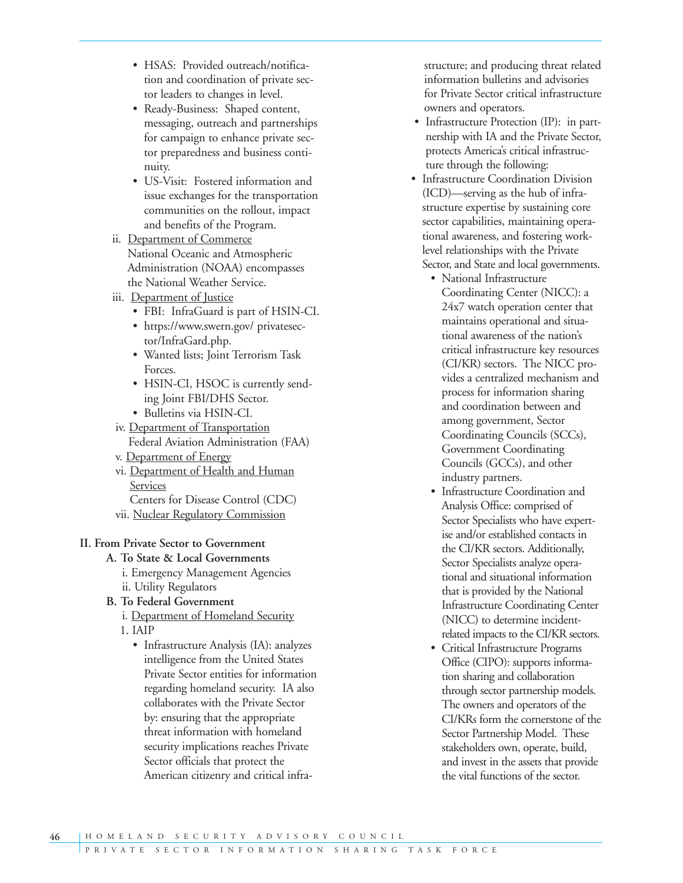- HSAS: Provided outreach/notification and coordination of private sector leaders to changes in level.
- Ready-Business: Shaped content, messaging, outreach and partnerships for campaign to enhance private sector preparedness and business continuity.
- US-Visit: Fostered information and issue exchanges for the transportation communities on the rollout, impact and benefits of the Program.

ii. Department of Commerce
National Oceanic and Atmospheric Administration (NOAA) encompasses the National Weather Service.

iii. Department of Justice

- FBI: InfraGuard is part of HSIN-CI.
- https://www.swern.gov/ privatesector/InfraGard.php.
- Wanted lists; Joint Terrorism Task Forces.
- HSIN-CI, HSOC is currently sending Joint FBI/DHS Sector.
- Bulletins via HSIN-CI.

iv. Department of Transportation
Federal Aviation Administration (FAA)

v. Department of Energy

vi. Department of Health and Human Services
Centers for Disease Control (CDC)

vii. Nuclear Regulatory Commission

**II. From Private Sector to Government**

**A. To State & Local Governments**

i. Emergency Management Agencies

ii. Utility Regulators

**B. To Federal Government**

i. Department of Homeland Security

1. IAIP

- Infrastructure Analysis (IA): analyzes intelligence from the United States Private Sector entities for information regarding homeland security. IA also collaborates with the Private Sector by: ensuring that the appropriate threat information with homeland security implications reaches Private Sector officials that protect the American citizenry and critical infrastructure; and producing threat related information bulletins and advisories for Private Sector critical infrastructure owners and operators.
- Infrastructure Protection (IP): in partnership with IA and the Private Sector, protects America's critical infrastructure through the following:
- Infrastructure Coordination Division (ICD)—serving as the hub of infrastructure expertise by sustaining core sector capabilities, maintaining operational awareness, and fostering work-level relationships with the Private Sector, and State and local governments.
  - National Infrastructure Coordinating Center (NICC): a 24x7 watch operation center that maintains operational and situational awareness of the nation's critical infrastructure key resources (CI/KR) sectors. The NICC provides a centralized mechanism and process for information sharing and coordination between and among government, Sector Coordinating Councils (SCCs), Government Coordinating Councils (GCCs), and other industry partners.
  - Infrastructure Coordination and Analysis Office: comprised of Sector Specialists who have expertise and/or established contacts in the CI/KR sectors. Additionally, Sector Specialists analyze operational and situational information that is provided by the National Infrastructure Coordinating Center (NICC) to determine incident-related impacts to the CI/KR sectors.
  - Critical Infrastructure Programs Office (CIPO): supports information sharing and collaboration through sector partnership models. The owners and operators of the CI/KRs form the cornerstone of the Sector Partnership Model. These stakeholders own, operate, build, and invest in the assets that provide the vital functions of the sector.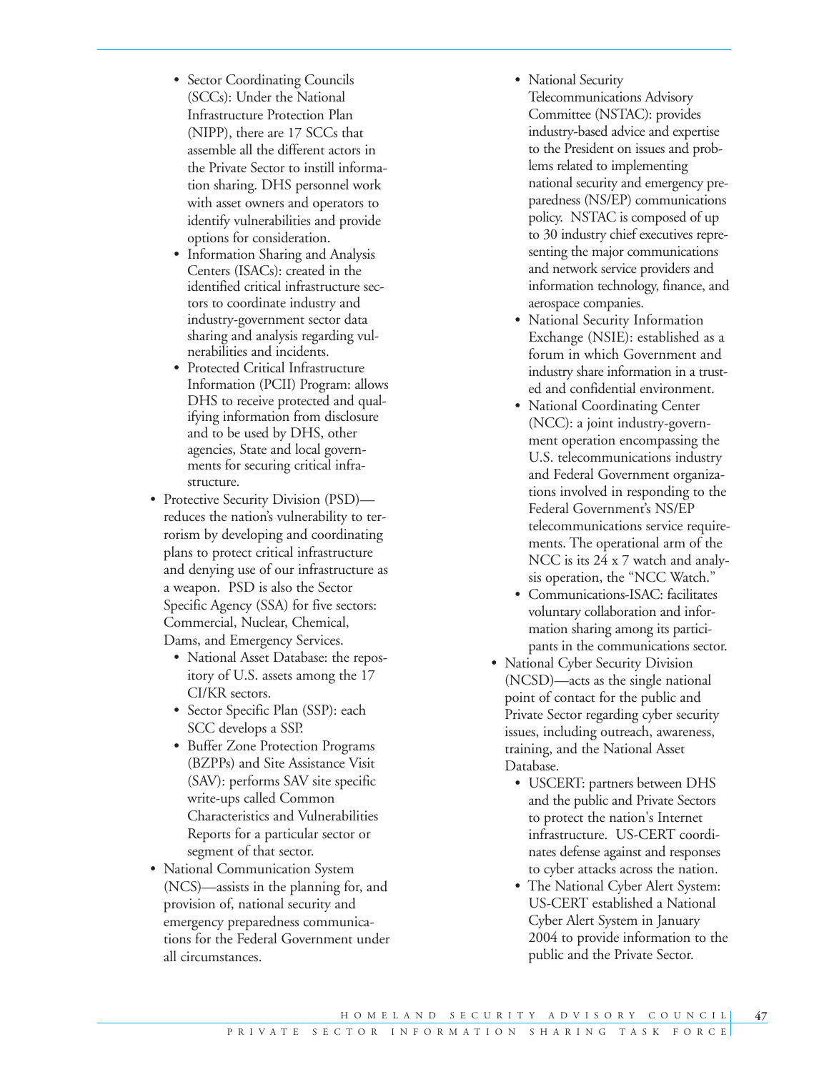- Sector Coordinating Councils (SCCs): Under the National Infrastructure Protection Plan (NIPP), there are 17 SCCs that assemble all the different actors in the Private Sector to instill information sharing. DHS personnel work with asset owners and operators to identify vulnerabilities and provide options for consideration.
- Information Sharing and Analysis Centers (ISACs): created in the identified critical infrastructure sectors to coordinate industry and industry-government sector data sharing and analysis regarding vulnerabilities and incidents.
- Protected Critical Infrastructure Information (PCII) Program: allows DHS to receive protected and qualifying information from disclosure and to be used by DHS, other agencies, State and local governments for securing critical infrastructure.

- Protective Security Division (PSD)—reduces the nation's vulnerability to terrorism by developing and coordinating plans to protect critical infrastructure and denying use of our infrastructure as a weapon. PSD is also the Sector Specific Agency (SSA) for five sectors: Commercial, Nuclear, Chemical, Dams, and Emergency Services.
  - National Asset Database: the repository of U.S. assets among the 17 CI/KR sectors.
  - Sector Specific Plan (SSP): each SCC develops a SSP.
  - Buffer Zone Protection Programs (BZPPs) and Site Assistance Visit (SAV): performs SAV site specific write-ups called Common Characteristics and Vulnerabilities Reports for a particular sector or segment of that sector.
- National Communication System (NCS)—assists in the planning for, and provision of, national security and emergency preparedness communications for the Federal Government under all circumstances.
  - National Security Telecommunications Advisory Committee (NSTAC): provides industry-based advice and expertise to the President on issues and problems related to implementing national security and emergency preparedness (NS/EP) communications policy. NSTAC is composed of up to 30 industry chief executives representing the major communications and network service providers and information technology, finance, and aerospace companies.
  - National Security Information Exchange (NSIE): established as a forum in which Government and industry share information in a trusted and confidential environment.
  - National Coordinating Center (NCC): a joint industry-government operation encompassing the U.S. telecommunications industry and Federal Government organizations involved in responding to the Federal Government's NS/EP telecommunications service requirements. The operational arm of the NCC is its 24 x 7 watch and analysis operation, the "NCC Watch."
  - Communications-ISAC: facilitates voluntary collaboration and information sharing among its participants in the communications sector.
- National Cyber Security Division (NCSD)—acts as the single national point of contact for the public and Private Sector regarding cyber security issues, including outreach, awareness, training, and the National Asset Database.
  - USCERT: partners between DHS and the public and Private Sectors to protect the nation's Internet infrastructure. US-CERT coordinates defense against and responses to cyber attacks across the nation.
  - The National Cyber Alert System: US-CERT established a National Cyber Alert System in January 2004 to provide information to the public and the Private Sector.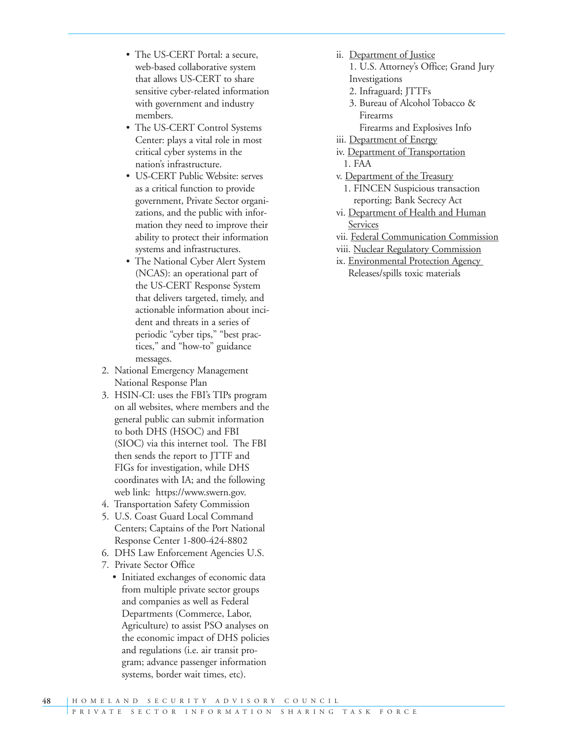- The US-CERT Portal: a secure, web-based collaborative system that allows US-CERT to share sensitive cyber-related information with government and industry members.
- The US-CERT Control Systems Center: plays a vital role in most critical cyber systems in the nation's infrastructure.
- US-CERT Public Website: serves as a critical function to provide government, Private Sector organizations, and the public with information they need to improve their ability to protect their information systems and infrastructures.
- The National Cyber Alert System (NCAS): an operational part of the US-CERT Response System that delivers targeted, timely, and actionable information about incident and threats in a series of periodic "cyber tips," "best practices," and "how-to" guidance messages.

2. National Emergency Management National Response Plan
3. HSIN-CI: uses the FBI's TIPs program on all websites, where members and the general public can submit information to both DHS (HSOC) and FBI (SIOC) via this internet tool. The FBI then sends the report to JTTF and FIGs for investigation, while DHS coordinates with IA; and the following web link: https://www.swern.gov.
4. Transportation Safety Commission
5. U.S. Coast Guard Local Command Centers; Captains of the Port National Response Center 1-800-424-8802
6. DHS Law Enforcement Agencies U.S.
7. Private Sector Office
   - Initiated exchanges of economic data from multiple private sector groups and companies as well as Federal Departments (Commerce, Labor, Agriculture) to assist PSO analyses on the economic impact of DHS policies and regulations (i.e. air transit program; advance passenger information systems, border wait times, etc).

ii. <u>Department of Justice</u>
   1. U.S. Attorney's Office; Grand Jury Investigations
   2. Infraguard; JTTFs
   3. Bureau of Alcohol Tobacco & Firearms
      Firearms and Explosives Info

iii. <u>Department of Energy</u>

iv. <u>Department of Transportation</u>
   1. FAA

v. <u>Department of the Treasury</u>
   1. FINCEN Suspicious transaction reporting; Bank Secrecy Act

vi. <u>Department of Health and Human Services</u>

vii. <u>Federal Communication Commission</u>

viii. <u>Nuclear Regulatory Commission</u>

ix. <u>Environmental Protection Agency</u>
   Releases/spills toxic materials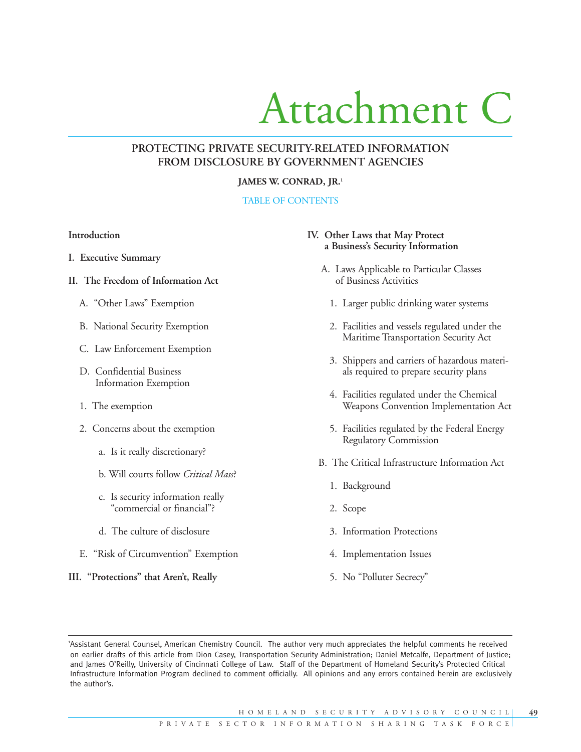# Attachment C

## PROTECTING PRIVATE SECURITY-RELATED INFORMATION FROM DISCLOSURE BY GOVERNMENT AGENCIES

**JAMES W. CONRAD, JR.**[1]

TABLE OF CONTENTS

**Introduction**

**I. Executive Summary**

**II. The Freedom of Information Act**

- A. "Other Laws" Exemption
- B. National Security Exemption
- C. Law Enforcement Exemption
- D. Confidential Business Information Exemption
  1. The exemption
  2. Concerns about the exemption
     - a. Is it really discretionary?
     - b. Will courts follow *Critical Mass*?
     - c. Is security information really "commercial or financial"?
     - d. The culture of disclosure
- E. "Risk of Circumvention" Exemption

**III. "Protections" that Aren't, Really**

**IV. Other Laws that May Protect a Business's Security Information**

- A. Laws Applicable to Particular Classes of Business Activities
  1. Larger public drinking water systems
  2. Facilities and vessels regulated under the Maritime Transportation Security Act
  3. Shippers and carriers of hazardous materials required to prepare security plans
  4. Facilities regulated under the Chemical Weapons Convention Implementation Act
  5. Facilities regulated by the Federal Energy Regulatory Commission
- B. The Critical Infrastructure Information Act
  1. Background
  2. Scope
  3. Information Protections
  4. Implementation Issues
  5. No "Polluter Secrecy"

---

[1] Assistant General Counsel, American Chemistry Council. The author very much appreciates the helpful comments he received on earlier drafts of this article from Dion Casey, Transportation Security Administration; Daniel Metcalfe, Department of Justice; and James O'Reilly, University of Cincinnati College of Law. Staff of the Department of Homeland Security's Protected Critical Infrastructure Information Program declined to comment officially. All opinions and any errors contained herein are exclusively the author's.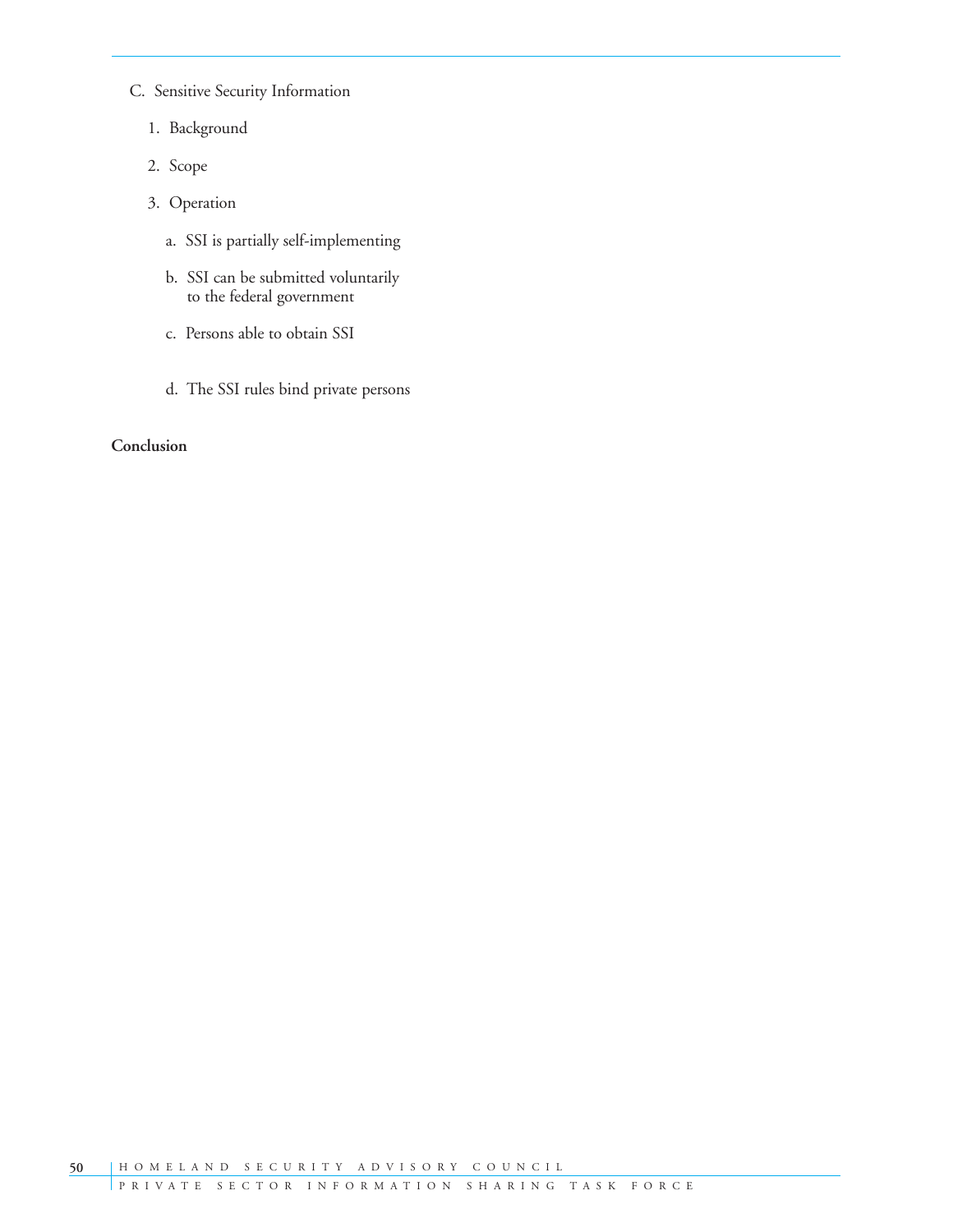C. Sensitive Security Information

   1. Background

   2. Scope

   3. Operation

      a. SSI is partially self-implementing

      b. SSI can be submitted voluntarily to the federal government

      c. Persons able to obtain SSI

      d. The SSI rules bind private persons

**Conclusion**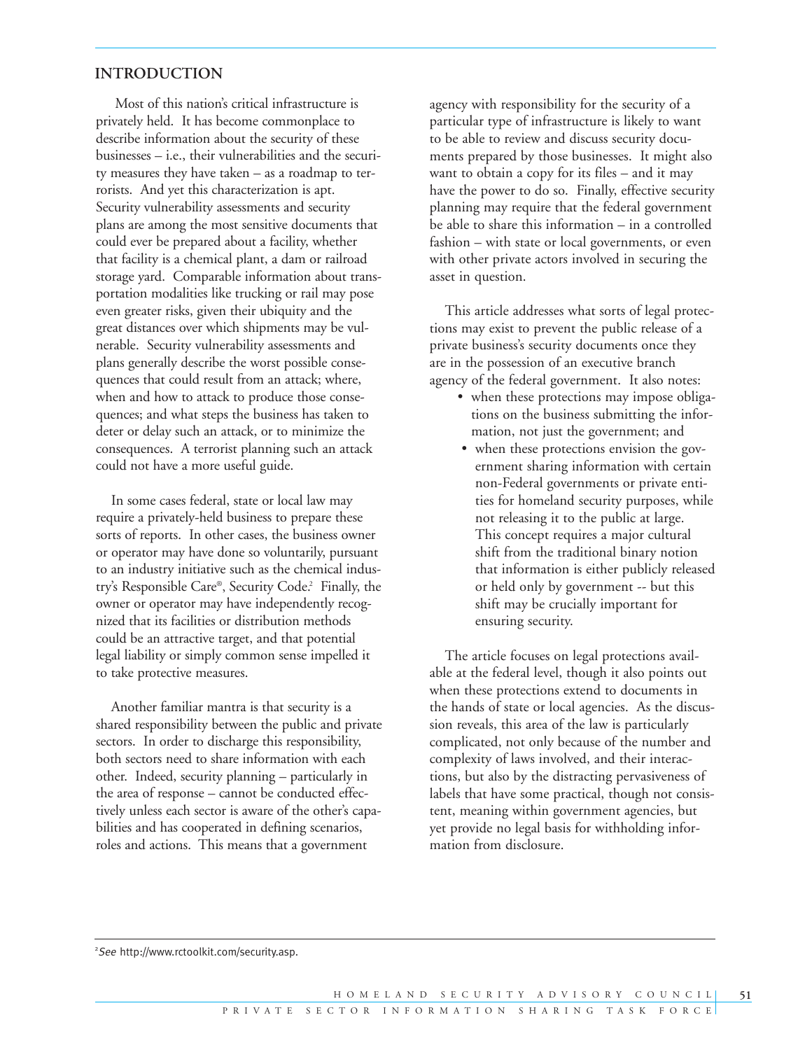## INTRODUCTION

Most of this nation's critical infrastructure is privately held. It has become commonplace to describe information about the security of these businesses – i.e., their vulnerabilities and the security measures they have taken – as a roadmap to terrorists. And yet this characterization is apt. Security vulnerability assessments and security plans are among the most sensitive documents that could ever be prepared about a facility, whether that facility is a chemical plant, a dam or railroad storage yard. Comparable information about transportation modalities like trucking or rail may pose even greater risks, given their ubiquity and the great distances over which shipments may be vulnerable. Security vulnerability assessments and plans generally describe the worst possible consequences that could result from an attack; where, when and how to attack to produce those consequences; and what steps the business has taken to deter or delay such an attack, or to minimize the consequences. A terrorist planning such an attack could not have a more useful guide.

In some cases federal, state or local law may require a privately-held business to prepare these sorts of reports. In other cases, the business owner or operator may have done so voluntarily, pursuant to an industry initiative such as the chemical industry's Responsible Care®, Security Code.[2] Finally, the owner or operator may have independently recognized that its facilities or distribution methods could be an attractive target, and that potential legal liability or simply common sense impelled it to take protective measures.

Another familiar mantra is that security is a shared responsibility between the public and private sectors. In order to discharge this responsibility, both sectors need to share information with each other. Indeed, security planning – particularly in the area of response – cannot be conducted effectively unless each sector is aware of the other's capabilities and has cooperated in defining scenarios, roles and actions. This means that a government agency with responsibility for the security of a particular type of infrastructure is likely to want to be able to review and discuss security documents prepared by those businesses. It might also want to obtain a copy for its files – and it may have the power to do so. Finally, effective security planning may require that the federal government be able to share this information – in a controlled fashion – with state or local governments, or even with other private actors involved in securing the asset in question.

This article addresses what sorts of legal protections may exist to prevent the public release of a private business's security documents once they are in the possession of an executive branch agency of the federal government. It also notes:

- when these protections may impose obligations on the business submitting the information, not just the government; and
- when these protections envision the government sharing information with certain non-Federal governments or private entities for homeland security purposes, while not releasing it to the public at large. This concept requires a major cultural shift from the traditional binary notion that information is either publicly released or held only by government -- but this shift may be crucially important for ensuring security.

The article focuses on legal protections available at the federal level, though it also points out when these protections extend to documents in the hands of state or local agencies. As the discussion reveals, this area of the law is particularly complicated, not only because of the number and complexity of laws involved, and their interactions, but also by the distracting pervasiveness of labels that have some practical, though not consistent, meaning within government agencies, but yet provide no legal basis for withholding information from disclosure.

---

[2] *See* http://www.rctoolkit.com/security.asp.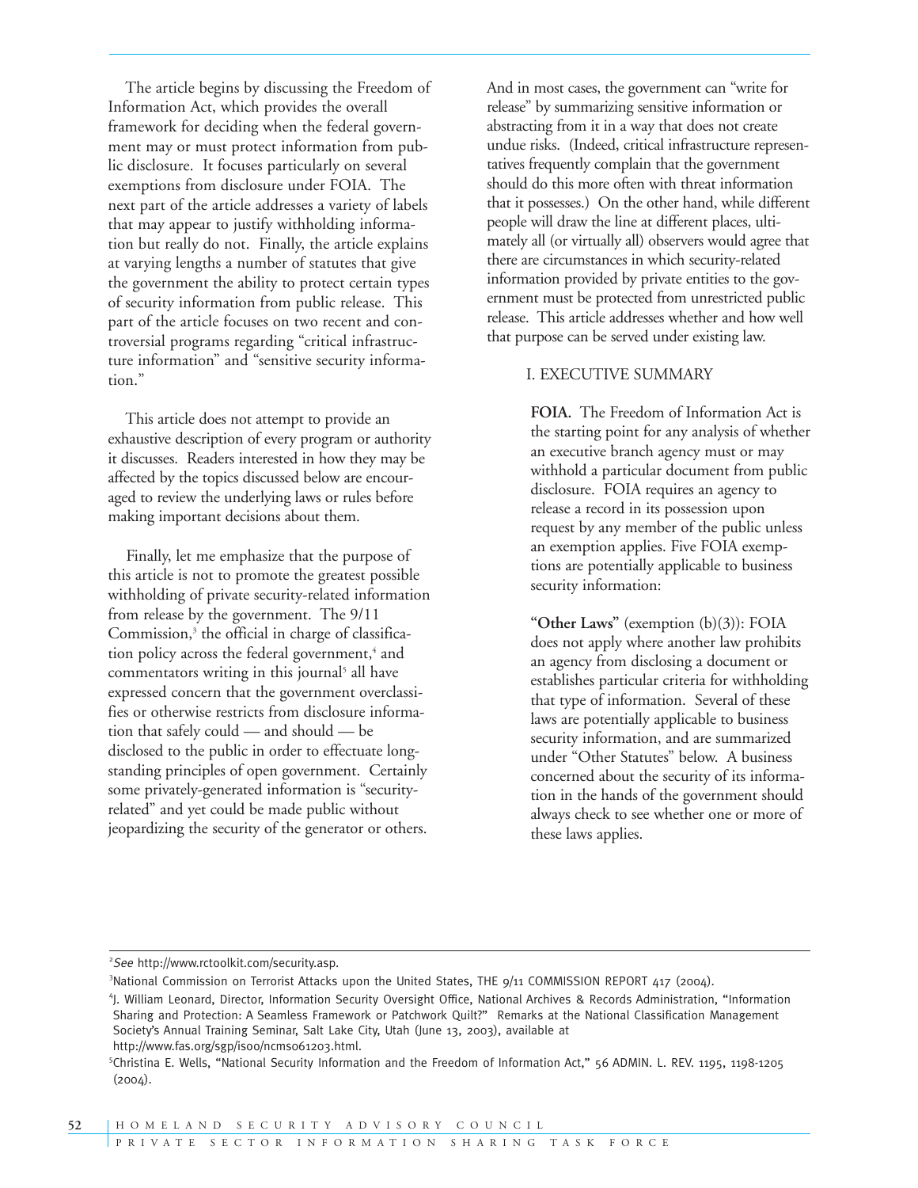The article begins by discussing the Freedom of Information Act, which provides the overall framework for deciding when the federal government may or must protect information from public disclosure. It focuses particularly on several exemptions from disclosure under FOIA. The next part of the article addresses a variety of labels that may appear to justify withholding information but really do not. Finally, the article explains at varying lengths a number of statutes that give the government the ability to protect certain types of security information from public release. This part of the article focuses on two recent and controversial programs regarding "critical infrastructure information" and "sensitive security information."

This article does not attempt to provide an exhaustive description of every program or authority it discusses. Readers interested in how they may be affected by the topics discussed below are encouraged to review the underlying laws or rules before making important decisions about them.

Finally, let me emphasize that the purpose of this article is not to promote the greatest possible withholding of private security-related information from release by the government. The 9/11 Commission,[3] the official in charge of classification policy across the federal government,[4] and commentators writing in this journal[5] all have expressed concern that the government overclassifies or otherwise restricts from disclosure information that safely could — and should — be disclosed to the public in order to effectuate longstanding principles of open government. Certainly some privately-generated information is "security-related" and yet could be made public without jeopardizing the security of the generator or others. And in most cases, the government can "write for release" by summarizing sensitive information or abstracting from it in a way that does not create undue risks. (Indeed, critical infrastructure representatives frequently complain that the government should do this more often with threat information that it possesses.) On the other hand, while different people will draw the line at different places, ultimately all (or virtually all) observers would agree that there are circumstances in which security-related information provided by private entities to the government must be protected from unrestricted public release. This article addresses whether and how well that purpose can be served under existing law.

## I. EXECUTIVE SUMMARY

**FOIA.** The Freedom of Information Act is the starting point for any analysis of whether an executive branch agency must or may withhold a particular document from public disclosure. FOIA requires an agency to release a record in its possession upon request by any member of the public unless an exemption applies. Five FOIA exemptions are potentially applicable to business security information:

**"Other Laws"** (exemption (b)(3)): FOIA does not apply where another law prohibits an agency from disclosing a document or establishes particular criteria for withholding that type of information. Several of these laws are potentially applicable to business security information, and are summarized under "Other Statutes" below. A business concerned about the security of its information in the hands of the government should always check to see whether one or more of these laws applies.

---

[2] *See* http://www.rctoolkit.com/security.asp.

[3] National Commission on Terrorist Attacks upon the United States, THE 9/11 COMMISSION REPORT 417 (2004).

[4] J. William Leonard, Director, Information Security Oversight Office, National Archives & Records Administration, "Information Sharing and Protection: A Seamless Framework or Patchwork Quilt?" Remarks at the National Classification Management Society's Annual Training Seminar, Salt Lake City, Utah (June 13, 2003), available at http://www.fas.org/sgp/isoo/ncms061203.html.

[5] Christina E. Wells, "National Security Information and the Freedom of Information Act," 56 ADMIN. L. REV. 1195, 1198-1205 (2004).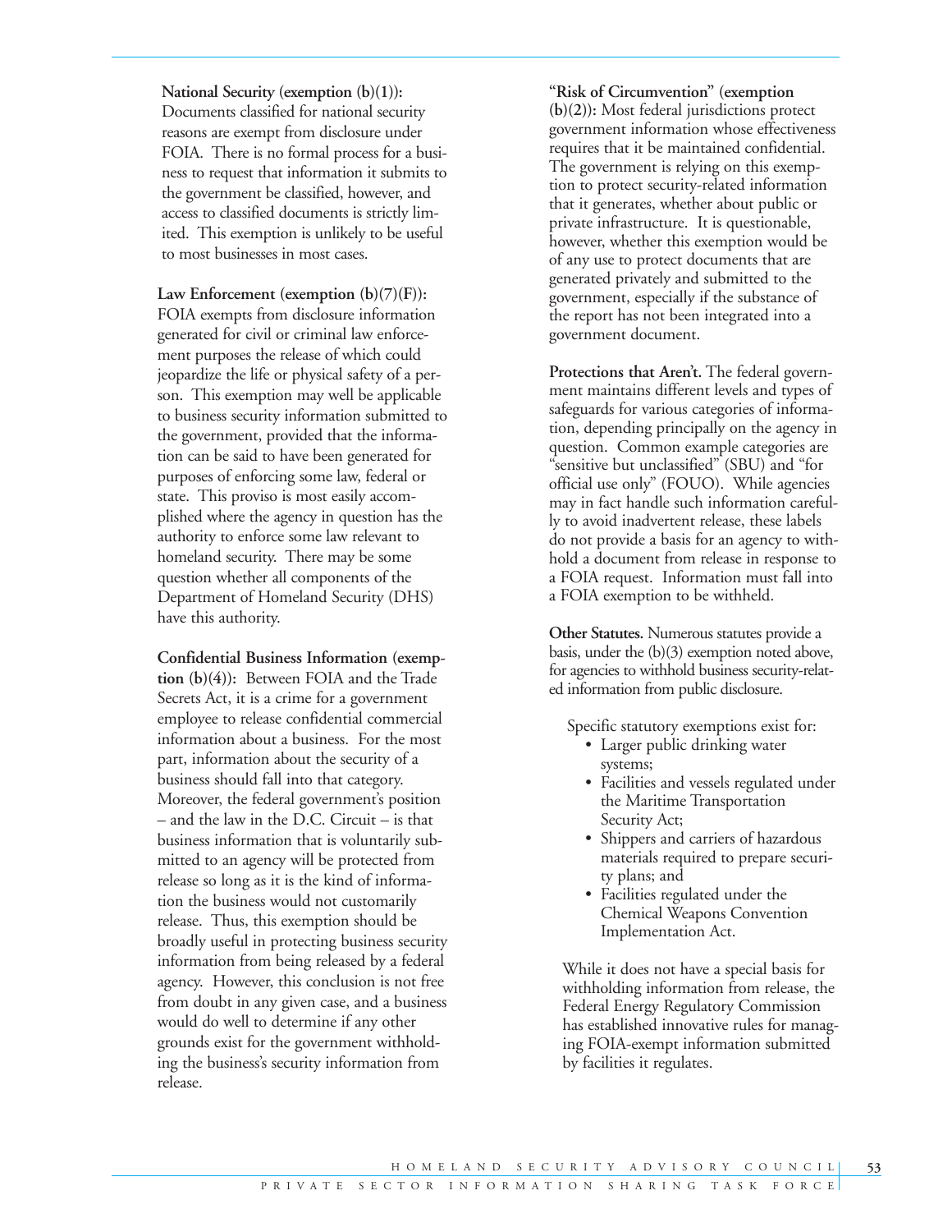**National Security (exemption (b)(1)):** Documents classified for national security reasons are exempt from disclosure under FOIA. There is no formal process for a business to request that information it submits to the government be classified, however, and access to classified documents is strictly limited. This exemption is unlikely to be useful to most businesses in most cases.

**Law Enforcement (exemption (b)(7)(F)):** FOIA exempts from disclosure information generated for civil or criminal law enforcement purposes the release of which could jeopardize the life or physical safety of a person. This exemption may well be applicable to business security information submitted to the government, provided that the information can be said to have been generated for purposes of enforcing some law, federal or state. This proviso is most easily accomplished where the agency in question has the authority to enforce some law relevant to homeland security. There may be some question whether all components of the Department of Homeland Security (DHS) have this authority.

**Confidential Business Information (exemption (b)(4)):** Between FOIA and the Trade Secrets Act, it is a crime for a government employee to release confidential commercial information about a business. For the most part, information about the security of a business should fall into that category. Moreover, the federal government's position – and the law in the D.C. Circuit – is that business information that is voluntarily submitted to an agency will be protected from release so long as it is the kind of information the business would not customarily release. Thus, this exemption should be broadly useful in protecting business security information from being released by a federal agency. However, this conclusion is not free from doubt in any given case, and a business would do well to determine if any other grounds exist for the government withholding the business's security information from release.

**"Risk of Circumvention" (exemption (b)(2)):** Most federal jurisdictions protect government information whose effectiveness requires that it be maintained confidential. The government is relying on this exemption to protect security-related information that it generates, whether about public or private infrastructure. It is questionable, however, whether this exemption would be of any use to protect documents that are generated privately and submitted to the government, especially if the substance of the report has not been integrated into a government document.

**Protections that Aren't.** The federal government maintains different levels and types of safeguards for various categories of information, depending principally on the agency in question. Common example categories are "sensitive but unclassified" (SBU) and "for official use only" (FOUO). While agencies may in fact handle such information carefully to avoid inadvertent release, these labels do not provide a basis for an agency to withhold a document from release in response to a FOIA request. Information must fall into a FOIA exemption to be withheld.

**Other Statutes.** Numerous statutes provide a basis, under the (b)(3) exemption noted above, for agencies to withhold business security-related information from public disclosure.

Specific statutory exemptions exist for:

- Larger public drinking water systems;
- Facilities and vessels regulated under the Maritime Transportation Security Act;
- Shippers and carriers of hazardous materials required to prepare security plans; and
- Facilities regulated under the Chemical Weapons Convention Implementation Act.

While it does not have a special basis for withholding information from release, the Federal Energy Regulatory Commission has established innovative rules for managing FOIA-exempt information submitted by facilities it regulates.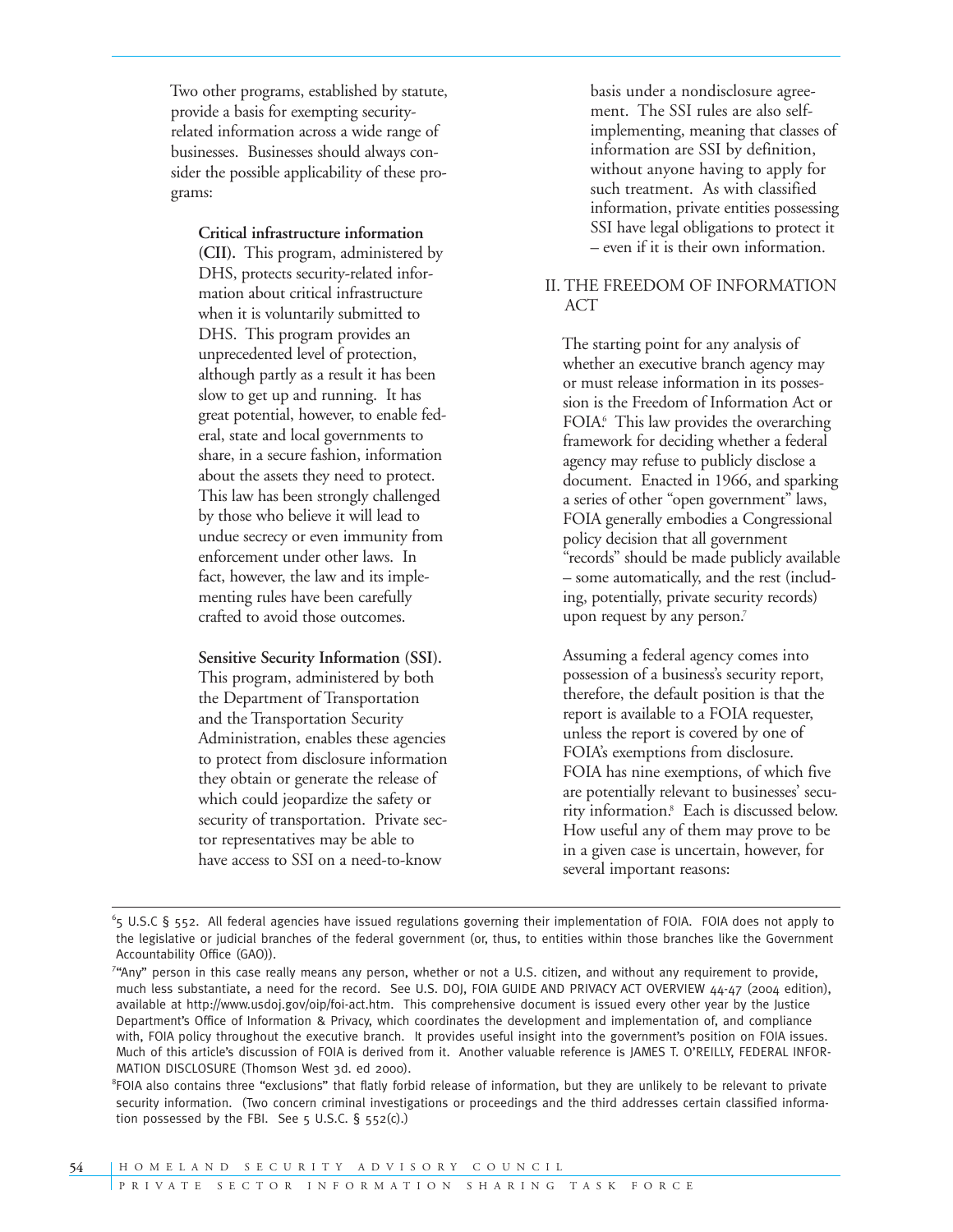Two other programs, established by statute, provide a basis for exempting security-related information across a wide range of businesses. Businesses should always consider the possible applicability of these programs:

**Critical infrastructure information (CII).** This program, administered by DHS, protects security-related information about critical infrastructure when it is voluntarily submitted to DHS. This program provides an unprecedented level of protection, although partly as a result it has been slow to get up and running. It has great potential, however, to enable federal, state and local governments to share, in a secure fashion, information about the assets they need to protect. This law has been strongly challenged by those who believe it will lead to undue secrecy or even immunity from enforcement under other laws. In fact, however, the law and its implementing rules have been carefully crafted to avoid those outcomes.

**Sensitive Security Information (SSI).** This program, administered by both the Department of Transportation and the Transportation Security Administration, enables these agencies to protect from disclosure information they obtain or generate the release of which could jeopardize the safety or security of transportation. Private sector representatives may be able to have access to SSI on a need-to-know basis under a nondisclosure agreement. The SSI rules are also self-implementing, meaning that classes of information are SSI by definition, without anyone having to apply for such treatment. As with classified information, private entities possessing SSI have legal obligations to protect it – even if it is their own information.

## II. THE FREEDOM OF INFORMATION ACT

The starting point for any analysis of whether an executive branch agency may or must release information in its possession is the Freedom of Information Act or FOIA.[6] This law provides the overarching framework for deciding whether a federal agency may refuse to publicly disclose a document. Enacted in 1966, and sparking a series of other "open government" laws, FOIA generally embodies a Congressional policy decision that all government "records" should be made publicly available – some automatically, and the rest (including, potentially, private security records) upon request by any person.[7]

Assuming a federal agency comes into possession of a business's security report, therefore, the default position is that the report is available to a FOIA requester, unless the report is covered by one of FOIA's exemptions from disclosure. FOIA has nine exemptions, of which five are potentially relevant to businesses' security information.[8] Each is discussed below. How useful any of them may prove to be in a given case is uncertain, however, for several important reasons:

---

[6] 5 U.S.C § 552. All federal agencies have issued regulations governing their implementation of FOIA. FOIA does not apply to the legislative or judicial branches of the federal government (or, thus, to entities within those branches like the Government Accountability Office (GAO)).

[7] "Any" person in this case really means any person, whether or not a U.S. citizen, and without any requirement to provide, much less substantiate, a need for the record. See U.S. DOJ, FOIA GUIDE AND PRIVACY ACT OVERVIEW 44-47 (2004 edition), available at http://www.usdoj.gov/oip/foi-act.htm. This comprehensive document is issued every other year by the Justice Department's Office of Information & Privacy, which coordinates the development and implementation of, and compliance with, FOIA policy throughout the executive branch. It provides useful insight into the government's position on FOIA issues. Much of this article's discussion of FOIA is derived from it. Another valuable reference is JAMES T. O'REILLY, FEDERAL INFORMATION DISCLOSURE (Thomson West 3d. ed 2000).

[8] FOIA also contains three "exclusions" that flatly forbid release of information, but they are unlikely to be relevant to private security information. (Two concern criminal investigations or proceedings and the third addresses certain classified information possessed by the FBI. See 5 U.S.C. § 552(c).)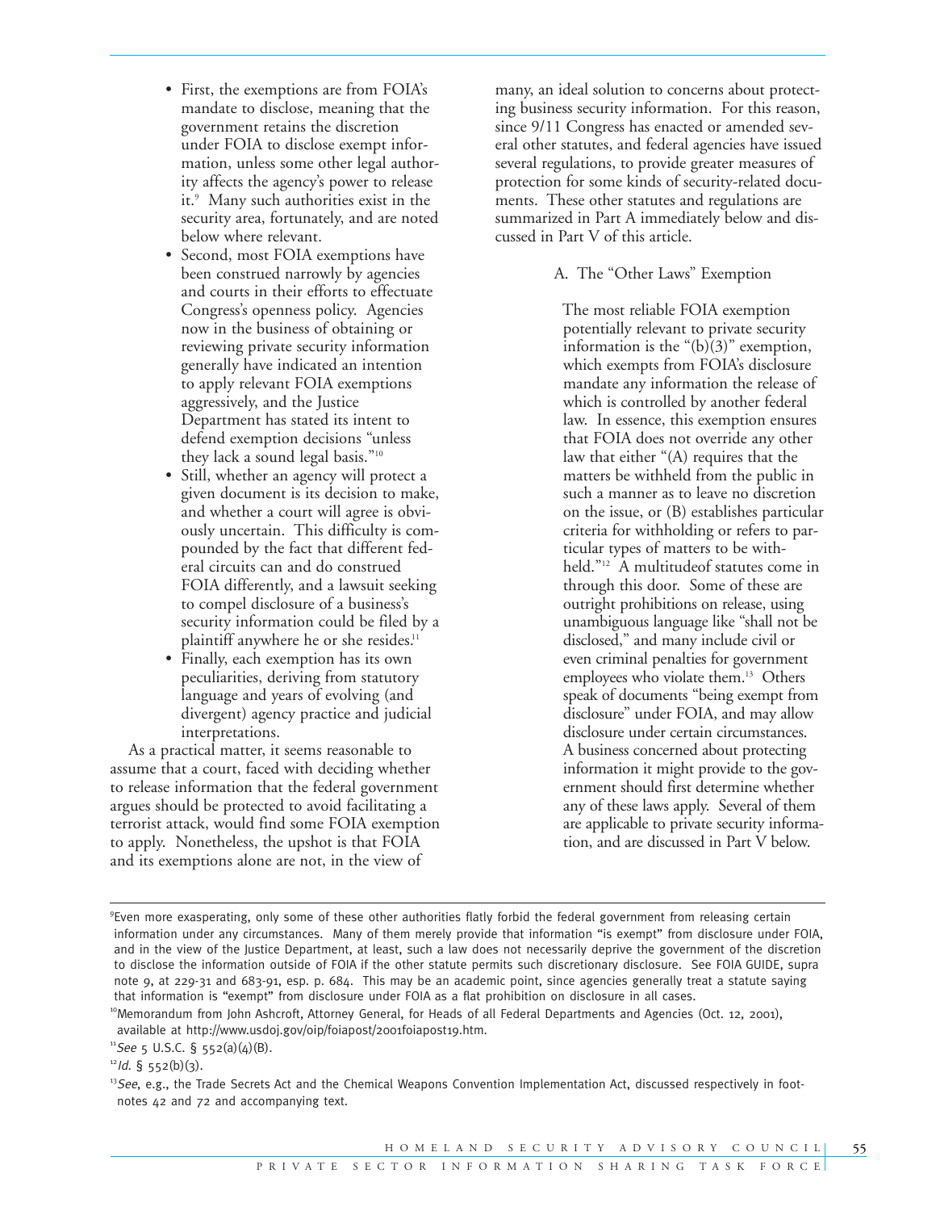- First, the exemptions are from FOIA's mandate to disclose, meaning that the government retains the discretion under FOIA to disclose exempt information, unless some other legal authority affects the agency's power to release it.[9] Many such authorities exist in the security area, fortunately, and are noted below where relevant.
- Second, most FOIA exemptions have been construed narrowly by agencies and courts in their efforts to effectuate Congress's openness policy. Agencies now in the business of obtaining or reviewing private security information generally have indicated an intention to apply relevant FOIA exemptions aggressively, and the Justice Department has stated its intent to defend exemption decisions "unless they lack a sound legal basis."[10]
- Still, whether an agency will protect a given document is its decision to make, and whether a court will agree is obviously uncertain. This difficulty is compounded by the fact that different federal circuits can and do construed FOIA differently, and a lawsuit seeking to compel disclosure of a business's security information could be filed by a plaintiff anywhere he or she resides.[11]
- Finally, each exemption has its own peculiarities, deriving from statutory language and years of evolving (and divergent) agency practice and judicial interpretations.

As a practical matter, it seems reasonable to assume that a court, faced with deciding whether to release information that the federal government argues should be protected to avoid facilitating a terrorist attack, would find some FOIA exemption to apply. Nonetheless, the upshot is that FOIA and its exemptions alone are not, in the view of many, an ideal solution to concerns about protecting business security information. For this reason, since 9/11 Congress has enacted or amended several other statutes, and federal agencies have issued several regulations, to provide greater measures of protection for some kinds of security-related documents. These other statutes and regulations are summarized in Part A immediately below and discussed in Part V of this article.

### A. The "Other Laws" Exemption

The most reliable FOIA exemption potentially relevant to private security information is the "(b)(3)" exemption, which exempts from FOIA's disclosure mandate any information the release of which is controlled by another federal law. In essence, this exemption ensures that FOIA does not override any other law that either "(A) requires that the matters be withheld from the public in such a manner as to leave no discretion on the issue, or (B) establishes particular criteria for withholding or refers to particular types of matters to be withheld."[12] A multitudeof statutes come in through this door. Some of these are outright prohibitions on release, using unambiguous language like "shall not be disclosed," and many include civil or even criminal penalties for government employees who violate them.[13] Others speak of documents "being exempt from disclosure" under FOIA, and may allow disclosure under certain circumstances. A business concerned about protecting information it might provide to the government should first determine whether any of these laws apply. Several of them are applicable to private security information, and are discussed in Part V below.

---

[9] Even more exasperating, only some of these other authorities flatly forbid the federal government from releasing certain information under any circumstances. Many of them merely provide that information "is exempt" from disclosure under FOIA, and in the view of the Justice Department, at least, such a law does not necessarily deprive the government of the discretion to disclose the information outside of FOIA if the other statute permits such discretionary disclosure. See FOIA GUIDE, supra note 9, at 229-31 and 683-91, esp. p. 684. This may be an academic point, since agencies generally treat a statute saying that information is "exempt" from disclosure under FOIA as a flat prohibition on disclosure in all cases.

[10] Memorandum from John Ashcroft, Attorney General, for Heads of all Federal Departments and Agencies (Oct. 12, 2001), available at http://www.usdoj.gov/oip/foiapost/2001foiapost19.htm.

[11] *See* 5 U.S.C. § 552(a)(4)(B).

[12] *Id.* § 552(b)(3).

[13] *See*, e.g., the Trade Secrets Act and the Chemical Weapons Convention Implementation Act, discussed respectively in footnotes 42 and 72 and accompanying text.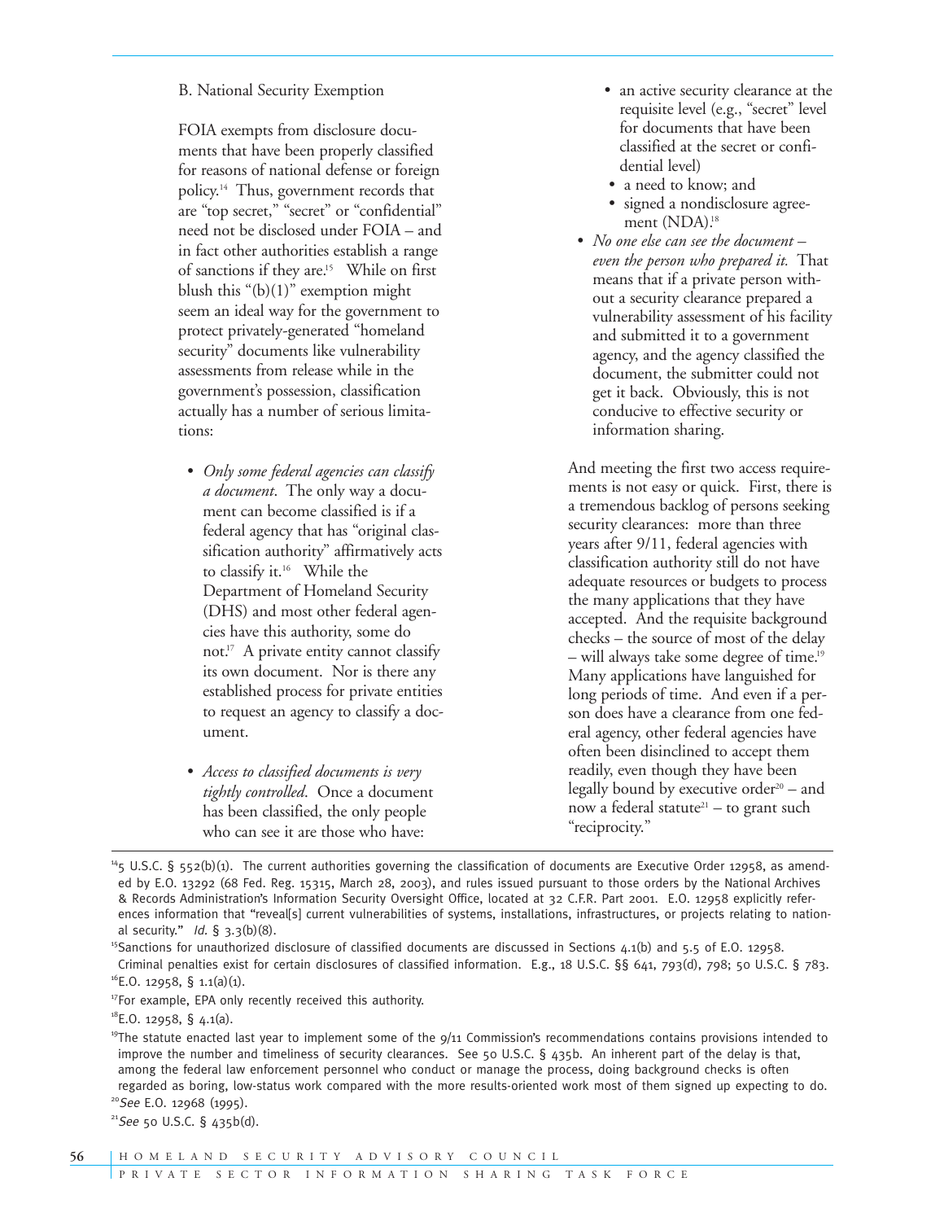B. National Security Exemption

FOIA exempts from disclosure documents that have been properly classified for reasons of national defense or foreign policy.[14] Thus, government records that are "top secret," "secret" or "confidential" need not be disclosed under FOIA – and in fact other authorities establish a range of sanctions if they are.[15] While on first blush this "(b)(1)" exemption might seem an ideal way for the government to protect privately-generated "homeland security" documents like vulnerability assessments from release while in the government's possession, classification actually has a number of serious limitations:

- *Only some federal agencies can classify a document*. The only way a document can become classified is if a federal agency that has "original classification authority" affirmatively acts to classify it.[16] While the Department of Homeland Security (DHS) and most other federal agencies have this authority, some do not.[17] A private entity cannot classify its own document. Nor is there any established process for private entities to request an agency to classify a document.
- *Access to classified documents is very tightly controlled*. Once a document has been classified, the only people who can see it are those who have:
  - an active security clearance at the requisite level (e.g., "secret" level for documents that have been classified at the secret or confidential level)
  - a need to know; and
  - signed a nondisclosure agreement (NDA).[18]
- *No one else can see the document – even the person who prepared it.* That means that if a private person without a security clearance prepared a vulnerability assessment of his facility and submitted it to a government agency, and the agency classified the document, the submitter could not get it back. Obviously, this is not conducive to effective security or information sharing.

And meeting the first two access requirements is not easy or quick. First, there is a tremendous backlog of persons seeking security clearances: more than three years after 9/11, federal agencies with classification authority still do not have adequate resources or budgets to process the many applications that they have accepted. And the requisite background checks – the source of most of the delay – will always take some degree of time.[19] Many applications have languished for long periods of time. And even if a person does have a clearance from one federal agency, other federal agencies have often been disinclined to accept them readily, even though they have been legally bound by executive order[20] – and now a federal statute[21] – to grant such "reciprocity."

---

[14] 5 U.S.C. § 552(b)(1). The current authorities governing the classification of documents are Executive Order 12958, as amended by E.O. 13292 (68 Fed. Reg. 15315, March 28, 2003), and rules issued pursuant to those orders by the National Archives & Records Administration's Information Security Oversight Office, located at 32 C.F.R. Part 2001. E.O. 12958 explicitly references information that "reveal[s] current vulnerabilities of systems, installations, infrastructures, or projects relating to national security." *Id.* § 3.3(b)(8).

[15] Sanctions for unauthorized disclosure of classified documents are discussed in Sections 4.1(b) and 5.5 of E.O. 12958. Criminal penalties exist for certain disclosures of classified information. E.g., 18 U.S.C. §§ 641, 793(d), 798; 50 U.S.C. § 783.

[16] E.O. 12958, § 1.1(a)(1).

[17] For example, EPA only recently received this authority.

[18] E.O. 12958, § 4.1(a).

[19] The statute enacted last year to implement some of the 9/11 Commission's recommendations contains provisions intended to improve the number and timeliness of security clearances. See 50 U.S.C. § 435b. An inherent part of the delay is that, among the federal law enforcement personnel who conduct or manage the process, doing background checks is often regarded as boring, low-status work compared with the more results-oriented work most of them signed up expecting to do.

[20] *See* E.O. 12968 (1995).

[21] *See* 50 U.S.C. § 435b(d).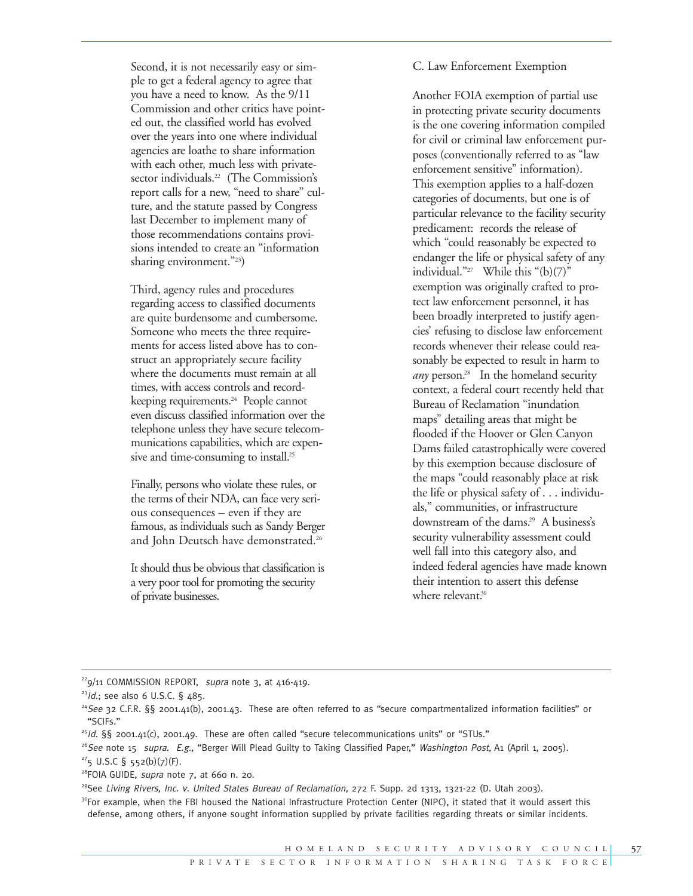Second, it is not necessarily easy or simple to get a federal agency to agree that you have a need to know. As the 9/11 Commission and other critics have pointed out, the classified world has evolved over the years into one where individual agencies are loathe to share information with each other, much less with private-sector individuals.[22] (The Commission's report calls for a new, "need to share" culture, and the statute passed by Congress last December to implement many of those recommendations contains provisions intended to create an "information sharing environment."[23])

Third, agency rules and procedures regarding access to classified documents are quite burdensome and cumbersome. Someone who meets the three requirements for access listed above has to construct an appropriately secure facility where the documents must remain at all times, with access controls and record-keeping requirements.[24] People cannot even discuss classified information over the telephone unless they have secure telecommunications capabilities, which are expensive and time-consuming to install.[25]

Finally, persons who violate these rules, or the terms of their NDA, can face very serious consequences – even if they are famous, as individuals such as Sandy Berger and John Deutsch have demonstrated.[26]

It should thus be obvious that classification is a very poor tool for promoting the security of private businesses.

C. Law Enforcement Exemption

Another FOIA exemption of partial use in protecting private security documents is the one covering information compiled for civil or criminal law enforcement purposes (conventionally referred to as "law enforcement sensitive" information). This exemption applies to a half-dozen categories of documents, but one is of particular relevance to the facility security predicament: records the release of which "could reasonably be expected to endanger the life or physical safety of any individual."[27] While this "(b)(7)" exemption was originally crafted to protect law enforcement personnel, it has been broadly interpreted to justify agencies' refusing to disclose law enforcement records whenever their release could reasonably be expected to result in harm to *any* person.[28] In the homeland security context, a federal court recently held that Bureau of Reclamation "inundation maps" detailing areas that might be flooded if the Hoover or Glen Canyon Dams failed catastrophically were covered by this exemption because disclosure of the maps "could reasonably place at risk the life or physical safety of . . . individuals," communities, or infrastructure downstream of the dams.[29] A business's security vulnerability assessment could well fall into this category also, and indeed federal agencies have made known their intention to assert this defense where relevant.[30]

---

[22] 9/11 COMMISSION REPORT, *supra* note 3, at 416-419.

[23] *Id.*; see also 6 U.S.C. § 485.

[24] *See* 32 C.F.R. §§ 2001.41(b), 2001.43. These are often referred to as "secure compartmentalized information facilities" or "SCIFs."

[25] *Id.* §§ 2001.41(c), 2001.49. These are often called "secure telecommunications units" or "STUs."

[26] *See* note 15 *supra*. *E.g.,* "Berger Will Plead Guilty to Taking Classified Paper," *Washington Post,* A1 (April 1, 2005).

[27] 5 U.S.C § 552(b)(7)(F).

[28] FOIA GUIDE, *supra* note 7, at 660 n. 20.

[29] See *Living Rivers, Inc. v. United States Bureau of Reclamation,* 272 F. Supp. 2d 1313, 1321-22 (D. Utah 2003).

[30] For example, when the FBI housed the National Infrastructure Protection Center (NIPC), it stated that it would assert this defense, among others, if anyone sought information supplied by private facilities regarding threats or similar incidents.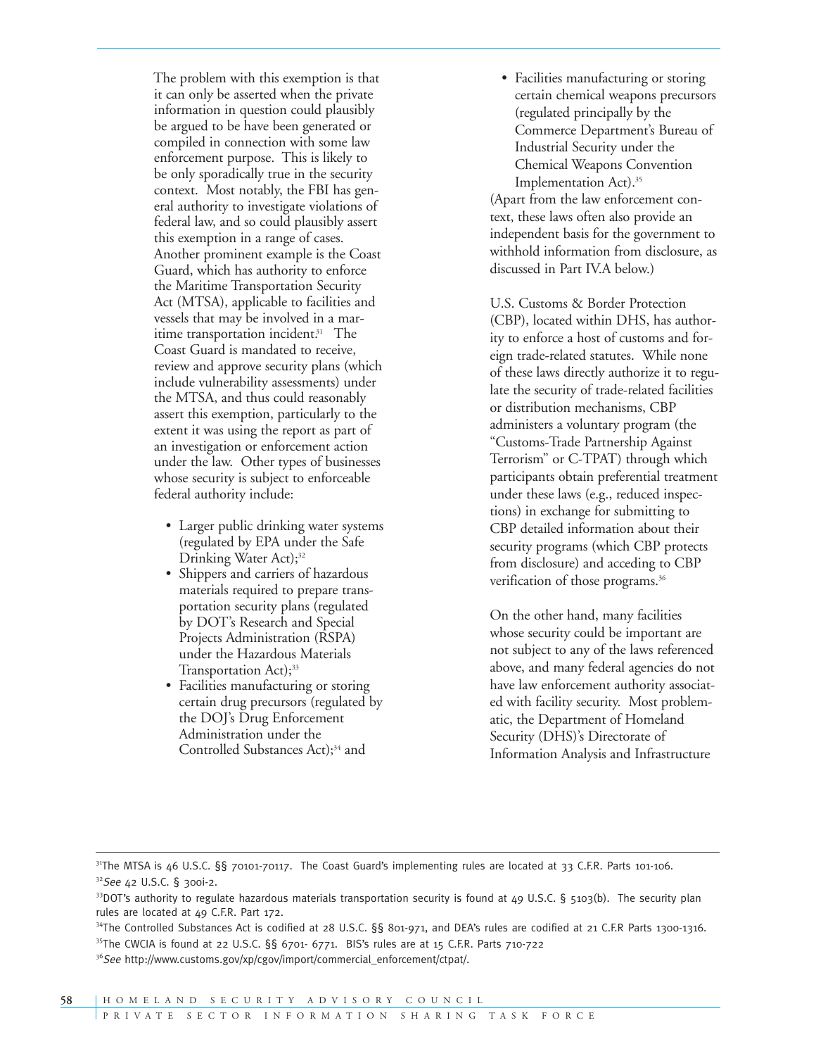The problem with this exemption is that it can only be asserted when the private information in question could plausibly be argued to be have been generated or compiled in connection with some law enforcement purpose. This is likely to be only sporadically true in the security context. Most notably, the FBI has general authority to investigate violations of federal law, and so could plausibly assert this exemption in a range of cases. Another prominent example is the Coast Guard, which has authority to enforce the Maritime Transportation Security Act (MTSA), applicable to facilities and vessels that may be involved in a maritime transportation incident.[31] The Coast Guard is mandated to receive, review and approve security plans (which include vulnerability assessments) under the MTSA, and thus could reasonably assert this exemption, particularly to the extent it was using the report as part of an investigation or enforcement action under the law. Other types of businesses whose security is subject to enforceable federal authority include:

- Larger public drinking water systems (regulated by EPA under the Safe Drinking Water Act);[32]
- Shippers and carriers of hazardous materials required to prepare transportation security plans (regulated by DOT's Research and Special Projects Administration (RSPA) under the Hazardous Materials Transportation Act);[33]
- Facilities manufacturing or storing certain drug precursors (regulated by the DOJ's Drug Enforcement Administration under the Controlled Substances Act);[34] and
- Facilities manufacturing or storing certain chemical weapons precursors (regulated principally by the Commerce Department's Bureau of Industrial Security under the Chemical Weapons Convention Implementation Act).[35]

(Apart from the law enforcement context, these laws often also provide an independent basis for the government to withhold information from disclosure, as discussed in Part IV.A below.)

U.S. Customs & Border Protection (CBP), located within DHS, has authority to enforce a host of customs and foreign trade-related statutes. While none of these laws directly authorize it to regulate the security of trade-related facilities or distribution mechanisms, CBP administers a voluntary program (the "Customs-Trade Partnership Against Terrorism" or C-TPAT) through which participants obtain preferential treatment under these laws (e.g., reduced inspections) in exchange for submitting to CBP detailed information about their security programs (which CBP protects from disclosure) and acceding to CBP verification of those programs.[36]

On the other hand, many facilities whose security could be important are not subject to any of the laws referenced above, and many federal agencies do not have law enforcement authority associated with facility security. Most problematic, the Department of Homeland Security (DHS)'s Directorate of Information Analysis and Infrastructure

---

[31] The MTSA is 46 U.S.C. §§ 70101-70117. The Coast Guard's implementing rules are located at 33 C.F.R. Parts 101-106.

[32] *See* 42 U.S.C. § 300i-2.

[33] DOT's authority to regulate hazardous materials transportation security is found at 49 U.S.C. § 5103(b). The security plan rules are located at 49 C.F.R. Part 172.

[34] The Controlled Substances Act is codified at 28 U.S.C. §§ 801-971, and DEA's rules are codified at 21 C.F.R Parts 1300-1316.

[35] The CWCIA is found at 22 U.S.C. §§ 6701- 6771. BIS's rules are at 15 C.F.R. Parts 710-722

[36] *See* http://www.customs.gov/xp/cgov/import/commercial_enforcement/ctpat/.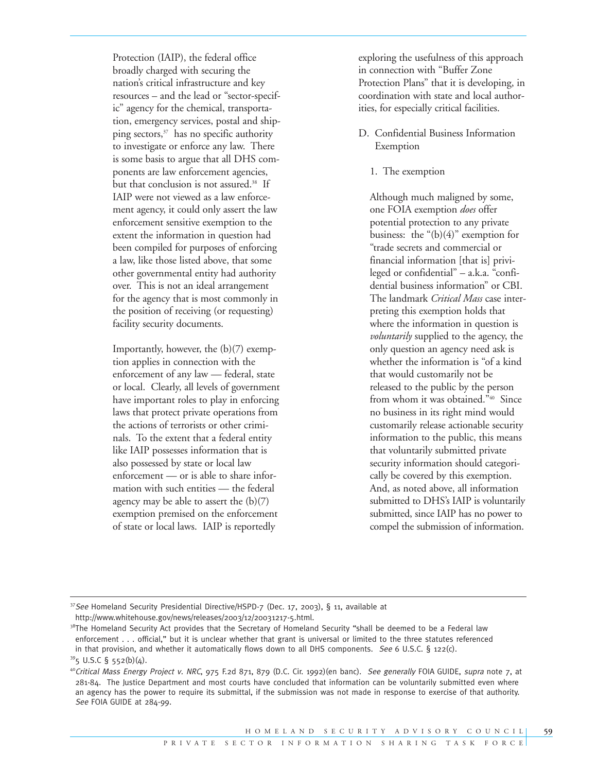Protection (IAIP), the federal office broadly charged with securing the nation's critical infrastructure and key resources – and the lead or "sector-specific" agency for the chemical, transportation, emergency services, postal and shipping sectors,[37] has no specific authority to investigate or enforce any law. There is some basis to argue that all DHS components are law enforcement agencies, but that conclusion is not assured.[38] If IAIP were not viewed as a law enforcement agency, it could only assert the law enforcement sensitive exemption to the extent the information in question had been compiled for purposes of enforcing a law, like those listed above, that some other governmental entity had authority over. This is not an ideal arrangement for the agency that is most commonly in the position of receiving (or requesting) facility security documents.

Importantly, however, the (b)(7) exemption applies in connection with the enforcement of any law — federal, state or local. Clearly, all levels of government have important roles to play in enforcing laws that protect private operations from the actions of terrorists or other criminals. To the extent that a federal entity like IAIP possesses information that is also possessed by state or local law enforcement — or is able to share information with such entities — the federal agency may be able to assert the (b)(7) exemption premised on the enforcement of state or local laws. IAIP is reportedly exploring the usefulness of this approach in connection with "Buffer Zone Protection Plans" that it is developing, in coordination with state and local authorities, for especially critical facilities.

D. Confidential Business Information Exemption

1. The exemption

Although much maligned by some, one FOIA exemption *does* offer potential protection to any private business: the "(b)(4)" exemption for "trade secrets and commercial or financial information [that is] privileged or confidential" – a.k.a. "confidential business information" or CBI. The landmark *Critical Mass* case interpreting this exemption holds that where the information in question is *voluntarily* supplied to the agency, the only question an agency need ask is whether the information is "of a kind that would customarily not be released to the public by the person from whom it was obtained."[40] Since no business in its right mind would customarily release actionable security information to the public, this means that voluntarily submitted private security information should categorically be covered by this exemption. And, as noted above, all information submitted to DHS's IAIP is voluntarily submitted, since IAIP has no power to compel the submission of information.

---

[37] *See* Homeland Security Presidential Directive/HSPD-7 (Dec. 17, 2003), § 11, available at http://www.whitehouse.gov/news/releases/2003/12/20031217-5.html.

[38] The Homeland Security Act provides that the Secretary of Homeland Security "shall be deemed to be a Federal law enforcement . . . official," but it is unclear whether that grant is universal or limited to the three statutes referenced in that provision, and whether it automatically flows down to all DHS components. *See* 6 U.S.C. § 122(c).

[39] 5 U.S.C § 552(b)(4).

[40] *Critical Mass Energy Project v. NRC*, 975 F.2d 871, 879 (D.C. Cir. 1992)(en banc). *See generally* FOIA GUIDE, *supra* note 7, at 281-84. The Justice Department and most courts have concluded that information can be voluntarily submitted even where an agency has the power to require its submittal, if the submission was not made in response to exercise of that authority. *See* FOIA GUIDE at 284-99.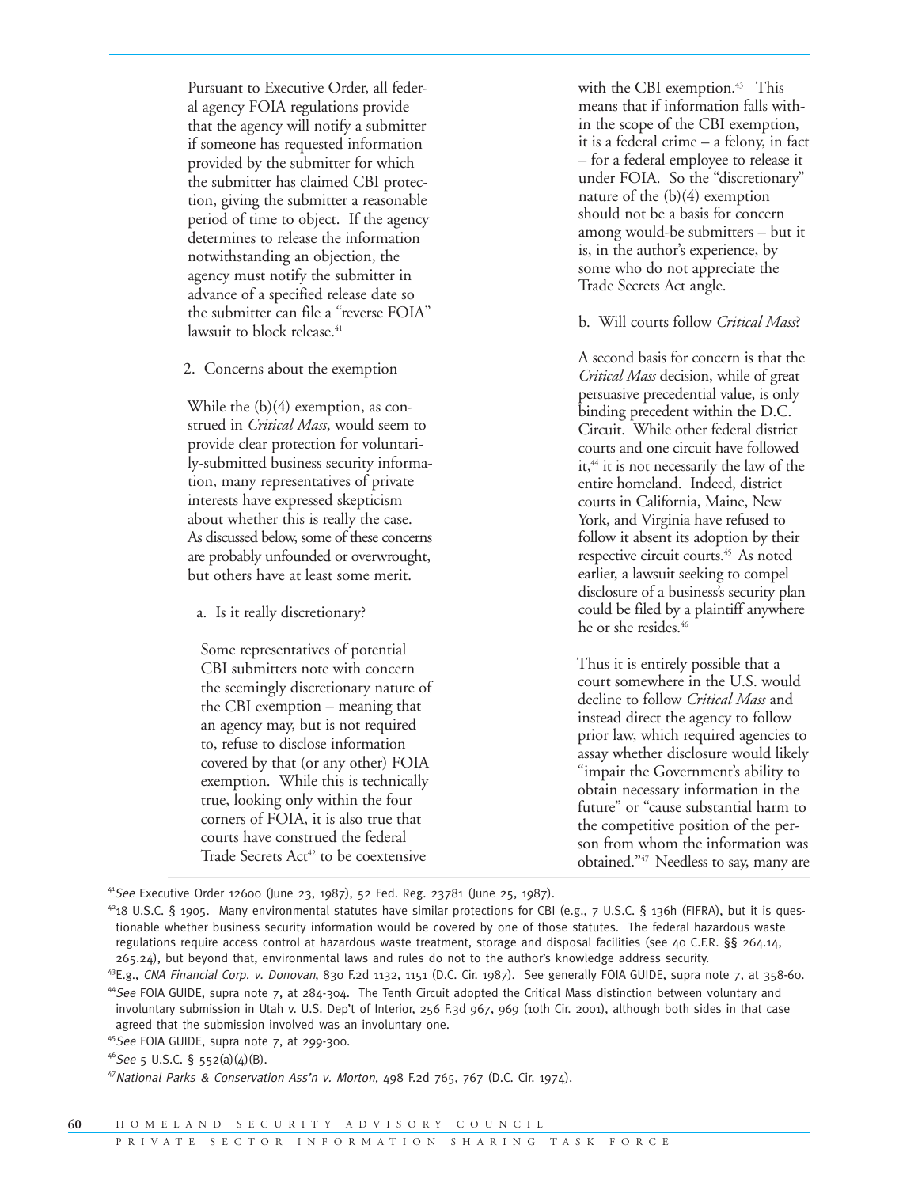Pursuant to Executive Order, all federal agency FOIA regulations provide that the agency will notify a submitter if someone has requested information provided by the submitter for which the submitter has claimed CBI protection, giving the submitter a reasonable period of time to object. If the agency determines to release the information notwithstanding an objection, the agency must notify the submitter in advance of a specified release date so the submitter can file a "reverse FOIA" lawsuit to block release.[41]

2. Concerns about the exemption

While the (b)(4) exemption, as construed in *Critical Mass*, would seem to provide clear protection for voluntarily-submitted business security information, many representatives of private interests have expressed skepticism about whether this is really the case. As discussed below, some of these concerns are probably unfounded or overwrought, but others have at least some merit.

a. Is it really discretionary?

Some representatives of potential CBI submitters note with concern the seemingly discretionary nature of the CBI exemption – meaning that an agency may, but is not required to, refuse to disclose information covered by that (or any other) FOIA exemption. While this is technically true, looking only within the four corners of FOIA, it is also true that courts have construed the federal Trade Secrets Act[42] to be coextensive with the CBI exemption.[43] This means that if information falls within the scope of the CBI exemption, it is a federal crime – a felony, in fact – for a federal employee to release it under FOIA. So the "discretionary" nature of the (b)(4) exemption should not be a basis for concern among would-be submitters – but it is, in the author's experience, by some who do not appreciate the Trade Secrets Act angle.

b. Will courts follow *Critical Mass*?

A second basis for concern is that the *Critical Mass* decision, while of great persuasive precedential value, is only binding precedent within the D.C. Circuit. While other federal district courts and one circuit have followed it,[44] it is not necessarily the law of the entire homeland. Indeed, district courts in California, Maine, New York, and Virginia have refused to follow it absent its adoption by their respective circuit courts.[45] As noted earlier, a lawsuit seeking to compel disclosure of a business's security plan could be filed by a plaintiff anywhere he or she resides.[46]

Thus it is entirely possible that a court somewhere in the U.S. would decline to follow *Critical Mass* and instead direct the agency to follow prior law, which required agencies to assay whether disclosure would likely "impair the Government's ability to obtain necessary information in the future" or "cause substantial harm to the competitive position of the person from whom the information was obtained."[47] Needless to say, many are

---

[41] *See* Executive Order 12600 (June 23, 1987), 52 Fed. Reg. 23781 (June 25, 1987).

[42] 18 U.S.C. § 1905. Many environmental statutes have similar protections for CBI (e.g., 7 U.S.C. § 136h (FIFRA), but it is questionable whether business security information would be covered by one of those statutes. The federal hazardous waste regulations require access control at hazardous waste treatment, storage and disposal facilities (see 40 C.F.R. §§ 264.14, 265.24), but beyond that, environmental laws and rules do not to the author's knowledge address security.

[43] E.g., *CNA Financial Corp. v. Donovan*, 830 F.2d 1132, 1151 (D.C. Cir. 1987). See generally FOIA GUIDE, supra note 7, at 358-60.

[44] *See* FOIA GUIDE, supra note 7, at 284-304. The Tenth Circuit adopted the Critical Mass distinction between voluntary and involuntary submission in Utah v. U.S. Dep't of Interior, 256 F.3d 967, 969 (10th Cir. 2001), although both sides in that case agreed that the submission involved was an involuntary one.

[45] *See* FOIA GUIDE, supra note 7, at 299-300.

[46] *See* 5 U.S.C. § 552(a)(4)(B).

[47] *National Parks & Conservation Ass'n v. Morton*, 498 F.2d 765, 767 (D.C. Cir. 1974).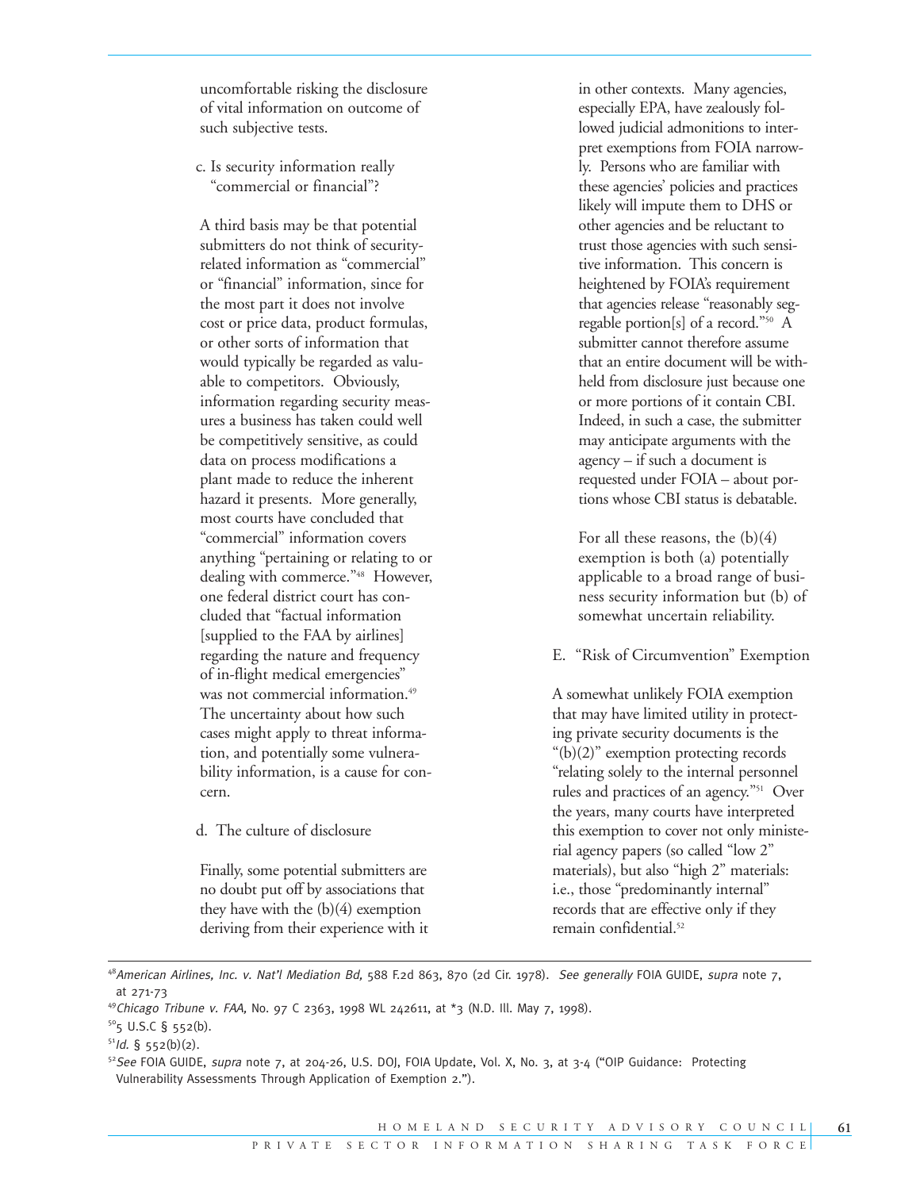uncomfortable risking the disclosure of vital information on outcome of such subjective tests.

c. Is security information really "commercial or financial"?

A third basis may be that potential submitters do not think of security-related information as "commercial" or "financial" information, since for the most part it does not involve cost or price data, product formulas, or other sorts of information that would typically be regarded as valuable to competitors. Obviously, information regarding security measures a business has taken could well be competitively sensitive, as could data on process modifications a plant made to reduce the inherent hazard it presents. More generally, most courts have concluded that "commercial" information covers anything "pertaining or relating to or dealing with commerce."[48] However, one federal district court has concluded that "factual information [supplied to the FAA by airlines] regarding the nature and frequency of in-flight medical emergencies" was not commercial information.[49] The uncertainty about how such cases might apply to threat information, and potentially some vulnerability information, is a cause for concern.

d. The culture of disclosure

Finally, some potential submitters are no doubt put off by associations that they have with the (b)(4) exemption deriving from their experience with it in other contexts. Many agencies, especially EPA, have zealously followed judicial admonitions to interpret exemptions from FOIA narrowly. Persons who are familiar with these agencies' policies and practices likely will impute them to DHS or other agencies and be reluctant to trust those agencies with such sensitive information. This concern is heightened by FOIA's requirement that agencies release "reasonably segregable portion[s] of a record."[50] A submitter cannot therefore assume that an entire document will be withheld from disclosure just because one or more portions of it contain CBI. Indeed, in such a case, the submitter may anticipate arguments with the agency – if such a document is requested under FOIA – about portions whose CBI status is debatable.

For all these reasons, the (b)(4) exemption is both (a) potentially applicable to a broad range of business security information but (b) of somewhat uncertain reliability.

E. "Risk of Circumvention" Exemption

A somewhat unlikely FOIA exemption that may have limited utility in protecting private security documents is the "(b)(2)" exemption protecting records "relating solely to the internal personnel rules and practices of an agency."[51] Over the years, many courts have interpreted this exemption to cover not only ministerial agency papers (so called "low 2" materials), but also "high 2" materials: i.e., those "predominantly internal" records that are effective only if they remain confidential.[52]

---

[48] *American Airlines, Inc. v. Nat'l Mediation Bd,* 588 F.2d 863, 870 (2d Cir. 1978). *See generally* FOIA GUIDE, *supra* note 7, at 271-73

[49] *Chicago Tribune v. FAA,* No. 97 C 2363, 1998 WL 242611, at *3 (N.D. Ill. May 7, 1998).

[50] 5 U.S.C § 552(b).

[51] *Id.* § 552(b)(2).

[52] *See* FOIA GUIDE, *supra* note 7, at 204-26, U.S. DOJ, FOIA Update, Vol. X, No. 3, at 3-4 ("OIP Guidance: Protecting Vulnerability Assessments Through Application of Exemption 2.").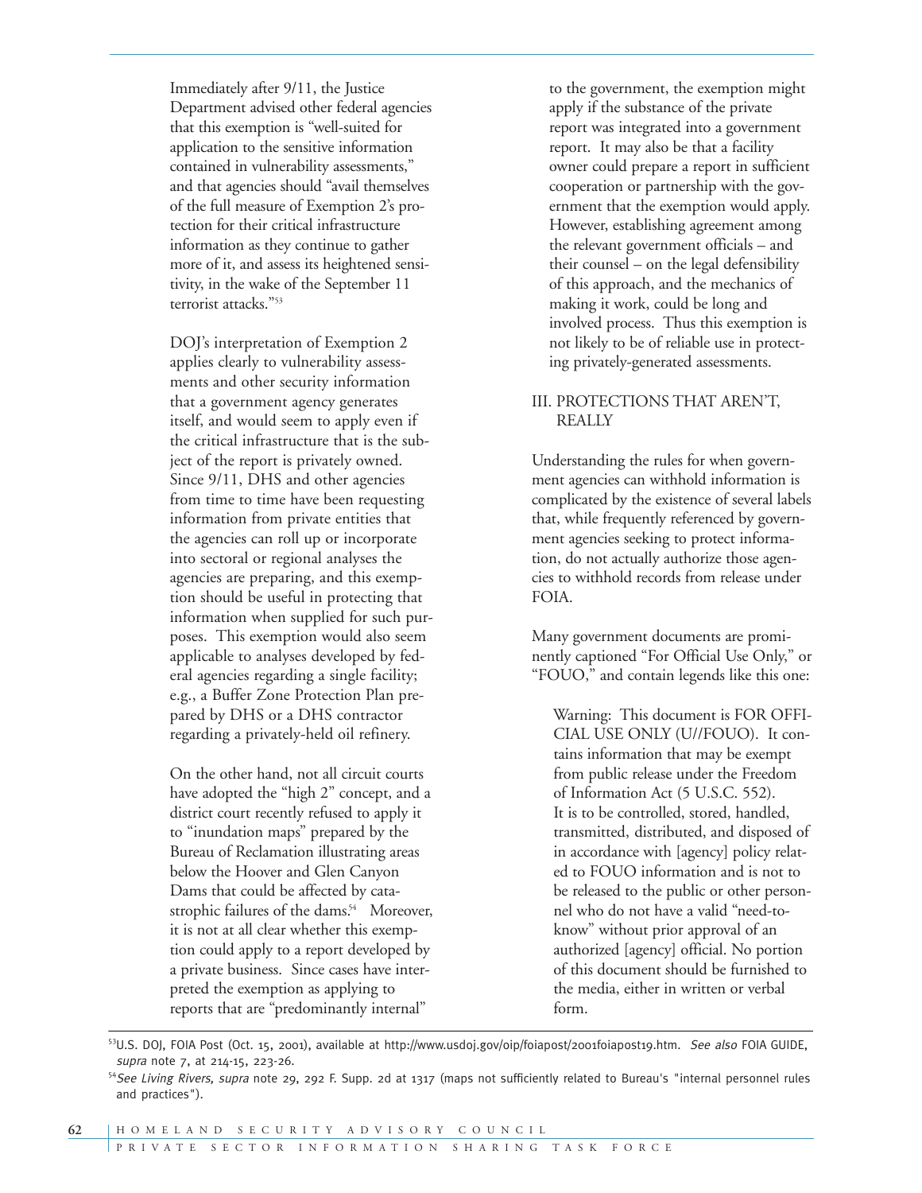Immediately after 9/11, the Justice Department advised other federal agencies that this exemption is "well-suited for application to the sensitive information contained in vulnerability assessments," and that agencies should "avail themselves of the full measure of Exemption 2's protection for their critical infrastructure information as they continue to gather more of it, and assess its heightened sensitivity, in the wake of the September 11 terrorist attacks."[53]

DOJ's interpretation of Exemption 2 applies clearly to vulnerability assessments and other security information that a government agency generates itself, and would seem to apply even if the critical infrastructure that is the subject of the report is privately owned. Since 9/11, DHS and other agencies from time to time have been requesting information from private entities that the agencies can roll up or incorporate into sectoral or regional analyses the agencies are preparing, and this exemption should be useful in protecting that information when supplied for such purposes. This exemption would also seem applicable to analyses developed by federal agencies regarding a single facility; e.g., a Buffer Zone Protection Plan prepared by DHS or a DHS contractor regarding a privately-held oil refinery.

On the other hand, not all circuit courts have adopted the "high 2" concept, and a district court recently refused to apply it to "inundation maps" prepared by the Bureau of Reclamation illustrating areas below the Hoover and Glen Canyon Dams that could be affected by catastrophic failures of the dams.[54] Moreover, it is not at all clear whether this exemption could apply to a report developed by a private business. Since cases have interpreted the exemption as applying to reports that are "predominantly internal" to the government, the exemption might apply if the substance of the private report was integrated into a government report. It may also be that a facility owner could prepare a report in sufficient cooperation or partnership with the government that the exemption would apply. However, establishing agreement among the relevant government officials – and their counsel – on the legal defensibility of this approach, and the mechanics of making it work, could be long and involved process. Thus this exemption is not likely to be of reliable use in protecting privately-generated assessments.

## III. PROTECTIONS THAT AREN'T, REALLY

Understanding the rules for when government agencies can withhold information is complicated by the existence of several labels that, while frequently referenced by government agencies seeking to protect information, do not actually authorize those agencies to withhold records from release under FOIA.

Many government documents are prominently captioned "For Official Use Only," or "FOUO," and contain legends like this one:

> Warning: This document is FOR OFFICIAL USE ONLY (U//FOUO). It contains information that may be exempt from public release under the Freedom of Information Act (5 U.S.C. 552). It is to be controlled, stored, handled, transmitted, distributed, and disposed of in accordance with [agency] policy related to FOUO information and is not to be released to the public or other personnel who do not have a valid "need-to-know" without prior approval of an authorized [agency] official. No portion of this document should be furnished to the media, either in written or verbal form.

---

[53] U.S. DOJ, FOIA Post (Oct. 15, 2001), available at http://www.usdoj.gov/oip/foiapost/2001foiapost19.htm. *See also* FOIA GUIDE, *supra* note 7, at 214-15, 223-26.

[54] *See Living Rivers, supra* note 29, 292 F. Supp. 2d at 1317 (maps not sufficiently related to Bureau's "internal personnel rules and practices").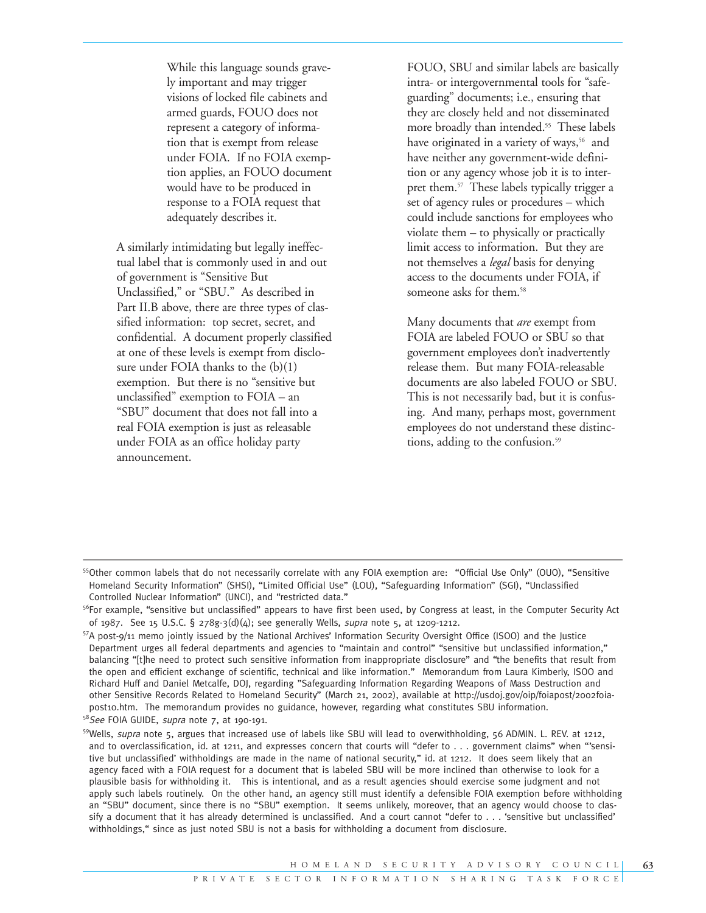> While this language sounds gravely important and may trigger visions of locked file cabinets and armed guards, FOUO does not represent a category of information that is exempt from release under FOIA. If no FOIA exemption applies, an FOUO document would have to be produced in response to a FOIA request that adequately describes it.

A similarly intimidating but legally ineffectual label that is commonly used in and out of government is "Sensitive But Unclassified," or "SBU." As described in Part II.B above, there are three types of classified information: top secret, secret, and confidential. A document properly classified at one of these levels is exempt from disclosure under FOIA thanks to the (b)(1) exemption. But there is no "sensitive but unclassified" exemption to FOIA – an "SBU" document that does not fall into a real FOIA exemption is just as releasable under FOIA as an office holiday party announcement.

FOUO, SBU and similar labels are basically intra- or intergovernmental tools for "safeguarding" documents; i.e., ensuring that they are closely held and not disseminated more broadly than intended.[55] These labels have originated in a variety of ways,[56] and have neither any government-wide definition or any agency whose job it is to interpret them.[57] These labels typically trigger a set of agency rules or procedures – which could include sanctions for employees who violate them – to physically or practically limit access to information. But they are not themselves a *legal* basis for denying access to the documents under FOIA, if someone asks for them.[58]

Many documents that *are* exempt from FOIA are labeled FOUO or SBU so that government employees don't inadvertently release them. But many FOIA-releasable documents are also labeled FOUO or SBU. This is not necessarily bad, but it is confusing. And many, perhaps most, government employees do not understand these distinctions, adding to the confusion.[59]

---

[55] Other common labels that do not necessarily correlate with any FOIA exemption are: "Official Use Only" (OUO), "Sensitive Homeland Security Information" (SHSI), "Limited Official Use" (LOU), "Safeguarding Information" (SGI), "Unclassified Controlled Nuclear Information" (UNCI), and "restricted data."

[56] For example, "sensitive but unclassified" appears to have first been used, by Congress at least, in the Computer Security Act of 1987. See 15 U.S.C. § 278g-3(d)(4); see generally Wells, *supra* note 5, at 1209-1212.

[57] A post-9/11 memo jointly issued by the National Archives' Information Security Oversight Office (ISOO) and the Justice Department urges all federal departments and agencies to "maintain and control" "sensitive but unclassified information," balancing "[t]he need to protect such sensitive information from inappropriate disclosure" and "the benefits that result from the open and efficient exchange of scientific, technical and like information." Memorandum from Laura Kimberly, ISOO and Richard Huff and Daniel Metcalfe, DOJ, regarding "Safeguarding Information Regarding Weapons of Mass Destruction and other Sensitive Records Related to Homeland Security" (March 21, 2002), available at http://usdoj.gov/oip/foiapost/2002foiapost10.htm. The memorandum provides no guidance, however, regarding what constitutes SBU information.

[58] *See* FOIA GUIDE, *supra* note 7, at 190-191.

[59] Wells, *supra* note 5, argues that increased use of labels like SBU will lead to overwithholding, 56 ADMIN. L. REV. at 1212, and to overclassification, id. at 1211, and expresses concern that courts will "defer to . . . government claims" when "'sensitive but unclassified' withholdings are made in the name of national security," id. at 1212. It does seem likely that an agency faced with a FOIA request for a document that is labeled SBU will be more inclined than otherwise to look for a plausible basis for withholding it. This is intentional, and as a result agencies should exercise some judgment and not apply such labels routinely. On the other hand, an agency still must identify a defensible FOIA exemption before withholding an "SBU" document, since there is no "SBU" exemption. It seems unlikely, moreover, that an agency would choose to classify a document that it has already determined is unclassified. And a court cannot "defer to . . . 'sensitive but unclassified' withholdings," since as just noted SBU is not a basis for withholding a document from disclosure.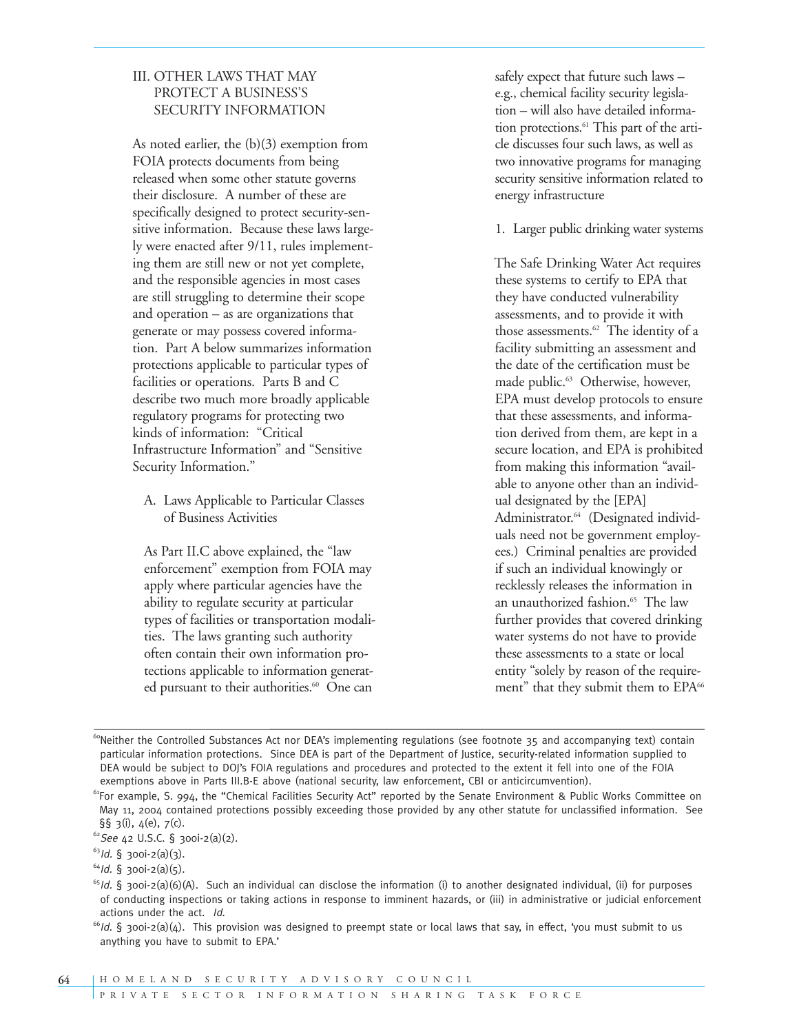## III. OTHER LAWS THAT MAY PROTECT A BUSINESS'S SECURITY INFORMATION

As noted earlier, the (b)(3) exemption from FOIA protects documents from being released when some other statute governs their disclosure. A number of these are specifically designed to protect security-sensitive information. Because these laws largely were enacted after 9/11, rules implementing them are still new or not yet complete, and the responsible agencies in most cases are still struggling to determine their scope and operation – as are organizations that generate or may possess covered information. Part A below summarizes information protections applicable to particular types of facilities or operations. Parts B and C describe two much more broadly applicable regulatory programs for protecting two kinds of information: "Critical Infrastructure Information" and "Sensitive Security Information."

### A. Laws Applicable to Particular Classes of Business Activities

As Part II.C above explained, the "law enforcement" exemption from FOIA may apply where particular agencies have the ability to regulate security at particular types of facilities or transportation modalities. The laws granting such authority often contain their own information protections applicable to information generated pursuant to their authorities.[60] One can safely expect that future such laws – e.g., chemical facility security legislation – will also have detailed information protections.[61] This part of the article discusses four such laws, as well as two innovative programs for managing security sensitive information related to energy infrastructure

#### 1. Larger public drinking water systems

The Safe Drinking Water Act requires these systems to certify to EPA that they have conducted vulnerability assessments, and to provide it with those assessments.[62] The identity of a facility submitting an assessment and the date of the certification must be made public.[63] Otherwise, however, EPA must develop protocols to ensure that these assessments, and information derived from them, are kept in a secure location, and EPA is prohibited from making this information "available to anyone other than an individual designated by the [EPA] Administrator.[64] (Designated individuals need not be government employees.) Criminal penalties are provided if such an individual knowingly or recklessly releases the information in an unauthorized fashion.[65] The law further provides that covered drinking water systems do not have to provide these assessments to a state or local entity "solely by reason of the requirement" that they submit them to EPA[66]

---

[60] Neither the Controlled Substances Act nor DEA's implementing regulations (see footnote 35 and accompanying text) contain particular information protections. Since DEA is part of the Department of Justice, security-related information supplied to DEA would be subject to DOJ's FOIA regulations and procedures and protected to the extent it fell into one of the FOIA exemptions above in Parts III.B-E above (national security, law enforcement, CBI or anticircumvention).

[61] For example, S. 994, the "Chemical Facilities Security Act" reported by the Senate Environment & Public Works Committee on May 11, 2004 contained protections possibly exceeding those provided by any other statute for unclassified information. See §§ 3(i), 4(e), 7(c).

[62] *See* 42 U.S.C. § 300i-2(a)(2).

[63] *Id.* § 300i-2(a)(3).

[64] *Id.* § 300i-2(a)(5).

[65] *Id.* § 300i-2(a)(6)(A). Such an individual can disclose the information (i) to another designated individual, (ii) for purposes of conducting inspections or taking actions in response to imminent hazards, or (iii) in administrative or judicial enforcement actions under the act. *Id.*

[66] *Id.* § 300i-2(a)(4). This provision was designed to preempt state or local laws that say, in effect, 'you must submit to us anything you have to submit to EPA.'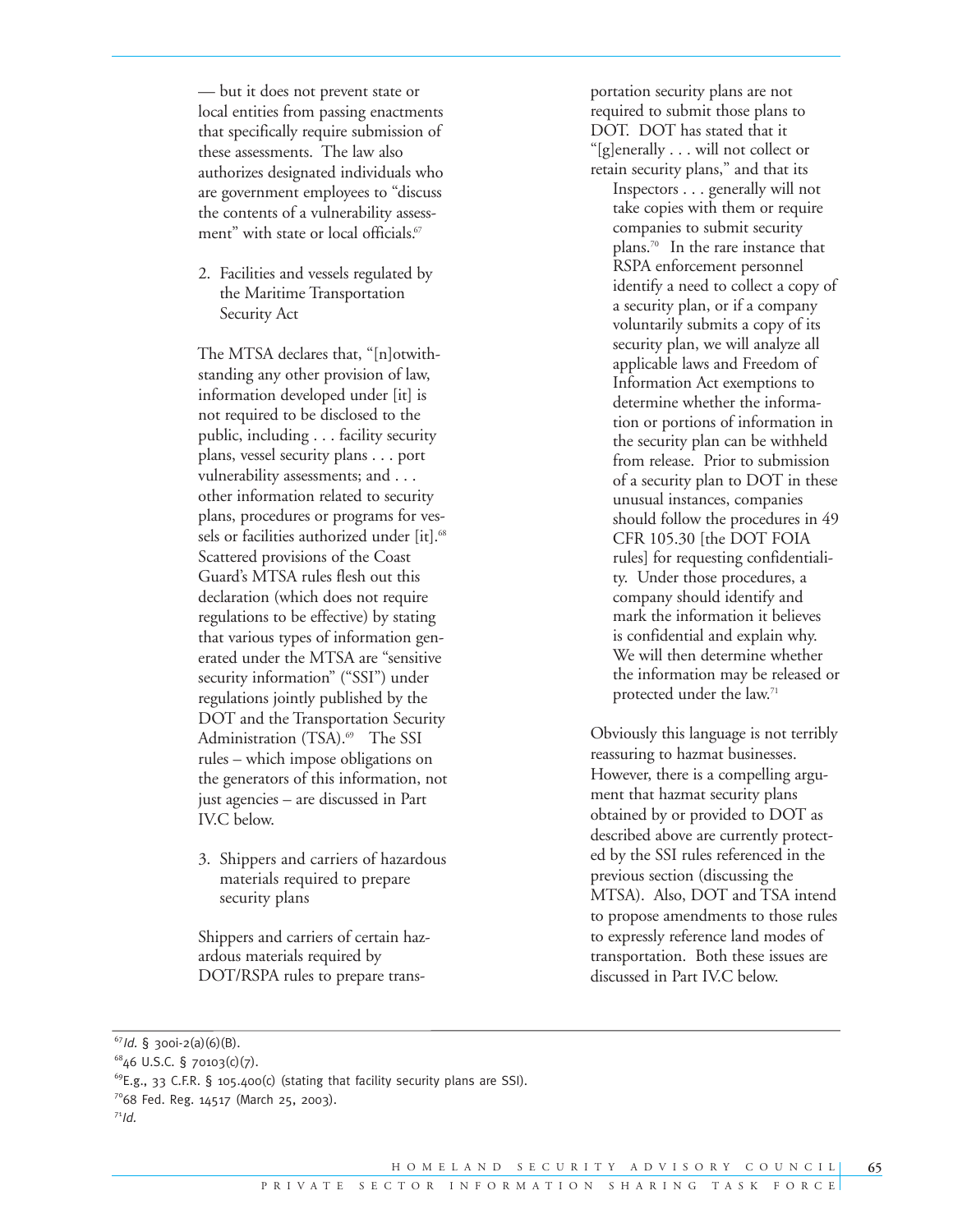— but it does not prevent state or local entities from passing enactments that specifically require submission of these assessments. The law also authorizes designated individuals who are government employees to "discuss the contents of a vulnerability assessment" with state or local officials.[67]

2. Facilities and vessels regulated by the Maritime Transportation Security Act

The MTSA declares that, "[n]otwithstanding any other provision of law, information developed under [it] is not required to be disclosed to the public, including . . . facility security plans, vessel security plans . . . port vulnerability assessments; and . . . other information related to security plans, procedures or programs for vessels or facilities authorized under [it].[68] Scattered provisions of the Coast Guard's MTSA rules flesh out this declaration (which does not require regulations to be effective) by stating that various types of information generated under the MTSA are "sensitive security information" ("SSI") under regulations jointly published by the DOT and the Transportation Security Administration (TSA).[69] The SSI rules – which impose obligations on the generators of this information, not just agencies – are discussed in Part IV.C below.

3. Shippers and carriers of hazardous materials required to prepare security plans

Shippers and carriers of certain hazardous materials required by DOT/RSPA rules to prepare transportation security plans are not required to submit those plans to DOT. DOT has stated that it "[g]enerally . . . will not collect or retain security plans," and that its

> Inspectors . . . generally will not take copies with them or require companies to submit security plans.[70] In the rare instance that RSPA enforcement personnel identify a need to collect a copy of a security plan, or if a company voluntarily submits a copy of its security plan, we will analyze all applicable laws and Freedom of Information Act exemptions to determine whether the information or portions of information in the security plan can be withheld from release. Prior to submission of a security plan to DOT in these unusual instances, companies should follow the procedures in 49 CFR 105.30 [the DOT FOIA rules] for requesting confidentiality. Under those procedures, a company should identify and mark the information it believes is confidential and explain why. We will then determine whether the information may be released or protected under the law.[71]

Obviously this language is not terribly reassuring to hazmat businesses. However, there is a compelling argument that hazmat security plans obtained by or provided to DOT as described above are currently protected by the SSI rules referenced in the previous section (discussing the MTSA). Also, DOT and TSA intend to propose amendments to those rules to expressly reference land modes of transportation. Both these issues are discussed in Part IV.C below.

---

[67] *Id.* § 300i-2(a)(6)(B).

[68] 46 U.S.C. § 70103(c)(7).

[69] E.g., 33 C.F.R. § 105.400(c) (stating that facility security plans are SSI).

[70] 68 Fed. Reg. 14517 (March 25, 2003).

[71] *Id.*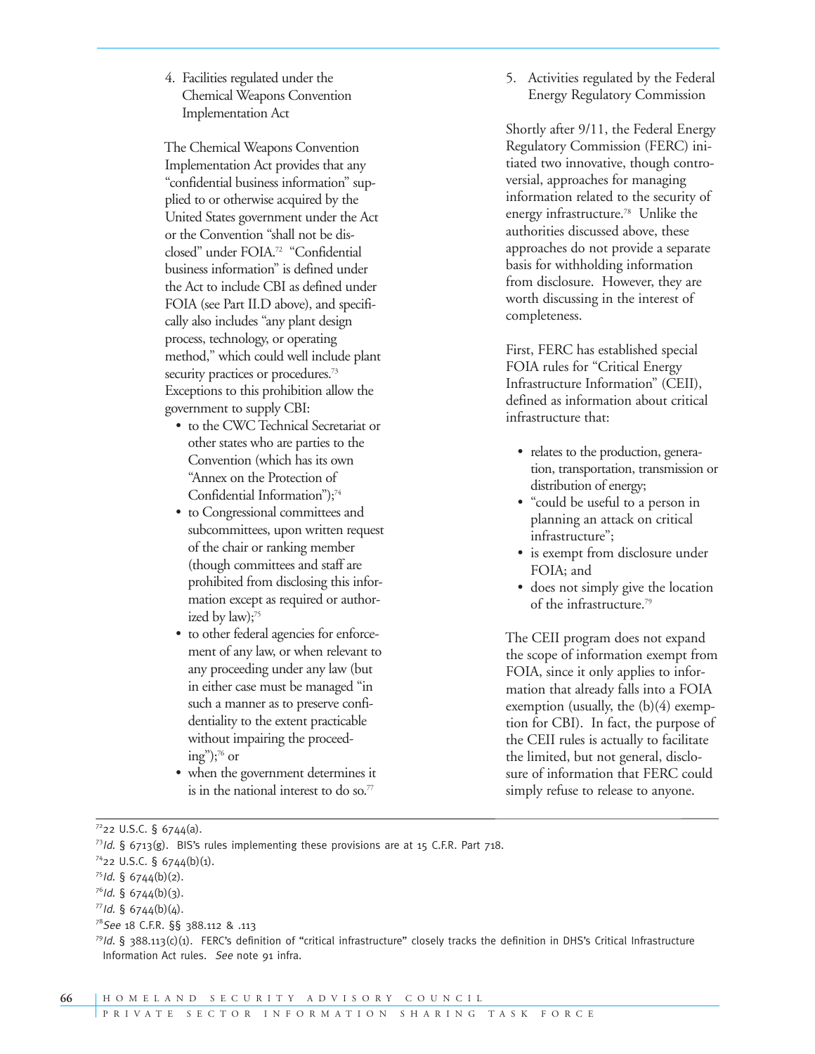4. Facilities regulated under the Chemical Weapons Convention Implementation Act

The Chemical Weapons Convention Implementation Act provides that any "confidential business information" supplied to or otherwise acquired by the United States government under the Act or the Convention "shall not be disclosed" under FOIA.[72] "Confidential business information" is defined under the Act to include CBI as defined under FOIA (see Part II.D above), and specifically also includes "any plant design process, technology, or operating method," which could well include plant security practices or procedures.[73] Exceptions to this prohibition allow the government to supply CBI:

- to the CWC Technical Secretariat or other states who are parties to the Convention (which has its own "Annex on the Protection of Confidential Information");[74]
- to Congressional committees and subcommittees, upon written request of the chair or ranking member (though committees and staff are prohibited from disclosing this information except as required or authorized by law);[75]
- to other federal agencies for enforcement of any law, or when relevant to any proceeding under any law (but in either case must be managed "in such a manner as to preserve confidentiality to the extent practicable without impairing the proceeding");[76] or
- when the government determines it is in the national interest to do so.[77]

5. Activities regulated by the Federal Energy Regulatory Commission

Shortly after 9/11, the Federal Energy Regulatory Commission (FERC) initiated two innovative, though controversial, approaches for managing information related to the security of energy infrastructure.[78] Unlike the authorities discussed above, these approaches do not provide a separate basis for withholding information from disclosure. However, they are worth discussing in the interest of completeness.

First, FERC has established special FOIA rules for "Critical Energy Infrastructure Information" (CEII), defined as information about critical infrastructure that:

- relates to the production, generation, transportation, transmission or distribution of energy;
- "could be useful to a person in planning an attack on critical infrastructure";
- is exempt from disclosure under FOIA; and
- does not simply give the location of the infrastructure.[79]

The CEII program does not expand the scope of information exempt from FOIA, since it only applies to information that already falls into a FOIA exemption (usually, the (b)(4) exemption for CBI). In fact, the purpose of the CEII rules is actually to facilitate the limited, but not general, disclosure of information that FERC could simply refuse to release to anyone.

---

[72] 22 U.S.C. § 6744(a).

[73] *Id.* § 6713(g). BIS's rules implementing these provisions are at 15 C.F.R. Part 718.

[74] 22 U.S.C. § 6744(b)(1).

[75] *Id.* § 6744(b)(2).

[76] *Id.* § 6744(b)(3).

[77] *Id.* § 6744(b)(4).

[78] *See* 18 C.F.R. §§ 388.112 & .113

[79] *Id.* § 388.113(c)(1). FERC's definition of "critical infrastructure" closely tracks the definition in DHS's Critical Infrastructure Information Act rules. *See* note 91 infra.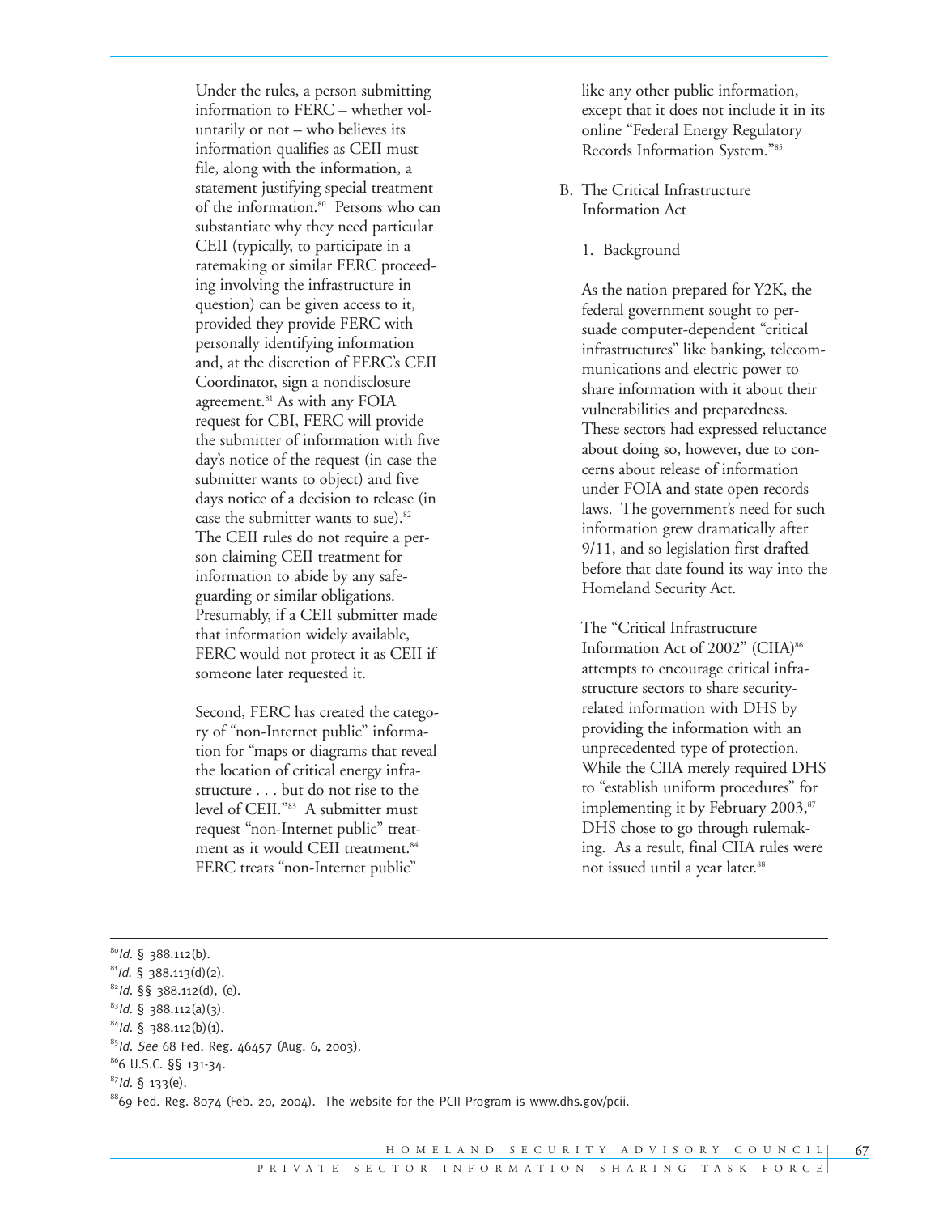Under the rules, a person submitting information to FERC – whether voluntarily or not – who believes its information qualifies as CEII must file, along with the information, a statement justifying special treatment of the information.[80] Persons who can substantiate why they need particular CEII (typically, to participate in a ratemaking or similar FERC proceeding involving the infrastructure in question) can be given access to it, provided they provide FERC with personally identifying information and, at the discretion of FERC's CEII Coordinator, sign a nondisclosure agreement.[81] As with any FOIA request for CBI, FERC will provide the submitter of information with five day's notice of the request (in case the submitter wants to object) and five days notice of a decision to release (in case the submitter wants to sue).[82] The CEII rules do not require a person claiming CEII treatment for information to abide by any safeguarding or similar obligations. Presumably, if a CEII submitter made that information widely available, FERC would not protect it as CEII if someone later requested it.

Second, FERC has created the category of "non-Internet public" information for "maps or diagrams that reveal the location of critical energy infrastructure . . . but do not rise to the level of CEII."[83] A submitter must request "non-Internet public" treatment as it would CEII treatment.[84] FERC treats "non-Internet public" like any other public information, except that it does not include it in its online "Federal Energy Regulatory Records Information System."[85]

B. The Critical Infrastructure Information Act

1. Background

As the nation prepared for Y2K, the federal government sought to persuade computer-dependent "critical infrastructures" like banking, telecommunications and electric power to share information with it about their vulnerabilities and preparedness. These sectors had expressed reluctance about doing so, however, due to concerns about release of information under FOIA and state open records laws. The government's need for such information grew dramatically after 9/11, and so legislation first drafted before that date found its way into the Homeland Security Act.

The "Critical Infrastructure Information Act of 2002" (CIIA)[86] attempts to encourage critical infrastructure sectors to share security-related information with DHS by providing the information with an unprecedented type of protection. While the CIIA merely required DHS to "establish uniform procedures" for implementing it by February 2003,[87] DHS chose to go through rulemaking. As a result, final CIIA rules were not issued until a year later.[88]

---

[80] *Id.* § 388.112(b).

[81] *Id.* § 388.113(d)(2).

[82] *Id.* §§ 388.112(d), (e).

[83] *Id.* § 388.112(a)(3).

[84] *Id.* § 388.112(b)(1).

[85] *Id. See* 68 Fed. Reg. 46457 (Aug. 6, 2003).

[86] 6 U.S.C. §§ 131-34.

[87] *Id.* § 133(e).

[88] 69 Fed. Reg. 8074 (Feb. 20, 2004). The website for the PCII Program is www.dhs.gov/pcii.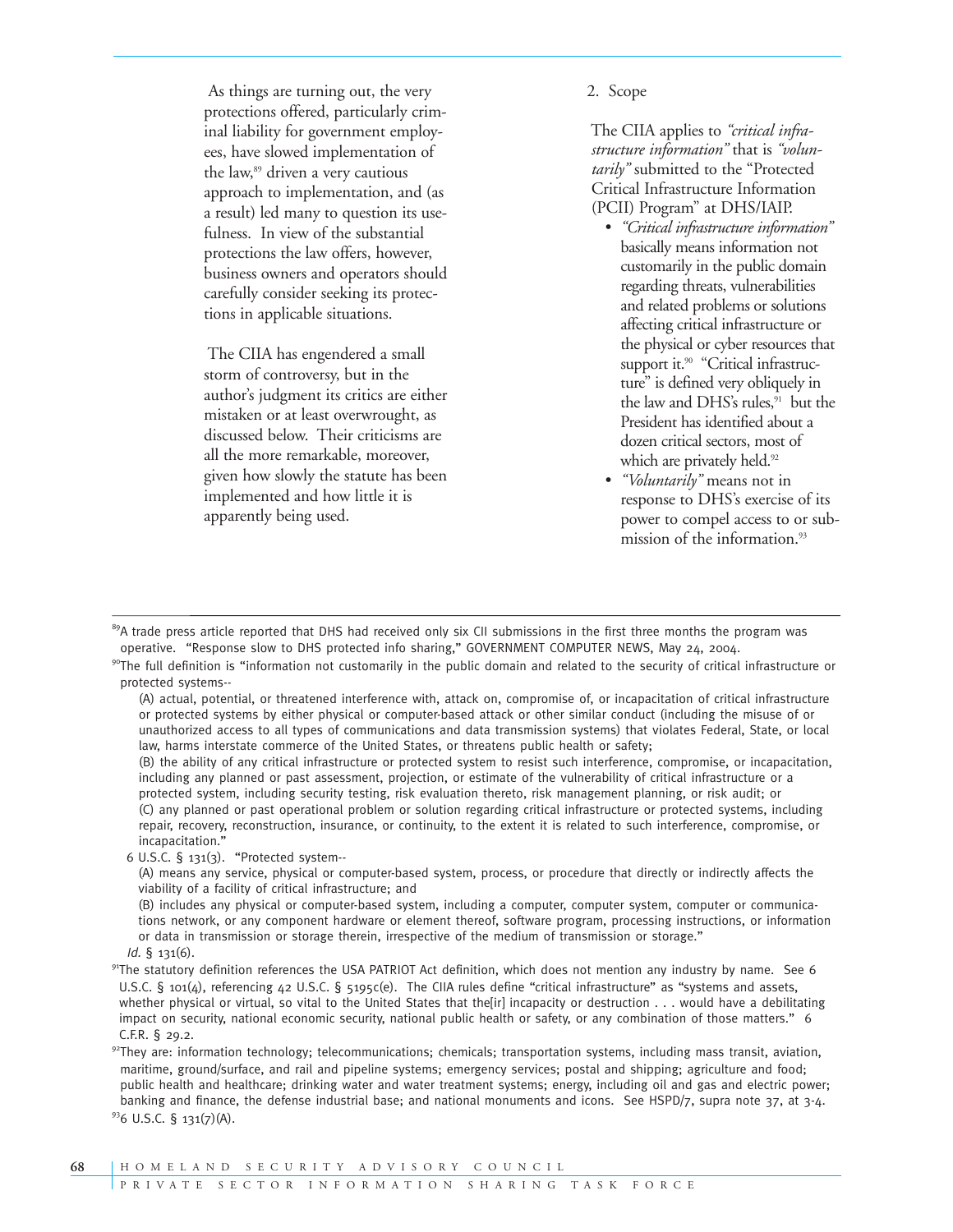As things are turning out, the very protections offered, particularly criminal liability for government employees, have slowed implementation of the law,[89] driven a very cautious approach to implementation, and (as a result) led many to question its usefulness. In view of the substantial protections the law offers, however, business owners and operators should carefully consider seeking its protections in applicable situations.

The CIIA has engendered a small storm of controversy, but in the author's judgment its critics are either mistaken or at least overwrought, as discussed below. Their criticisms are all the more remarkable, moreover, given how slowly the statute has been implemented and how little it is apparently being used.

2. Scope

The CIIA applies to *"critical infrastructure information"* that is *"voluntarily"* submitted to the "Protected Critical Infrastructure Information (PCII) Program" at DHS/IAIP.

- *"Critical infrastructure information"* basically means information not customarily in the public domain regarding threats, vulnerabilities and related problems or solutions affecting critical infrastructure or the physical or cyber resources that support it.[90] "Critical infrastructure" is defined very obliquely in the law and DHS's rules,[91] but the President has identified about a dozen critical sectors, most of which are privately held.[92]
- *"Voluntarily"* means not in response to DHS's exercise of its power to compel access to or submission of the information.[93]

---

[89]A trade press article reported that DHS had received only six CII submissions in the first three months the program was operative. "Response slow to DHS protected info sharing," GOVERNMENT COMPUTER NEWS, May 24, 2004.

[90]The full definition is "information not customarily in the public domain and related to the security of critical infrastructure or protected systems--

(A) actual, potential, or threatened interference with, attack on, compromise of, or incapacitation of critical infrastructure or protected systems by either physical or computer-based attack or other similar conduct (including the misuse of or unauthorized access to all types of communications and data transmission systems) that violates Federal, State, or local law, harms interstate commerce of the United States, or threatens public health or safety;

(B) the ability of any critical infrastructure or protected system to resist such interference, compromise, or incapacitation, including any planned or past assessment, projection, or estimate of the vulnerability of critical infrastructure or a protected system, including security testing, risk evaluation thereto, risk management planning, or risk audit; or

(C) any planned or past operational problem or solution regarding critical infrastructure or protected systems, including repair, recovery, reconstruction, insurance, or continuity, to the extent it is related to such interference, compromise, or incapacitation."

6 U.S.C. § 131(3). "Protected system--

(A) means any service, physical or computer-based system, process, or procedure that directly or indirectly affects the viability of a facility of critical infrastructure; and

(B) includes any physical or computer-based system, including a computer, computer system, computer or communications network, or any component hardware or element thereof, software program, processing instructions, or information or data in transmission or storage therein, irrespective of the medium of transmission or storage."

*Id.* § 131(6).

[91]The statutory definition references the USA PATRIOT Act definition, which does not mention any industry by name. See 6 U.S.C. § 101(4), referencing 42 U.S.C. § 5195c(e). The CIIA rules define "critical infrastructure" as "systems and assets, whether physical or virtual, so vital to the United States that the[ir] incapacity or destruction . . . would have a debilitating impact on security, national economic security, national public health or safety, or any combination of those matters." 6 C.F.R. § 29.2.

[92]They are: information technology; telecommunications; chemicals; transportation systems, including mass transit, aviation, maritime, ground/surface, and rail and pipeline systems; emergency services; postal and shipping; agriculture and food; public health and healthcare; drinking water and water treatment systems; energy, including oil and gas and electric power; banking and finance, the defense industrial base; and national monuments and icons. See HSPD/7, supra note 37, at 3-4.

[93]6 U.S.C. § 131(7)(A).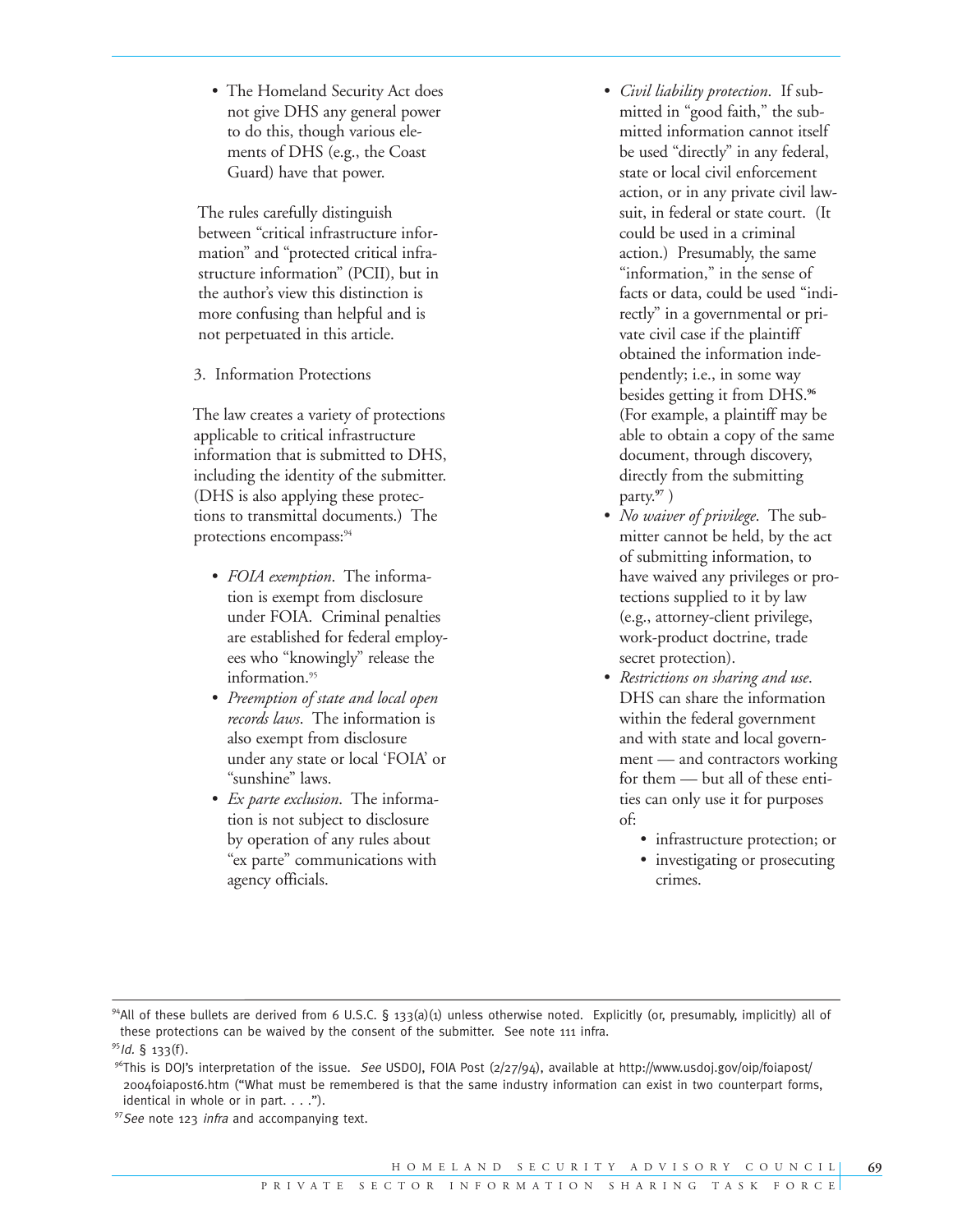- The Homeland Security Act does not give DHS any general power to do this, though various elements of DHS (e.g., the Coast Guard) have that power.

The rules carefully distinguish between "critical infrastructure information" and "protected critical infrastructure information" (PCII), but in the author's view this distinction is more confusing than helpful and is not perpetuated in this article.

3. Information Protections

The law creates a variety of protections applicable to critical infrastructure information that is submitted to DHS, including the identity of the submitter. (DHS is also applying these protections to transmittal documents.) The protections encompass:[94]

- *FOIA exemption*. The information is exempt from disclosure under FOIA. Criminal penalties are established for federal employees who "knowingly" release the information.[95]
- *Preemption of state and local open records laws*. The information is also exempt from disclosure under any state or local 'FOIA' or "sunshine" laws.
- *Ex parte exclusion*. The information is not subject to disclosure by operation of any rules about "ex parte" communications with agency officials.
- *Civil liability protection*. If submitted in "good faith," the submitted information cannot itself be used "directly" in any federal, state or local civil enforcement action, or in any private civil lawsuit, in federal or state court. (It could be used in a criminal action.) Presumably, the same "information," in the sense of facts or data, could be used "indirectly" in a governmental or private civil case if the plaintiff obtained the information independently; i.e., in some way besides getting it from DHS.[96] (For example, a plaintiff may be able to obtain a copy of the same document, through discovery, directly from the submitting party.[97] )
- *No waiver of privilege*. The submitter cannot be held, by the act of submitting information, to have waived any privileges or protections supplied to it by law (e.g., attorney-client privilege, work-product doctrine, trade secret protection).
- *Restrictions on sharing and use*. DHS can share the information within the federal government and with state and local government — and contractors working for them — but all of these entities can only use it for purposes of:
  - infrastructure protection; or
  - investigating or prosecuting crimes.

---

[94] All of these bullets are derived from 6 U.S.C. § 133(a)(1) unless otherwise noted. Explicitly (or, presumably, implicitly) all of these protections can be waived by the consent of the submitter. See note 111 infra.

[95] *Id.* § 133(f).

[96] This is DOJ's interpretation of the issue. *See* USDOJ, FOIA Post (2/27/94), available at http://www.usdoj.gov/oip/foiapost/2004foiapost6.htm ("What must be remembered is that the same industry information can exist in two counterpart forms, identical in whole or in part. . . .").

[97] *See* note 123 *infra* and accompanying text.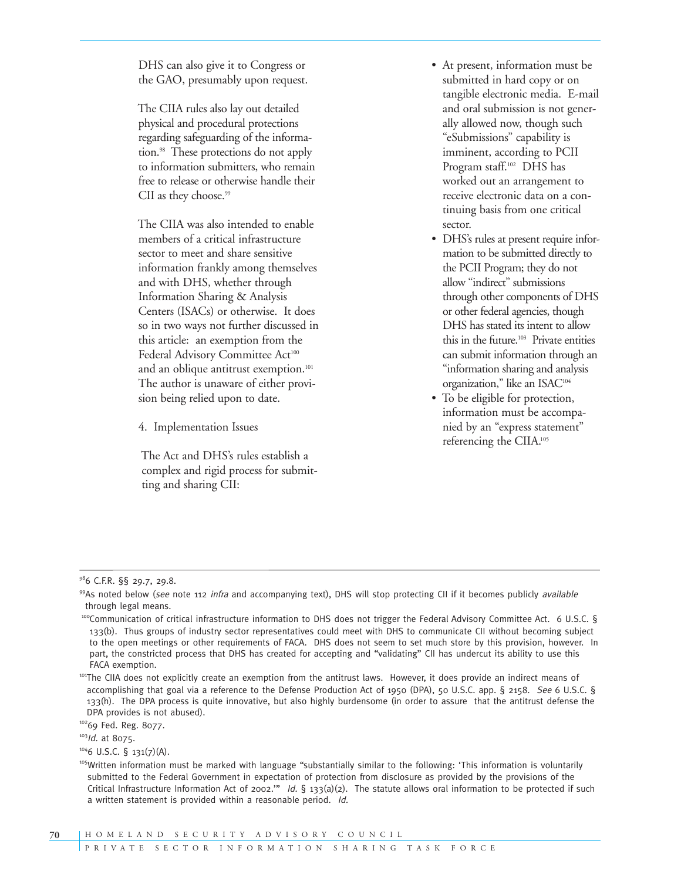DHS can also give it to Congress or the GAO, presumably upon request.

The CIIA rules also lay out detailed physical and procedural protections regarding safeguarding of the information.[98] These protections do not apply to information submitters, who remain free to release or otherwise handle their CII as they choose.[99]

The CIIA was also intended to enable members of a critical infrastructure sector to meet and share sensitive information frankly among themselves and with DHS, whether through Information Sharing & Analysis Centers (ISACs) or otherwise. It does so in two ways not further discussed in this article: an exemption from the Federal Advisory Committee Act[100] and an oblique antitrust exemption.[101] The author is unaware of either provision being relied upon to date.

4. Implementation Issues

The Act and DHS's rules establish a complex and rigid process for submitting and sharing CII:

- At present, information must be submitted in hard copy or on tangible electronic media. E-mail and oral submission is not generally allowed now, though such "eSubmissions" capability is imminent, according to PCII Program staff.[102] DHS has worked out an arrangement to receive electronic data on a continuing basis from one critical sector.
- DHS's rules at present require information to be submitted directly to the PCII Program; they do not allow "indirect" submissions through other components of DHS or other federal agencies, though DHS has stated its intent to allow this in the future.[103] Private entities can submit information through an "information sharing and analysis organization," like an ISAC[104]
- To be eligible for protection, information must be accompanied by an "express statement" referencing the CIIA.[105]

---

[98] 6 C.F.R. §§ 29.7, 29.8.

[99] As noted below (*see* note 112 *infra* and accompanying text), DHS will stop protecting CII if it becomes publicly *available* through legal means.

[100] Communication of critical infrastructure information to DHS does not trigger the Federal Advisory Committee Act. 6 U.S.C. § 133(b). Thus groups of industry sector representatives could meet with DHS to communicate CII without becoming subject to the open meetings or other requirements of FACA. DHS does not seem to set much store by this provision, however. In part, the constricted process that DHS has created for accepting and "validating" CII has undercut its ability to use this FACA exemption.

[101] The CIIA does not explicitly create an exemption from the antitrust laws. However, it does provide an indirect means of accomplishing that goal via a reference to the Defense Production Act of 1950 (DPA), 50 U.S.C. app. § 2158. *See* 6 U.S.C. § 133(h). The DPA process is quite innovative, but also highly burdensome (in order to assure that the antitrust defense the DPA provides is not abused).

[102] 69 Fed. Reg. 8077.

[103] *Id.* at 8075.

[104] 6 U.S.C. § 131(7)(A).

[105] Written information must be marked with language "substantially similar to the following: 'This information is voluntarily submitted to the Federal Government in expectation of protection from disclosure as provided by the provisions of the Critical Infrastructure Information Act of 2002.'" *Id.* § 133(a)(2). The statute allows oral information to be protected if such a written statement is provided within a reasonable period. *Id.*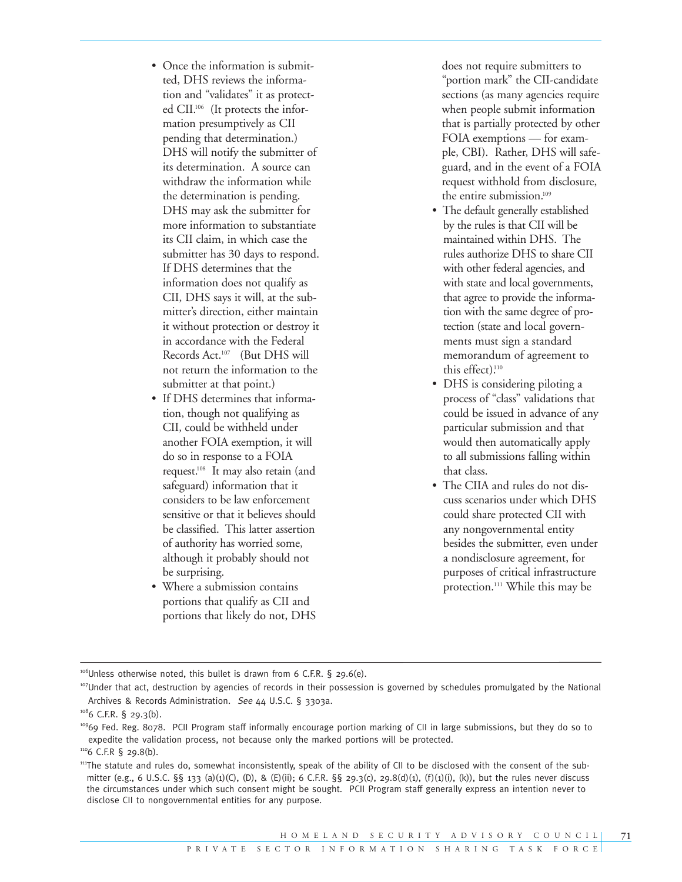- Once the information is submitted, DHS reviews the information and "validates" it as protected CII.[106] (It protects the information presumptively as CII pending that determination.) DHS will notify the submitter of its determination. A source can withdraw the information while the determination is pending. DHS may ask the submitter for more information to substantiate its CII claim, in which case the submitter has 30 days to respond. If DHS determines that the information does not qualify as CII, DHS says it will, at the submitter's direction, either maintain it without protection or destroy it in accordance with the Federal Records Act.[107] (But DHS will not return the information to the submitter at that point.)
- If DHS determines that information, though not qualifying as CII, could be withheld under another FOIA exemption, it will do so in response to a FOIA request.[108] It may also retain (and safeguard) information that it considers to be law enforcement sensitive or that it believes should be classified. This latter assertion of authority has worried some, although it probably should not be surprising.
- Where a submission contains portions that qualify as CII and portions that likely do not, DHS does not require submitters to "portion mark" the CII-candidate sections (as many agencies require when people submit information that is partially protected by other FOIA exemptions — for example, CBI). Rather, DHS will safeguard, and in the event of a FOIA request withhold from disclosure, the entire submission.[109]
- The default generally established by the rules is that CII will be maintained within DHS. The rules authorize DHS to share CII with other federal agencies, and with state and local governments, that agree to provide the information with the same degree of protection (state and local governments must sign a standard memorandum of agreement to this effect).[110]
- DHS is considering piloting a process of "class" validations that could be issued in advance of any particular submission and that would then automatically apply to all submissions falling within that class.
- The CIIA and rules do not discuss scenarios under which DHS could share protected CII with any nongovernmental entity besides the submitter, even under a nondisclosure agreement, for purposes of critical infrastructure protection.[111] While this may be

---

[106] Unless otherwise noted, this bullet is drawn from 6 C.F.R. § 29.6(e).

[107] Under that act, destruction by agencies of records in their possession is governed by schedules promulgated by the National Archives & Records Administration. *See* 44 U.S.C. § 3303a.

[108] 6 C.F.R. § 29.3(b).

[109] 69 Fed. Reg. 8078. PCII Program staff informally encourage portion marking of CII in large submissions, but they do so to expedite the validation process, not because only the marked portions will be protected.

[110] 6 C.F.R § 29.8(b).

[111] The statute and rules do, somewhat inconsistently, speak of the ability of CII to be disclosed with the consent of the submitter (e.g., 6 U.S.C. §§ 133 (a)(1)(C), (D), & (E)(ii); 6 C.F.R. §§ 29.3(c), 29.8(d)(1), (f)(1)(i), (k)), but the rules never discuss the circumstances under which such consent might be sought. PCII Program staff generally express an intention never to disclose CII to nongovernmental entities for any purpose.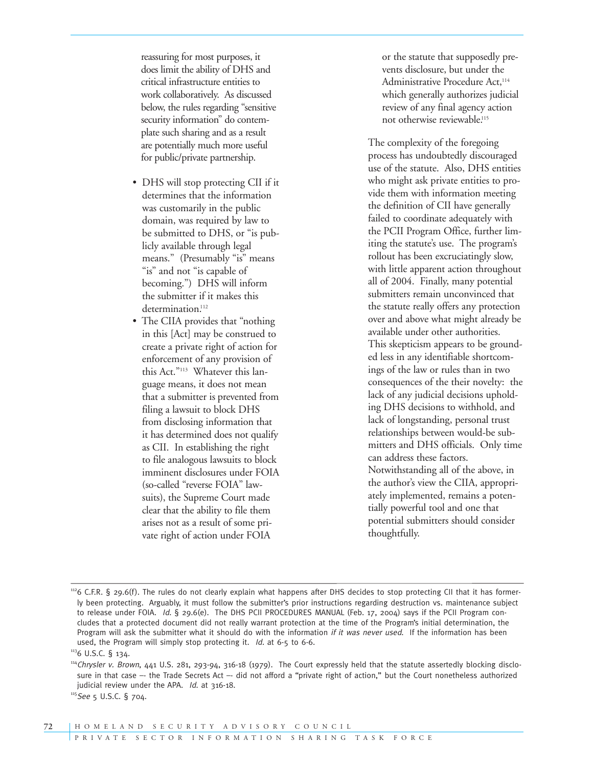reassuring for most purposes, it does limit the ability of DHS and critical infrastructure entities to work collaboratively. As discussed below, the rules regarding "sensitive security information" do contemplate such sharing and as a result are potentially much more useful for public/private partnership.

- DHS will stop protecting CII if it determines that the information was customarily in the public domain, was required by law to be submitted to DHS, or "is publicly available through legal means." (Presumably "is" means "is" and not "is capable of becoming.") DHS will inform the submitter if it makes this determination.[112]
- The CIIA provides that "nothing in this [Act] may be construed to create a private right of action for enforcement of any provision of this Act."[113] Whatever this language means, it does not mean that a submitter is prevented from filing a lawsuit to block DHS from disclosing information that it has determined does not qualify as CII. In establishing the right to file analogous lawsuits to block imminent disclosures under FOIA (so-called "reverse FOIA" lawsuits), the Supreme Court made clear that the ability to file them arises not as a result of some private right of action under FOIA or the statute that supposedly prevents disclosure, but under the Administrative Procedure Act,[114] which generally authorizes judicial review of any final agency action not otherwise reviewable.[115]

The complexity of the foregoing process has undoubtedly discouraged use of the statute. Also, DHS entities who might ask private entities to provide them with information meeting the definition of CII have generally failed to coordinate adequately with the PCII Program Office, further limiting the statute's use. The program's rollout has been excruciatingly slow, with little apparent action throughout all of 2004. Finally, many potential submitters remain unconvinced that the statute really offers any protection over and above what might already be available under other authorities. This skepticism appears to be grounded less in any identifiable shortcomings of the law or rules than in two consequences of the their novelty: the lack of any judicial decisions upholding DHS decisions to withhold, and lack of longstanding, personal trust relationships between would-be submitters and DHS officials. Only time can address these factors. Notwithstanding all of the above, in the author's view the CIIA, appropriately implemented, remains a potentially powerful tool and one that potential submitters should consider thoughtfully.

---

[112] 6 C.F.R. § 29.6(f). The rules do not clearly explain what happens after DHS decides to stop protecting CII that it has formerly been protecting. Arguably, it must follow the submitter's prior instructions regarding destruction vs. maintenance subject to release under FOIA. *Id.* § 29.6(e). The DHS PCII PROCEDURES MANUAL (Feb. 17, 2004) says if the PCII Program concludes that a protected document did not really warrant protection at the time of the Program's initial determination, the Program will ask the submitter what it should do with the information *if it was never used*. If the information has been used, the Program will simply stop protecting it. *Id.* at 6-5 to 6-6.

[113] 6 U.S.C. § 134.

[114] *Chrysler v. Brown*, 441 U.S. 281, 293-94, 316-18 (1979). The Court expressly held that the statute assertedly blocking disclosure in that case –- the Trade Secrets Act –- did not afford a "private right of action," but the Court nonetheless authorized judicial review under the APA. *Id.* at 316-18.

[115] *See* 5 U.S.C. § 704.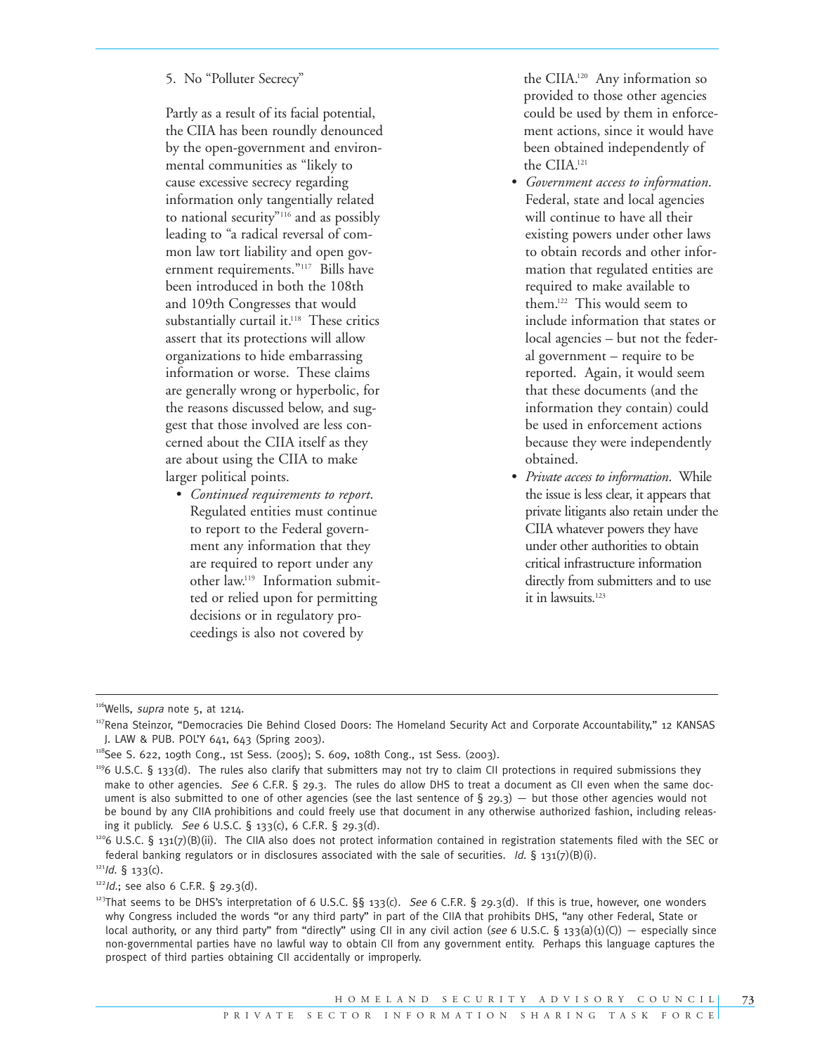5. No "Polluter Secrecy"

Partly as a result of its facial potential, the CIIA has been roundly denounced by the open-government and environmental communities as "likely to cause excessive secrecy regarding information only tangentially related to national security"[116] and as possibly leading to "a radical reversal of common law tort liability and open government requirements."[117] Bills have been introduced in both the 108th and 109th Congresses that would substantially curtail it.[118] These critics assert that its protections will allow organizations to hide embarrassing information or worse. These claims are generally wrong or hyperbolic, for the reasons discussed below, and suggest that those involved are less concerned about the CIIA itself as they are about using the CIIA to make larger political points.

- *Continued requirements to report*. Regulated entities must continue to report to the Federal government any information that they are required to report under any other law.[119] Information submitted or relied upon for permitting decisions or in regulatory proceedings is also not covered by the CIIA.[120] Any information so provided to those other agencies could be used by them in enforcement actions, since it would have been obtained independently of the CIIA.[121]
- *Government access to information*. Federal, state and local agencies will continue to have all their existing powers under other laws to obtain records and other information that regulated entities are required to make available to them.[122] This would seem to include information that states or local agencies – but not the federal government – require to be reported. Again, it would seem that these documents (and the information they contain) could be used in enforcement actions because they were independently obtained.
- *Private access to information*. While the issue is less clear, it appears that private litigants also retain under the CIIA whatever powers they have under other authorities to obtain critical infrastructure information directly from submitters and to use it in lawsuits.[123]

---

[116] Wells, *supra* note 5, at 1214.

[117] Rena Steinzor, "Democracies Die Behind Closed Doors: The Homeland Security Act and Corporate Accountability," 12 KANSAS J. LAW & PUB. POL'Y 641, 643 (Spring 2003).

[118] See S. 622, 109th Cong., 1st Sess. (2005); S. 609, 108th Cong., 1st Sess. (2003).

[119] 6 U.S.C. § 133(d). The rules also clarify that submitters may not try to claim CII protections in required submissions they make to other agencies. *See* 6 C.F.R. § 29.3. The rules do allow DHS to treat a document as CII even when the same document is also submitted to one of other agencies (see the last sentence of § 29.3) — but those other agencies would not be bound by any CIIA prohibitions and could freely use that document in any otherwise authorized fashion, including releasing it publicly. *See* 6 U.S.C. § 133(c), 6 C.F.R. § 29.3(d).

[120] 6 U.S.C. § 131(7)(B)(ii). The CIIA also does not protect information contained in registration statements filed with the SEC or federal banking regulators or in disclosures associated with the sale of securities. *Id.* § 131(7)(B)(i).

[121] *Id.* § 133(c).

[122] *Id.*; see also 6 C.F.R. § 29.3(d).

[123] That seems to be DHS's interpretation of 6 U.S.C. §§ 133(c). *See* 6 C.F.R. § 29.3(d). If this is true, however, one wonders why Congress included the words "or any third party" in part of the CIIA that prohibits DHS, "any other Federal, State or local authority, or any third party" from "directly" using CII in any civil action (*see* 6 U.S.C. § 133(a)(1)(C)) — especially since non-governmental parties have no lawful way to obtain CII from any government entity. Perhaps this language captures the prospect of third parties obtaining CII accidentally or improperly.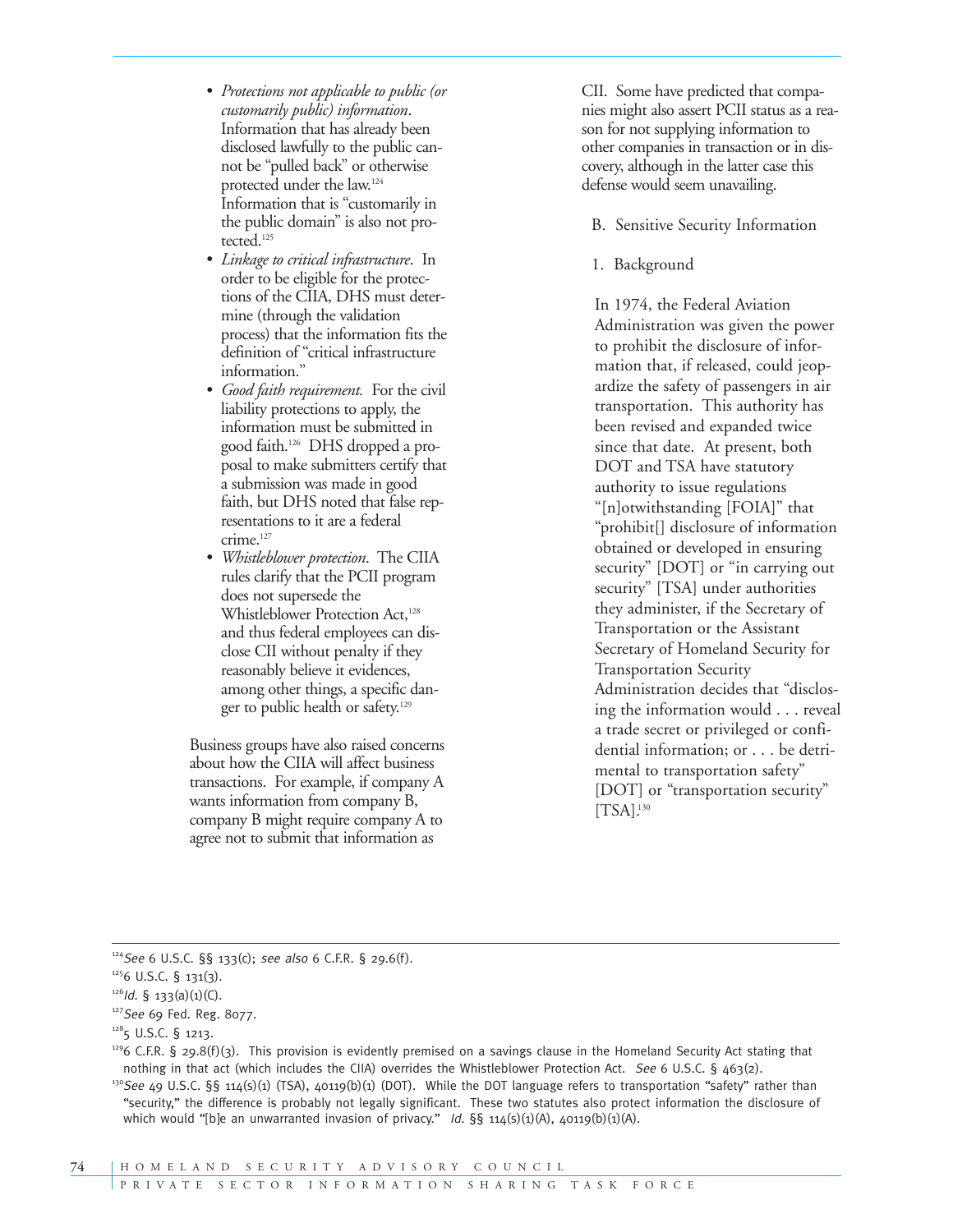- *Protections not applicable to public (or customarily public) information*. Information that has already been disclosed lawfully to the public cannot be "pulled back" or otherwise protected under the law.[124] Information that is "customarily in the public domain" is also not protected.[125]
- *Linkage to critical infrastructure*. In order to be eligible for the protections of the CIIA, DHS must determine (through the validation process) that the information fits the definition of "critical infrastructure information."
- *Good faith requirement.* For the civil liability protections to apply, the information must be submitted in good faith.[126] DHS dropped a proposal to make submitters certify that a submission was made in good faith, but DHS noted that false representations to it are a federal crime.[127]
- *Whistleblower protection*. The CIIA rules clarify that the PCII program does not supersede the Whistleblower Protection Act,[128] and thus federal employees can disclose CII without penalty if they reasonably believe it evidences, among other things, a specific danger to public health or safety.[129]

Business groups have also raised concerns about how the CIIA will affect business transactions. For example, if company A wants information from company B, company B might require company A to agree not to submit that information as CII. Some have predicted that companies might also assert PCII status as a reason for not supplying information to other companies in transaction or in discovery, although in the latter case this defense would seem unavailing.

## B. Sensitive Security Information

### 1. Background

In 1974, the Federal Aviation Administration was given the power to prohibit the disclosure of information that, if released, could jeopardize the safety of passengers in air transportation. This authority has been revised and expanded twice since that date. At present, both DOT and TSA have statutory authority to issue regulations "[n]otwithstanding [FOIA]" that "prohibit[] disclosure of information obtained or developed in ensuring security" [DOT] or "in carrying out security" [TSA] under authorities they administer, if the Secretary of Transportation or the Assistant Secretary of Homeland Security for Transportation Security Administration decides that "disclosing the information would . . . reveal a trade secret or privileged or confidential information; or . . . be detrimental to transportation safety" [DOT] or "transportation security" [TSA].[130]

---

[124] *See* 6 U.S.C. §§ 133(c); *see also* 6 C.F.R. § 29.6(f).

[125] 6 U.S.C. § 131(3).

[126] *Id.* § 133(a)(1)(C).

[127] *See* 69 Fed. Reg. 8077.

[128] 5 U.S.C. § 1213.

[129] 6 C.F.R. § 29.8(f)(3). This provision is evidently premised on a savings clause in the Homeland Security Act stating that nothing in that act (which includes the CIIA) overrides the Whistleblower Protection Act. *See* 6 U.S.C. § 463(2).

[130] *See* 49 U.S.C. §§ 114(s)(1) (TSA), 40119(b)(1) (DOT). While the DOT language refers to transportation "safety" rather than "security," the difference is probably not legally significant. These two statutes also protect information the disclosure of which would "[b]e an unwarranted invasion of privacy." *Id.* §§ 114(s)(1)(A), 40119(b)(1)(A).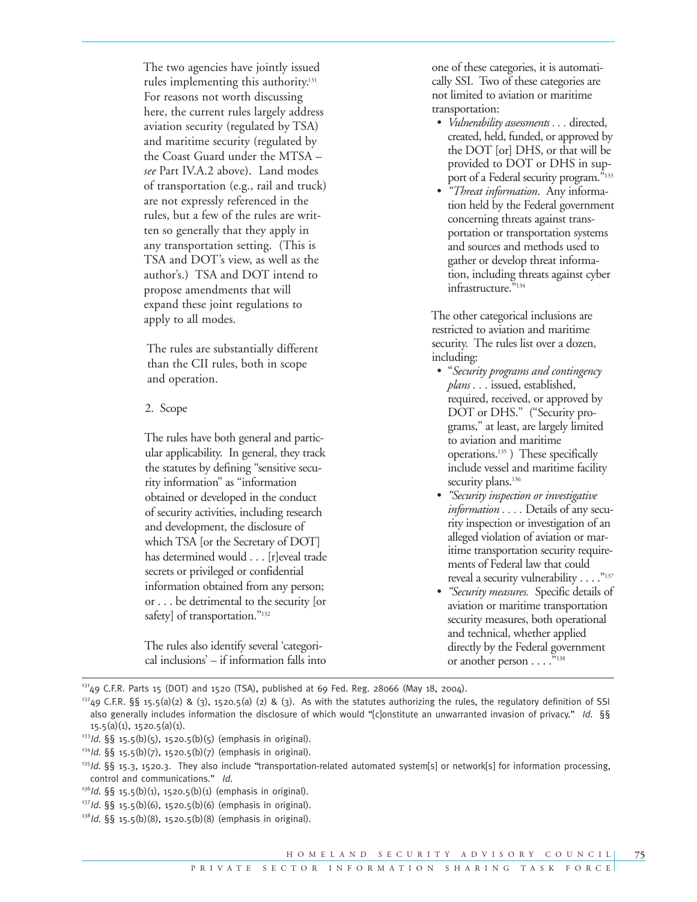The two agencies have jointly issued rules implementing this authority.[131] For reasons not worth discussing here, the current rules largely address aviation security (regulated by TSA) and maritime security (regulated by the Coast Guard under the MTSA – *see* Part IV.A.2 above). Land modes of transportation (e.g., rail and truck) are not expressly referenced in the rules, but a few of the rules are written so generally that they apply in any transportation setting. (This is TSA and DOT's view, as well as the author's.) TSA and DOT intend to propose amendments that will expand these joint regulations to apply to all modes.

The rules are substantially different than the CII rules, both in scope and operation.

2. Scope

The rules have both general and particular applicability. In general, they track the statutes by defining "sensitive security information" as "information obtained or developed in the conduct of security activities, including research and development, the disclosure of which TSA [or the Secretary of DOT] has determined would . . . [r]eveal trade secrets or privileged or confidential information obtained from any person; or . . . be detrimental to the security [or safety] of transportation."[132]

The rules also identify several 'categorical inclusions' – if information falls into one of these categories, it is automatically SSI. Two of these categories are not limited to aviation or maritime transportation:

- *Vulnerability assessments* . . . directed, created, held, funded, or approved by the DOT [or] DHS, or that will be provided to DOT or DHS in support of a Federal security program."[133]
- *"Threat information*. Any information held by the Federal government concerning threats against transportation or transportation systems and sources and methods used to gather or develop threat information, including threats against cyber infrastructure."[134]

The other categorical inclusions are restricted to aviation and maritime security. The rules list over a dozen, including:

- "*Security programs and contingency plans* . . . issued, established, required, received, or approved by DOT or DHS." ("Security programs," at least, are largely limited to aviation and maritime operations.[135] ) These specifically include vessel and maritime facility security plans.[136]
- *"Security inspection or investigative information* . . . . Details of any security inspection or investigation of an alleged violation of aviation or maritime transportation security requirements of Federal law that could reveal a security vulnerability . . . ."[137]
- *"Security measures.* Specific details of aviation or maritime transportation security measures, both operational and technical, whether applied directly by the Federal government or another person . . . ."[138]

---

[131] 49 C.F.R. Parts 15 (DOT) and 1520 (TSA), published at 69 Fed. Reg. 28066 (May 18, 2004).

[132] 49 C.F.R. §§ 15.5(a)(2) & (3), 1520.5(a) (2) & (3). As with the statutes authorizing the rules, the regulatory definition of SSI also generally includes information the disclosure of which would "[c]onstitute an unwarranted invasion of privacy." *Id.* §§ 15.5(a)(1), 1520.5(a)(1).

[133] *Id.* §§ 15.5(b)(5), 1520.5(b)(5) (emphasis in original).

[134] *Id.* §§ 15.5(b)(7), 1520.5(b)(7) (emphasis in original).

[135] *Id.* §§ 15.3, 1520.3. They also include "transportation-related automated system[s] or network[s] for information processing, control and communications." *Id.*

[136] *Id.* §§ 15.5(b)(1), 1520.5(b)(1) (emphasis in original).

[137] *Id.* §§ 15.5(b)(6), 1520.5(b)(6) (emphasis in original).

[138] *Id.* §§ 15.5(b)(8), 1520.5(b)(8) (emphasis in original).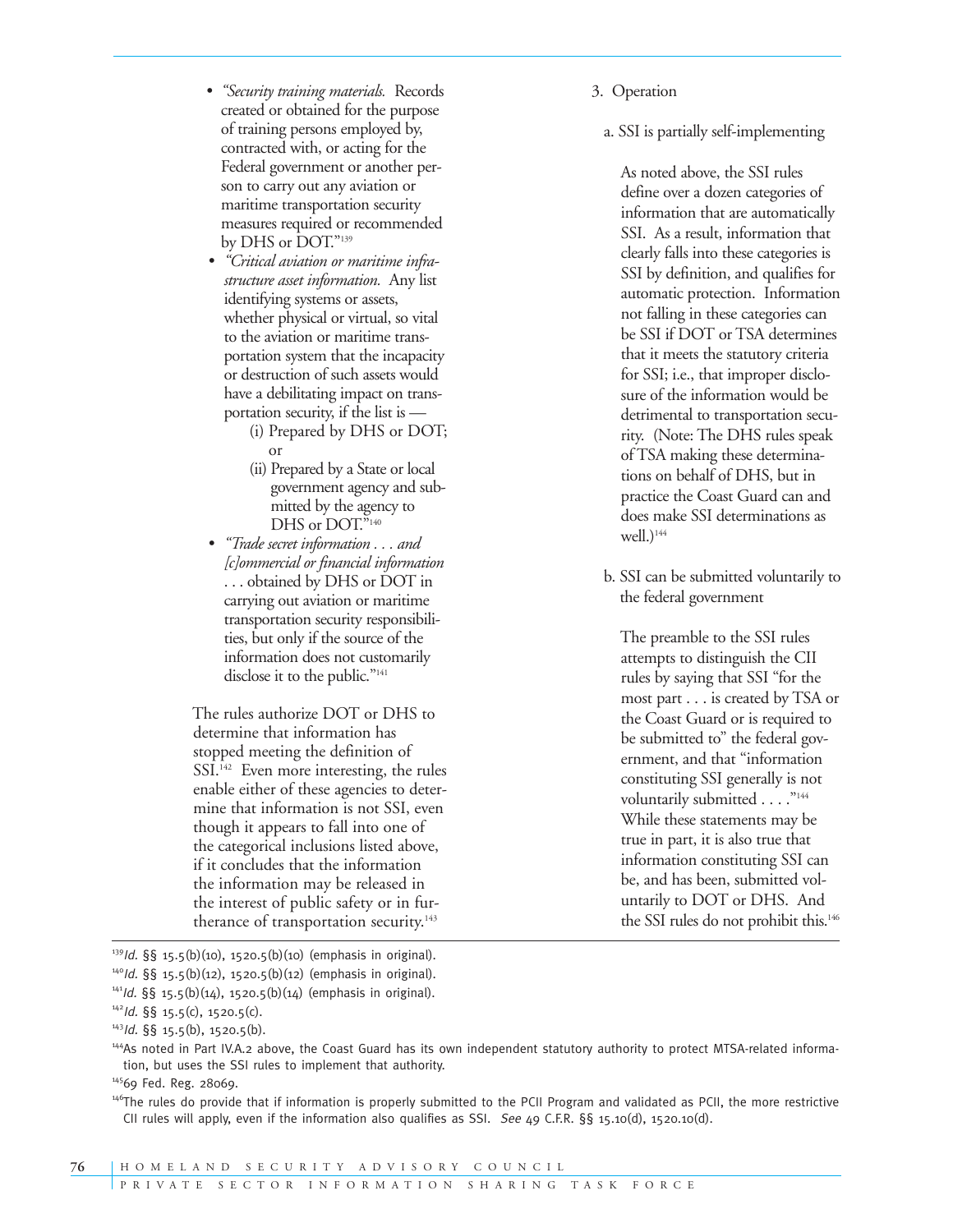- *"Security training materials.* Records created or obtained for the purpose of training persons employed by, contracted with, or acting for the Federal government or another person to carry out any aviation or maritime transportation security measures required or recommended by DHS or DOT."[139]
- *"Critical aviation or maritime infrastructure asset information.* Any list identifying systems or assets, whether physical or virtual, so vital to the aviation or maritime transportation system that the incapacity or destruction of such assets would have a debilitating impact on transportation security, if the list is —
  - (i) Prepared by DHS or DOT; or
  - (ii) Prepared by a State or local government agency and submitted by the agency to DHS or DOT."[140]
- *"Trade secret information . . . and [c]ommercial or financial information* . . . obtained by DHS or DOT in carrying out aviation or maritime transportation security responsibilities, but only if the source of the information does not customarily disclose it to the public."[141]

The rules authorize DOT or DHS to determine that information has stopped meeting the definition of SSI.[142] Even more interesting, the rules enable either of these agencies to determine that information is not SSI, even though it appears to fall into one of the categorical inclusions listed above, if it concludes that the information the information may be released in the interest of public safety or in furtherance of transportation security.[143]

3. Operation

a. SSI is partially self-implementing

As noted above, the SSI rules define over a dozen categories of information that are automatically SSI. As a result, information that clearly falls into these categories is SSI by definition, and qualifies for automatic protection. Information not falling in these categories can be SSI if DOT or TSA determines that it meets the statutory criteria for SSI; i.e., that improper disclosure of the information would be detrimental to transportation security. (Note: The DHS rules speak of TSA making these determinations on behalf of DHS, but in practice the Coast Guard can and does make SSI determinations as well.)[144]

b. SSI can be submitted voluntarily to the federal government

The preamble to the SSI rules attempts to distinguish the CII rules by saying that SSI "for the most part . . . is created by TSA or the Coast Guard or is required to be submitted to" the federal government, and that "information constituting SSI generally is not voluntarily submitted . . . ."[144] While these statements may be true in part, it is also true that information constituting SSI can be, and has been, submitted voluntarily to DOT or DHS. And the SSI rules do not prohibit this.[146]

---

[139] *Id.* §§ 15.5(b)(10), 1520.5(b)(10) (emphasis in original).

[140] *Id.* §§ 15.5(b)(12), 1520.5(b)(12) (emphasis in original).

[141] *Id.* §§ 15.5(b)(14), 1520.5(b)(14) (emphasis in original).

[142] *Id.* §§ 15.5(c), 1520.5(c).

[143] *Id.* §§ 15.5(b), 1520.5(b).

[144] As noted in Part IV.A.2 above, the Coast Guard has its own independent statutory authority to protect MTSA-related information, but uses the SSI rules to implement that authority.

[145] 69 Fed. Reg. 28069.

[146] The rules do provide that if information is properly submitted to the PCII Program and validated as PCII, the more restrictive CII rules will apply, even if the information also qualifies as SSI. *See* 49 C.F.R. §§ 15.10(d), 1520.10(d).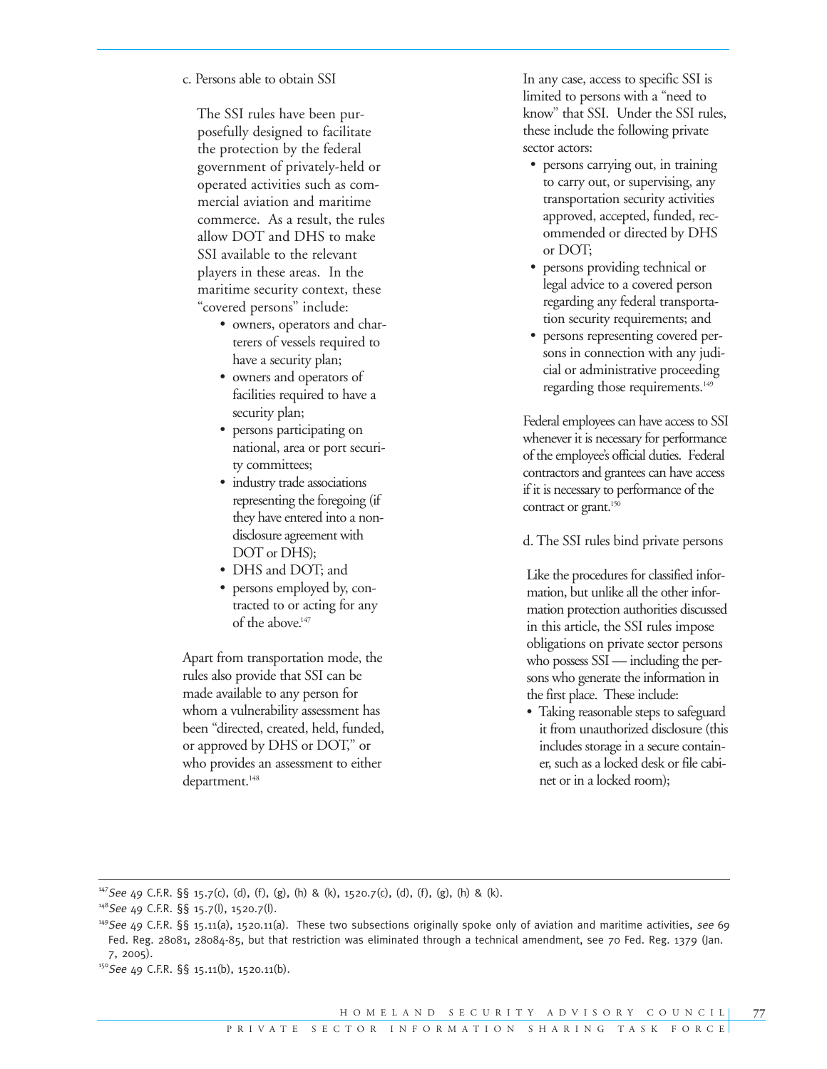c. Persons able to obtain SSI

The SSI rules have been purposefully designed to facilitate the protection by the federal government of privately-held or operated activities such as commercial aviation and maritime commerce. As a result, the rules allow DOT and DHS to make SSI available to the relevant players in these areas. In the maritime security context, these "covered persons" include:

- owners, operators and charterers of vessels required to have a security plan;
- owners and operators of facilities required to have a security plan;
- persons participating on national, area or port security committees;
- industry trade associations representing the foregoing (if they have entered into a non-disclosure agreement with DOT or DHS);
- DHS and DOT; and
- persons employed by, contracted to or acting for any of the above.[147]

Apart from transportation mode, the rules also provide that SSI can be made available to any person for whom a vulnerability assessment has been "directed, created, held, funded, or approved by DHS or DOT," or who provides an assessment to either department.[148]

In any case, access to specific SSI is limited to persons with a "need to know" that SSI. Under the SSI rules, these include the following private sector actors:

- persons carrying out, in training to carry out, or supervising, any transportation security activities approved, accepted, funded, recommended or directed by DHS or DOT;
- persons providing technical or legal advice to a covered person regarding any federal transportation security requirements; and
- persons representing covered persons in connection with any judicial or administrative proceeding regarding those requirements.[149]

Federal employees can have access to SSI whenever it is necessary for performance of the employee's official duties. Federal contractors and grantees can have access if it is necessary to performance of the contract or grant.[150]

d. The SSI rules bind private persons

Like the procedures for classified information, but unlike all the other information protection authorities discussed in this article, the SSI rules impose obligations on private sector persons who possess SSI — including the persons who generate the information in the first place. These include:

- Taking reasonable steps to safeguard it from unauthorized disclosure (this includes storage in a secure container, such as a locked desk or file cabinet or in a locked room);

---

[147] *See* 49 C.F.R. §§ 15.7(c), (d), (f), (g), (h) & (k), 1520.7(c), (d), (f), (g), (h) & (k).

[148] *See* 49 C.F.R. §§ 15.7(l), 1520.7(l).

[149] *See* 49 C.F.R. §§ 15.11(a), 1520.11(a). These two subsections originally spoke only of aviation and maritime activities, *see* 69 Fed. Reg. 28081, 28084-85, but that restriction was eliminated through a technical amendment, see 70 Fed. Reg. 1379 (Jan. 7, 2005).

[150] *See* 49 C.F.R. §§ 15.11(b), 1520.11(b).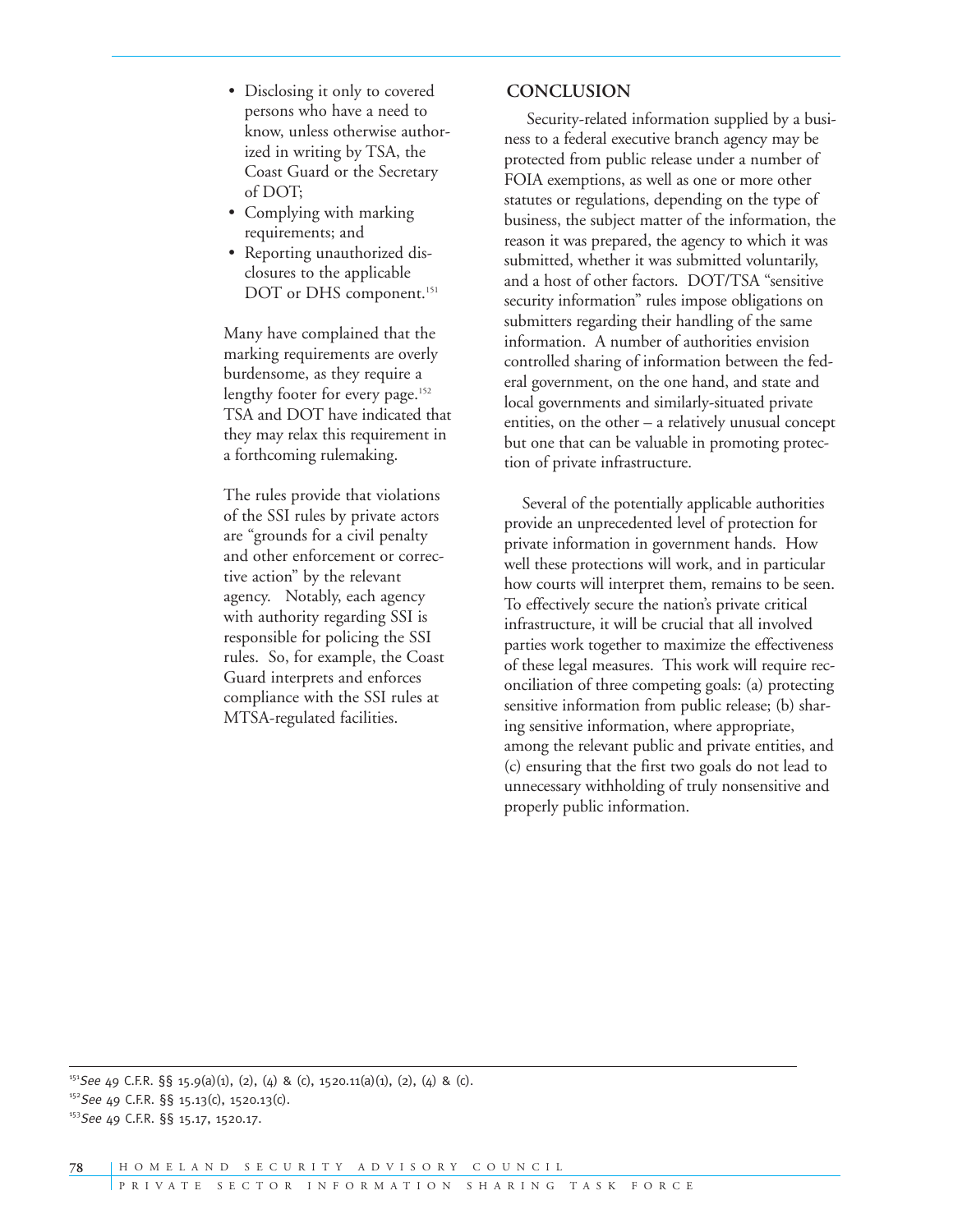- Disclosing it only to covered persons who have a need to know, unless otherwise authorized in writing by TSA, the Coast Guard or the Secretary of DOT;
- Complying with marking requirements; and
- Reporting unauthorized disclosures to the applicable DOT or DHS component.[151]

Many have complained that the marking requirements are overly burdensome, as they require a lengthy footer for every page.[152] TSA and DOT have indicated that they may relax this requirement in a forthcoming rulemaking.

The rules provide that violations of the SSI rules by private actors are "grounds for a civil penalty and other enforcement or corrective action" by the relevant agency. Notably, each agency with authority regarding SSI is responsible for policing the SSI rules. So, for example, the Coast Guard interprets and enforces compliance with the SSI rules at MTSA-regulated facilities.

## CONCLUSION

Security-related information supplied by a business to a federal executive branch agency may be protected from public release under a number of FOIA exemptions, as well as one or more other statutes or regulations, depending on the type of business, the subject matter of the information, the reason it was prepared, the agency to which it was submitted, whether it was submitted voluntarily, and a host of other factors. DOT/TSA "sensitive security information" rules impose obligations on submitters regarding their handling of the same information. A number of authorities envision controlled sharing of information between the federal government, on the one hand, and state and local governments and similarly-situated private entities, on the other – a relatively unusual concept but one that can be valuable in promoting protection of private infrastructure.

Several of the potentially applicable authorities provide an unprecedented level of protection for private information in government hands. How well these protections will work, and in particular how courts will interpret them, remains to be seen. To effectively secure the nation's private critical infrastructure, it will be crucial that all involved parties work together to maximize the effectiveness of these legal measures. This work will require reconciliation of three competing goals: (a) protecting sensitive information from public release; (b) sharing sensitive information, where appropriate, among the relevant public and private entities, and (c) ensuring that the first two goals do not lead to unnecessary withholding of truly nonsensitive and properly public information.

---

[151] *See* 49 C.F.R. §§ 15.9(a)(1), (2), (4) & (c), 1520.11(a)(1), (2), (4) & (c).

[152] *See* 49 C.F.R. §§ 15.13(c), 1520.13(c).

[153] *See* 49 C.F.R. §§ 15.17, 1520.17.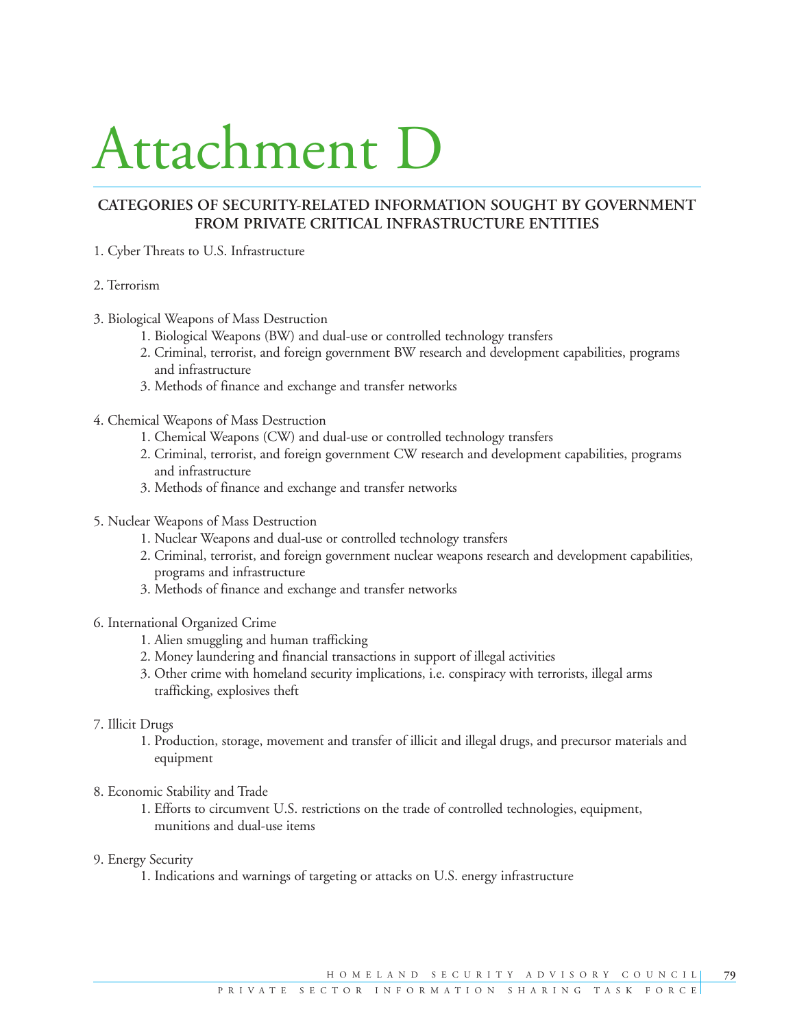# Attachment D

## CATEGORIES OF SECURITY-RELATED INFORMATION SOUGHT BY GOVERNMENT FROM PRIVATE CRITICAL INFRASTRUCTURE ENTITIES

1. Cyber Threats to U.S. Infrastructure

2. Terrorism

3. Biological Weapons of Mass Destruction
    1. Biological Weapons (BW) and dual-use or controlled technology transfers
    2. Criminal, terrorist, and foreign government BW research and development capabilities, programs and infrastructure
    3. Methods of finance and exchange and transfer networks

4. Chemical Weapons of Mass Destruction
    1. Chemical Weapons (CW) and dual-use or controlled technology transfers
    2. Criminal, terrorist, and foreign government CW research and development capabilities, programs and infrastructure
    3. Methods of finance and exchange and transfer networks

5. Nuclear Weapons of Mass Destruction
    1. Nuclear Weapons and dual-use or controlled technology transfers
    2. Criminal, terrorist, and foreign government nuclear weapons research and development capabilities, programs and infrastructure
    3. Methods of finance and exchange and transfer networks

6. International Organized Crime
    1. Alien smuggling and human trafficking
    2. Money laundering and financial transactions in support of illegal activities
    3. Other crime with homeland security implications, i.e. conspiracy with terrorists, illegal arms trafficking, explosives theft

7. Illicit Drugs
    1. Production, storage, movement and transfer of illicit and illegal drugs, and precursor materials and equipment

8. Economic Stability and Trade
    1. Efforts to circumvent U.S. restrictions on the trade of controlled technologies, equipment, munitions and dual-use items

9. Energy Security
    1. Indications and warnings of targeting or attacks on U.S. energy infrastructure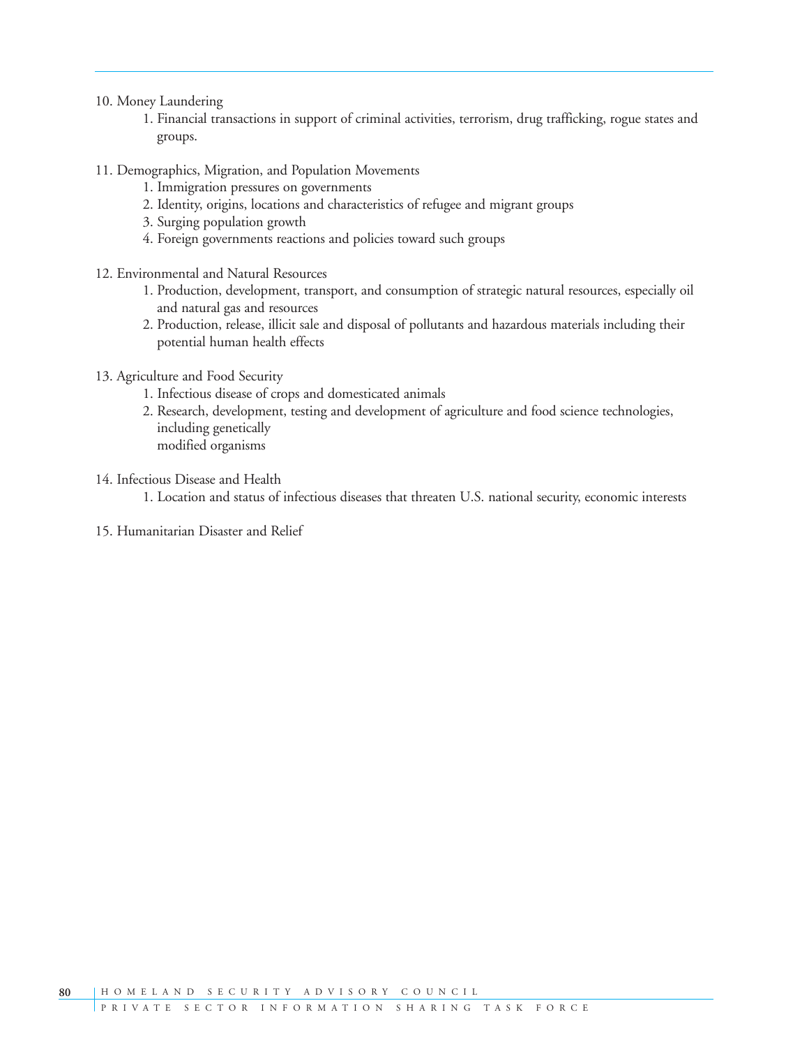10. Money Laundering
    1. Financial transactions in support of criminal activities, terrorism, drug trafficking, rogue states and groups.

11. Demographics, Migration, and Population Movements
    1. Immigration pressures on governments
    2. Identity, origins, locations and characteristics of refugee and migrant groups
    3. Surging population growth
    4. Foreign governments reactions and policies toward such groups

12. Environmental and Natural Resources
    1. Production, development, transport, and consumption of strategic natural resources, especially oil and natural gas and resources
    2. Production, release, illicit sale and disposal of pollutants and hazardous materials including their potential human health effects

13. Agriculture and Food Security
    1. Infectious disease of crops and domesticated animals
    2. Research, development, testing and development of agriculture and food science technologies, including genetically
       modified organisms

14. Infectious Disease and Health
    1. Location and status of infectious diseases that threaten U.S. national security, economic interests

15. Humanitarian Disaster and Relief